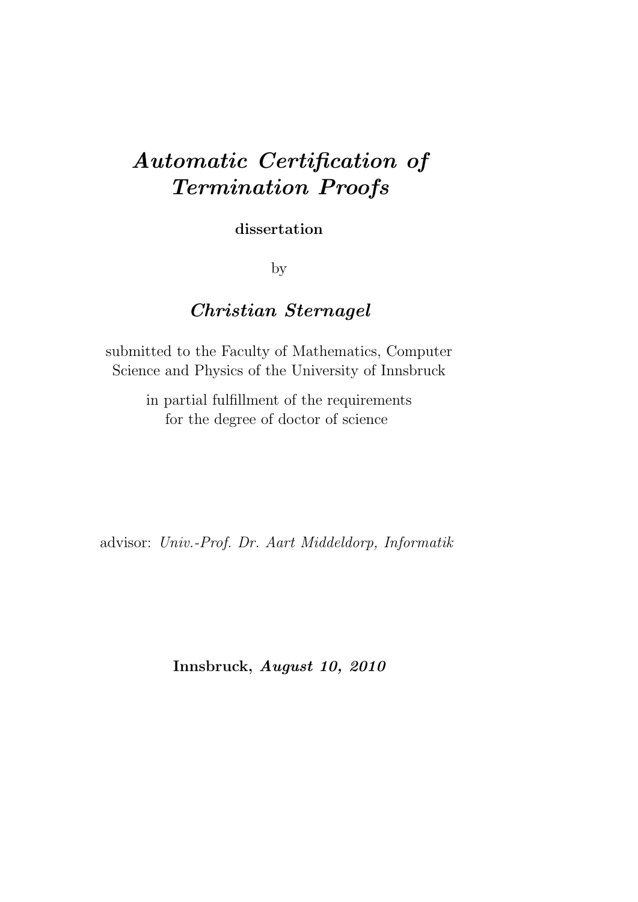# *Automatic Certification of Termination Proofs*

**dissertation**

by

## *Christian Sternagel*

submitted to the Faculty of Mathematics, Computer Science and Physics of the University of Innsbruck

in partial fulfillment of the requirements for the degree of doctor of science

advisor: *Univ.-Prof. Dr. Aart Middeldorp, Informatik*

**Innsbruck, *August 10, 2010***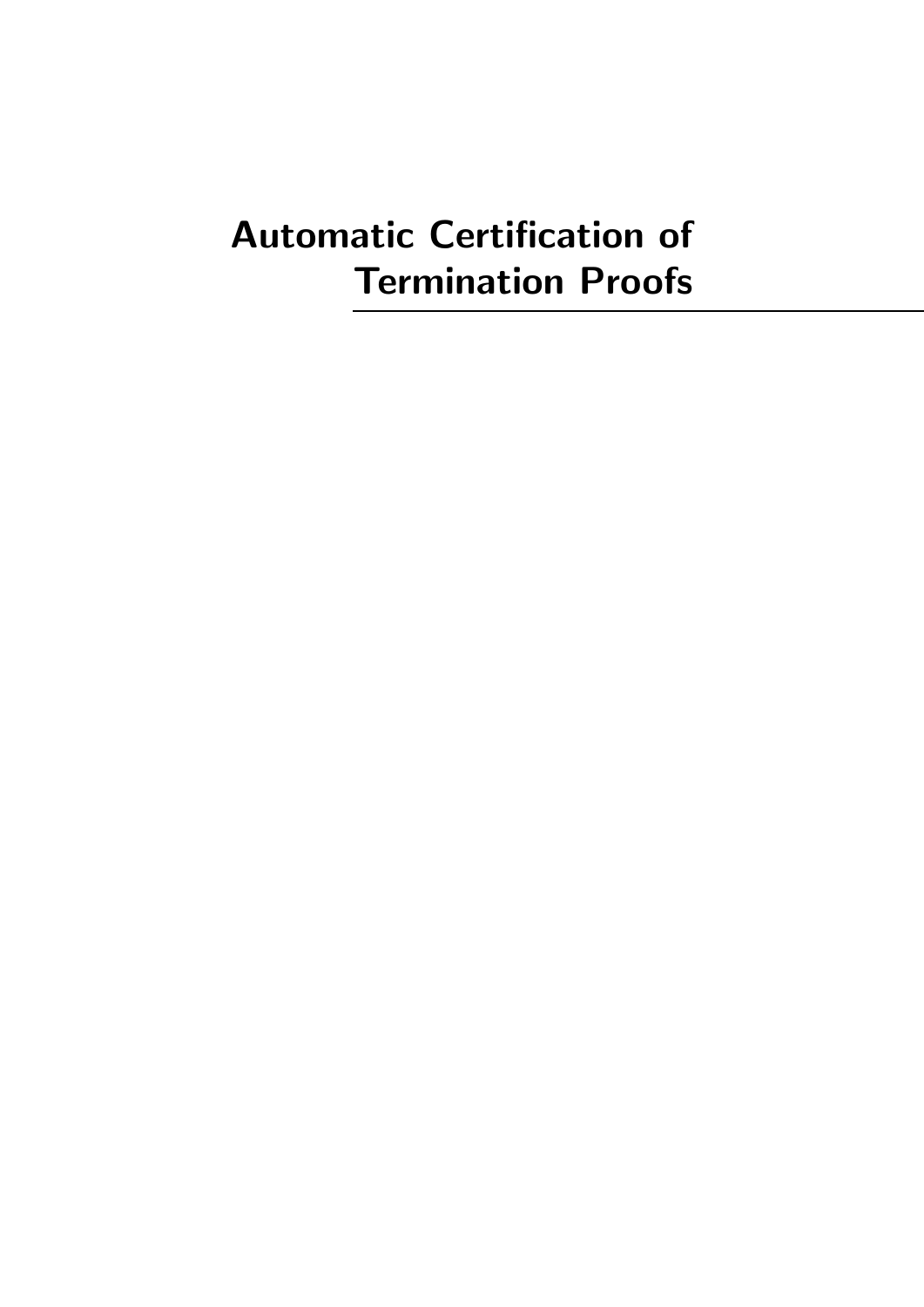# Automatic Certification of Termination Proofs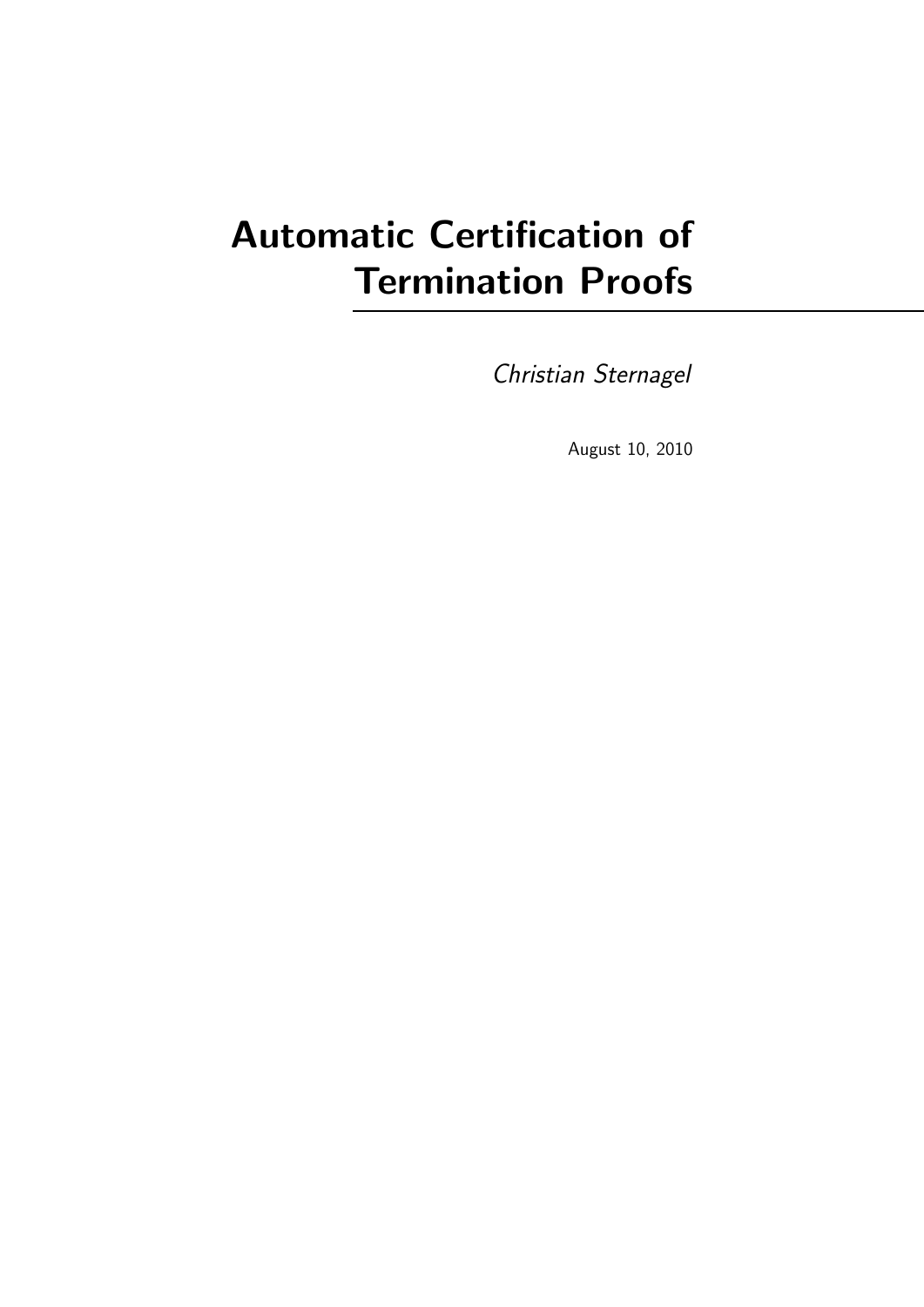# Automatic Certification of Termination Proofs

*Christian Sternagel*

August 10, 2010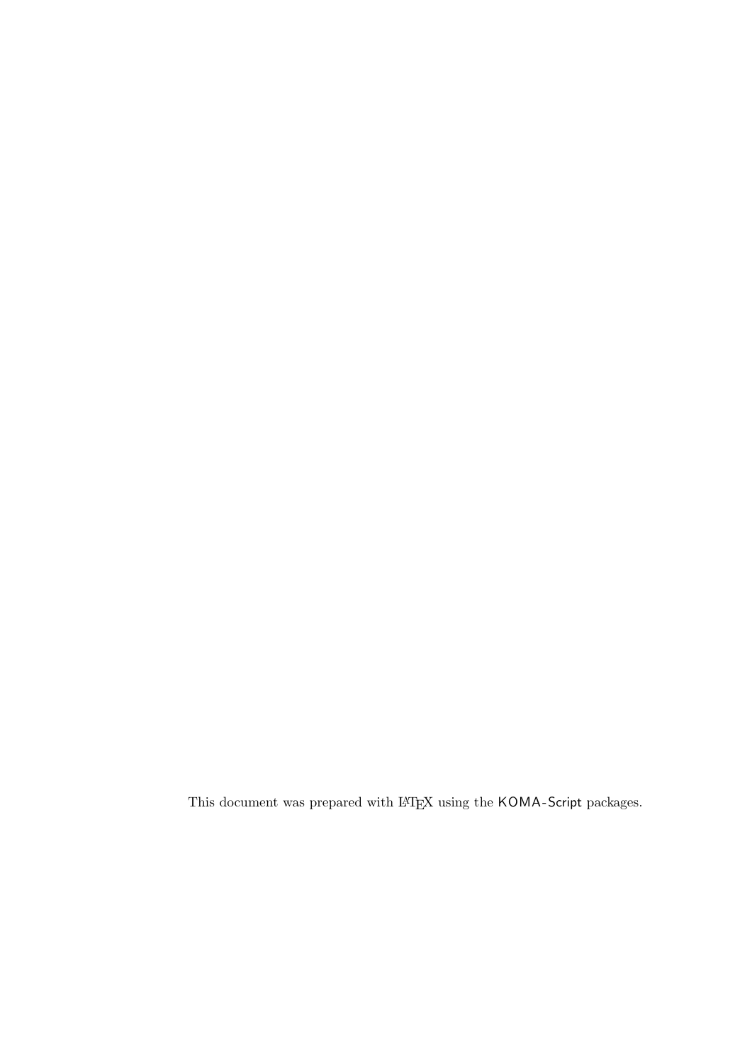This document was prepared with LaTeX using the KOMA-Script packages.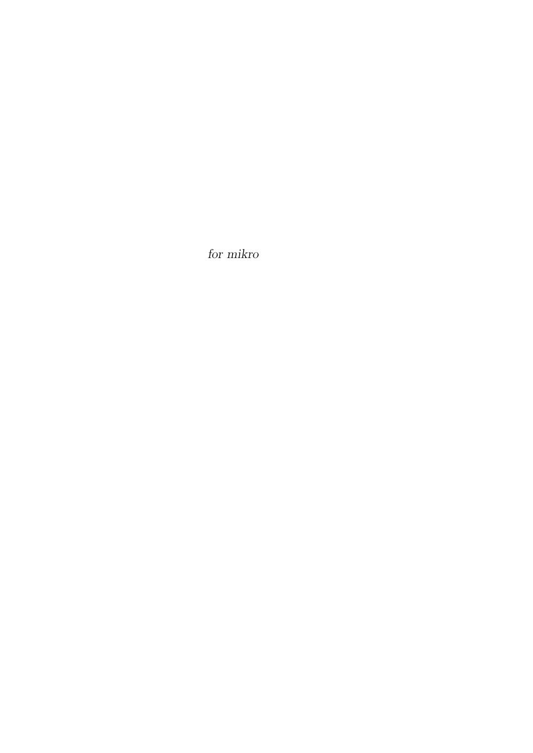*for mikro*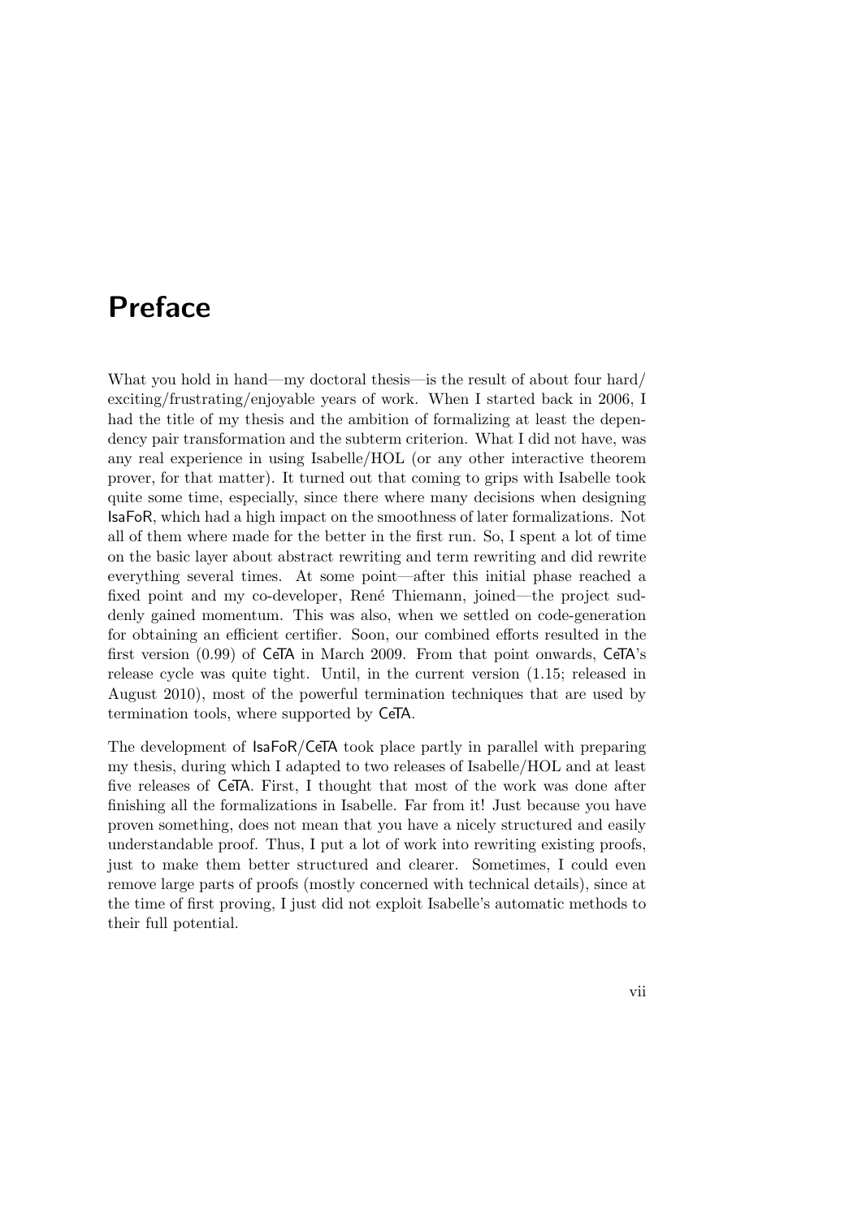# Preface

What you hold in hand—my doctoral thesis—is the result of about four hard/exciting/frustrating/enjoyable years of work. When I started back in 2006, I had the title of my thesis and the ambition of formalizing at least the dependency pair transformation and the subterm criterion. What I did not have, was any real experience in using Isabelle/HOL (or any other interactive theorem prover, for that matter). It turned out that coming to grips with Isabelle took quite some time, especially, since there where many decisions when designing IsaFoR, which had a high impact on the smoothness of later formalizations. Not all of them where made for the better in the first run. So, I spent a lot of time on the basic layer about abstract rewriting and term rewriting and did rewrite everything several times. At some point—after this initial phase reached a fixed point and my co-developer, René Thiemann, joined—the project suddenly gained momentum. This was also, when we settled on code-generation for obtaining an efficient certifier. Soon, our combined efforts resulted in the first version (0.99) of CeTA in March 2009. From that point onwards, CeTA's release cycle was quite tight. Until, in the current version (1.15; released in August 2010), most of the powerful termination techniques that are used by termination tools, where supported by CeTA.

The development of IsaFoR/CeTA took place partly in parallel with preparing my thesis, during which I adapted to two releases of Isabelle/HOL and at least five releases of CeTA. First, I thought that most of the work was done after finishing all the formalizations in Isabelle. Far from it! Just because you have proven something, does not mean that you have a nicely structured and easily understandable proof. Thus, I put a lot of work into rewriting existing proofs, just to make them better structured and clearer. Sometimes, I could even remove large parts of proofs (mostly concerned with technical details), since at the time of first proving, I just did not exploit Isabelle's automatic methods to their full potential.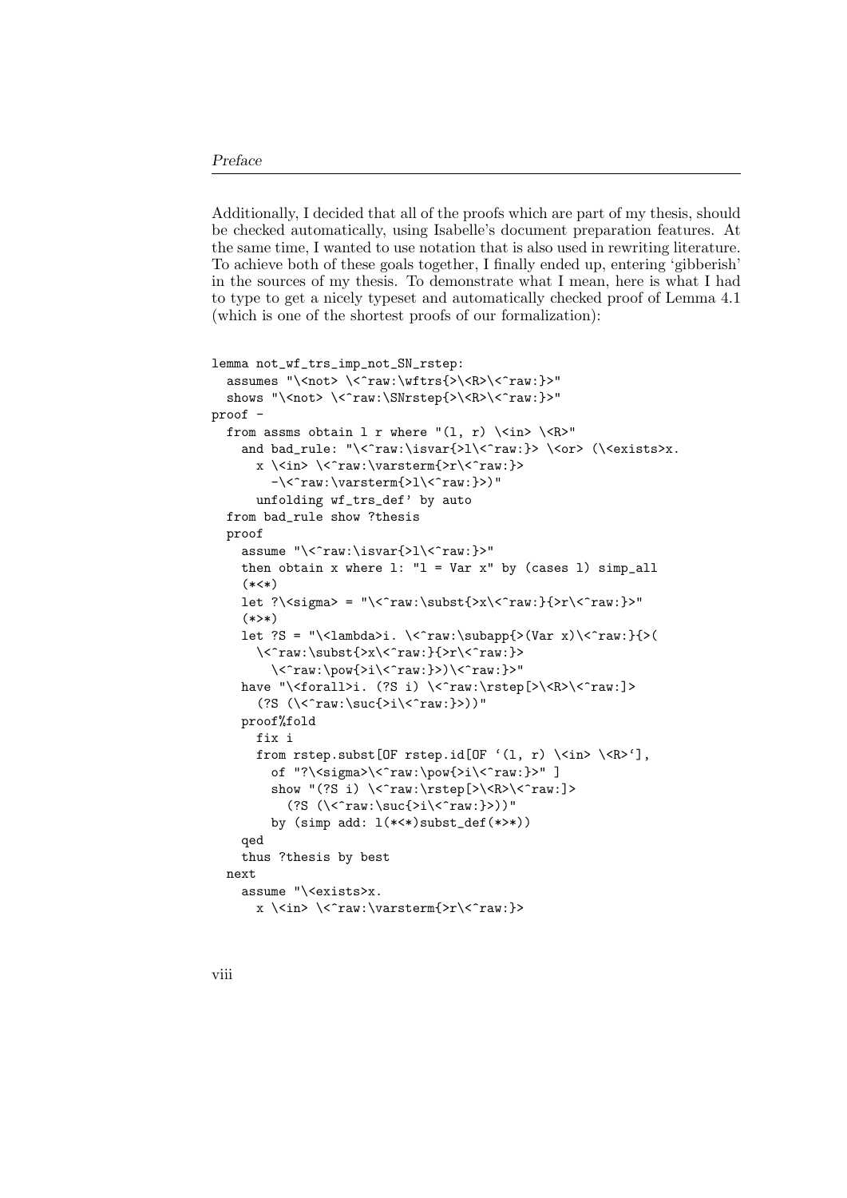Additionally, I decided that all of the proofs which are part of my thesis, should be checked automatically, using Isabelle's document preparation features. At the same time, I wanted to use notation that is also used in rewriting literature. To achieve both of these goals together, I finally ended up, entering 'gibberish' in the sources of my thesis. To demonstrate what I mean, here is what I had to type to get a nicely typeset and automatically checked proof of Lemma 4.1 (which is one of the shortest proofs of our formalization):

```
lemma not_wf_trs_imp_not_SN_rstep:
  assumes "\<not> \<^raw:\wftrs{>\<R>\<^raw:}>"
  shows "\<not> \<^raw:\SNrstep{>\<R>\<^raw:}>"
proof -
  from assms obtain l r where "(l, r) \<in> \<R>"
    and bad_rule: "\<^raw:\isvar{>l\<^raw:}> \<or> (\<exists>x.
      x \<in> \<^raw:\varsterm{>r\<^raw:}>
        -\<^raw:\varsterm{>l\<^raw:}>)"
      unfolding wf_trs_def' by auto
  from bad_rule show ?thesis
  proof
    assume "\<^raw:\isvar{>l\<^raw:}>"
    then obtain x where l: "l = Var x" by (cases l) simp_all
    (*<*)
    let ?\<sigma> = "\<^raw:\subst{>x\<^raw:}{>r\<^raw:}>"
    (*>*)
    let ?S = "\<lambda>i. \<^raw:\subapp{>(Var x)\<^raw:}{>(
      \<^raw:\subst{>x\<^raw:}{>r\<^raw:}>
        \<^raw:\pow{>i\<^raw:}>)\<^raw:}>"
    have "\<forall>i. (?S i) \<^raw:\rstep[>\<R>\<^raw:]>
      (?S (\<^raw:\suc{>i\<^raw:}>))"
    proof%fold
      fix i
      from rstep.subst[OF rstep.id[OF `(l, r) \<in> \<R>`],
        of "?\<sigma>\<^raw:\pow{>i\<^raw:}>" ]
        show "(?S i) \<^raw:\rstep[>\<R>\<^raw:]>
          (?S (\<^raw:\suc{>i\<^raw:}>))"
        by (simp add: l(*<*)subst_def(*>*))
    qed
    thus ?thesis by best
  next
    assume "\<exists>x.
      x \<in> \<^raw:\varsterm{>r\<^raw:}>
```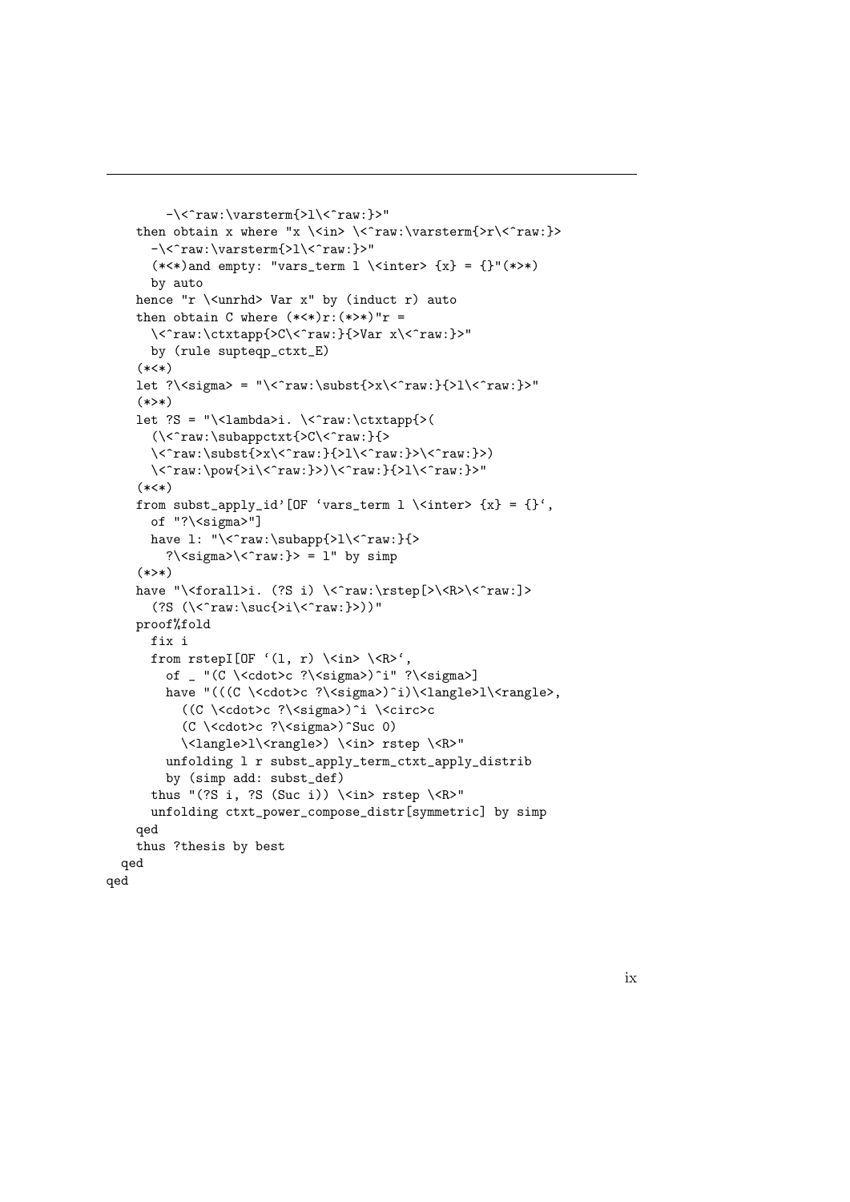```
      -\<^raw:\varsterm{>l\<^raw:}>"
    then obtain x where "x \<in> \<^raw:\varsterm{>r\<^raw:}>
      -\<^raw:\varsterm{>l\<^raw:}>"
      (*<*)and empty: "vars_term l \<inter> {x} = {}"(*>*)
      by auto
    hence "r \<unrhd> Var x" by (induct r) auto
    then obtain C where (*<*)r:(*>*)"r =
      \<^raw:\ctxtapp{>C\<^raw:}{>Var x\<^raw:}>"
      by (rule supteqp_ctxt_E)
    (*<*)
    let ?\<sigma> = "\<^raw:\subst{>x\<^raw:}{>l\<^raw:}>"
    (*>*)
    let ?S = "\<lambda>i. \<^raw:\ctxtapp{>(
      (\<^raw:\subappctxt{>C\<^raw:}{>
      \<^raw:\subst{>x\<^raw:}{>l\<^raw:}>\<^raw:}>)
      \<^raw:\pow{>i\<^raw:}>)\<^raw:}{>l\<^raw:}>"
    (*<*)
    from subst_apply_id'[OF ‘vars_term l \<inter> {x} = {}‘,
      of "?\<sigma>"]
      have l: "\<^raw:\subapp{>l\<^raw:}{>
        ?\<sigma>\<^raw:}> = l" by simp
    (*>*)
    have "\<forall>i. (?S i) \<^raw:\rstep[>\<R>\<^raw:]>
      (?S (\<^raw:\suc{>i\<^raw:}>))"
    proof%fold
      fix i
      from rstepI[OF ‘(l, r) \<in> \<R>‘,
        of _ "(C \<cdot>c ?\<sigma>)^i" ?\<sigma>]
        have "(((C \<cdot>c ?\<sigma>)^i)\<langle>l\<rangle>,
          ((C \<cdot>c ?\<sigma>)^i \<circ>c
          (C \<cdot>c ?\<sigma>)^Suc 0)
          \<langle>l\<rangle>) \<in> rstep \<R>"
        unfolding l r subst_apply_term_ctxt_apply_distrib
        by (simp add: subst_def)
      thus "(?S i, ?S (Suc i)) \<in> rstep \<R>"
      unfolding ctxt_power_compose_distr[symmetric] by simp
    qed
    thus ?thesis by best
  qed
qed
```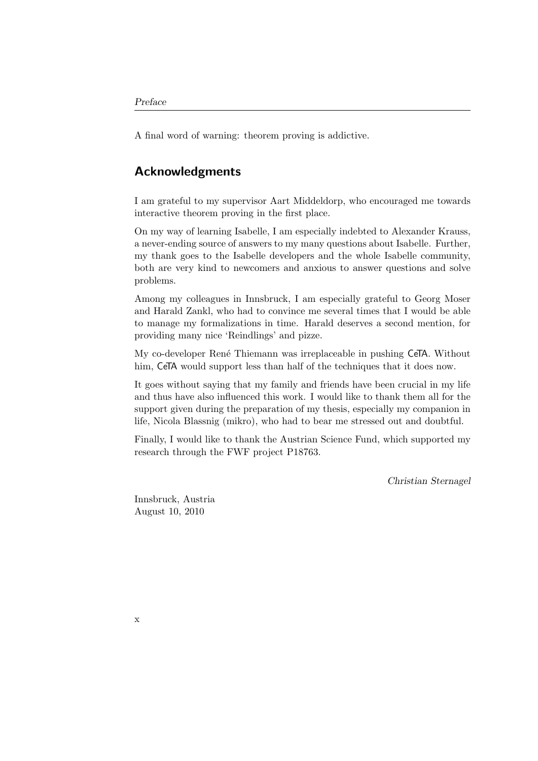A final word of warning: theorem proving is addictive.

## Acknowledgments

I am grateful to my supervisor Aart Middeldorp, who encouraged me towards interactive theorem proving in the first place.

On my way of learning Isabelle, I am especially indebted to Alexander Krauss, a never-ending source of answers to my many questions about Isabelle. Further, my thank goes to the Isabelle developers and the whole Isabelle community, both are very kind to newcomers and anxious to answer questions and solve problems.

Among my colleagues in Innsbruck, I am especially grateful to Georg Moser and Harald Zankl, who had to convince me several times that I would be able to manage my formalizations in time. Harald deserves a second mention, for providing many nice 'Reindlings' and pizze.

My co-developer René Thiemann was irreplaceable in pushing CeTA. Without him, CeTA would support less than half of the techniques that it does now.

It goes without saying that my family and friends have been crucial in my life and thus have also influenced this work. I would like to thank them all for the support given during the preparation of my thesis, especially my companion in life, Nicola Blassnig (mikro), who had to bear me stressed out and doubtful.

Finally, I would like to thank the Austrian Science Fund, which supported my research through the FWF project P18763.

*Christian Sternagel*

Innsbruck, Austria
August 10, 2010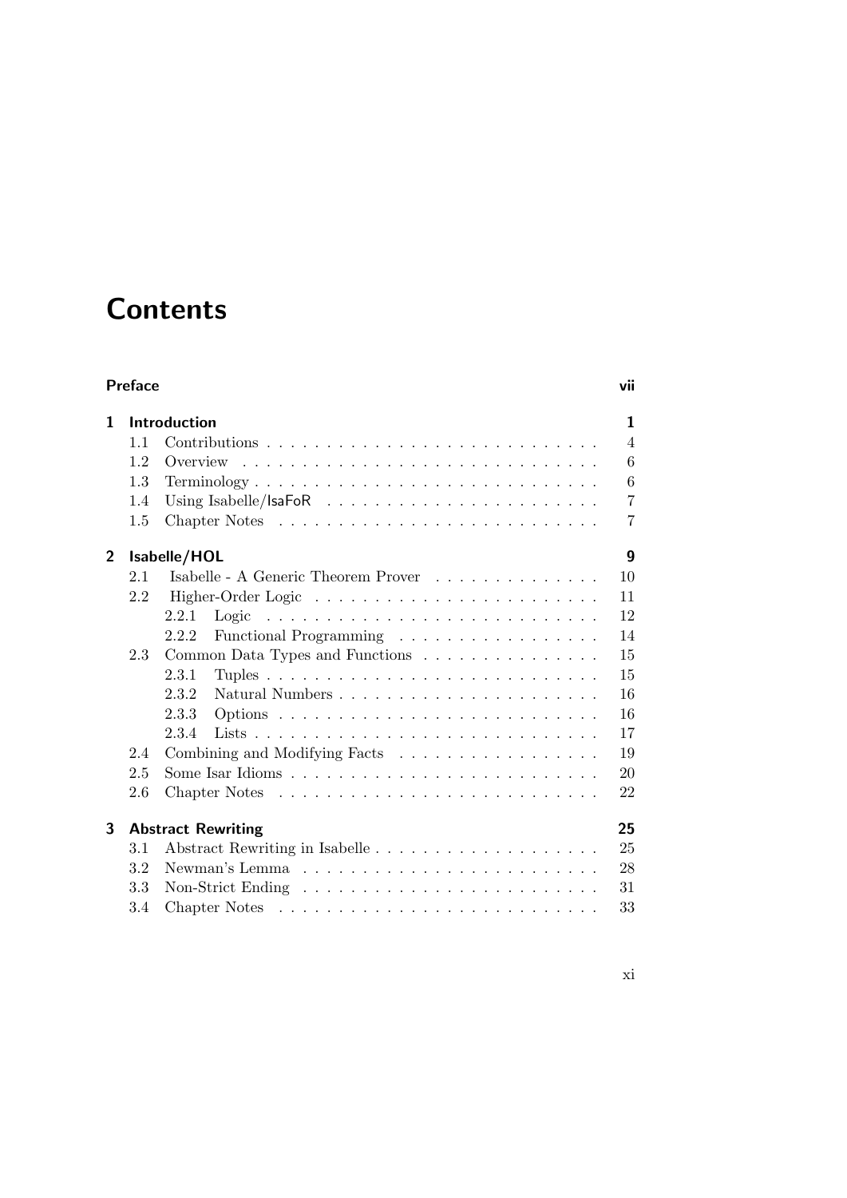# Contents

**Preface** vii

**1 Introduction** 1

- 1.1 Contributions 4
- 1.2 Overview 6
- 1.3 Terminology 6
- 1.4 Using Isabelle/IsaFoR 7
- 1.5 Chapter Notes 7

**2 Isabelle/HOL** 9

- 2.1 Isabelle - A Generic Theorem Prover 10
- 2.2 Higher-Order Logic 11
  - 2.2.1 Logic 12
  - 2.2.2 Functional Programming 14
- 2.3 Common Data Types and Functions 15
  - 2.3.1 Tuples 15
  - 2.3.2 Natural Numbers 16
  - 2.3.3 Options 16
  - 2.3.4 Lists 17
- 2.4 Combining and Modifying Facts 19
- 2.5 Some Isar Idioms 20
- 2.6 Chapter Notes 22

**3 Abstract Rewriting** 25

- 3.1 Abstract Rewriting in Isabelle 25
- 3.2 Newman's Lemma 28
- 3.3 Non-Strict Ending 31
- 3.4 Chapter Notes 33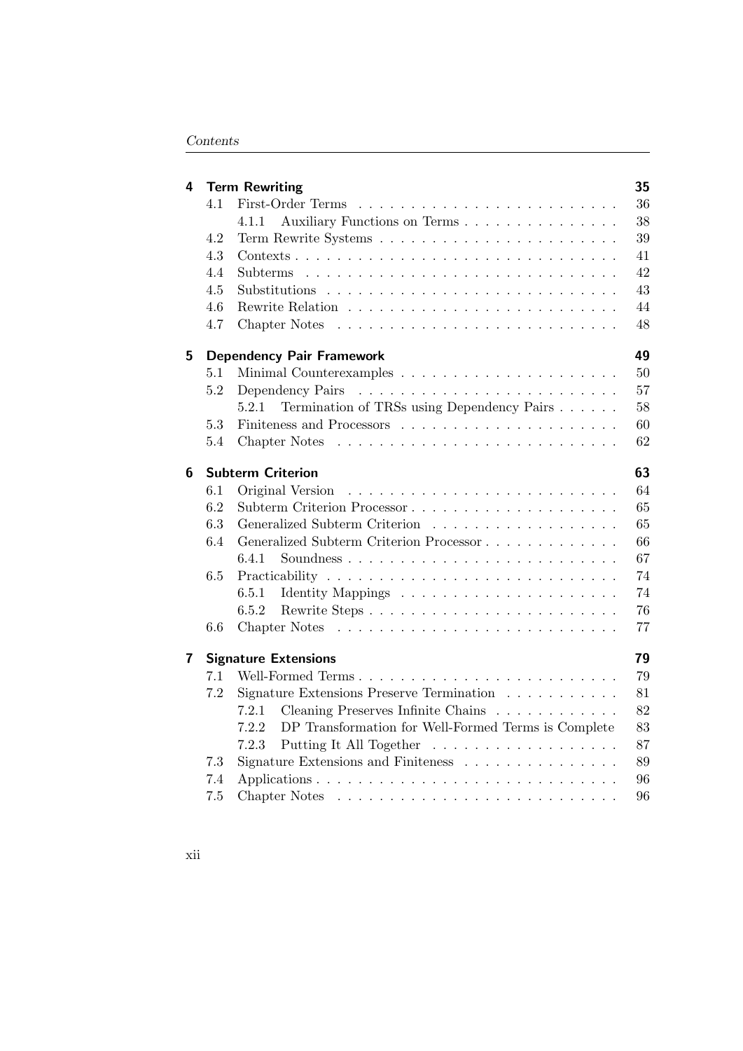**4 Term Rewriting** 35

- 4.1 First-Order Terms 36
  - 4.1.1 Auxiliary Functions on Terms 38
- 4.2 Term Rewrite Systems 39
- 4.3 Contexts 41
- 4.4 Subterms 42
- 4.5 Substitutions 43
- 4.6 Rewrite Relation 44
- 4.7 Chapter Notes 48

**5 Dependency Pair Framework** 49

- 5.1 Minimal Counterexamples 50
- 5.2 Dependency Pairs 57
  - 5.2.1 Termination of TRSs using Dependency Pairs 58
- 5.3 Finiteness and Processors 60
- 5.4 Chapter Notes 62

**6 Subterm Criterion** 63

- 6.1 Original Version 64
- 6.2 Subterm Criterion Processor 65
- 6.3 Generalized Subterm Criterion 65
- 6.4 Generalized Subterm Criterion Processor 66
  - 6.4.1 Soundness 67
- 6.5 Practicability 74
  - 6.5.1 Identity Mappings 74
  - 6.5.2 Rewrite Steps 76
- 6.6 Chapter Notes 77

**7 Signature Extensions** 79

- 7.1 Well-Formed Terms 79
- 7.2 Signature Extensions Preserve Termination 81
  - 7.2.1 Cleaning Preserves Infinite Chains 82
  - 7.2.2 DP Transformation for Well-Formed Terms is Complete 83
  - 7.2.3 Putting It All Together 87
- 7.3 Signature Extensions and Finiteness 89
- 7.4 Applications 96
- 7.5 Chapter Notes 96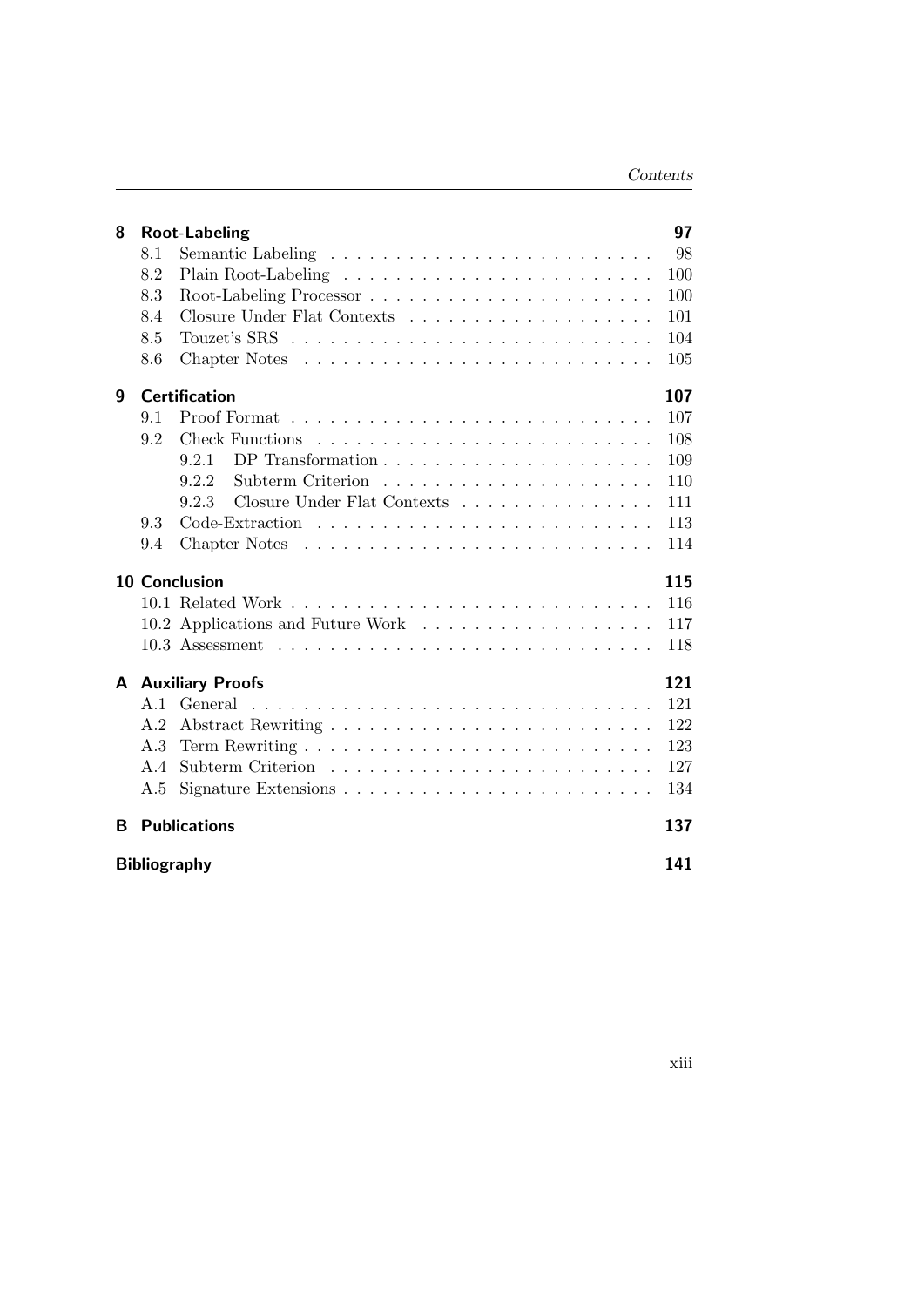| | | |
|---|---|---|
| **8** | **Root-Labeling** | **97** |
| 8.1 | Semantic Labeling | 98 |
| 8.2 | Plain Root-Labeling | 100 |
| 8.3 | Root-Labeling Processor | 100 |
| 8.4 | Closure Under Flat Contexts | 101 |
| 8.5 | Touzet's SRS | 104 |
| 8.6 | Chapter Notes | 105 |
| **9** | **Certification** | **107** |
| 9.1 | Proof Format | 107 |
| 9.2 | Check Functions | 108 |
| 9.2.1 | DP Transformation | 109 |
| 9.2.2 | Subterm Criterion | 110 |
| 9.2.3 | Closure Under Flat Contexts | 111 |
| 9.3 | Code-Extraction | 113 |
| 9.4 | Chapter Notes | 114 |
| **10** | **Conclusion** | **115** |
| 10.1 | Related Work | 116 |
| 10.2 | Applications and Future Work | 117 |
| 10.3 | Assessment | 118 |
| **A** | **Auxiliary Proofs** | **121** |
| A.1 | General | 121 |
| A.2 | Abstract Rewriting | 122 |
| A.3 | Term Rewriting | 123 |
| A.4 | Subterm Criterion | 127 |
| A.5 | Signature Extensions | 134 |
| **B** | **Publications** | **137** |
| | **Bibliography** | **141** |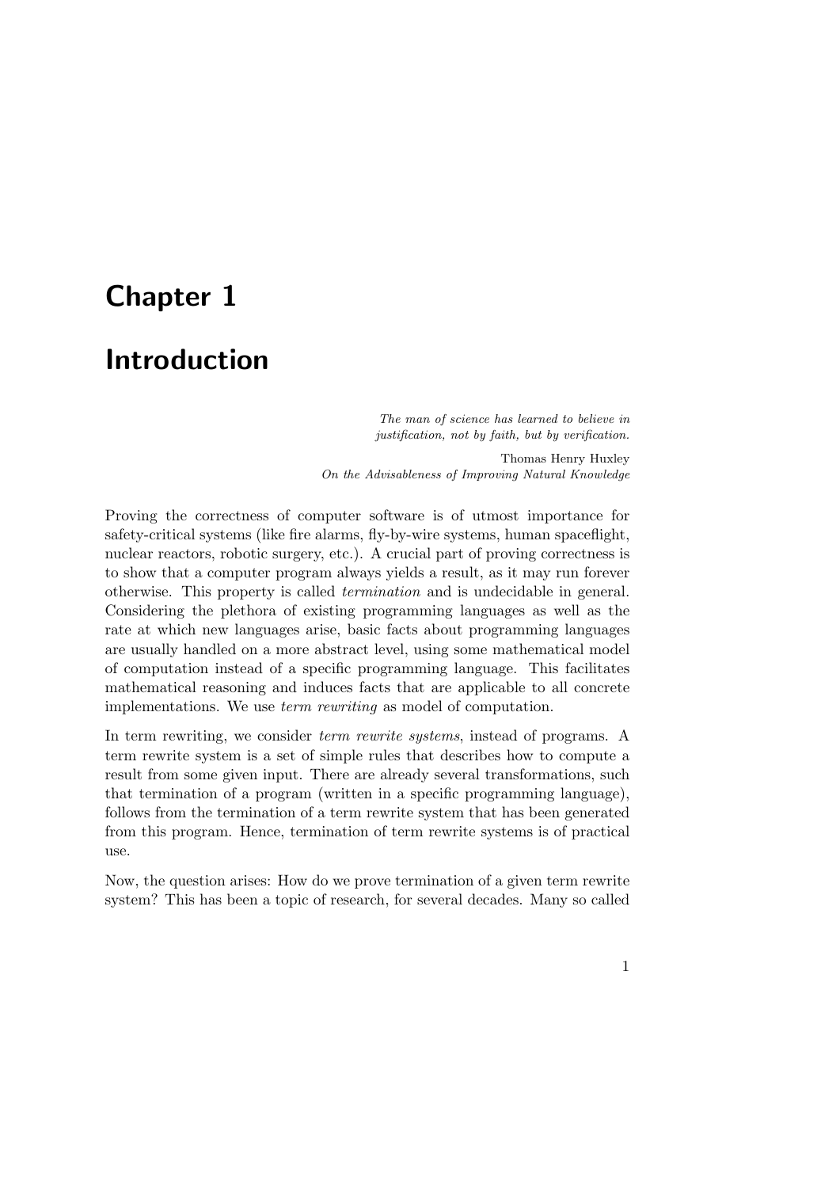# Chapter 1

# Introduction

> *The man of science has learned to believe in justification, not by faith, but by verification.*
>
> Thomas Henry Huxley
> *On the Advisableness of Improving Natural Knowledge*

Proving the correctness of computer software is of utmost importance for safety-critical systems (like fire alarms, fly-by-wire systems, human spaceflight, nuclear reactors, robotic surgery, etc.). A crucial part of proving correctness is to show that a computer program always yields a result, as it may run forever otherwise. This property is called *termination* and is undecidable in general. Considering the plethora of existing programming languages as well as the rate at which new languages arise, basic facts about programming languages are usually handled on a more abstract level, using some mathematical model of computation instead of a specific programming language. This facilitates mathematical reasoning and induces facts that are applicable to all concrete implementations. We use *term rewriting* as model of computation.

In term rewriting, we consider *term rewrite systems*, instead of programs. A term rewrite system is a set of simple rules that describes how to compute a result from some given input. There are already several transformations, such that termination of a program (written in a specific programming language), follows from the termination of a term rewrite system that has been generated from this program. Hence, termination of term rewrite systems is of practical use.

Now, the question arises: How do we prove termination of a given term rewrite system? This has been a topic of research, for several decades. Many so called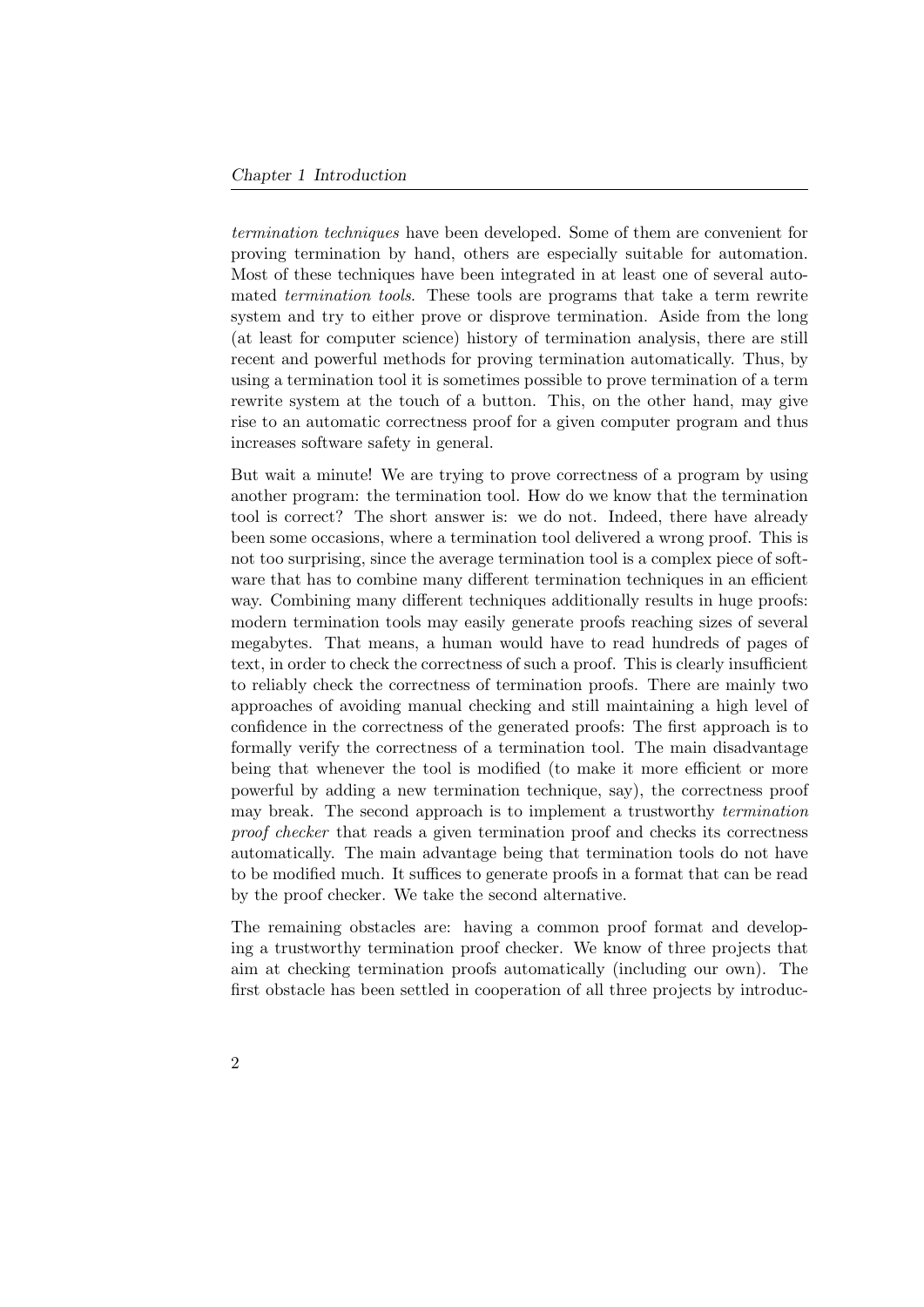*termination techniques* have been developed. Some of them are convenient for proving termination by hand, others are especially suitable for automation. Most of these techniques have been integrated in at least one of several automated *termination tools*. These tools are programs that take a term rewrite system and try to either prove or disprove termination. Aside from the long (at least for computer science) history of termination analysis, there are still recent and powerful methods for proving termination automatically. Thus, by using a termination tool it is sometimes possible to prove termination of a term rewrite system at the touch of a button. This, on the other hand, may give rise to an automatic correctness proof for a given computer program and thus increases software safety in general.

But wait a minute! We are trying to prove correctness of a program by using another program: the termination tool. How do we know that the termination tool is correct? The short answer is: we do not. Indeed, there have already been some occasions, where a termination tool delivered a wrong proof. This is not too surprising, since the average termination tool is a complex piece of software that has to combine many different termination techniques in an efficient way. Combining many different techniques additionally results in huge proofs: modern termination tools may easily generate proofs reaching sizes of several megabytes. That means, a human would have to read hundreds of pages of text, in order to check the correctness of such a proof. This is clearly insufficient to reliably check the correctness of termination proofs. There are mainly two approaches of avoiding manual checking and still maintaining a high level of confidence in the correctness of the generated proofs: The first approach is to formally verify the correctness of a termination tool. The main disadvantage being that whenever the tool is modified (to make it more efficient or more powerful by adding a new termination technique, say), the correctness proof may break. The second approach is to implement a trustworthy *termination proof checker* that reads a given termination proof and checks its correctness automatically. The main advantage being that termination tools do not have to be modified much. It suffices to generate proofs in a format that can be read by the proof checker. We take the second alternative.

The remaining obstacles are: having a common proof format and developing a trustworthy termination proof checker. We know of three projects that aim at checking termination proofs automatically (including our own). The first obstacle has been settled in cooperation of all three projects by introduc-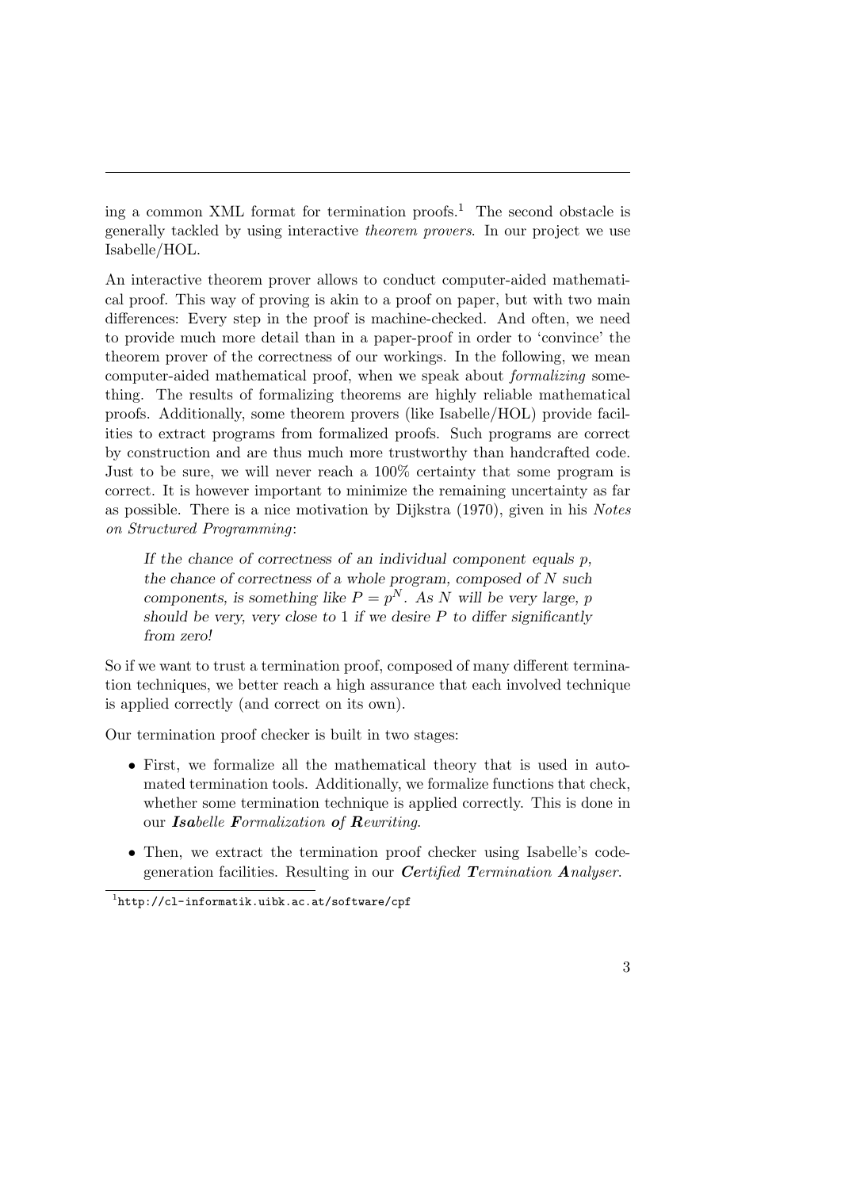ing a common XML format for termination proofs.[1] The second obstacle is generally tackled by using interactive *theorem provers*. In our project we use Isabelle/HOL.

An interactive theorem prover allows to conduct computer-aided mathematical proof. This way of proving is akin to a proof on paper, but with two main differences: Every step in the proof is machine-checked. And often, we need to provide much more detail than in a paper-proof in order to 'convince' the theorem prover of the correctness of our workings. In the following, we mean computer-aided mathematical proof, when we speak about *formalizing* something. The results of formalizing theorems are highly reliable mathematical proofs. Additionally, some theorem provers (like Isabelle/HOL) provide facilities to extract programs from formalized proofs. Such programs are correct by construction and are thus much more trustworthy than handcrafted code. Just to be sure, we will never reach a 100% certainty that some program is correct. It is however important to minimize the remaining uncertainty as far as possible. There is a nice motivation by Dijkstra (1970), given in his *Notes on Structured Programming*:

> *If the chance of correctness of an individual component equals $p$, the chance of correctness of a whole program, composed of $N$ such components, is something like $P = p^N$. As $N$ will be very large, $p$ should be very, very close to 1 if we desire $P$ to differ significantly from zero!*

So if we want to trust a termination proof, composed of many different termination techniques, we better reach a high assurance that each involved technique is applied correctly (and correct on its own).

Our termination proof checker is built in two stages:

- First, we formalize all the mathematical theory that is used in automated termination tools. Additionally, we formalize functions that check, whether some termination technique is applied correctly. This is done in our ***Isa****belle* ***F****ormalization* ***o****f* ***R****ewriting*.
- Then, we extract the termination proof checker using Isabelle's code-generation facilities. Resulting in our ***Ce****rtified* ***T****ermination* ***A****nalyser*.

[1] `http://cl-informatik.uibk.ac.at/software/cpf`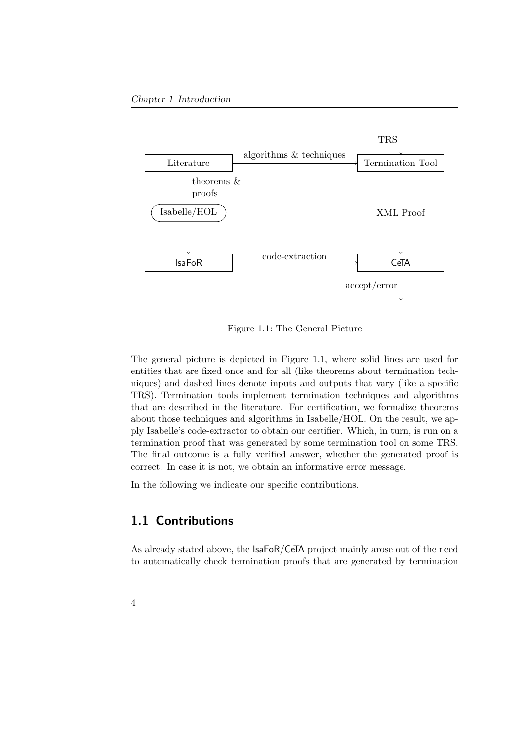Figure 1.1: The General Picture

The general picture is depicted in Figure 1.1, where solid lines are used for entities that are fixed once and for all (like theorems about termination techniques) and dashed lines denote inputs and outputs that vary (like a specific TRS). Termination tools implement termination techniques and algorithms that are described in the literature. For certification, we formalize theorems about those techniques and algorithms in Isabelle/HOL. On the result, we apply Isabelle's code-extractor to obtain our certifier. Which, in turn, is run on a termination proof that was generated by some termination tool on some TRS. The final outcome is a fully verified answer, whether the generated proof is correct. In case it is not, we obtain an informative error message.

In the following we indicate our specific contributions.

## 1.1 Contributions

As already stated above, the IsaFoR/CeTA project mainly arose out of the need to automatically check termination proofs that are generated by termination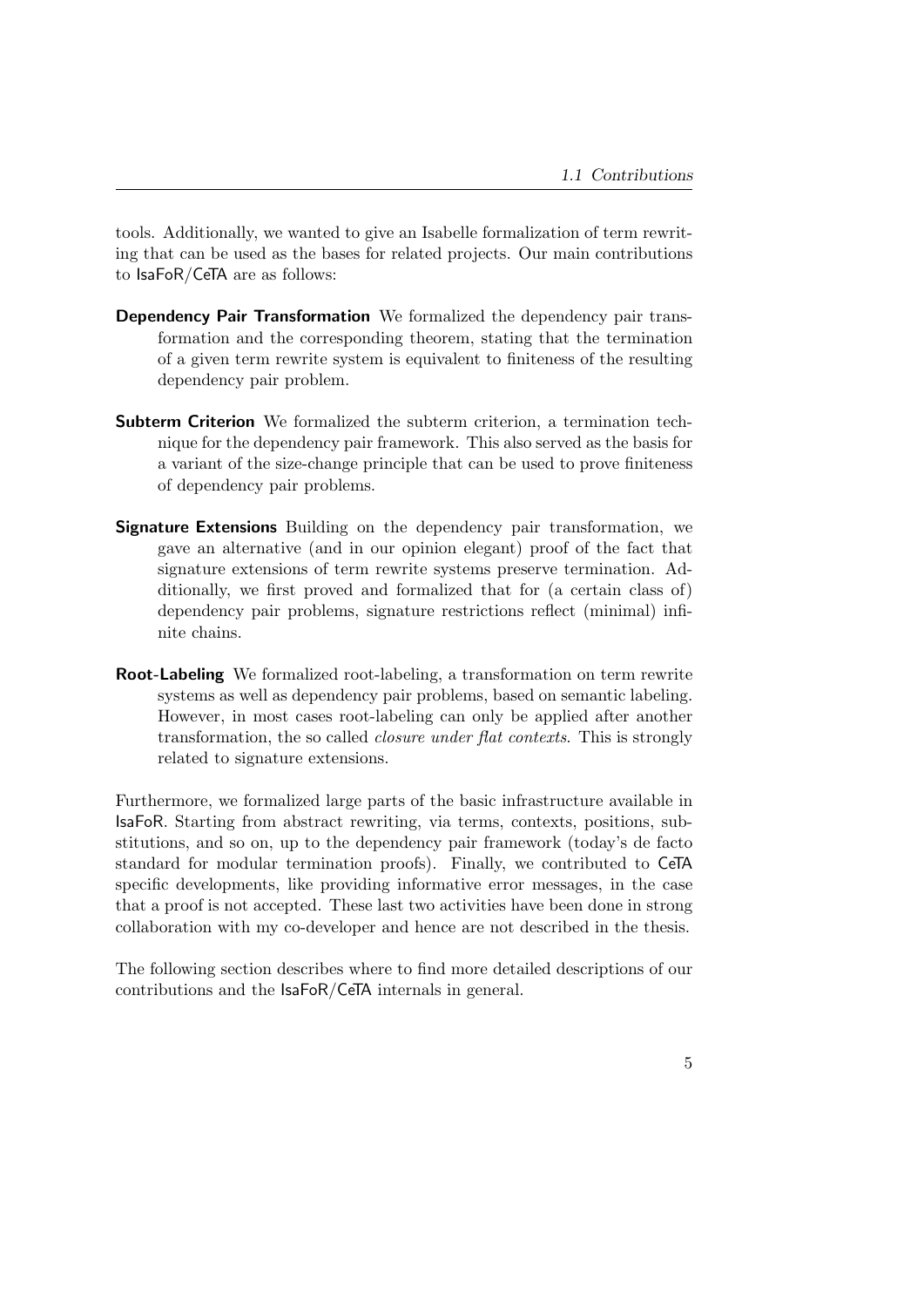tools. Additionally, we wanted to give an Isabelle formalization of term rewriting that can be used as the bases for related projects. Our main contributions to IsaFoR/CeTA are as follows:

**Dependency Pair Transformation** We formalized the dependency pair transformation and the corresponding theorem, stating that the termination of a given term rewrite system is equivalent to finiteness of the resulting dependency pair problem.

**Subterm Criterion** We formalized the subterm criterion, a termination technique for the dependency pair framework. This also served as the basis for a variant of the size-change principle that can be used to prove finiteness of dependency pair problems.

**Signature Extensions** Building on the dependency pair transformation, we gave an alternative (and in our opinion elegant) proof of the fact that signature extensions of term rewrite systems preserve termination. Additionally, we first proved and formalized that for (a certain class of) dependency pair problems, signature restrictions reflect (minimal) infinite chains.

**Root-Labeling** We formalized root-labeling, a transformation on term rewrite systems as well as dependency pair problems, based on semantic labeling. However, in most cases root-labeling can only be applied after another transformation, the so called *closure under flat contexts*. This is strongly related to signature extensions.

Furthermore, we formalized large parts of the basic infrastructure available in IsaFoR. Starting from abstract rewriting, via terms, contexts, positions, substitutions, and so on, up to the dependency pair framework (today's de facto standard for modular termination proofs). Finally, we contributed to CeTA specific developments, like providing informative error messages, in the case that a proof is not accepted. These last two activities have been done in strong collaboration with my co-developer and hence are not described in the thesis.

The following section describes where to find more detailed descriptions of our contributions and the IsaFoR/CeTA internals in general.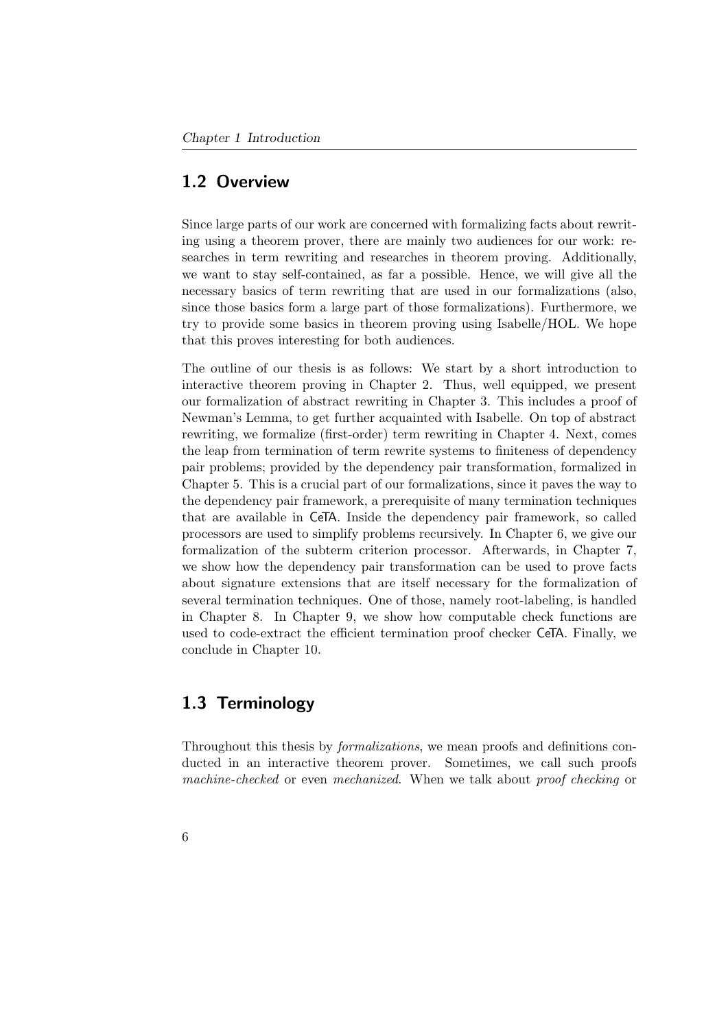## 1.2 Overview

Since large parts of our work are concerned with formalizing facts about rewriting using a theorem prover, there are mainly two audiences for our work: researches in term rewriting and researches in theorem proving. Additionally, we want to stay self-contained, as far a possible. Hence, we will give all the necessary basics of term rewriting that are used in our formalizations (also, since those basics form a large part of those formalizations). Furthermore, we try to provide some basics in theorem proving using Isabelle/HOL. We hope that this proves interesting for both audiences.

The outline of our thesis is as follows: We start by a short introduction to interactive theorem proving in Chapter 2. Thus, well equipped, we present our formalization of abstract rewriting in Chapter 3. This includes a proof of Newman's Lemma, to get further acquainted with Isabelle. On top of abstract rewriting, we formalize (first-order) term rewriting in Chapter 4. Next, comes the leap from termination of term rewrite systems to finiteness of dependency pair problems; provided by the dependency pair transformation, formalized in Chapter 5. This is a crucial part of our formalizations, since it paves the way to the dependency pair framework, a prerequisite of many termination techniques that are available in CeTA. Inside the dependency pair framework, so called processors are used to simplify problems recursively. In Chapter 6, we give our formalization of the subterm criterion processor. Afterwards, in Chapter 7, we show how the dependency pair transformation can be used to prove facts about signature extensions that are itself necessary for the formalization of several termination techniques. One of those, namely root-labeling, is handled in Chapter 8. In Chapter 9, we show how computable check functions are used to code-extract the efficient termination proof checker CeTA. Finally, we conclude in Chapter 10.

## 1.3 Terminology

Throughout this thesis by *formalizations*, we mean proofs and definitions conducted in an interactive theorem prover. Sometimes, we call such proofs *machine-checked* or even *mechanized*. When we talk about *proof checking* or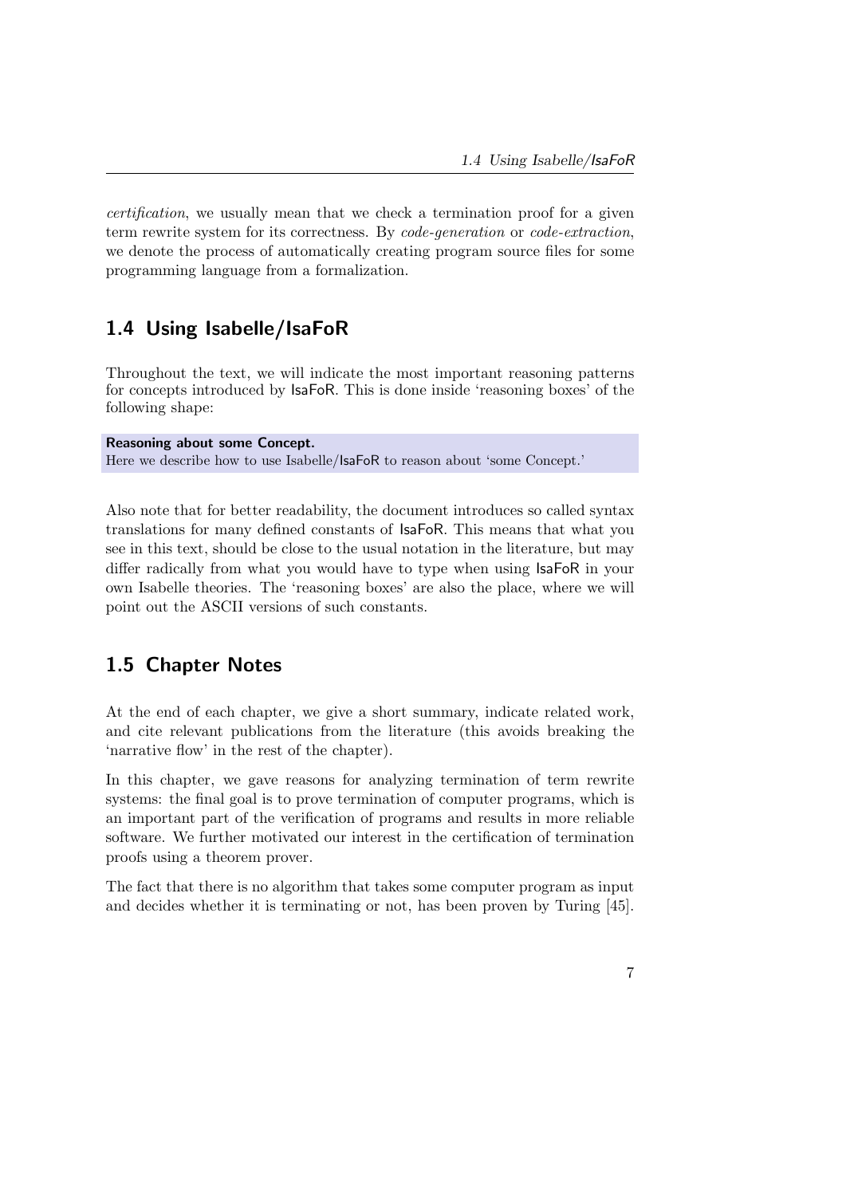*certification*, we usually mean that we check a termination proof for a given term rewrite system for its correctness. By *code-generation* or *code-extraction*, we denote the process of automatically creating program source files for some programming language from a formalization.

## 1.4 Using Isabelle/IsaFoR

Throughout the text, we will indicate the most important reasoning patterns for concepts introduced by IsaFoR. This is done inside 'reasoning boxes' of the following shape:

> **Reasoning about some Concept.**
> Here we describe how to use Isabelle/IsaFoR to reason about 'some Concept.'

Also note that for better readability, the document introduces so called syntax translations for many defined constants of IsaFoR. This means that what you see in this text, should be close to the usual notation in the literature, but may differ radically from what you would have to type when using IsaFoR in your own Isabelle theories. The 'reasoning boxes' are also the place, where we will point out the ASCII versions of such constants.

## 1.5 Chapter Notes

At the end of each chapter, we give a short summary, indicate related work, and cite relevant publications from the literature (this avoids breaking the 'narrative flow' in the rest of the chapter).

In this chapter, we gave reasons for analyzing termination of term rewrite systems: the final goal is to prove termination of computer programs, which is an important part of the verification of programs and results in more reliable software. We further motivated our interest in the certification of termination proofs using a theorem prover.

The fact that there is no algorithm that takes some computer program as input and decides whether it is terminating or not, has been proven by Turing [45].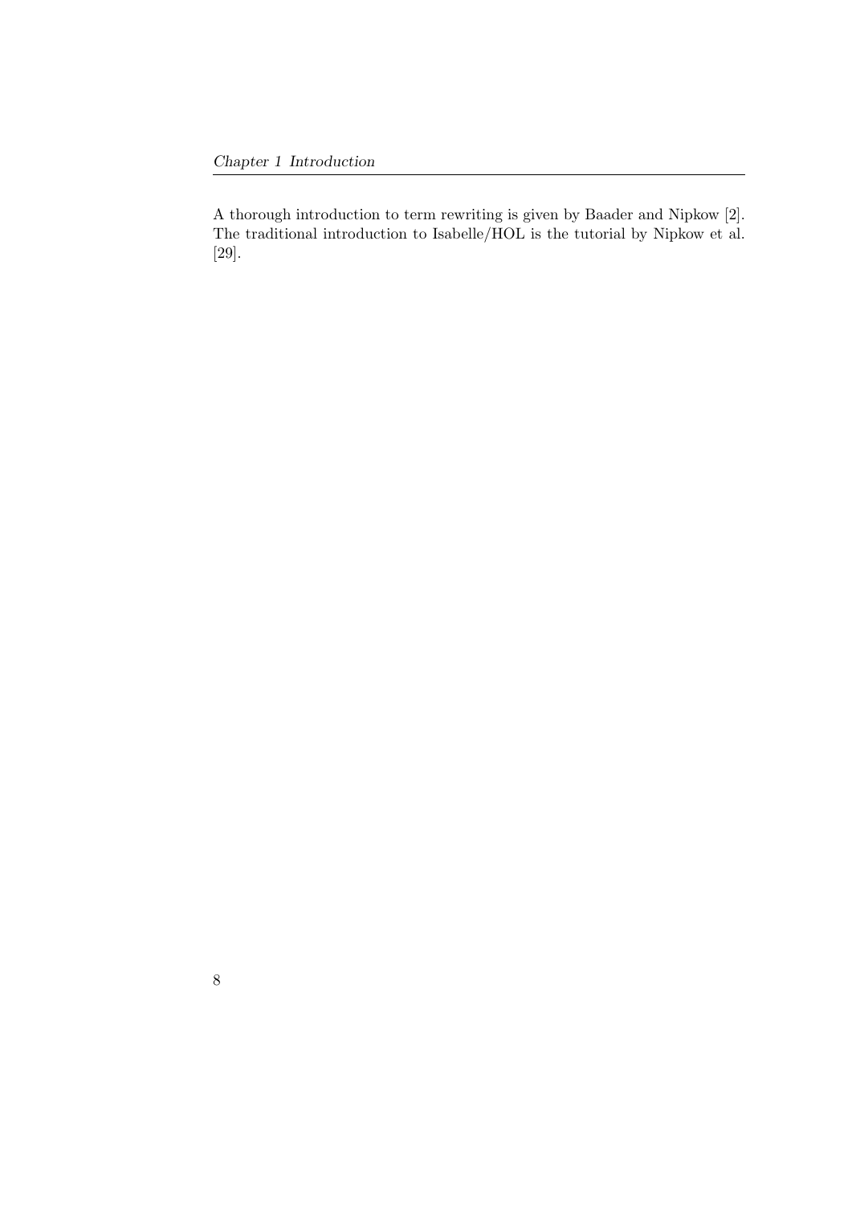A thorough introduction to term rewriting is given by Baader and Nipkow [2]. The traditional introduction to Isabelle/HOL is the tutorial by Nipkow et al. [29].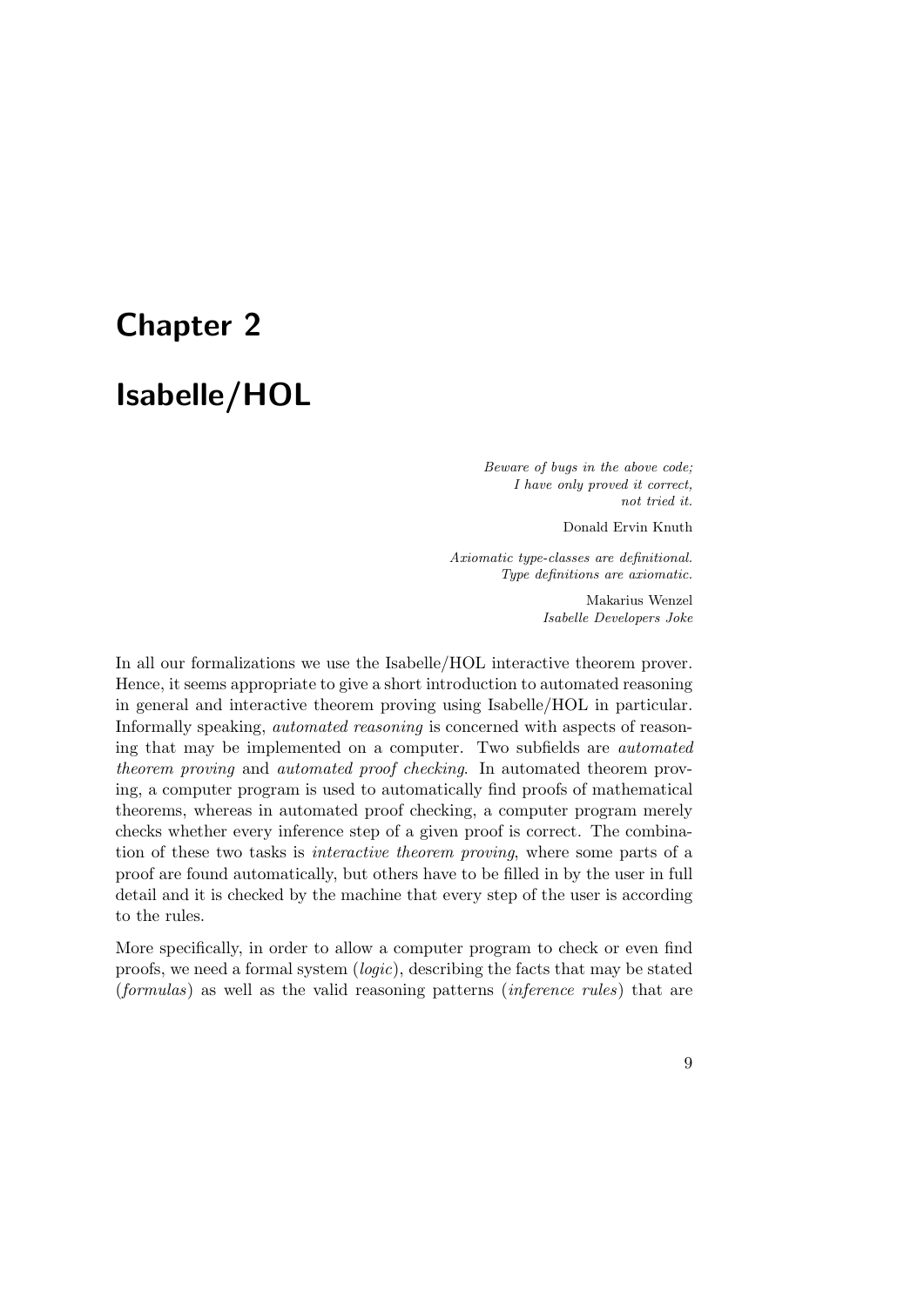# Chapter 2

# Isabelle/HOL

> *Beware of bugs in the above code;*
> *I have only proved it correct,*
> *not tried it.*
>
> Donald Ervin Knuth

> *Axiomatic type-classes are definitional.*
> *Type definitions are axiomatic.*
>
> Makarius Wenzel
> *Isabelle Developers Joke*

In all our formalizations we use the Isabelle/HOL interactive theorem prover. Hence, it seems appropriate to give a short introduction to automated reasoning in general and interactive theorem proving using Isabelle/HOL in particular. Informally speaking, *automated reasoning* is concerned with aspects of reasoning that may be implemented on a computer. Two subfields are *automated theorem proving* and *automated proof checking*. In automated theorem proving, a computer program is used to automatically find proofs of mathematical theorems, whereas in automated proof checking, a computer program merely checks whether every inference step of a given proof is correct. The combination of these two tasks is *interactive theorem proving*, where some parts of a proof are found automatically, but others have to be filled in by the user in full detail and it is checked by the machine that every step of the user is according to the rules.

More specifically, in order to allow a computer program to check or even find proofs, we need a formal system (*logic*), describing the facts that may be stated (*formulas*) as well as the valid reasoning patterns (*inference rules*) that are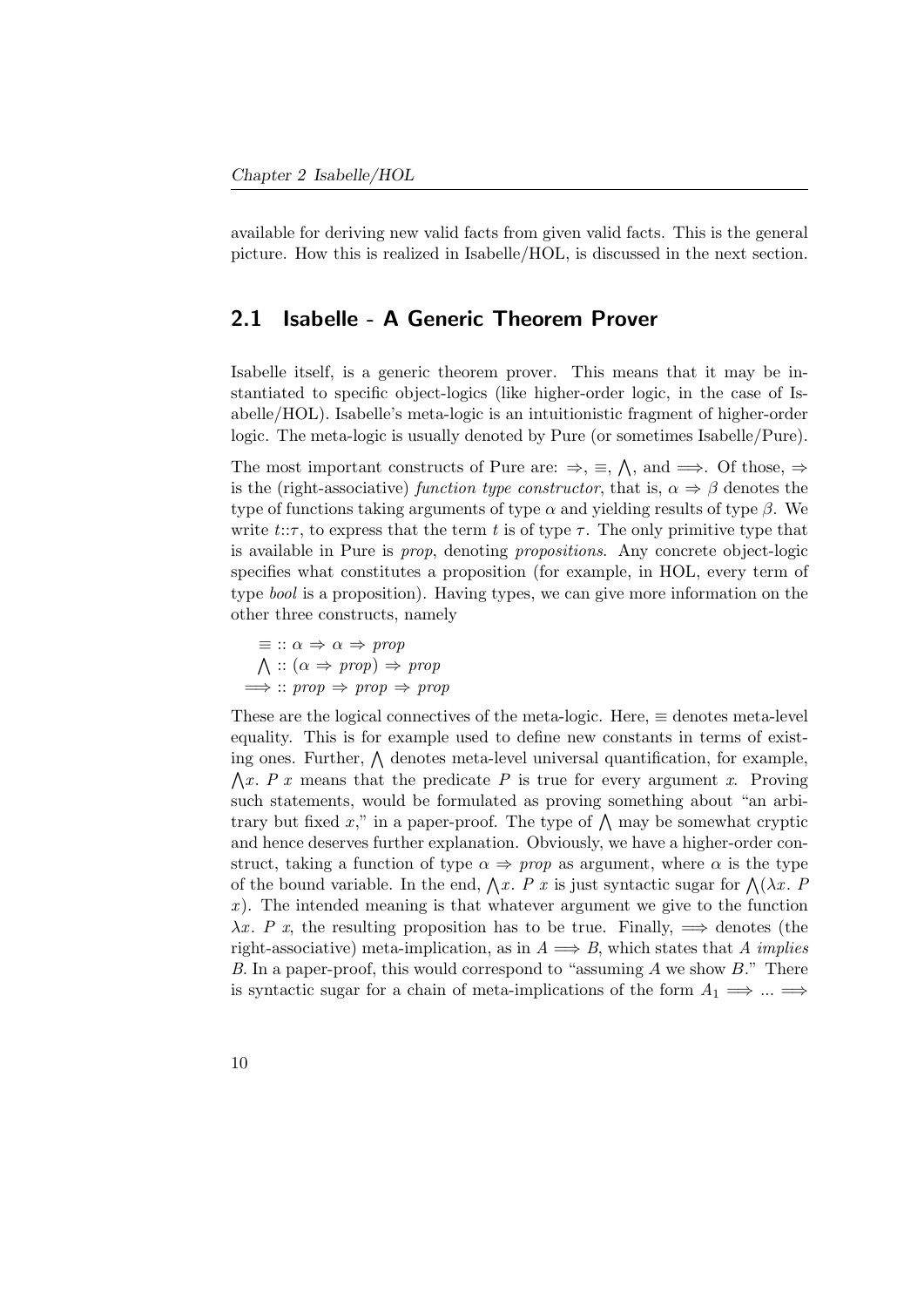available for deriving new valid facts from given valid facts. This is the general picture. How this is realized in Isabelle/HOL, is discussed in the next section.

## 2.1 Isabelle - A Generic Theorem Prover

Isabelle itself, is a generic theorem prover. This means that it may be instantiated to specific object-logics (like higher-order logic, in the case of Isabelle/HOL). Isabelle's meta-logic is an intuitionistic fragment of higher-order logic. The meta-logic is usually denoted by Pure (or sometimes Isabelle/Pure).

The most important constructs of Pure are: $\Rightarrow$, $\equiv$, $\bigwedge$, and $\Longrightarrow$. Of those, $\Rightarrow$ is the (right-associative) *function type constructor*, that is, $\alpha \Rightarrow \beta$ denotes the type of functions taking arguments of type $\alpha$ and yielding results of type $\beta$. We write $t{::}\tau$, to express that the term $t$ is of type $\tau$. The only primitive type that is available in Pure is *prop*, denoting *propositions*. Any concrete object-logic specifies what constitutes a proposition (for example, in HOL, every term of type *bool* is a proposition). Having types, we can give more information on the other three constructs, namely

$$\begin{aligned}
\equiv &:: \alpha \Rightarrow \alpha \Rightarrow \textit{prop} \\
\bigwedge &:: (\alpha \Rightarrow \textit{prop}) \Rightarrow \textit{prop} \\
\Longrightarrow &:: \textit{prop} \Rightarrow \textit{prop} \Rightarrow \textit{prop}
\end{aligned}$$

These are the logical connectives of the meta-logic. Here, $\equiv$ denotes meta-level equality. This is for example used to define new constants in terms of existing ones. Further, $\bigwedge$ denotes meta-level universal quantification, for example, $\bigwedge x.\ P\ x$ means that the predicate $P$ is true for every argument $x$. Proving such statements, would be formulated as proving something about "an arbitrary but fixed $x$," in a paper-proof. The type of $\bigwedge$ may be somewhat cryptic and hence deserves further explanation. Obviously, we have a higher-order construct, taking a function of type $\alpha \Rightarrow \textit{prop}$ as argument, where $\alpha$ is the type of the bound variable. In the end, $\bigwedge x.\ P\ x$ is just syntactic sugar for $\bigwedge(\lambda x.\ P\ x)$. The intended meaning is that whatever argument we give to the function $\lambda x.\ P\ x$, the resulting proposition has to be true. Finally, $\Longrightarrow$ denotes (the right-associative) meta-implication, as in $A \Longrightarrow B$, which states that $A$ *implies* $B$. In a paper-proof, this would correspond to "assuming $A$ we show $B$." There is syntactic sugar for a chain of meta-implications of the form $A_1 \Longrightarrow \ldots \Longrightarrow$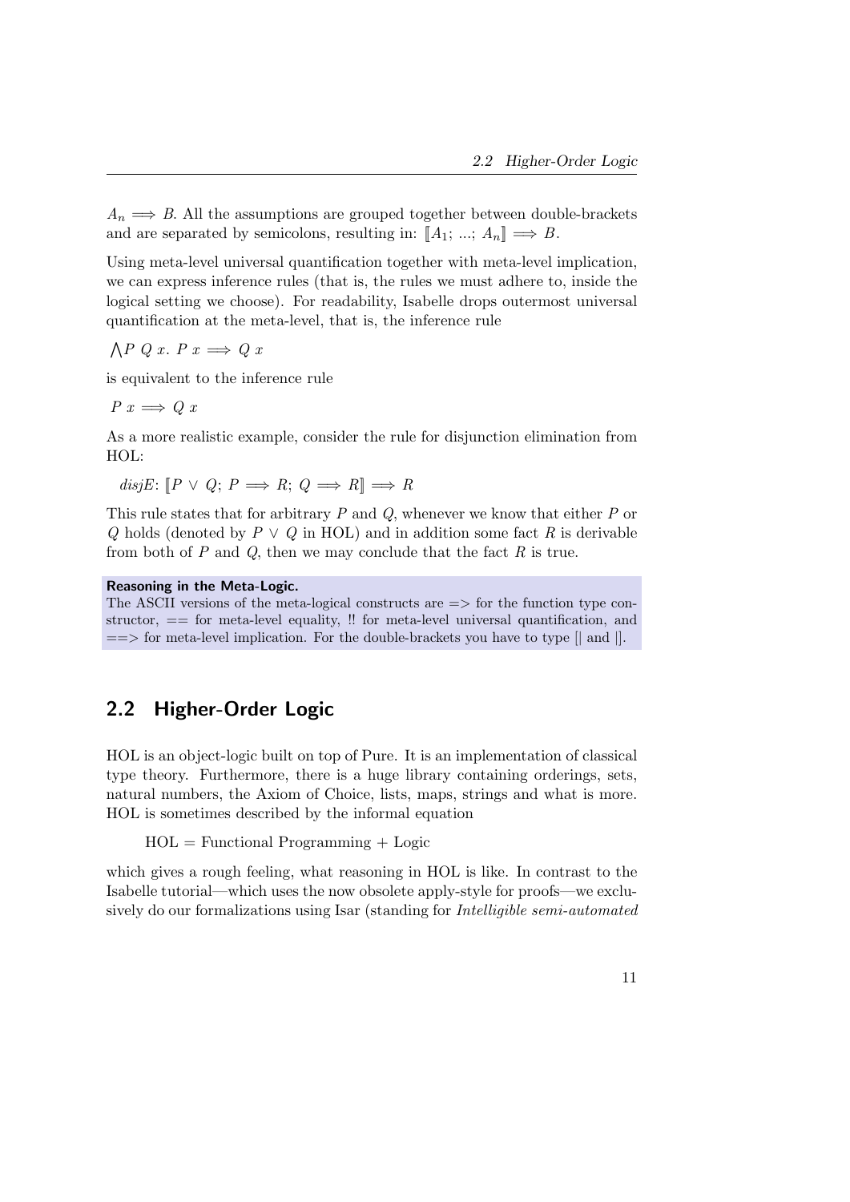$A_n \Longrightarrow B$. All the assumptions are grouped together between double-brackets and are separated by semicolons, resulting in: $[\![A_1; ...; A_n]\!] \Longrightarrow B$.

Using meta-level universal quantification together with meta-level implication, we can express inference rules (that is, the rules we must adhere to, inside the logical setting we choose). For readability, Isabelle drops outermost universal quantification at the meta-level, that is, the inference rule

$\bigwedge P\ Q\ x.\ P\ x \Longrightarrow Q\ x$

is equivalent to the inference rule

$P\ x \Longrightarrow Q\ x$

As a more realistic example, consider the rule for disjunction elimination from HOL:

*disjE*: $[\![P \vee Q;\ P \Longrightarrow R;\ Q \Longrightarrow R]\!] \Longrightarrow R$

This rule states that for arbitrary $P$ and $Q$, whenever we know that either $P$ or $Q$ holds (denoted by $P \vee Q$ in HOL) and in addition some fact $R$ is derivable from both of $P$ and $Q$, then we may conclude that the fact $R$ is true.

**Reasoning in the Meta-Logic.**
The ASCII versions of the meta-logical constructs are => for the function type constructor, == for meta-level equality, !! for meta-level universal quantification, and ==> for meta-level implication. For the double-brackets you have to type [| and |].

## 2.2 Higher-Order Logic

HOL is an object-logic built on top of Pure. It is an implementation of classical type theory. Furthermore, there is a huge library containing orderings, sets, natural numbers, the Axiom of Choice, lists, maps, strings and what is more. HOL is sometimes described by the informal equation

HOL = Functional Programming + Logic

which gives a rough feeling, what reasoning in HOL is like. In contrast to the Isabelle tutorial—which uses the now obsolete apply-style for proofs—we exclusively do our formalizations using Isar (standing for *Intelligible semi-automated*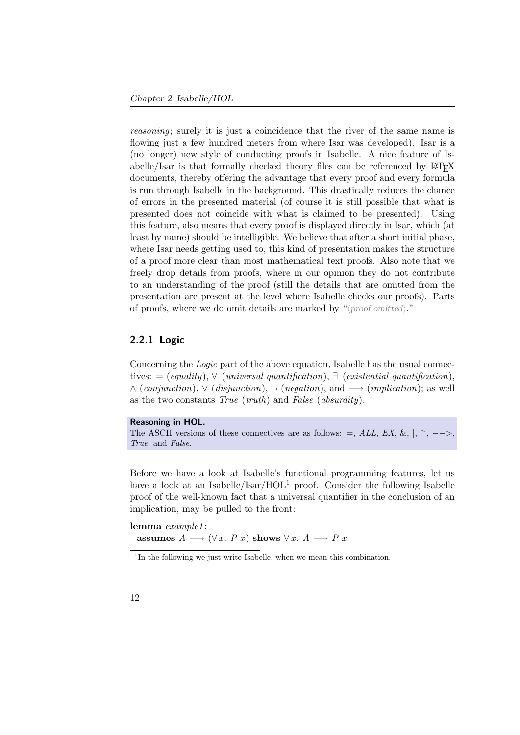*reasoning*; surely it is just a coincidence that the river of the same name is flowing just a few hundred meters from where Isar was developed). Isar is a (no longer) new style of conducting proofs in Isabelle. A nice feature of Isabelle/Isar is that formally checked theory files can be referenced by LaTeX documents, thereby offering the advantage that every proof and every formula is run through Isabelle in the background. This drastically reduces the chance of errors in the presented material (of course it is still possible that what is presented does not coincide with what is claimed to be presented). Using this feature, also means that every proof is displayed directly in Isar, which (at least by name) should be intelligible. We believe that after a short initial phase, where Isar needs getting used to, this kind of presentation makes the structure of a proof more clear than most mathematical text proofs. Also note that we freely drop details from proofs, where in our opinion they do not contribute to an understanding of the proof (still the details that are omitted from the presentation are present at the level where Isabelle checks our proofs). Parts of proofs, where we do omit details are marked by "⟨*proof omitted*⟩."

### 2.2.1 Logic

Concerning the *Logic* part of the above equation, Isabelle has the usual connectives: $=$ (*equality*), $\forall$ (*universal quantification*), $\exists$ (*existential quantification*), $\wedge$ (*conjunction*), $\vee$ (*disjunction*), $\neg$ (*negation*), and $\longrightarrow$ (*implication*); as well as the two constants *True* (*truth*) and *False* (*absurdity*).

**Reasoning in HOL.**
The ASCII versions of these connectives are as follows: =, *ALL*, *EX*, &, |, ~, -->, *True*, and *False*.

Before we have a look at Isabelle's functional programming features, let us have a look at an Isabelle/Isar/HOL[1] proof. Consider the following Isabelle proof of the well-known fact that a universal quantifier in the conclusion of an implication, may be pulled to the front:

**lemma** *example1*:
  **assumes** $A \longrightarrow (\forall x.\ P\ x)$ **shows** $\forall x.\ A \longrightarrow P\ x$

[1] In the following we just write Isabelle, when we mean this combination.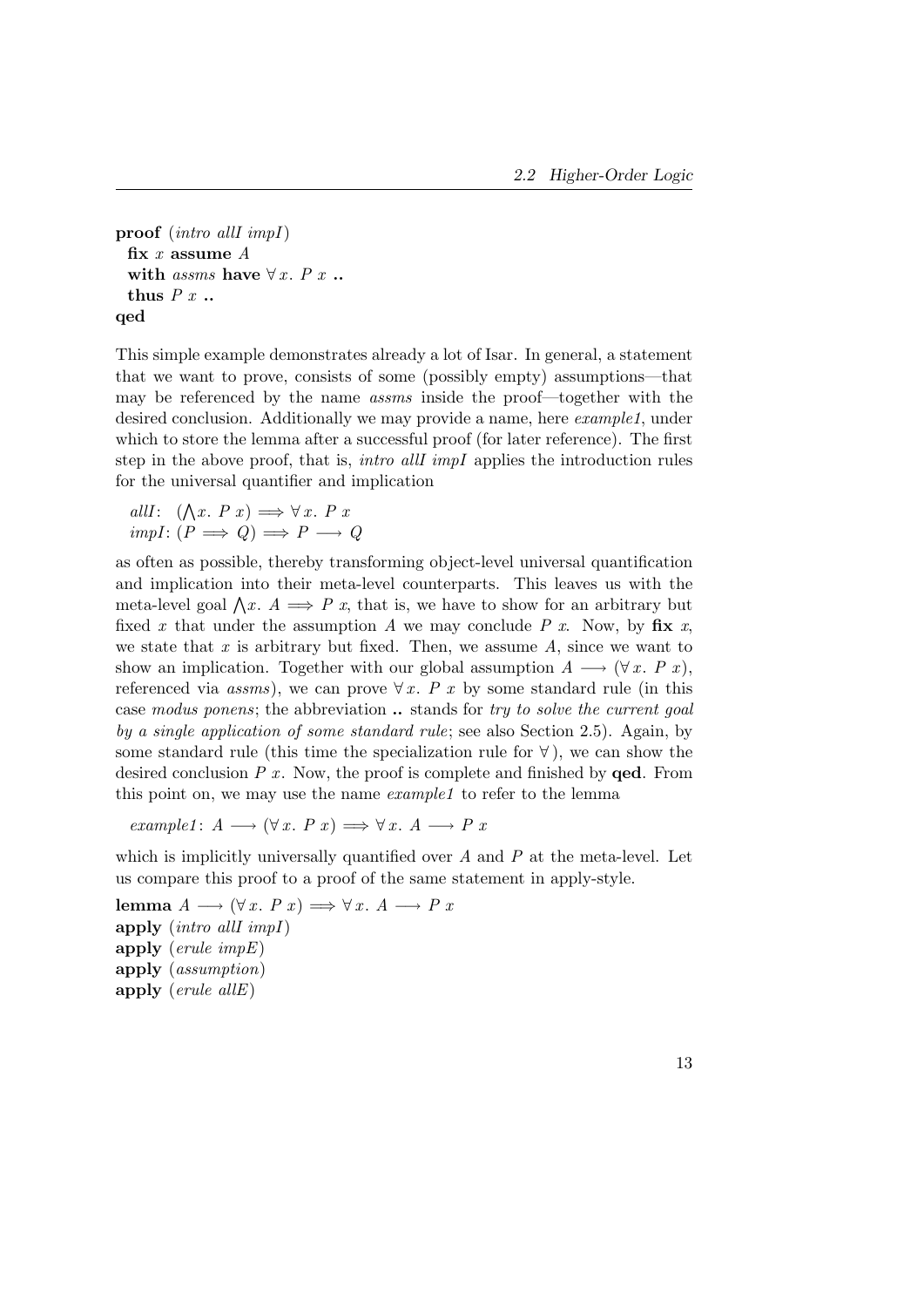**proof** (*intro allI impI*)
  **fix** $x$ **assume** $A$
  **with** *assms* **have** $\forall x.\ P\ x$ **..**
  **thus** $P\ x$ **..**
**qed**

This simple example demonstrates already a lot of Isar. In general, a statement that we want to prove, consists of some (possibly empty) assumptions—that may be referenced by the name *assms* inside the proof—together with the desired conclusion. Additionally we may provide a name, here *example1*, under which to store the lemma after a successful proof (for later reference). The first step in the above proof, that is, *intro allI impI* applies the introduction rules for the universal quantifier and implication

$$allI\colon\ (\bigwedge x.\ P\ x) \Longrightarrow \forall x.\ P\ x$$
$$impI\colon (P \Longrightarrow Q) \Longrightarrow P \longrightarrow Q$$

as often as possible, thereby transforming object-level universal quantification and implication into their meta-level counterparts. This leaves us with the meta-level goal $\bigwedge x.\ A \Longrightarrow P\ x$, that is, we have to show for an arbitrary but fixed $x$ that under the assumption $A$ we may conclude $P\ x$. Now, by **fix** $x$, we state that $x$ is arbitrary but fixed. Then, we assume $A$, since we want to show an implication. Together with our global assumption $A \longrightarrow (\forall x.\ P\ x)$, referenced via *assms*), we can prove $\forall x.\ P\ x$ by some standard rule (in this case *modus ponens*; the abbreviation **..** stands for *try to solve the current goal by a single application of some standard rule*; see also Section 2.5). Again, by some standard rule (this time the specialization rule for $\forall$), we can show the desired conclusion $P\ x$. Now, the proof is complete and finished by **qed**. From this point on, we may use the name *example1* to refer to the lemma

$$example1\colon\ A \longrightarrow (\forall x.\ P\ x) \Longrightarrow \forall x.\ A \longrightarrow P\ x$$

which is implicitly universally quantified over $A$ and $P$ at the meta-level. Let us compare this proof to a proof of the same statement in apply-style.

**lemma** $A \longrightarrow (\forall x.\ P\ x) \Longrightarrow \forall x.\ A \longrightarrow P\ x$
**apply** (*intro allI impI*)
**apply** (*erule impE*)
**apply** (*assumption*)
**apply** (*erule allE*)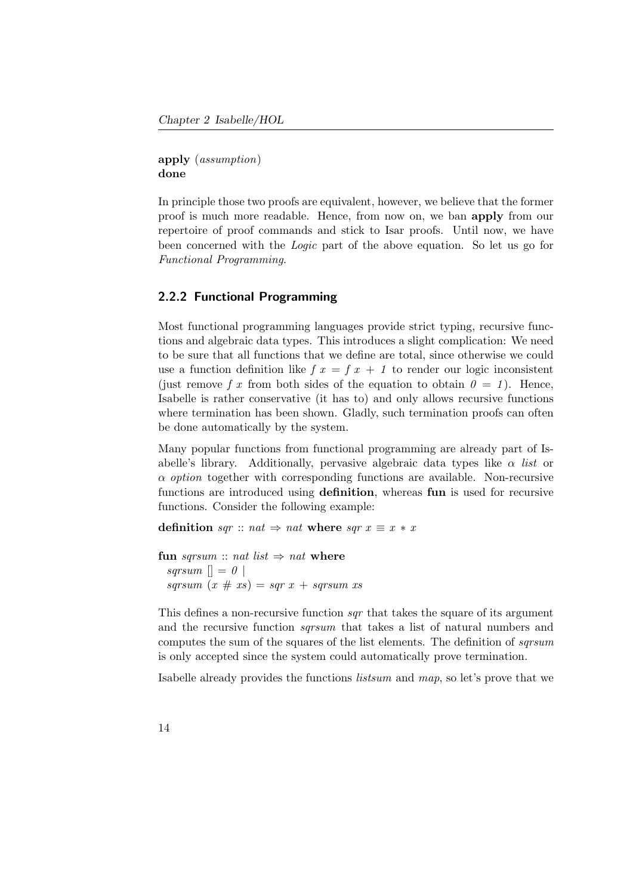**apply** (*assumption*)
**done**

In principle those two proofs are equivalent, however, we believe that the former proof is much more readable. Hence, from now on, we ban **apply** from our repertoire of proof commands and stick to Isar proofs. Until now, we have been concerned with the *Logic* part of the above equation. So let us go for *Functional Programming*.

### 2.2.2 Functional Programming

Most functional programming languages provide strict typing, recursive functions and algebraic data types. This introduces a slight complication: We need to be sure that all functions that we define are total, since otherwise we could use a function definition like $f\ x = f\ x + 1$ to render our logic inconsistent (just remove $f\ x$ from both sides of the equation to obtain $0 = 1$). Hence, Isabelle is rather conservative (it has to) and only allows recursive functions where termination has been shown. Gladly, such termination proofs can often be done automatically by the system.

Many popular functions from functional programming are already part of Isabelle's library. Additionally, pervasive algebraic data types like $\alpha$ *list* or $\alpha$ *option* together with corresponding functions are available. Non-recursive functions are introduced using **definition**, whereas **fun** is used for recursive functions. Consider the following example:

```
definition sqr :: nat ⇒ nat where sqr x ≡ x * x

fun sqrsum :: nat list ⇒ nat where
  sqrsum [] = 0 |
  sqrsum (x # xs) = sqr x + sqrsum xs
```

This defines a non-recursive function *sqr* that takes the square of its argument and the recursive function *sqrsum* that takes a list of natural numbers and computes the sum of the squares of the list elements. The definition of *sqrsum* is only accepted since the system could automatically prove termination.

Isabelle already provides the functions *listsum* and *map*, so let's prove that we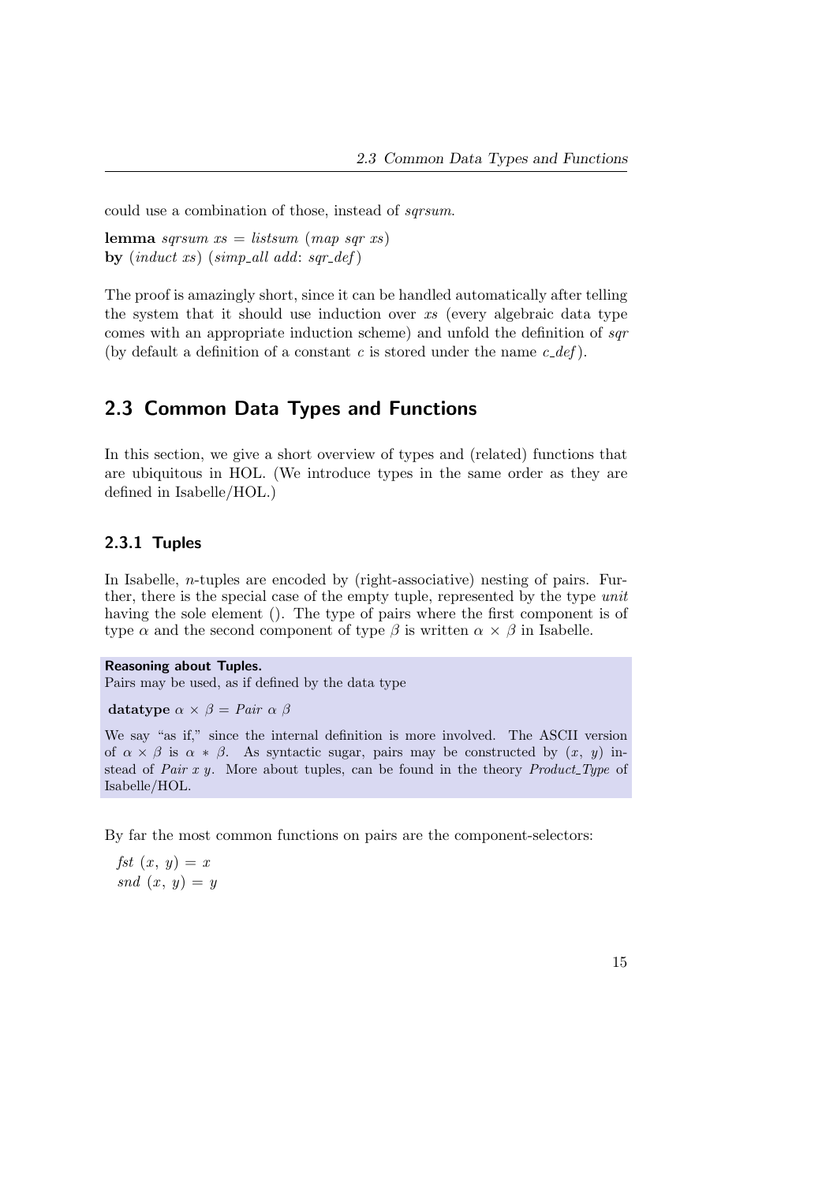could use a combination of those, instead of *sqrsum*.

**lemma** *sqrsum xs* = *listsum* (*map sqr xs*)
**by** (*induct xs*) (*simp_all add*: *sqr_def*)

The proof is amazingly short, since it can be handled automatically after telling the system that it should use induction over *xs* (every algebraic data type comes with an appropriate induction scheme) and unfold the definition of *sqr* (by default a definition of a constant *c* is stored under the name *c_def*).

## 2.3 Common Data Types and Functions

In this section, we give a short overview of types and (related) functions that are ubiquitous in HOL. (We introduce types in the same order as they are defined in Isabelle/HOL.)

### 2.3.1 Tuples

In Isabelle, $n$-tuples are encoded by (right-associative) nesting of pairs. Further, there is the special case of the empty tuple, represented by the type *unit* having the sole element (). The type of pairs where the first component is of type $\alpha$ and the second component of type $\beta$ is written $\alpha \times \beta$ in Isabelle.

**Reasoning about Tuples.**
Pairs may be used, as if defined by the data type

**datatype** $\alpha \times \beta$ = *Pair* $\alpha$ $\beta$

We say "as if," since the internal definition is more involved. The ASCII version of $\alpha \times \beta$ is $\alpha * \beta$. As syntactic sugar, pairs may be constructed by $(x, y)$ instead of *Pair x y*. More about tuples, can be found in the theory *Product_Type* of Isabelle/HOL.

By far the most common functions on pairs are the component-selectors:

*fst* $(x, y) = x$
*snd* $(x, y) = y$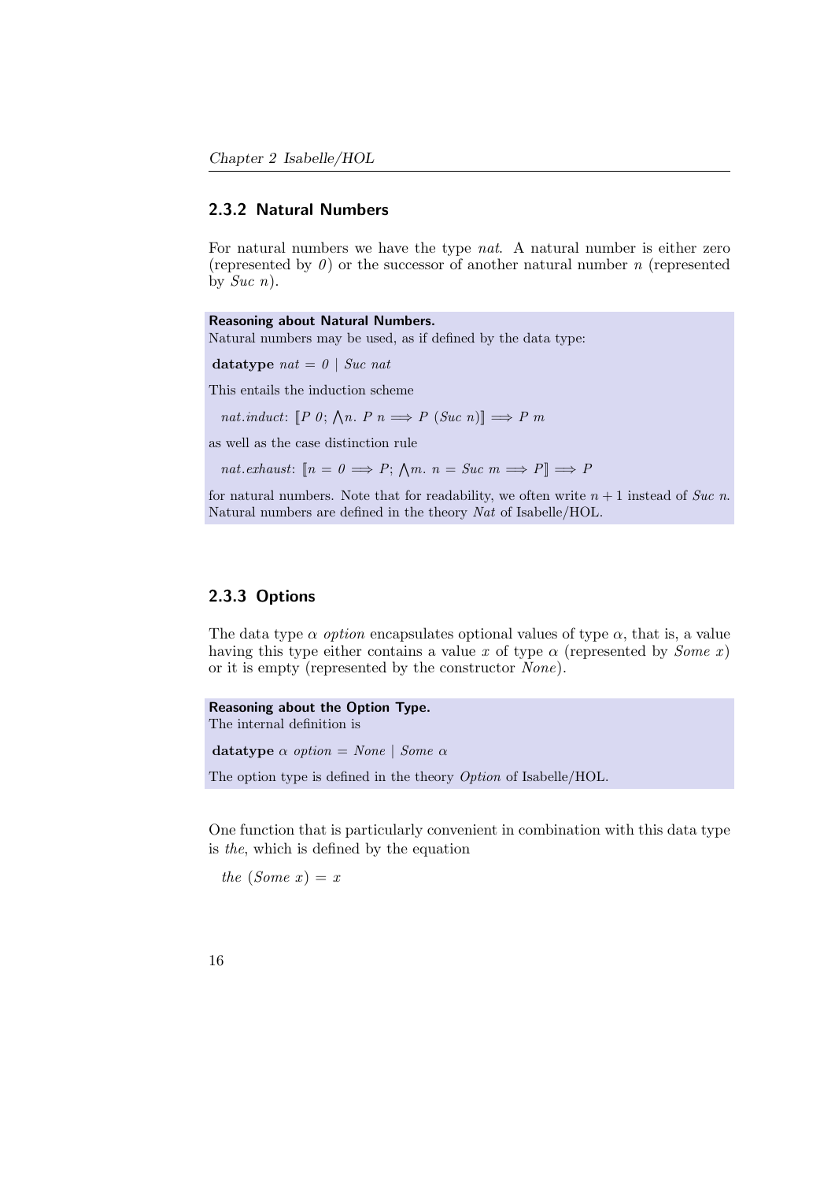### 2.3.2 Natural Numbers

For natural numbers we have the type *nat*. A natural number is either zero (represented by *0*) or the successor of another natural number $n$ (represented by *Suc n*).

**Reasoning about Natural Numbers.**
Natural numbers may be used, as if defined by the data type:

**datatype** *nat* = *0* | *Suc nat*

This entails the induction scheme

*nat.induct*: $[\![P\ 0;\ \bigwedge n.\ P\ n \Longrightarrow P\ (Suc\ n)]\!] \Longrightarrow P\ m$

as well as the case distinction rule

*nat.exhaust*: $[\![n = 0 \Longrightarrow P;\ \bigwedge m.\ n = Suc\ m \Longrightarrow P]\!] \Longrightarrow P$

for natural numbers. Note that for readability, we often write $n + 1$ instead of *Suc n*. Natural numbers are defined in the theory *Nat* of Isabelle/HOL.

### 2.3.3 Options

The data type $\alpha$ *option* encapsulates optional values of type $\alpha$, that is, a value having this type either contains a value $x$ of type $\alpha$ (represented by *Some x*) or it is empty (represented by the constructor *None*).

**Reasoning about the Option Type.**
The internal definition is

**datatype** $\alpha$ *option* = *None* | *Some* $\alpha$

The option type is defined in the theory *Option* of Isabelle/HOL.

One function that is particularly convenient in combination with this data type is *the*, which is defined by the equation

*the* (*Some x*) = *x*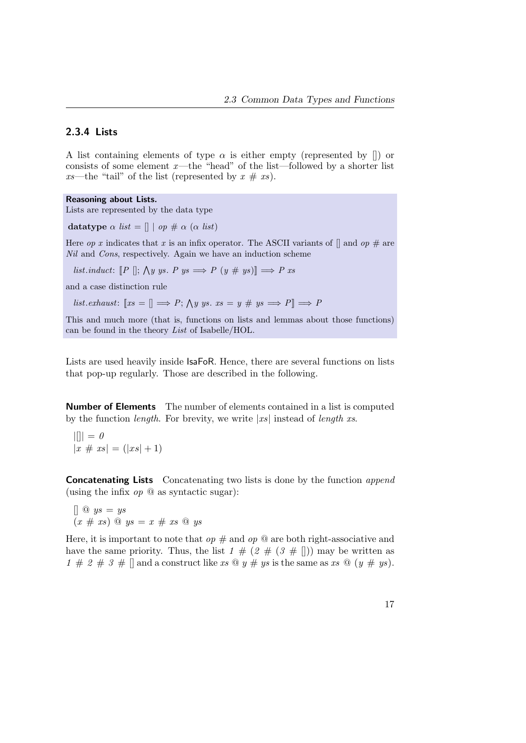### 2.3.4 Lists

A list containing elements of type $\alpha$ is either empty (represented by $[]$) or consists of some element $x$—the "head" of the list—followed by a shorter list $xs$—the "tail" of the list (represented by $x \# xs$).

**Reasoning about Lists.**
Lists are represented by the data type

**datatype** $\alpha$ *list* $= [] \mid op \# \alpha\ (\alpha\ list)$

Here *op* $x$ indicates that $x$ is an infix operator. The ASCII variants of $[]$ and *op* # are *Nil* and *Cons*, respectively. Again we have an induction scheme

*list.induct*: $[\![P\ [];\ \bigwedge y\ ys.\ P\ ys \Longrightarrow P\ (y \# ys)]\!] \Longrightarrow P\ xs$

and a case distinction rule

*list.exhaust*: $[\![xs = [] \Longrightarrow P;\ \bigwedge y\ ys.\ xs = y \# ys \Longrightarrow P]\!] \Longrightarrow P$

This and much more (that is, functions on lists and lemmas about those functions) can be found in the theory *List* of Isabelle/HOL.

Lists are used heavily inside IsaFoR. Hence, there are several functions on lists that pop-up regularly. Those are described in the following.

**Number of Elements** The number of elements contained in a list is computed by the function *length*. For brevity, we write $|xs|$ instead of *length* $xs$.

$$|[]| = 0$$
$$|x \# xs| = (|xs| + 1)$$

**Concatenating Lists** Concatenating two lists is done by the function *append* (using the infix *op* @ as syntactic sugar):

$$[]\ @\ ys = ys$$
$$(x \# xs)\ @\ ys = x \# xs\ @\ ys$$

Here, it is important to note that *op* # and *op* @ are both right-associative and have the same priority. Thus, the list $1 \# (2 \# (3 \# []))$ may be written as $1 \# 2 \# 3 \# []$ and a construct like $xs\ @\ y \# ys$ is the same as $xs\ @\ (y \# ys)$.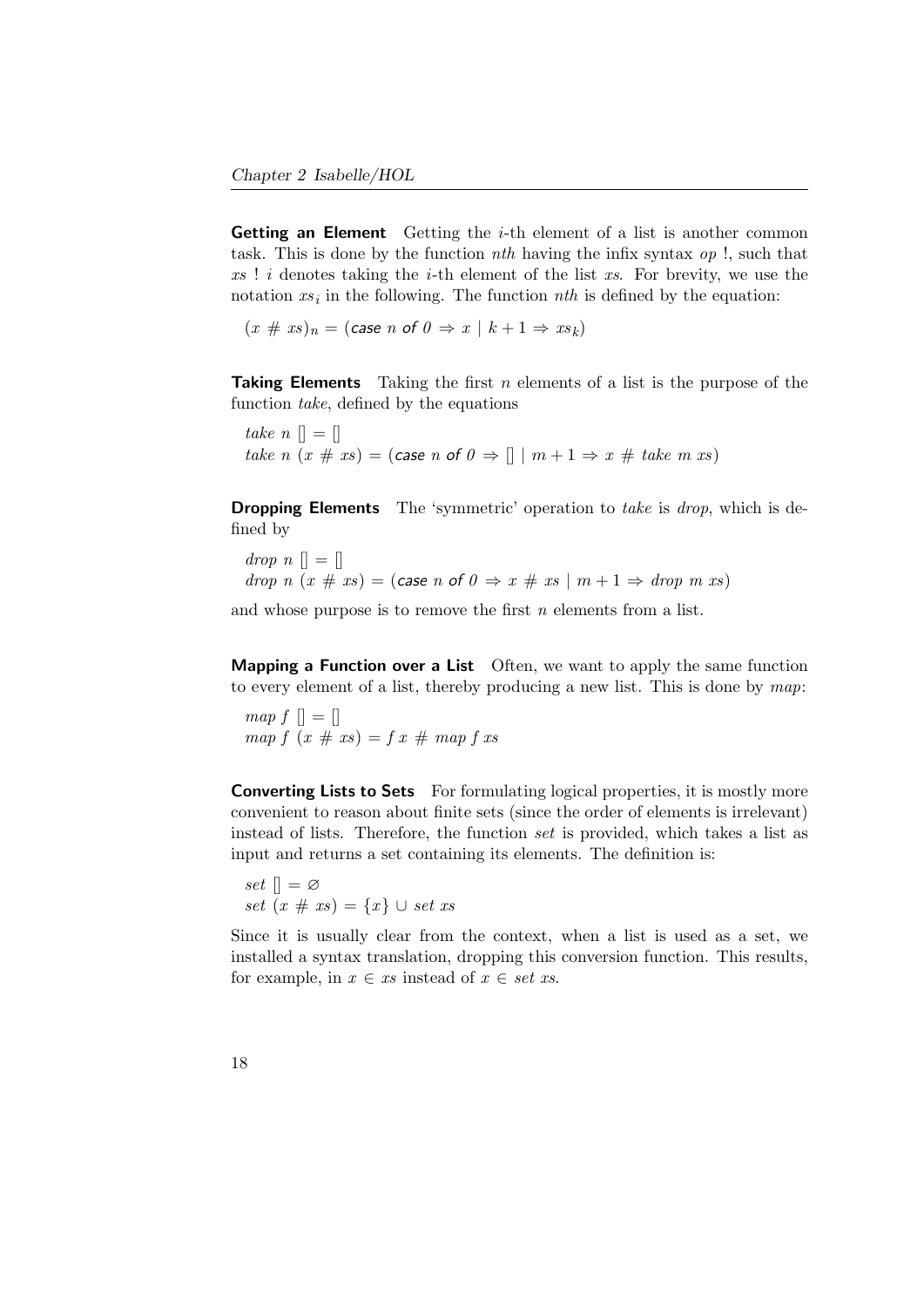**Getting an Element** Getting the $i$-th element of a list is another common task. This is done by the function *nth* having the infix syntax *op* !, such that *xs* ! *i* denotes taking the $i$-th element of the list *xs*. For brevity, we use the notation $xs_i$ in the following. The function *nth* is defined by the equation:

$$(x \ \# \ xs)_n = (\textsf{case}\ n\ \textsf{of}\ 0 \Rightarrow x \mid k + 1 \Rightarrow xs_k)$$

**Taking Elements** Taking the first $n$ elements of a list is the purpose of the function *take*, defined by the equations

$$\begin{aligned}
&take\ n\ [] = [] \\
&take\ n\ (x \ \# \ xs) = (\textsf{case}\ n\ \textsf{of}\ 0 \Rightarrow [] \mid m + 1 \Rightarrow x \ \# \ take\ m\ xs)
\end{aligned}$$

**Dropping Elements** The 'symmetric' operation to *take* is *drop*, which is defined by

$$\begin{aligned}
&drop\ n\ [] = [] \\
&drop\ n\ (x \ \# \ xs) = (\textsf{case}\ n\ \textsf{of}\ 0 \Rightarrow x \ \# \ xs \mid m + 1 \Rightarrow drop\ m\ xs)
\end{aligned}$$

and whose purpose is to remove the first $n$ elements from a list.

**Mapping a Function over a List** Often, we want to apply the same function to every element of a list, thereby producing a new list. This is done by *map*:

$$\begin{aligned}
&map\ f\ [] = [] \\
&map\ f\ (x \ \# \ xs) = f\ x \ \# \ map\ f\ xs
\end{aligned}$$

**Converting Lists to Sets** For formulating logical properties, it is mostly more convenient to reason about finite sets (since the order of elements is irrelevant) instead of lists. Therefore, the function *set* is provided, which takes a list as input and returns a set containing its elements. The definition is:

$$\begin{aligned}
&set\ [] = \varnothing \\
&set\ (x \ \# \ xs) = \{x\} \cup set\ xs
\end{aligned}$$

Since it is usually clear from the context, when a list is used as a set, we installed a syntax translation, dropping this conversion function. This results, for example, in $x \in xs$ instead of $x \in set\ xs$.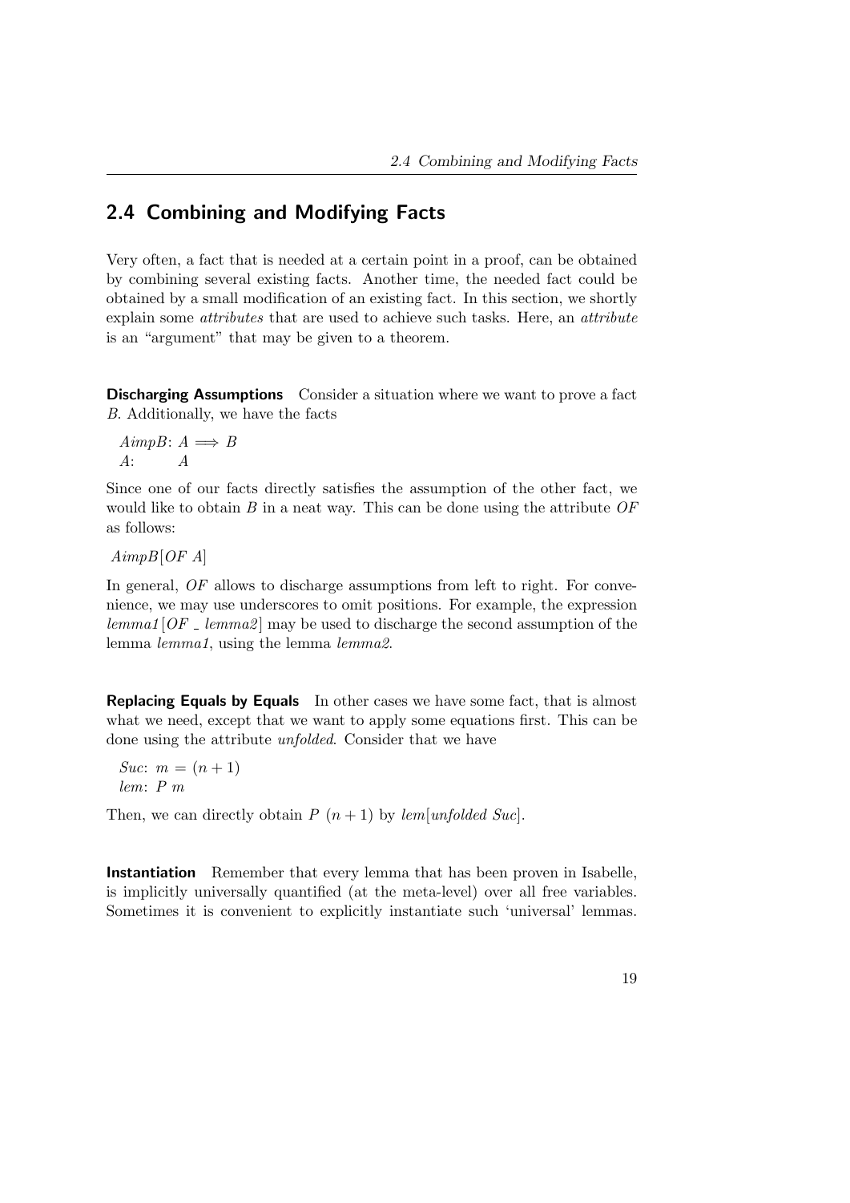## 2.4 Combining and Modifying Facts

Very often, a fact that is needed at a certain point in a proof, can be obtained by combining several existing facts. Another time, the needed fact could be obtained by a small modification of an existing fact. In this section, we shortly explain some *attributes* that are used to achieve such tasks. Here, an *attribute* is an "argument" that may be given to a theorem.

**Discharging Assumptions** Consider a situation where we want to prove a fact $B$. Additionally, we have the facts

*AimpB*: $A \Longrightarrow B$
*A*: $A$

Since one of our facts directly satisfies the assumption of the other fact, we would like to obtain $B$ in a neat way. This can be done using the attribute *OF* as follows:

*AimpB*[*OF A*]

In general, *OF* allows to discharge assumptions from left to right. For convenience, we may use underscores to omit positions. For example, the expression *lemma1*[*OF _ lemma2*] may be used to discharge the second assumption of the lemma *lemma1*, using the lemma *lemma2*.

**Replacing Equals by Equals** In other cases we have some fact, that is almost what we need, except that we want to apply some equations first. This can be done using the attribute *unfolded*. Consider that we have

*Suc*: $m = (n + 1)$
*lem*: $P\ m$

Then, we can directly obtain $P\ (n + 1)$ by *lem*[*unfolded Suc*].

**Instantiation** Remember that every lemma that has been proven in Isabelle, is implicitly universally quantified (at the meta-level) over all free variables. Sometimes it is convenient to explicitly instantiate such 'universal' lemmas.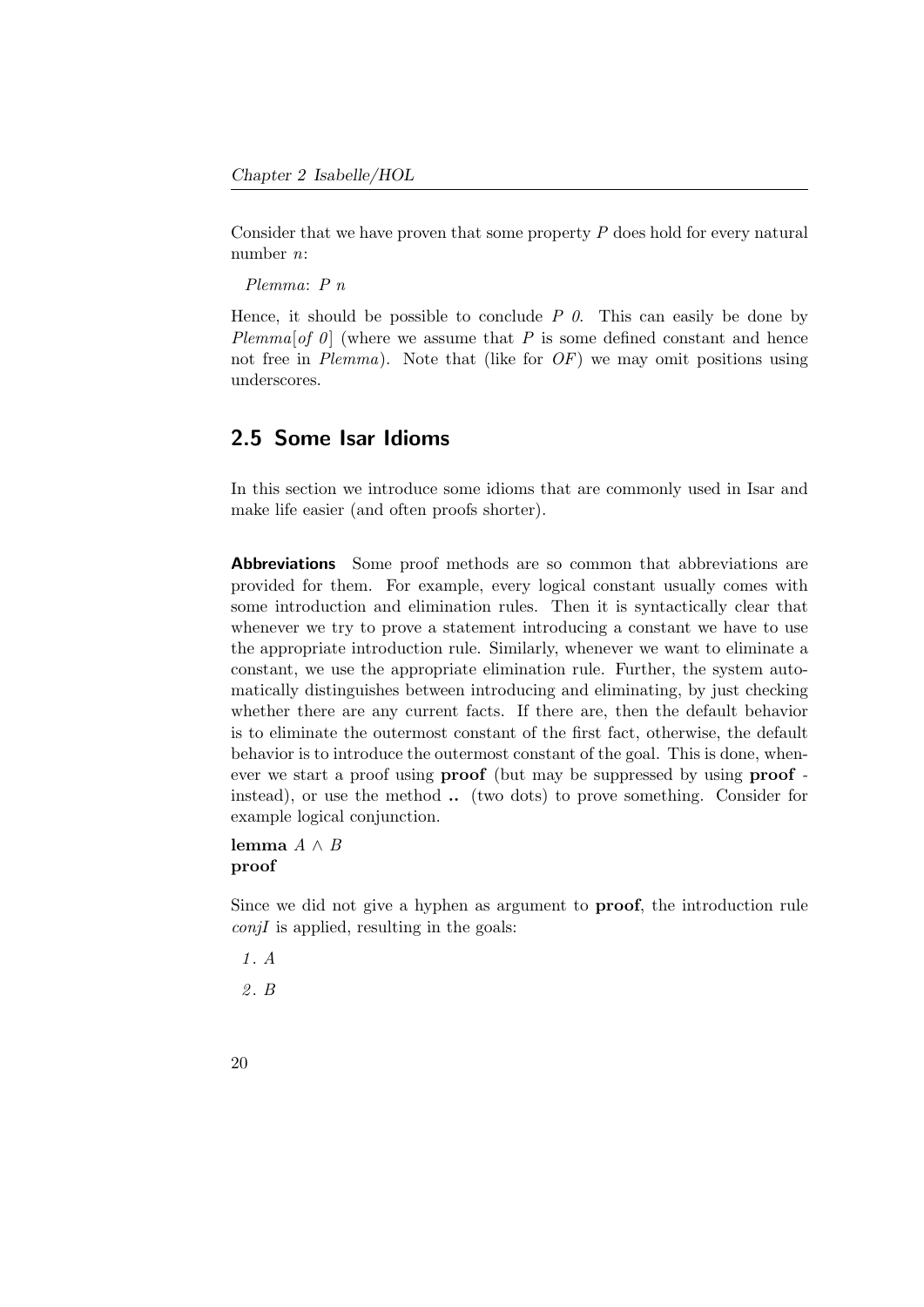Consider that we have proven that some property $P$ does hold for every natural number $n$:

*Plemma*: *P n*

Hence, it should be possible to conclude *P 0*. This can easily be done by *Plemma*[*of 0*] (where we assume that $P$ is some defined constant and hence not free in *Plemma*). Note that (like for *OF*) we may omit positions using underscores.

## 2.5 Some Isar Idioms

In this section we introduce some idioms that are commonly used in Isar and make life easier (and often proofs shorter).

**Abbreviations** Some proof methods are so common that abbreviations are provided for them. For example, every logical constant usually comes with some introduction and elimination rules. Then it is syntactically clear that whenever we try to prove a statement introducing a constant we have to use the appropriate introduction rule. Similarly, whenever we want to eliminate a constant, we use the appropriate elimination rule. Further, the system automatically distinguishes between introducing and eliminating, by just checking whether there are any current facts. If there are, then the default behavior is to eliminate the outermost constant of the first fact, otherwise, the default behavior is to introduce the outermost constant of the goal. This is done, whenever we start a proof using **proof** (but may be suppressed by using **proof** - instead), or use the method **..** (two dots) to prove something. Consider for example logical conjunction.

**lemma** $A \wedge B$
**proof**

Since we did not give a hyphen as argument to **proof**, the introduction rule *conjI* is applied, resulting in the goals:

*1. A*

*2. B*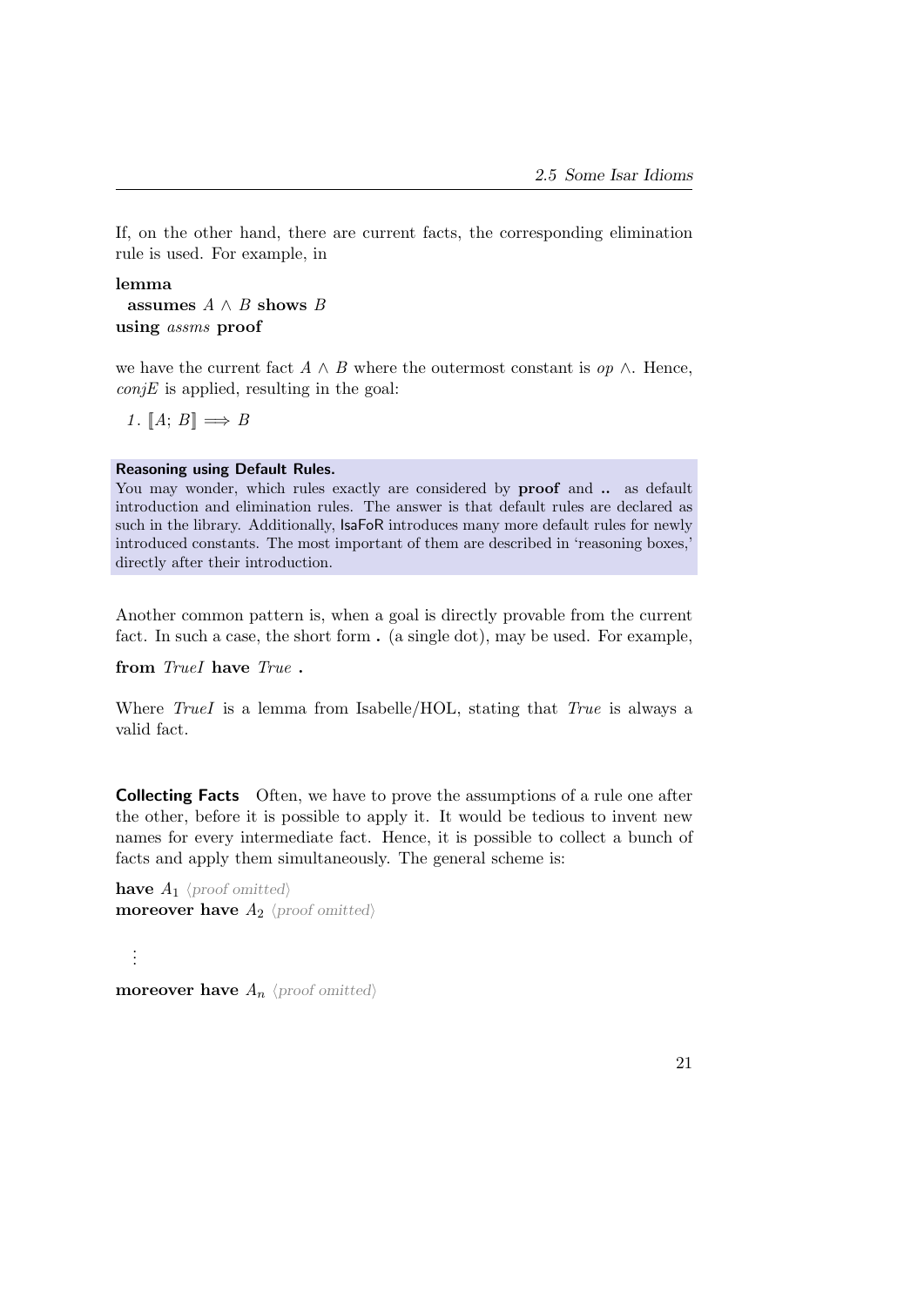If, on the other hand, there are current facts, the corresponding elimination rule is used. For example, in

**lemma**
  **assumes** $A \wedge B$ **shows** $B$
**using** *assms* **proof**

we have the current fact $A \wedge B$ where the outermost constant is *op* $\wedge$. Hence, *conjE* is applied, resulting in the goal:

1. $[\![A; B]\!] \Longrightarrow B$

**Reasoning using Default Rules.**
You may wonder, which rules exactly are considered by **proof** and **..** as default introduction and elimination rules. The answer is that default rules are declared as such in the library. Additionally, IsaFoR introduces many more default rules for newly introduced constants. The most important of them are described in 'reasoning boxes,' directly after their introduction.

Another common pattern is, when a goal is directly provable from the current fact. In such a case, the short form **.** (a single dot), may be used. For example,

**from** *TrueI* **have** *True* **.**

Where *TrueI* is a lemma from Isabelle/HOL, stating that *True* is always a valid fact.

**Collecting Facts** Often, we have to prove the assumptions of a rule one after the other, before it is possible to apply it. It would be tedious to invent new names for every intermediate fact. Hence, it is possible to collect a bunch of facts and apply them simultaneously. The general scheme is:

**have** $A_1$ ⟨*proof omitted*⟩
**moreover have** $A_2$ ⟨*proof omitted*⟩

⋮

**moreover have** $A_n$ ⟨*proof omitted*⟩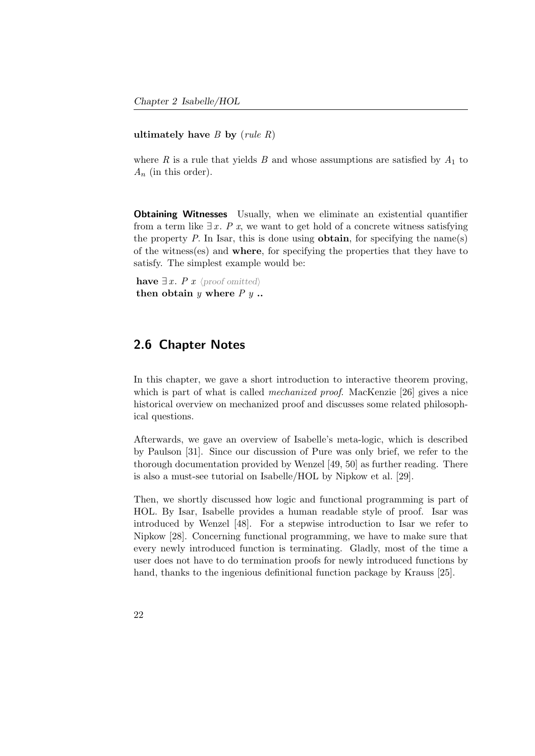**ultimately have** $B$ **by** (*rule* $R$)

where $R$ is a rule that yields $B$ and whose assumptions are satisfied by $A_1$ to $A_n$ (in this order).

**Obtaining Witnesses** Usually, when we eliminate an existential quantifier from a term like $\exists x.\ P\ x$, we want to get hold of a concrete witness satisfying the property $P$. In Isar, this is done using **obtain**, for specifying the name(s) of the witness(es) and **where**, for specifying the properties that they have to satisfy. The simplest example would be:

**have** $\exists x.\ P\ x$ ⟨proof omitted⟩
**then obtain** $y$ **where** $P\ y$ **..**

## 2.6 Chapter Notes

In this chapter, we gave a short introduction to interactive theorem proving, which is part of what is called *mechanized proof*. MacKenzie [26] gives a nice historical overview on mechanized proof and discusses some related philosophical questions.

Afterwards, we gave an overview of Isabelle's meta-logic, which is described by Paulson [31]. Since our discussion of Pure was only brief, we refer to the thorough documentation provided by Wenzel [49, 50] as further reading. There is also a must-see tutorial on Isabelle/HOL by Nipkow et al. [29].

Then, we shortly discussed how logic and functional programming is part of HOL. By Isar, Isabelle provides a human readable style of proof. Isar was introduced by Wenzel [48]. For a stepwise introduction to Isar we refer to Nipkow [28]. Concerning functional programming, we have to make sure that every newly introduced function is terminating. Gladly, most of the time a user does not have to do termination proofs for newly introduced functions by hand, thanks to the ingenious definitional function package by Krauss [25].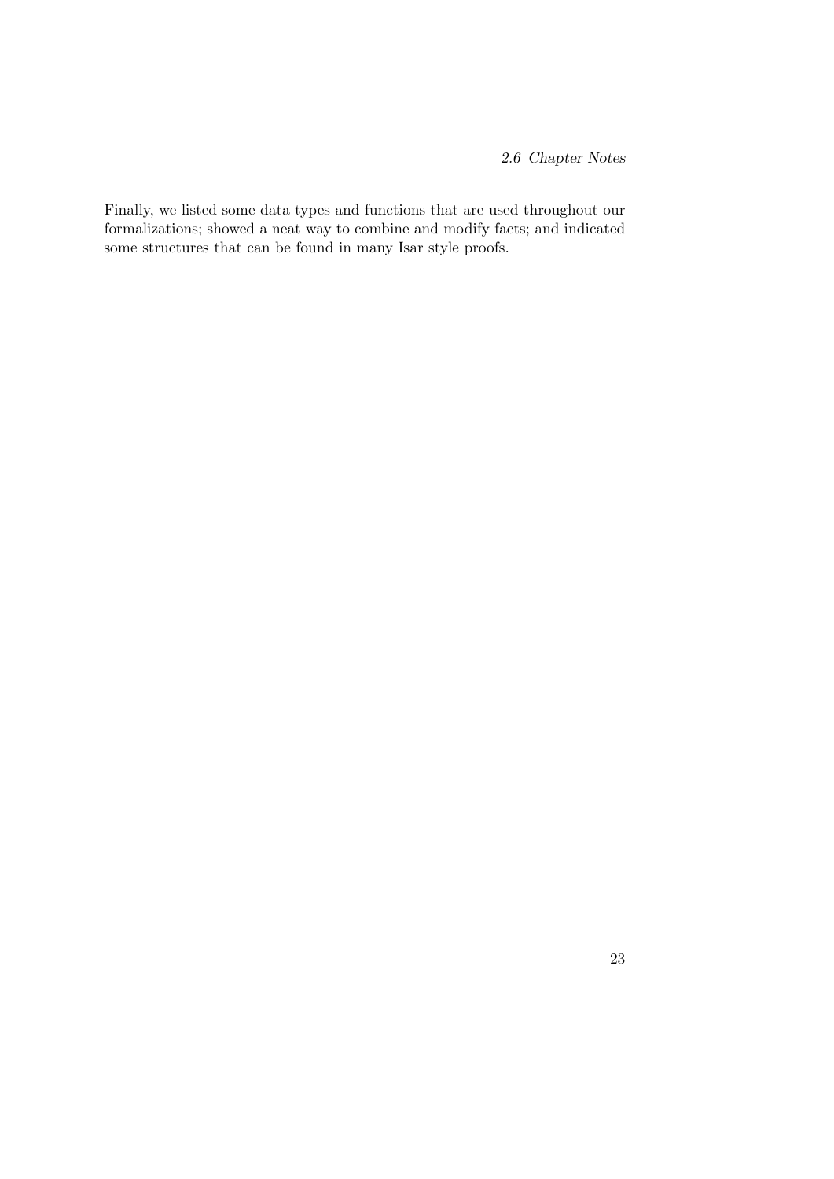Finally, we listed some data types and functions that are used throughout our formalizations; showed a neat way to combine and modify facts; and indicated some structures that can be found in many Isar style proofs.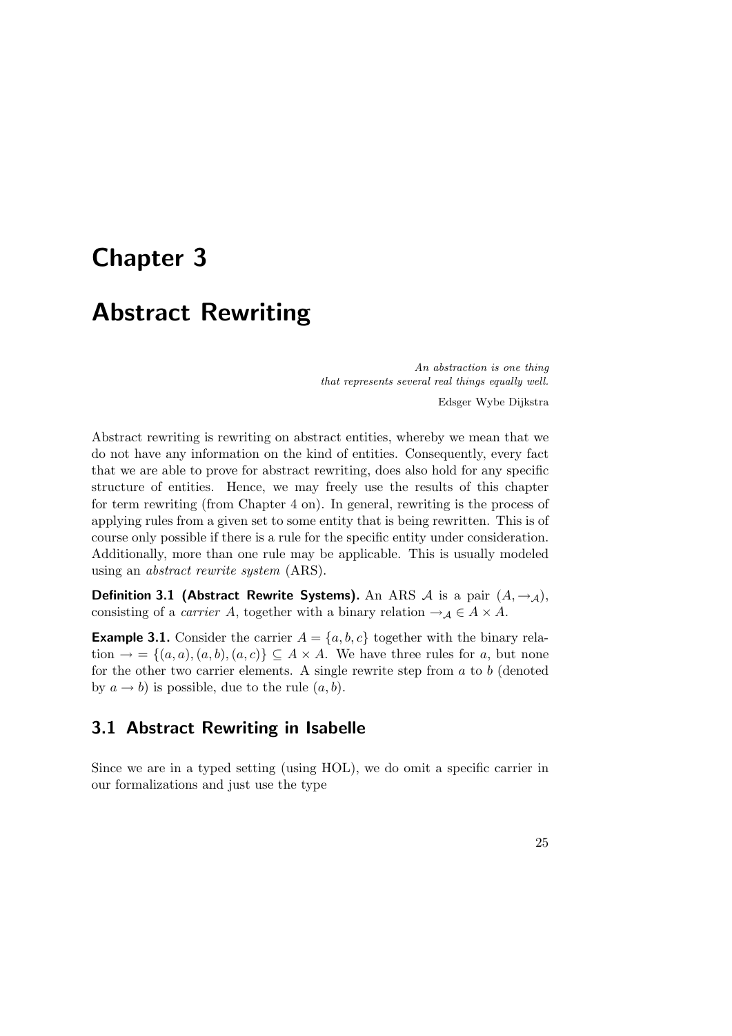# Chapter 3

# Abstract Rewriting

*An abstraction is one thing*
*that represents several real things equally well.*

Edsger Wybe Dijkstra

Abstract rewriting is rewriting on abstract entities, whereby we mean that we do not have any information on the kind of entities. Consequently, every fact that we are able to prove for abstract rewriting, does also hold for any specific structure of entities. Hence, we may freely use the results of this chapter for term rewriting (from Chapter 4 on). In general, rewriting is the process of applying rules from a given set to some entity that is being rewritten. This is of course only possible if there is a rule for the specific entity under consideration. Additionally, more than one rule may be applicable. This is usually modeled using an *abstract rewrite system* (ARS).

**Definition 3.1 (Abstract Rewrite Systems).** An ARS $\mathcal{A}$ is a pair $(A, \to_{\mathcal{A}})$, consisting of a *carrier* $A$, together with a binary relation $\to_{\mathcal{A}} \in A \times A$.

**Example 3.1.** Consider the carrier $A = \{a, b, c\}$ together with the binary relation $\to = \{(a, a), (a, b), (a, c)\} \subseteq A \times A$. We have three rules for $a$, but none for the other two carrier elements. A single rewrite step from $a$ to $b$ (denoted by $a \to b$) is possible, due to the rule $(a, b)$.

## 3.1 Abstract Rewriting in Isabelle

Since we are in a typed setting (using HOL), we do omit a specific carrier in our formalizations and just use the type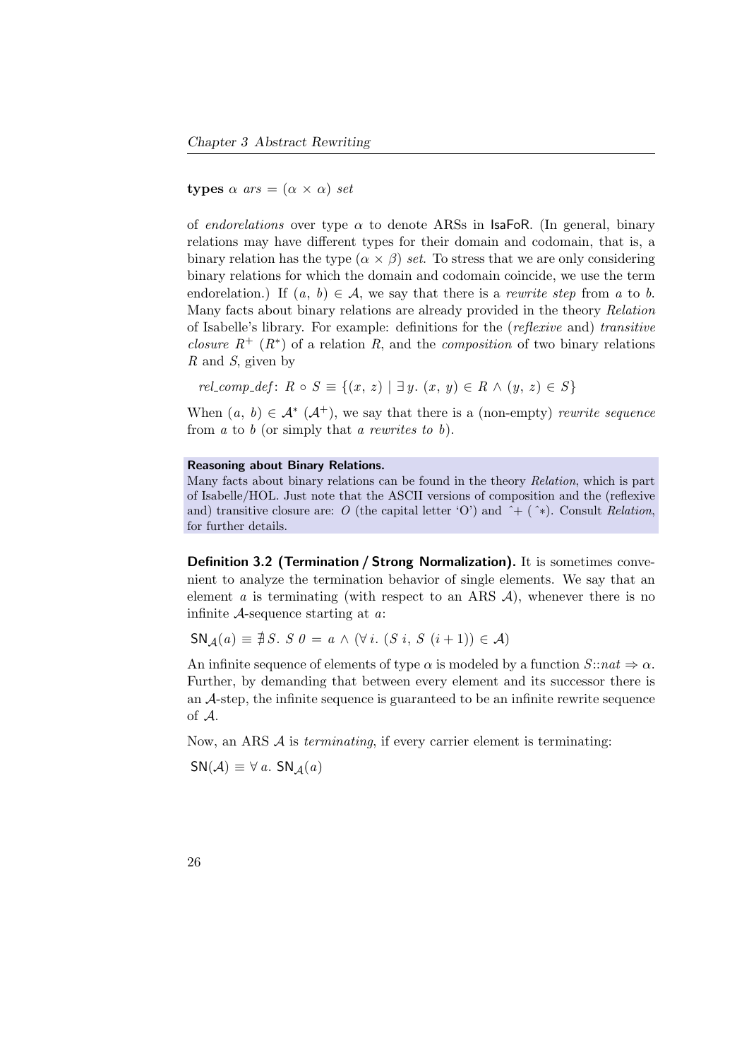**types** $\alpha$ *ars* = $(\alpha \times \alpha)$ *set*

of *endorelations* over type $\alpha$ to denote ARSs in IsaFoR. (In general, binary relations may have different types for their domain and codomain, that is, a binary relation has the type $(\alpha \times \beta)$ *set*. To stress that we are only considering binary relations for which the domain and codomain coincide, we use the term endorelation.) If $(a,\ b) \in \mathcal{A}$, we say that there is a *rewrite step* from $a$ to $b$. Many facts about binary relations are already provided in the theory *Relation* of Isabelle's library. For example: definitions for the (*reflexive* and) *transitive closure* $R^+$ ($R^*$) of a relation $R$, and the *composition* of two binary relations $R$ and $S$, given by

*rel_comp_def*: $R \circ S \equiv \{(x,\ z) \mid \exists\, y.\ (x,\ y) \in R \wedge (y,\ z) \in S\}$

When $(a,\ b) \in \mathcal{A}^*$ ($\mathcal{A}^+$), we say that there is a (non-empty) *rewrite sequence* from $a$ to $b$ (or simply that *a rewrites to b*).

**Reasoning about Binary Relations.**
Many facts about binary relations can be found in the theory *Relation*, which is part of Isabelle/HOL. Just note that the ASCII versions of composition and the (reflexive and) transitive closure are: $O$ (the capital letter 'O') and ^+ (^*). Consult *Relation*, for further details.

**Definition 3.2 (Termination / Strong Normalization).** It is sometimes convenient to analyze the termination behavior of single elements. We say that an element $a$ is terminating (with respect to an ARS $\mathcal{A}$), whenever there is no infinite $\mathcal{A}$-sequence starting at $a$:

$\mathsf{SN}_{\mathcal{A}}(a) \equiv \nexists\, S.\ S\ 0 = a \wedge (\forall\, i.\ (S\ i,\ S\ (i+1)) \in \mathcal{A})$

An infinite sequence of elements of type $\alpha$ is modeled by a function $S{::}nat \Rightarrow \alpha$. Further, by demanding that between every element and its successor there is an $\mathcal{A}$-step, the infinite sequence is guaranteed to be an infinite rewrite sequence of $\mathcal{A}$.

Now, an ARS $\mathcal{A}$ is *terminating*, if every carrier element is terminating:

$\mathsf{SN}(\mathcal{A}) \equiv \forall\, a.\ \mathsf{SN}_{\mathcal{A}}(a)$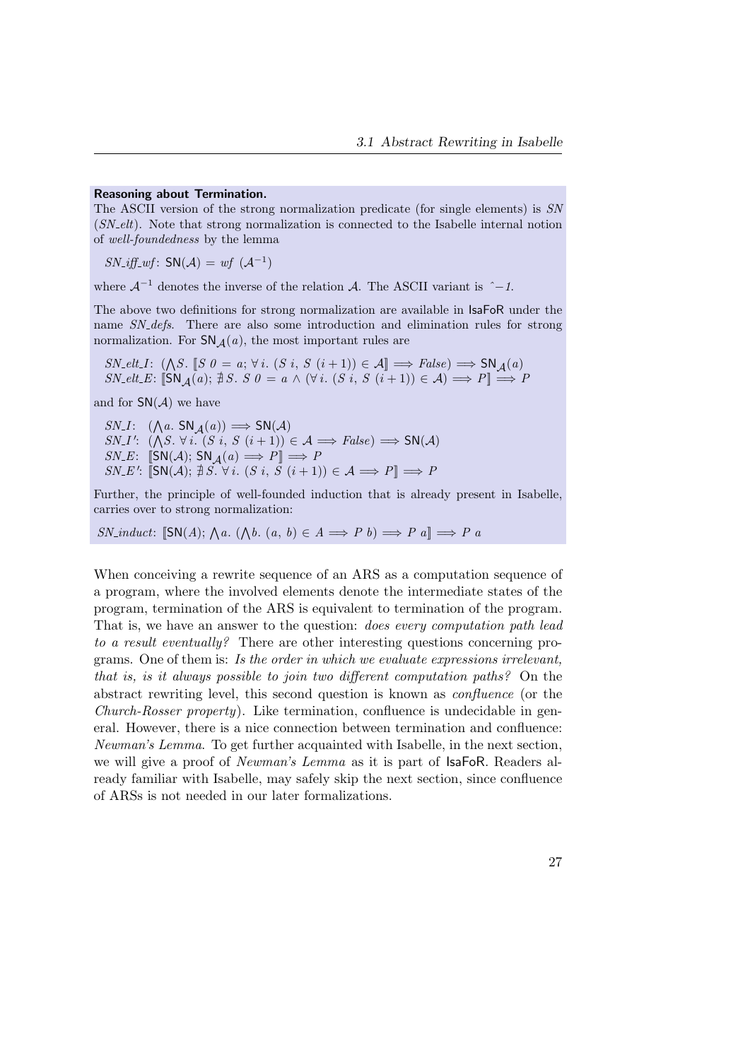**Reasoning about Termination.**
The ASCII version of the strong normalization predicate (for single elements) is *SN* (*SN_elt*). Note that strong normalization is connected to the Isabelle internal notion of *well-foundedness* by the lemma

*SN_iff_wf*: $\mathsf{SN}(\mathcal{A}) = \mathit{wf}\ (\mathcal{A}^{-1})$

where $\mathcal{A}^{-1}$ denotes the inverse of the relation $\mathcal{A}$. The ASCII variant is *^−1*.

The above two definitions for strong normalization are available in IsaFoR under the name *SN_defs*. There are also some introduction and elimination rules for strong normalization. For $\mathsf{SN}_{\mathcal{A}}(a)$, the most important rules are

*SN_elt_I*: $(\bigwedge S.\ \llbracket S\ 0 = a; \forall i.\ (S\ i,\ S\ (i+1)) \in \mathcal{A}\rrbracket \Longrightarrow \mathit{False}) \Longrightarrow \mathsf{SN}_{\mathcal{A}}(a)$
*SN_elt_E*: $\llbracket \mathsf{SN}_{\mathcal{A}}(a); \nexists S.\ S\ 0 = a \wedge (\forall i.\ (S\ i,\ S\ (i+1)) \in \mathcal{A}) \Longrightarrow P\rrbracket \Longrightarrow P$

and for $\mathsf{SN}(\mathcal{A})$ we have

*SN_I*: $(\bigwedge a.\ \mathsf{SN}_{\mathcal{A}}(a)) \Longrightarrow \mathsf{SN}(\mathcal{A})$
*SN_I′*: $(\bigwedge S.\ \forall i.\ (S\ i,\ S\ (i+1)) \in \mathcal{A} \Longrightarrow \mathit{False}) \Longrightarrow \mathsf{SN}(\mathcal{A})$
*SN_E*: $\llbracket \mathsf{SN}(\mathcal{A}); \mathsf{SN}_{\mathcal{A}}(a) \Longrightarrow P\rrbracket \Longrightarrow P$
*SN_E′*: $\llbracket \mathsf{SN}(\mathcal{A}); \nexists S.\ \forall i.\ (S\ i,\ S\ (i+1)) \in \mathcal{A} \Longrightarrow P\rrbracket \Longrightarrow P$

Further, the principle of well-founded induction that is already present in Isabelle, carries over to strong normalization:

*SN_induct*: $\llbracket \mathsf{SN}(A); \bigwedge a.\ (\bigwedge b.\ (a,\ b) \in A \Longrightarrow P\ b) \Longrightarrow P\ a\rrbracket \Longrightarrow P\ a$

When conceiving a rewrite sequence of an ARS as a computation sequence of a program, where the involved elements denote the intermediate states of the program, termination of the ARS is equivalent to termination of the program. That is, we have an answer to the question: *does every computation path lead to a result eventually?* There are other interesting questions concerning programs. One of them is: *Is the order in which we evaluate expressions irrelevant, that is, is it always possible to join two different computation paths?* On the abstract rewriting level, this second question is known as *confluence* (or the *Church-Rosser property*). Like termination, confluence is undecidable in general. However, there is a nice connection between termination and confluence: *Newman's Lemma*. To get further acquainted with Isabelle, in the next section, we will give a proof of *Newman's Lemma* as it is part of IsaFoR. Readers already familiar with Isabelle, may safely skip the next section, since confluence of ARSs is not needed in our later formalizations.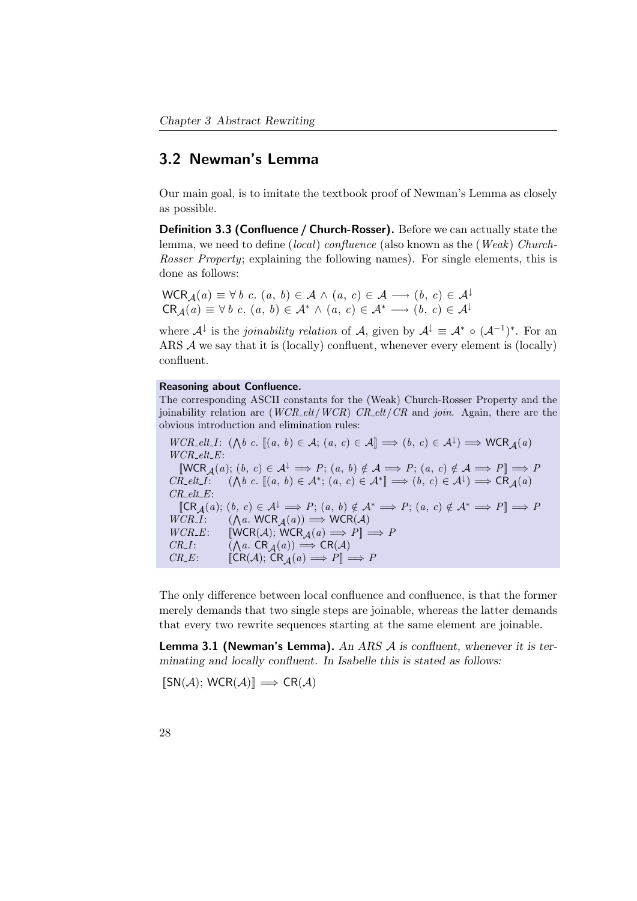## 3.2 Newman's Lemma

Our main goal, is to imitate the textbook proof of Newman's Lemma as closely as possible.

**Definition 3.3 (Confluence / Church-Rosser).** Before we can actually state the lemma, we need to define (*local*) *confluence* (also known as the (*Weak*) *Church-Rosser Property*; explaining the following names). For single elements, this is done as follows:

$$\mathsf{WCR}_{\mathcal{A}}(a) \equiv \forall\, b\ c.\ (a,\, b) \in \mathcal{A} \wedge (a,\, c) \in \mathcal{A} \longrightarrow (b,\, c) \in \mathcal{A}^{\downarrow}$$
$$\mathsf{CR}_{\mathcal{A}}(a) \equiv \forall\, b\ c.\ (a,\, b) \in \mathcal{A}^{*} \wedge (a,\, c) \in \mathcal{A}^{*} \longrightarrow (b,\, c) \in \mathcal{A}^{\downarrow}$$

where $\mathcal{A}^{\downarrow}$ is the *joinability relation* of $\mathcal{A}$, given by $\mathcal{A}^{\downarrow} \equiv \mathcal{A}^{*} \circ (\mathcal{A}^{-1})^{*}$. For an ARS $\mathcal{A}$ we say that it is (locally) confluent, whenever every element is (locally) confluent.

**Reasoning about Confluence.**

The corresponding ASCII constants for the (Weak) Church-Rosser Property and the joinability relation are (*WCR_elt*/*WCR*) *CR_elt*/*CR* and *join*. Again, there are the obvious introduction and elimination rules:

*WCR_elt_I*: $(\bigwedge b\ c.\ [\![(a,\, b) \in \mathcal{A};\ (a,\, c) \in \mathcal{A}]\!] \Longrightarrow (b,\, c) \in \mathcal{A}^{\downarrow}) \Longrightarrow \mathsf{WCR}_{\mathcal{A}}(a)$

*WCR_elt_E*:
$[\![\mathsf{WCR}_{\mathcal{A}}(a);\ (b,\, c) \in \mathcal{A}^{\downarrow} \Longrightarrow P;\ (a,\, b) \notin \mathcal{A} \Longrightarrow P;\ (a,\, c) \notin \mathcal{A} \Longrightarrow P]\!] \Longrightarrow P$

*CR_elt_I*: $(\bigwedge b\ c.\ [\![(a,\, b) \in \mathcal{A}^{*};\ (a,\, c) \in \mathcal{A}^{*}]\!] \Longrightarrow (b,\, c) \in \mathcal{A}^{\downarrow}) \Longrightarrow \mathsf{CR}_{\mathcal{A}}(a)$

*CR_elt_E*:
$[\![\mathsf{CR}_{\mathcal{A}}(a);\ (b,\, c) \in \mathcal{A}^{\downarrow} \Longrightarrow P;\ (a,\, b) \notin \mathcal{A}^{*} \Longrightarrow P;\ (a,\, c) \notin \mathcal{A}^{*} \Longrightarrow P]\!] \Longrightarrow P$

*WCR_I*: $(\bigwedge a.\ \mathsf{WCR}_{\mathcal{A}}(a)) \Longrightarrow \mathsf{WCR}(\mathcal{A})$

*WCR_E*: $[\![\mathsf{WCR}(\mathcal{A});\ \mathsf{WCR}_{\mathcal{A}}(a) \Longrightarrow P]\!] \Longrightarrow P$

*CR_I*: $(\bigwedge a.\ \mathsf{CR}_{\mathcal{A}}(a)) \Longrightarrow \mathsf{CR}(\mathcal{A})$

*CR_E*: $[\![\mathsf{CR}(\mathcal{A});\ \mathsf{CR}_{\mathcal{A}}(a) \Longrightarrow P]\!] \Longrightarrow P$

The only difference between local confluence and confluence, is that the former merely demands that two single steps are joinable, whereas the latter demands that every two rewrite sequences starting at the same element are joinable.

**Lemma 3.1 (Newman's Lemma).** *An ARS $\mathcal{A}$ is confluent, whenever it is terminating and locally confluent. In Isabelle this is stated as follows:*

$$[\![\mathsf{SN}(\mathcal{A});\ \mathsf{WCR}(\mathcal{A})]\!] \Longrightarrow \mathsf{CR}(\mathcal{A})$$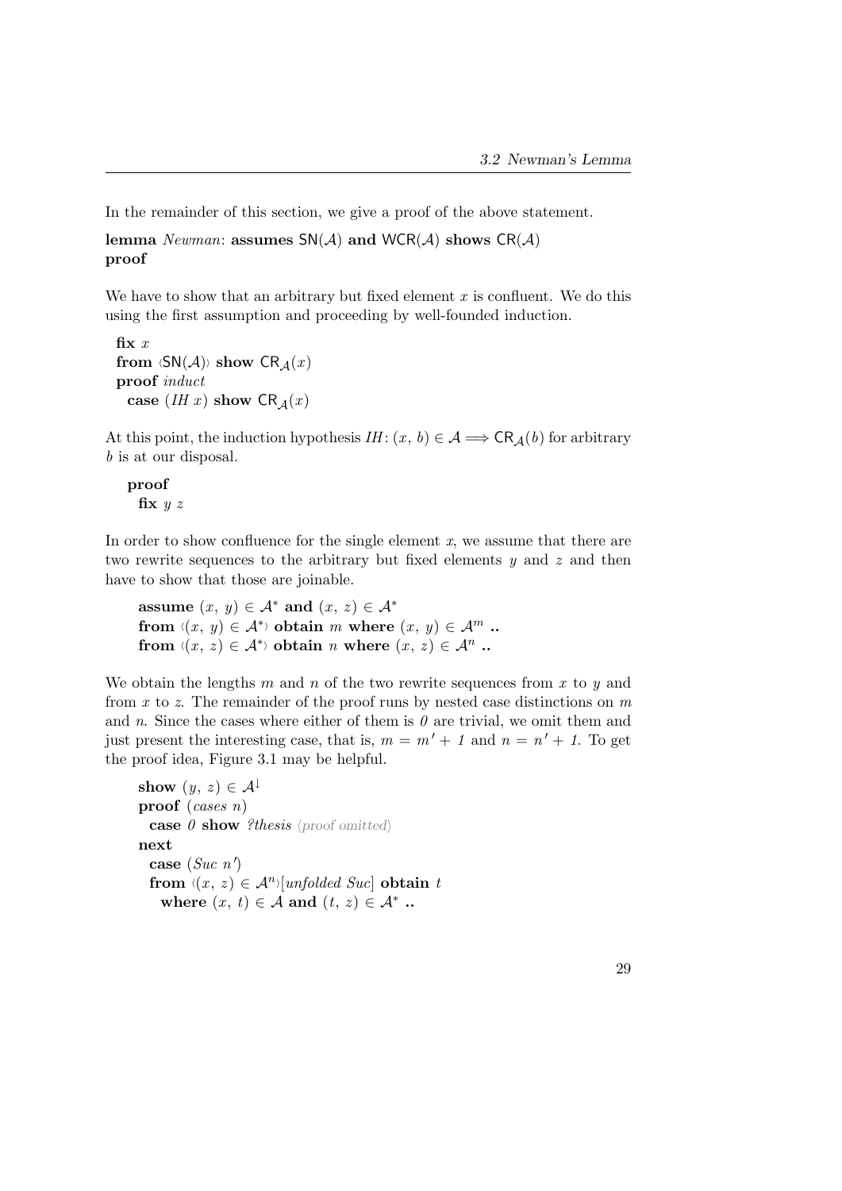In the remainder of this section, we give a proof of the above statement.

```
lemma Newman: assumes SN(A) and WCR(A) shows CR(A)
proof
```

We have to show that an arbitrary but fixed element $x$ is confluent. We do this using the first assumption and proceeding by well-founded induction.

```
  fix x
  from ‹SN(A)› show CR_A(x)
  proof induct
    case (IH x) show CR_A(x)
```

At this point, the induction hypothesis $IH$: $(x, b) \in \mathcal{A} \Longrightarrow \mathsf{CR}_{\mathcal{A}}(b)$ for arbitrary $b$ is at our disposal.

```
    proof
      fix y z
```

In order to show confluence for the single element $x$, we assume that there are two rewrite sequences to the arbitrary but fixed elements $y$ and $z$ and then have to show that those are joinable.

```
      assume (x, y) ∈ A* and (x, z) ∈ A*
      from ‹(x, y) ∈ A*› obtain m where (x, y) ∈ A^m ..
      from ‹(x, z) ∈ A*› obtain n where (x, z) ∈ A^n ..
```

We obtain the lengths $m$ and $n$ of the two rewrite sequences from $x$ to $y$ and from $x$ to $z$. The remainder of the proof runs by nested case distinctions on $m$ and $n$. Since the cases where either of them is $0$ are trivial, we omit them and just present the interesting case, that is, $m = m' + 1$ and $n = n' + 1$. To get the proof idea, Figure 3.1 may be helpful.

```
      show (y, z) ∈ A↓
      proof (cases n)
        case 0 show ?thesis ⟨proof omitted⟩
      next
        case (Suc n')
        from ‹(x, z) ∈ A^n›[unfolded Suc] obtain t
          where (x, t) ∈ A and (t, z) ∈ A* ..
```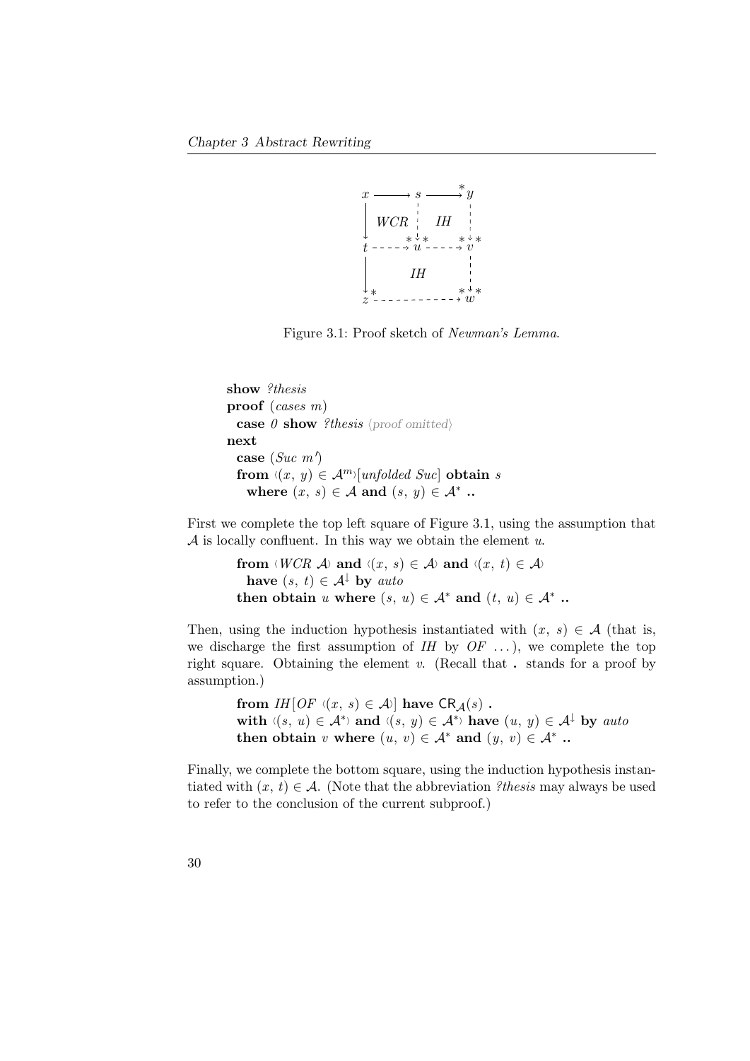Figure 3.1: Proof sketch of *Newman's Lemma*.

```
show ?thesis
proof (cases m)
  case 0 show ?thesis ⟨proof omitted⟩
next
  case (Suc m')
  from ‹(x, y) ∈ 𝒜^m›[unfolded Suc] obtain s
    where (x, s) ∈ 𝒜 and (s, y) ∈ 𝒜* ..
```

First we complete the top left square of Figure 3.1, using the assumption that $\mathcal{A}$ is locally confluent. In this way we obtain the element $u$.

```
    from ‹WCR 𝒜› and ‹(x, s) ∈ 𝒜› and ‹(x, t) ∈ 𝒜›
      have (s, t) ∈ 𝒜↓ by auto
    then obtain u where (s, u) ∈ 𝒜* and (t, u) ∈ 𝒜* ..
```

Then, using the induction hypothesis instantiated with $(x, s) \in \mathcal{A}$ (that is, we discharge the first assumption of *IH* by *OF* ...), we complete the top right square. Obtaining the element $v$. (Recall that **.** stands for a proof by assumption.)

```
    from IH[OF ‹(x, s) ∈ 𝒜›] have CR_𝒜(s) .
    with ‹(s, u) ∈ 𝒜*› and ‹(s, y) ∈ 𝒜*› have (u, y) ∈ 𝒜↓ by auto
    then obtain v where (u, v) ∈ 𝒜* and (y, v) ∈ 𝒜* ..
```

Finally, we complete the bottom square, using the induction hypothesis instantiated with $(x, t) \in \mathcal{A}$. (Note that the abbreviation *?thesis* may always be used to refer to the conclusion of the current subproof.)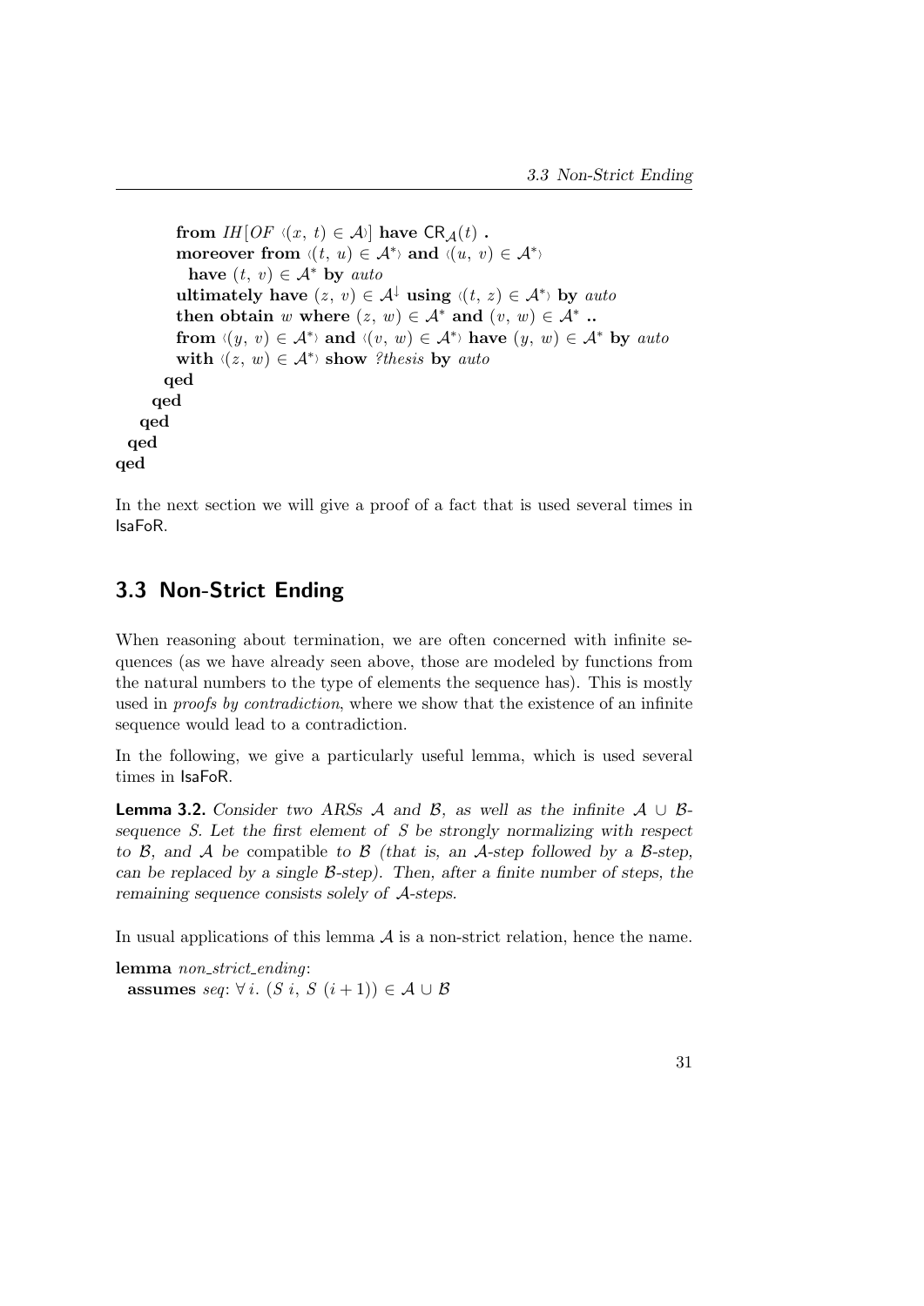```
        from IH[OF ‹(x, t) ∈ 𝒜›] have CR_𝒜(t) .
        moreover from ‹(t, u) ∈ 𝒜*› and ‹(u, v) ∈ 𝒜*›
          have (t, v) ∈ 𝒜* by auto
        ultimately have (z, v) ∈ 𝒜↓ using ‹(t, z) ∈ 𝒜*› by auto
        then obtain w where (z, w) ∈ 𝒜* and (v, w) ∈ 𝒜* ..
        from ‹(y, v) ∈ 𝒜*› and ‹(v, w) ∈ 𝒜*› have (y, w) ∈ 𝒜* by auto
        with ‹(z, w) ∈ 𝒜*› show ?thesis by auto
      qed
    qed
  qed
 qed
qed
```

In the next section we will give a proof of a fact that is used several times in IsaFoR.

## 3.3 Non-Strict Ending

When reasoning about termination, we are often concerned with infinite sequences (as we have already seen above, those are modeled by functions from the natural numbers to the type of elements the sequence has). This is mostly used in *proofs by contradiction*, where we show that the existence of an infinite sequence would lead to a contradiction.

In the following, we give a particularly useful lemma, which is used several times in IsaFoR.

**Lemma 3.2.** *Consider two ARSs $\mathcal{A}$ and $\mathcal{B}$, as well as the infinite $\mathcal{A} \cup \mathcal{B}$-sequence $S$. Let the first element of $S$ be strongly normalizing with respect to $\mathcal{B}$, and $\mathcal{A}$ be* compatible *to $\mathcal{B}$ (that is, an $\mathcal{A}$-step followed by a $\mathcal{B}$-step, can be replaced by a single $\mathcal{B}$-step). Then, after a finite number of steps, the remaining sequence consists solely of $\mathcal{A}$-steps.*

In usual applications of this lemma $\mathcal{A}$ is a non-strict relation, hence the name.

```
lemma non_strict_ending:
  assumes seq: ∀ i. (S i, S (i + 1)) ∈ 𝒜 ∪ ℬ
```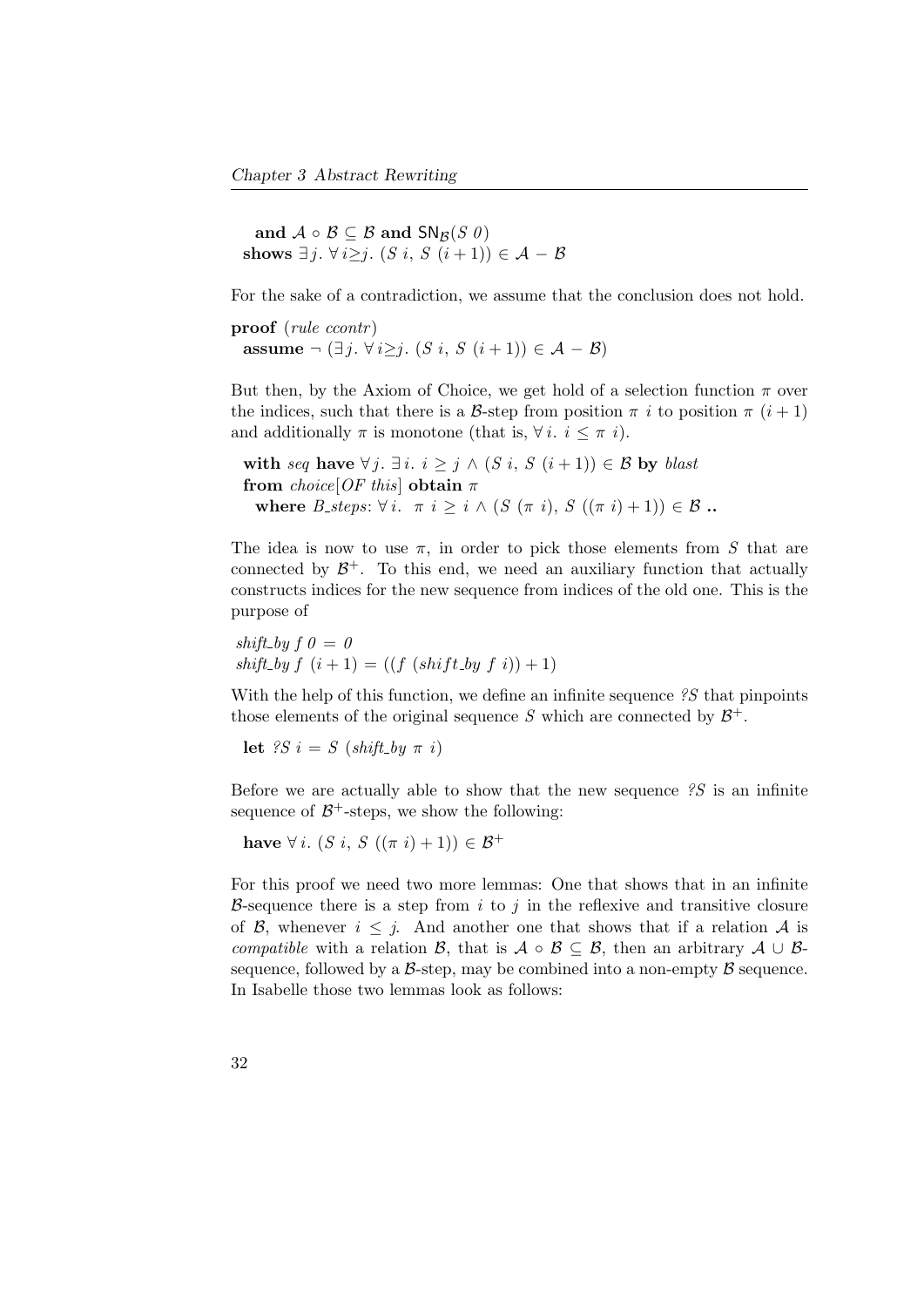**and** $\mathcal{A} \circ \mathcal{B} \subseteq \mathcal{B}$ **and** $\mathsf{SN}_{\mathcal{B}}(S\ 0)$
**shows** $\exists j.\ \forall i {\geq} j.\ (S\ i,\ S\ (i+1)) \in \mathcal{A} - \mathcal{B}$

For the sake of a contradiction, we assume that the conclusion does not hold.

**proof** (*rule ccontr*)
**assume** $\neg\ (\exists j.\ \forall i {\geq} j.\ (S\ i,\ S\ (i+1)) \in \mathcal{A} - \mathcal{B})$

But then, by the Axiom of Choice, we get hold of a selection function $\pi$ over the indices, such that there is a $\mathcal{B}$-step from position $\pi\ i$ to position $\pi\ (i+1)$ and additionally $\pi$ is monotone (that is, $\forall i.\ i \leq \pi\ i$).

**with** *seq* **have** $\forall j.\ \exists i.\ i \geq j \wedge (S\ i,\ S\ (i+1)) \in \mathcal{B}$ **by** *blast*
**from** *choice*[*OF this*] **obtain** $\pi$
**where** *B_steps*: $\forall i.\ \ \pi\ i \geq i \wedge (S\ (\pi\ i),\ S\ ((\pi\ i)+1)) \in \mathcal{B}$ **..**

The idea is now to use $\pi$, in order to pick those elements from $S$ that are connected by $\mathcal{B}^+$. To this end, we need an auxiliary function that actually constructs indices for the new sequence from indices of the old one. This is the purpose of

*shift_by f 0* $=$ *0*
*shift_by f* $(i+1) = ((f\ (shift\_by\ f\ i)) + 1)$

With the help of this function, we define an infinite sequence *?S* that pinpoints those elements of the original sequence $S$ which are connected by $\mathcal{B}^+$.

**let** *?S i* $=$ $S$ (*shift_by* $\pi$ *i*)

Before we are actually able to show that the new sequence *?S* is an infinite sequence of $\mathcal{B}^+$-steps, we show the following:

**have** $\forall i.\ (S\ i,\ S\ ((\pi\ i)+1)) \in \mathcal{B}^+$

For this proof we need two more lemmas: One that shows that in an infinite $\mathcal{B}$-sequence there is a step from $i$ to $j$ in the reflexive and transitive closure of $\mathcal{B}$, whenever $i \leq j$. And another one that shows that if a relation $\mathcal{A}$ is *compatible* with a relation $\mathcal{B}$, that is $\mathcal{A} \circ \mathcal{B} \subseteq \mathcal{B}$, then an arbitrary $\mathcal{A} \cup \mathcal{B}$-sequence, followed by a $\mathcal{B}$-step, may be combined into a non-empty $\mathcal{B}$ sequence. In Isabelle those two lemmas look as follows: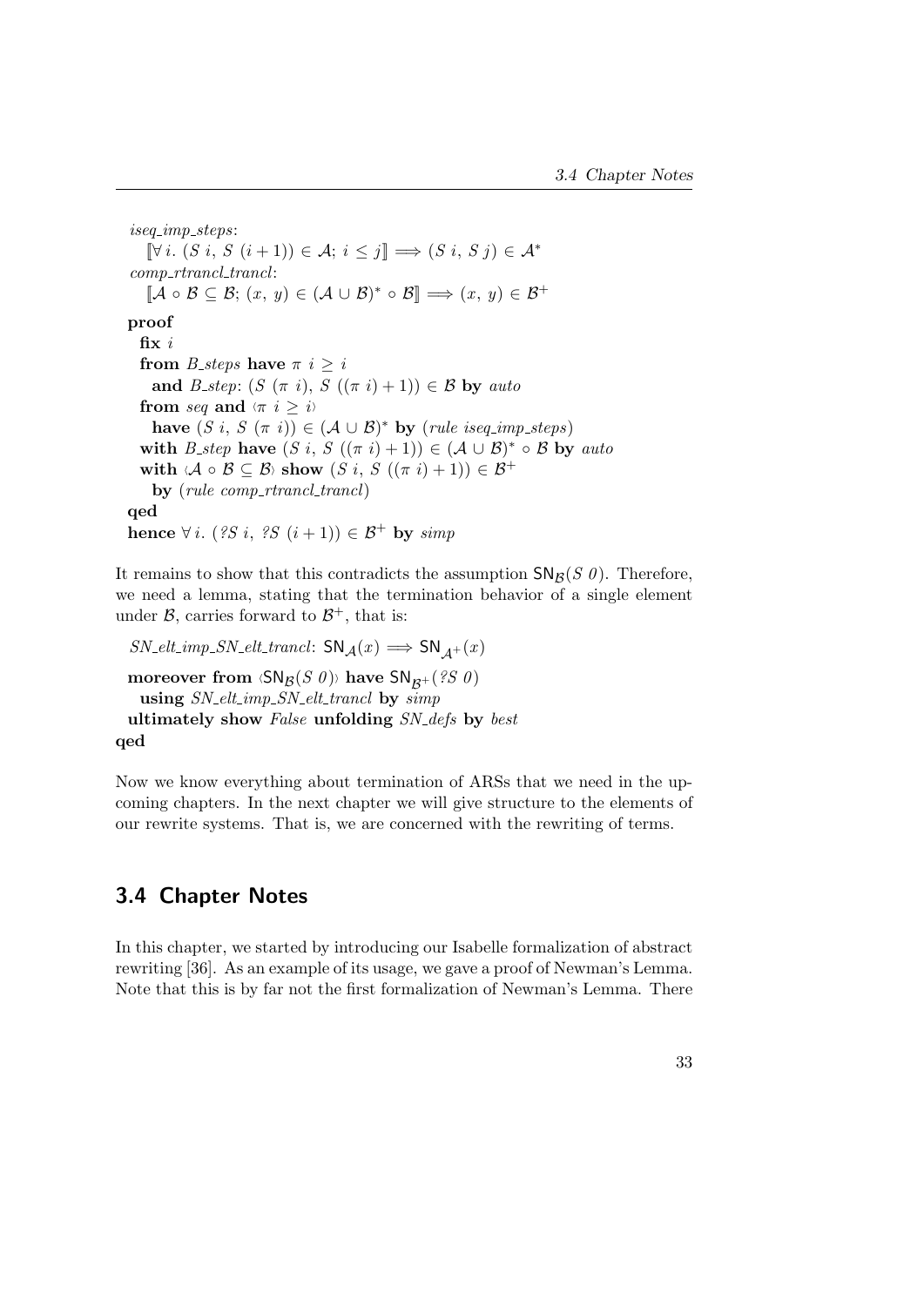*iseq_imp_steps*:
$[\![\forall i.\ (S\ i,\ S\ (i+1)) \in \mathcal{A};\ i \leq j]\!] \Longrightarrow (S\ i,\ S\ j) \in \mathcal{A}^*$
*comp_rtrancl_trancl*:
$[\![\mathcal{A} \circ \mathcal{B} \subseteq \mathcal{B};\ (x,\ y) \in (\mathcal{A} \cup \mathcal{B})^* \circ \mathcal{B}]\!] \Longrightarrow (x,\ y) \in \mathcal{B}^+$

**proof**
  **fix** $i$
  **from** *B_steps* **have** $\pi\ i \geq i$
    **and** *B_step*: $(S\ (\pi\ i),\ S\ ((\pi\ i)+1)) \in \mathcal{B}$ **by** *auto*
  **from** *seq* **and** $\langle \pi\ i \geq i \rangle$
    **have** $(S\ i,\ S\ (\pi\ i)) \in (\mathcal{A} \cup \mathcal{B})^*$ **by** (*rule iseq_imp_steps*)
  **with** *B_step* **have** $(S\ i,\ S\ ((\pi\ i)+1)) \in (\mathcal{A} \cup \mathcal{B})^* \circ \mathcal{B}$ **by** *auto*
  **with** $\langle \mathcal{A} \circ \mathcal{B} \subseteq \mathcal{B} \rangle$ **show** $(S\ i,\ S\ ((\pi\ i)+1)) \in \mathcal{B}^+$
    **by** (*rule comp_rtrancl_trancl*)
**qed**
**hence** $\forall i.\ (?S\ i,\ ?S\ (i+1)) \in \mathcal{B}^+$ **by** *simp*

It remains to show that this contradicts the assumption $\mathsf{SN}_{\mathcal{B}}(S\ 0)$. Therefore, we need a lemma, stating that the termination behavior of a single element under $\mathcal{B}$, carries forward to $\mathcal{B}^+$, that is:

*SN_elt_imp_SN_elt_trancl*: $\mathsf{SN}_{\mathcal{A}}(x) \Longrightarrow \mathsf{SN}_{\mathcal{A}^+}(x)$

**moreover from** $\langle \mathsf{SN}_{\mathcal{B}}(S\ 0) \rangle$ **have** $\mathsf{SN}_{\mathcal{B}^+}(?S\ 0)$
  **using** *SN_elt_imp_SN_elt_trancl* **by** *simp*
**ultimately show** *False* **unfolding** *SN_defs* **by** *best*
**qed**

Now we know everything about termination of ARSs that we need in the upcoming chapters. In the next chapter we will give structure to the elements of our rewrite systems. That is, we are concerned with the rewriting of terms.

## 3.4 Chapter Notes

In this chapter, we started by introducing our Isabelle formalization of abstract rewriting [36]. As an example of its usage, we gave a proof of Newman's Lemma. Note that this is by far not the first formalization of Newman's Lemma. There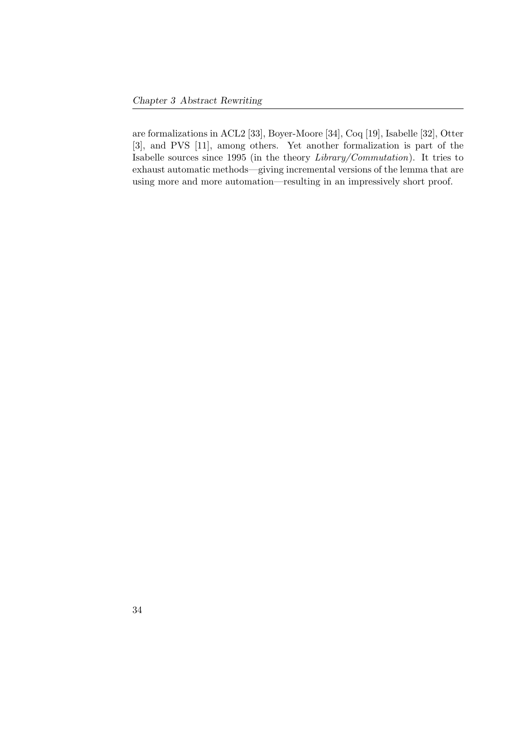are formalizations in ACL2 [33], Boyer-Moore [34], Coq [19], Isabelle [32], Otter [3], and PVS [11], among others. Yet another formalization is part of the Isabelle sources since 1995 (in the theory *Library/Commutation*). It tries to exhaust automatic methods—giving incremental versions of the lemma that are using more and more automation—resulting in an impressively short proof.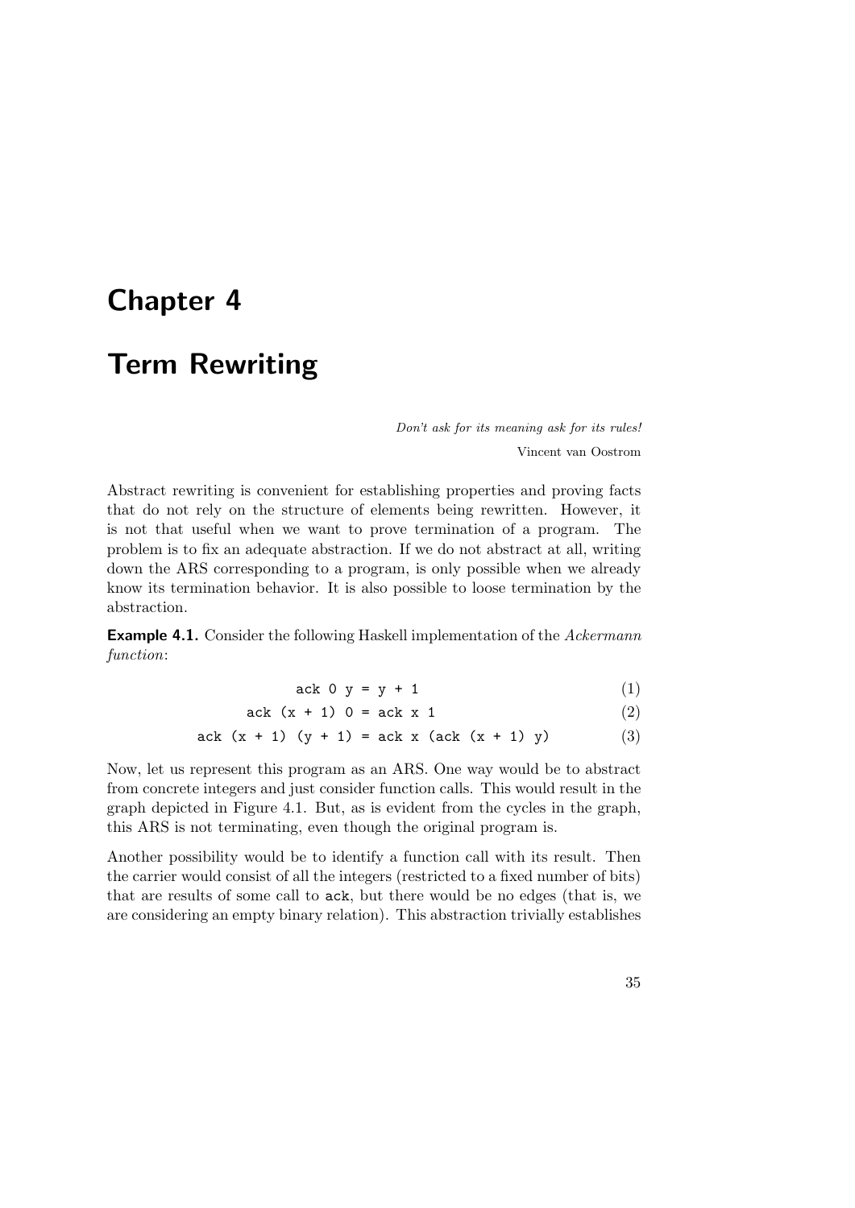# Chapter 4

# Term Rewriting

*Don't ask for its meaning ask for its rules!*

Vincent van Oostrom

Abstract rewriting is convenient for establishing properties and proving facts that do not rely on the structure of elements being rewritten. However, it is not that useful when we want to prove termination of a program. The problem is to fix an adequate abstraction. If we do not abstract at all, writing down the ARS corresponding to a program, is only possible when we already know its termination behavior. It is also possible to loose termination by the abstraction.

**Example 4.1.** Consider the following Haskell implementation of the *Ackermann function*:

```
ack 0 y = y + 1                              (1)
ack (x + 1) 0 = ack x 1                      (2)
ack (x + 1) (y + 1) = ack x (ack (x + 1) y)  (3)
```

Now, let us represent this program as an ARS. One way would be to abstract from concrete integers and just consider function calls. This would result in the graph depicted in Figure 4.1. But, as is evident from the cycles in the graph, this ARS is not terminating, even though the original program is.

Another possibility would be to identify a function call with its result. Then the carrier would consist of all the integers (restricted to a fixed number of bits) that are results of some call to `ack`, but there would be no edges (that is, we are considering an empty binary relation). This abstraction trivially establishes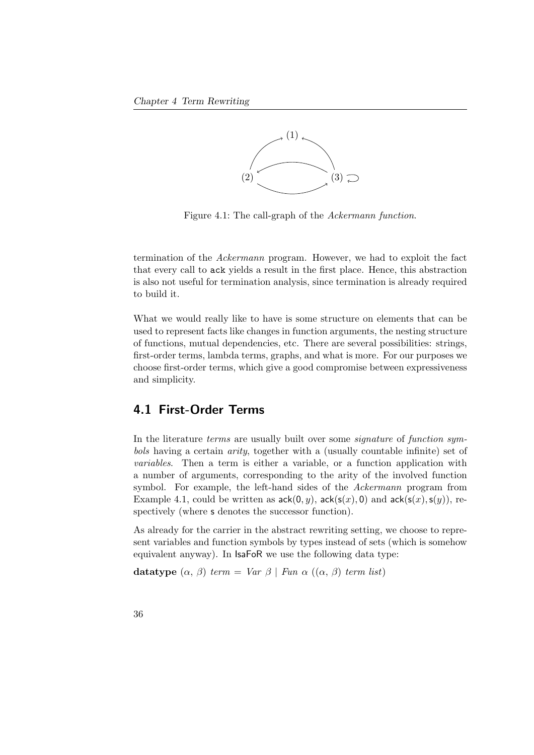Figure 4.1: The call-graph of the *Ackermann function*.

termination of the *Ackermann* program. However, we had to exploit the fact that every call to `ack` yields a result in the first place. Hence, this abstraction is also not useful for termination analysis, since termination is already required to build it.

What we would really like to have is some structure on elements that can be used to represent facts like changes in function arguments, the nesting structure of functions, mutual dependencies, etc. There are several possibilities: strings, first-order terms, lambda terms, graphs, and what is more. For our purposes we choose first-order terms, which give a good compromise between expressiveness and simplicity.

## 4.1 First-Order Terms

In the literature *terms* are usually built over some *signature* of *function symbols* having a certain *arity*, together with a (usually countable infinite) set of *variables*. Then a term is either a variable, or a function application with a number of arguments, corresponding to the arity of the involved function symbol. For example, the left-hand sides of the *Ackermann* program from Example 4.1, could be written as $\mathsf{ack}(\mathsf{0}, y)$, $\mathsf{ack}(\mathsf{s}(x), \mathsf{0})$ and $\mathsf{ack}(\mathsf{s}(x), \mathsf{s}(y))$, respectively (where $\mathsf{s}$ denotes the successor function).

As already for the carrier in the abstract rewriting setting, we choose to represent variables and function symbols by types instead of sets (which is somehow equivalent anyway). In IsaFoR we use the following data type:

**datatype** $(\alpha, \beta)$ *term* = *Var* $\beta$ | *Fun* $\alpha$ $((\alpha, \beta)$ *term list*$)$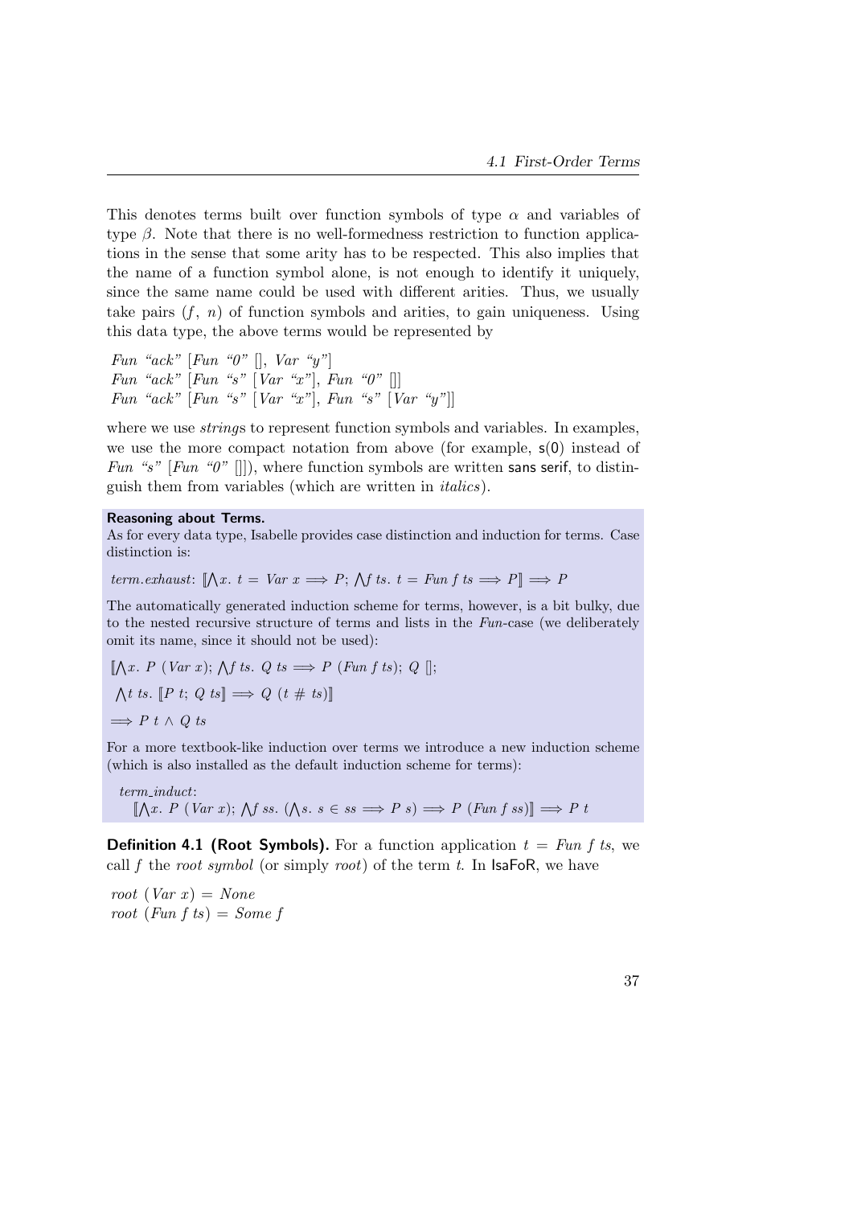This denotes terms built over function symbols of type $\alpha$ and variables of type $\beta$. Note that there is no well-formedness restriction to function applications in the sense that some arity has to be respected. This also implies that the name of a function symbol alone, is not enough to identify it uniquely, since the same name could be used with different arities. Thus, we usually take pairs $(f, n)$ of function symbols and arities, to gain uniqueness. Using this data type, the above terms would be represented by

*Fun "ack" [Fun "0" [], Var "y"]*
*Fun "ack" [Fun "s" [Var "x"], Fun "0" []]*
*Fun "ack" [Fun "s" [Var "x"], Fun "s" [Var "y"]]*

where we use *strings* to represent function symbols and variables. In examples, we use the more compact notation from above (for example, $\mathsf{s}(\mathsf{0})$ instead of *Fun "s" [Fun "0" []]*), where function symbols are written sans serif, to distinguish them from variables (which are written in *italics*).

**Reasoning about Terms.**
As for every data type, Isabelle provides case distinction and induction for terms. Case distinction is:

*term.exhaust*: $[\![\bigwedge x.\ t = \mathit{Var}\ x \Longrightarrow P;\ \bigwedge f\ ts.\ t = \mathit{Fun}\ f\ ts \Longrightarrow P]\!] \Longrightarrow P$

The automatically generated induction scheme for terms, however, is a bit bulky, due to the nested recursive structure of terms and lists in the *Fun*-case (we deliberately omit its name, since it should not be used):

$$[\![\bigwedge x.\ P\ (\mathit{Var}\ x);\ \bigwedge f\ ts.\ Q\ ts \Longrightarrow P\ (\mathit{Fun}\ f\ ts);\ Q\ [\,];$$
$$\bigwedge t\ ts.\ [\![P\ t;\ Q\ ts]\!] \Longrightarrow Q\ (t\ \#\ ts)]\!]$$
$$\Longrightarrow P\ t \wedge Q\ ts$$

For a more textbook-like induction over terms we introduce a new induction scheme (which is also installed as the default induction scheme for terms):

*term_induct*:
$$[\![\bigwedge x.\ P\ (\mathit{Var}\ x);\ \bigwedge f\ ss.\ (\bigwedge s.\ s \in ss \Longrightarrow P\ s) \Longrightarrow P\ (\mathit{Fun}\ f\ ss)]\!] \Longrightarrow P\ t$$

**Definition 4.1 (Root Symbols).** For a function application $t = \mathit{Fun}\ f\ ts$, we call $f$ the *root symbol* (or simply *root*) of the term $t$. In IsaFoR, we have

*root (Var x) = None*
*root (Fun f ts) = Some f*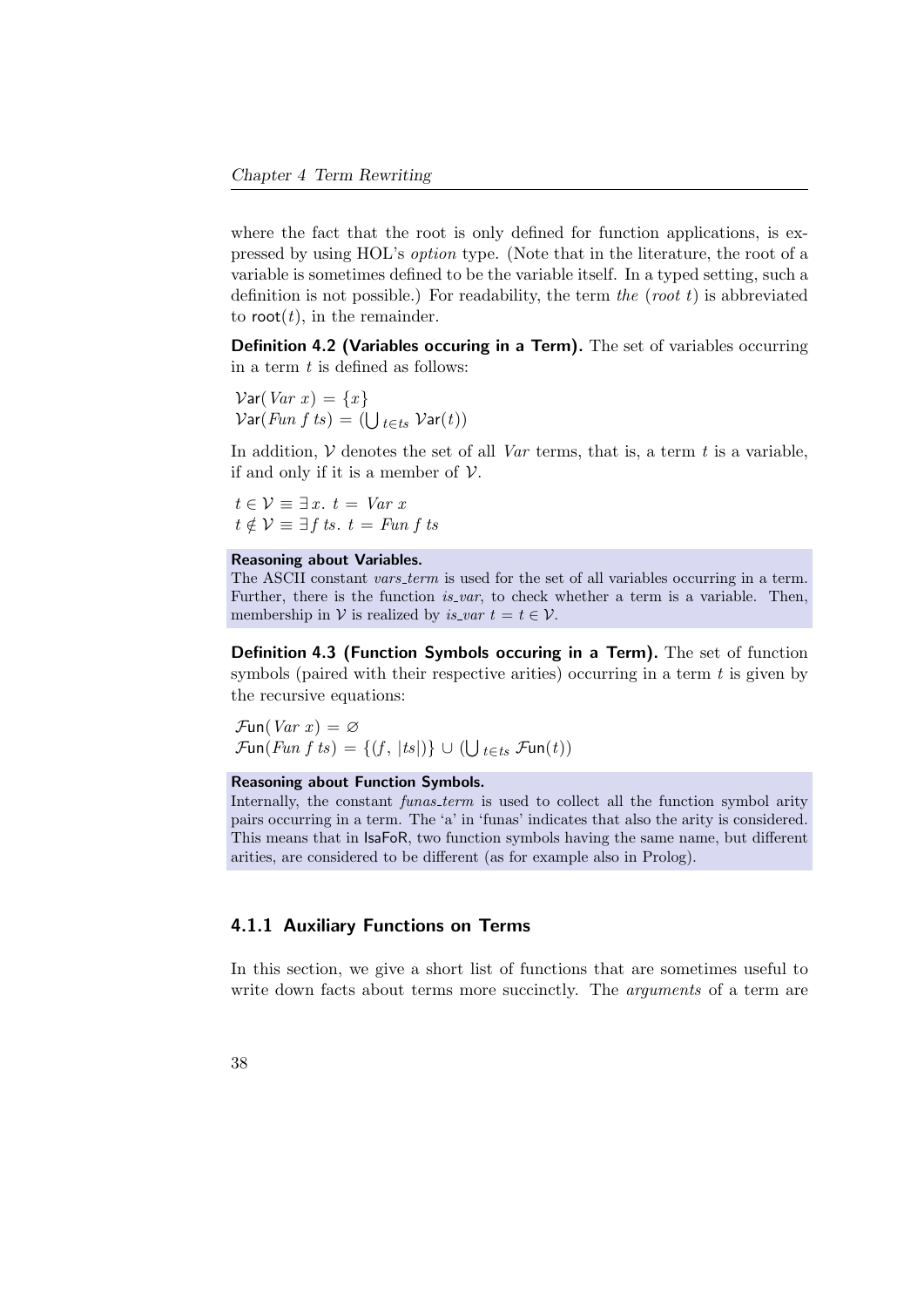where the fact that the root is only defined for function applications, is expressed by using HOL's *option* type. (Note that in the literature, the root of a variable is sometimes defined to be the variable itself. In a typed setting, such a definition is not possible.) For readability, the term *the* (*root* $t$) is abbreviated to $\mathsf{root}(t)$, in the remainder.

**Definition 4.2 (Variables occuring in a Term).** The set of variables occurring in a term $t$ is defined as follows:

$$\mathcal{V}\mathsf{ar}(\mathit{Var}\ x) = \{x\}$$
$$\mathcal{V}\mathsf{ar}(\mathit{Fun}\ f\ ts) = (\bigcup_{t \in ts} \mathcal{V}\mathsf{ar}(t))$$

In addition, $\mathcal{V}$ denotes the set of all *Var* terms, that is, a term $t$ is a variable, if and only if it is a member of $\mathcal{V}$.

$$t \in \mathcal{V} \equiv \exists\, x.\ t = \mathit{Var}\ x$$
$$t \notin \mathcal{V} \equiv \exists\, f\ ts.\ t = \mathit{Fun}\ f\ ts$$

**Reasoning about Variables.**
The ASCII constant *vars_term* is used for the set of all variables occurring in a term. Further, there is the function *is_var*, to check whether a term is a variable. Then, membership in $\mathcal{V}$ is realized by $\mathit{is\_var}\ t = t \in \mathcal{V}$.

**Definition 4.3 (Function Symbols occuring in a Term).** The set of function symbols (paired with their respective arities) occurring in a term $t$ is given by the recursive equations:

$$\mathcal{F}\mathsf{un}(\mathit{Var}\ x) = \varnothing$$
$$\mathcal{F}\mathsf{un}(\mathit{Fun}\ f\ ts) = \{(f, |ts|)\} \cup (\bigcup_{t \in ts} \mathcal{F}\mathsf{un}(t))$$

**Reasoning about Function Symbols.**
Internally, the constant *funas_term* is used to collect all the function symbol arity pairs occurring in a term. The 'a' in 'funas' indicates that also the arity is considered. This means that in IsaFoR, two function symbols having the same name, but different arities, are considered to be different (as for example also in Prolog).

### 4.1.1 Auxiliary Functions on Terms

In this section, we give a short list of functions that are sometimes useful to write down facts about terms more succinctly. The *arguments* of a term are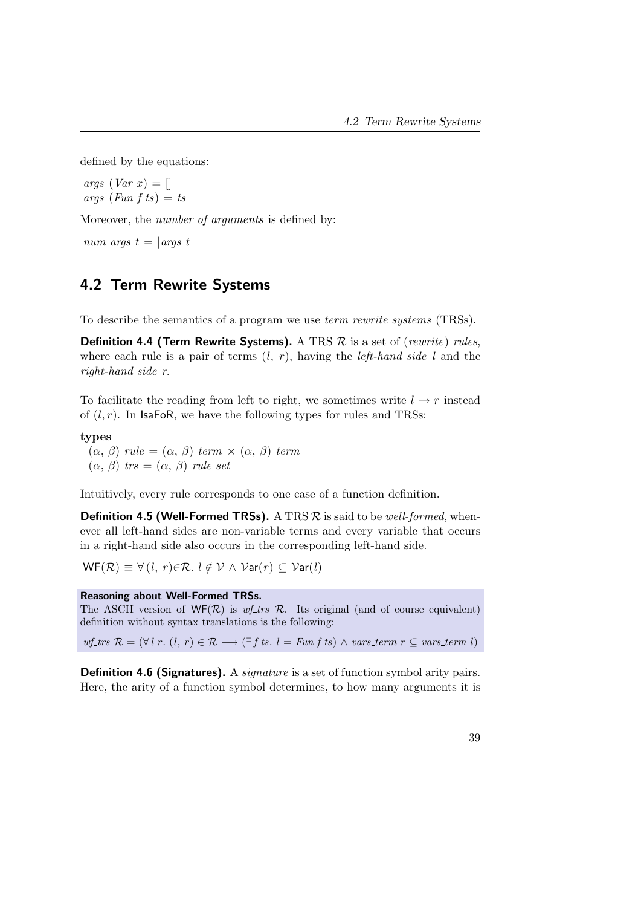defined by the equations:

$args\ (Var\ x) = []$
$args\ (Fun\ f\ ts) = ts$

Moreover, the *number of arguments* is defined by:

$num\_args\ t = |args\ t|$

## 4.2 Term Rewrite Systems

To describe the semantics of a program we use *term rewrite systems* (TRSs).

**Definition 4.4 (Term Rewrite Systems).** A TRS $\mathcal{R}$ is a set of (*rewrite*) *rules*, where each rule is a pair of terms $(l,\ r)$, having the *left-hand side* $l$ and the *right-hand side* $r$.

To facilitate the reading from left to right, we sometimes write $l \to r$ instead of $(l, r)$. In IsaFoR, we have the following types for rules and TRSs:

**types**
$(\alpha,\ \beta)\ rule = (\alpha,\ \beta)\ term \times (\alpha,\ \beta)\ term$
$(\alpha,\ \beta)\ trs = (\alpha,\ \beta)\ rule\ set$

Intuitively, every rule corresponds to one case of a function definition.

**Definition 4.5 (Well-Formed TRSs).** A TRS $\mathcal{R}$ is said to be *well-formed*, whenever all left-hand sides are non-variable terms and every variable that occurs in a right-hand side also occurs in the corresponding left-hand side.

$$\mathsf{WF}(\mathcal{R}) \equiv \forall\,(l,\ r){\in}\mathcal{R}.\ l \notin \mathcal{V} \land \mathcal{V}\mathsf{ar}(r) \subseteq \mathcal{V}\mathsf{ar}(l)$$

**Reasoning about Well-Formed TRSs.**
The ASCII version of $\mathsf{WF}(\mathcal{R})$ is *wf_trs* $\mathcal{R}$. Its original (and of course equivalent) definition without syntax translations is the following:

$wf\_trs\ \mathcal{R} = (\forall\, l\ r.\ (l,\ r) \in \mathcal{R} \longrightarrow (\exists f\ ts.\ l = Fun\ f\ ts) \land vars\_term\ r \subseteq vars\_term\ l)$

**Definition 4.6 (Signatures).** A *signature* is a set of function symbol arity pairs. Here, the arity of a function symbol determines, to how many arguments it is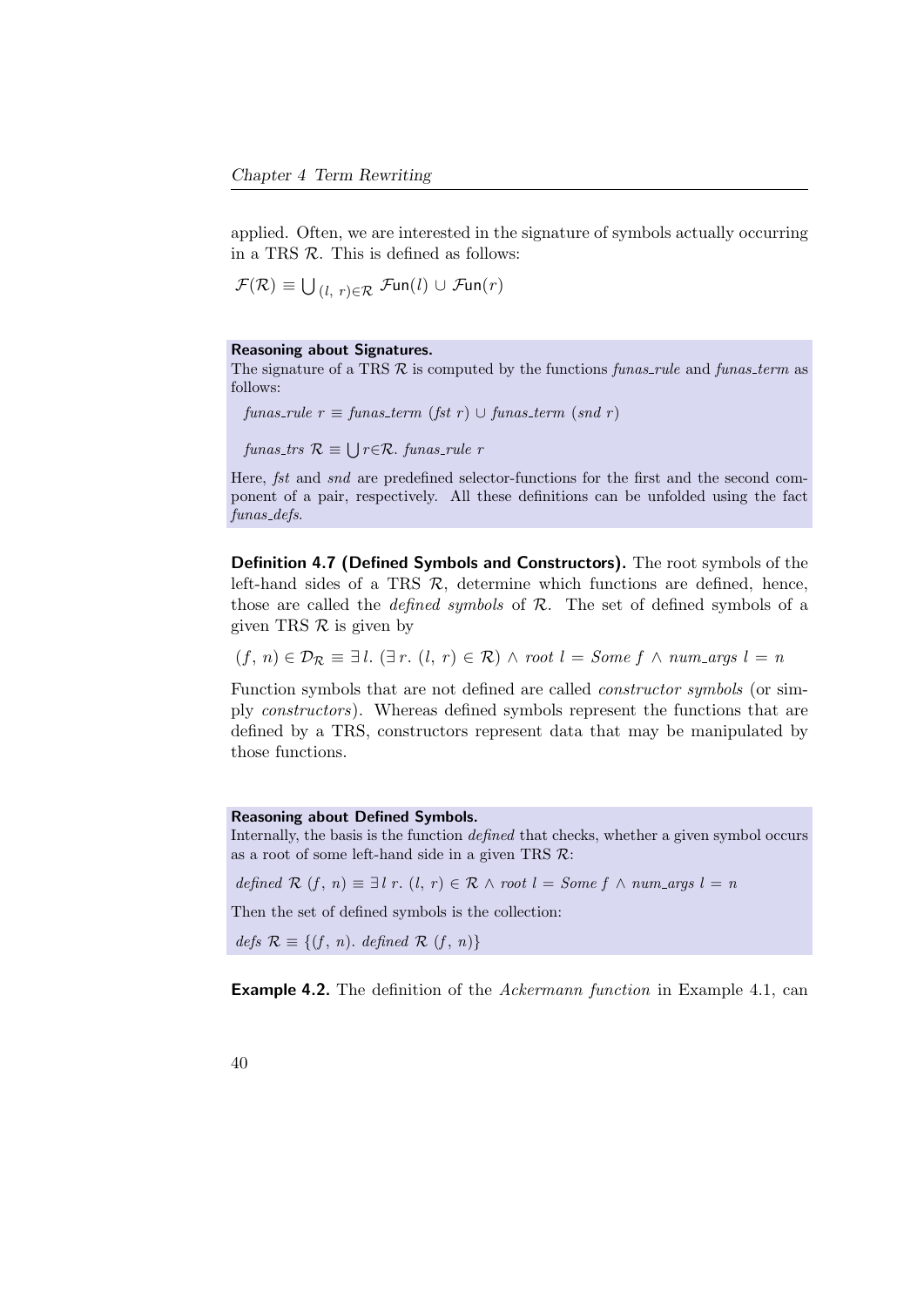applied. Often, we are interested in the signature of symbols actually occurring in a TRS $\mathcal{R}$. This is defined as follows:

$\mathcal{F}(\mathcal{R}) \equiv \bigcup_{(l,\ r) \in \mathcal{R}} \mathcal{F}\mathsf{un}(l) \cup \mathcal{F}\mathsf{un}(r)$

**Reasoning about Signatures.**
The signature of a TRS $\mathcal{R}$ is computed by the functions *funas_rule* and *funas_term* as follows:

$\mathit{funas\_rule}\ r \equiv \mathit{funas\_term}\ (\mathit{fst}\ r) \cup \mathit{funas\_term}\ (\mathit{snd}\ r)$

$\mathit{funas\_trs}\ \mathcal{R} \equiv \bigcup r{\in}\mathcal{R}.\ \mathit{funas\_rule}\ r$

Here, *fst* and *snd* are predefined selector-functions for the first and the second component of a pair, respectively. All these definitions can be unfolded using the fact *funas_defs*.

**Definition 4.7 (Defined Symbols and Constructors).** The root symbols of the left-hand sides of a TRS $\mathcal{R}$, determine which functions are defined, hence, those are called the *defined symbols* of $\mathcal{R}$. The set of defined symbols of a given TRS $\mathcal{R}$ is given by

$(f,\ n) \in \mathcal{D}_{\mathcal{R}} \equiv \exists\, l.\ (\exists\, r.\ (l,\ r) \in \mathcal{R}) \wedge \mathit{root}\ l = \mathit{Some}\ f \wedge \mathit{num\_args}\ l = n$

Function symbols that are not defined are called *constructor symbols* (or simply *constructors*). Whereas defined symbols represent the functions that are defined by a TRS, constructors represent data that may be manipulated by those functions.

**Reasoning about Defined Symbols.**
Internally, the basis is the function *defined* that checks, whether a given symbol occurs as a root of some left-hand side in a given TRS $\mathcal{R}$:

$\mathit{defined}\ \mathcal{R}\ (f,\ n) \equiv \exists\, l\ r.\ (l,\ r) \in \mathcal{R} \wedge \mathit{root}\ l = \mathit{Some}\ f \wedge \mathit{num\_args}\ l = n$

Then the set of defined symbols is the collection:

$\mathit{defs}\ \mathcal{R} \equiv \{(f,\ n).\ \mathit{defined}\ \mathcal{R}\ (f,\ n)\}$

**Example 4.2.** The definition of the *Ackermann function* in Example 4.1, can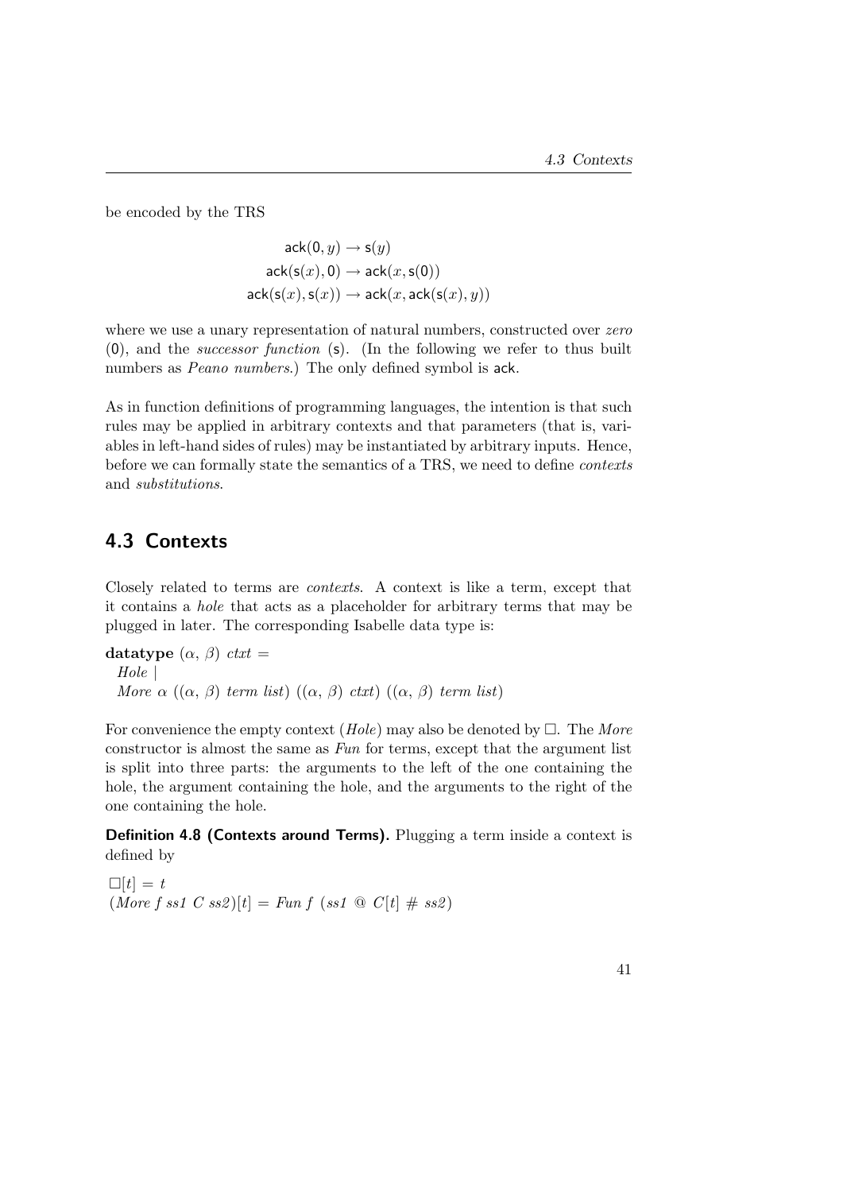be encoded by the TRS

$$\mathsf{ack}(\mathsf{0}, y) \to \mathsf{s}(y)$$
$$\mathsf{ack}(\mathsf{s}(x), \mathsf{0}) \to \mathsf{ack}(x, \mathsf{s}(\mathsf{0}))$$
$$\mathsf{ack}(\mathsf{s}(x), \mathsf{s}(x)) \to \mathsf{ack}(x, \mathsf{ack}(\mathsf{s}(x), y))$$

where we use a unary representation of natural numbers, constructed over *zero* ($\mathsf{0}$), and the *successor function* ($\mathsf{s}$). (In the following we refer to thus built numbers as *Peano numbers*.) The only defined symbol is $\mathsf{ack}$.

As in function definitions of programming languages, the intention is that such rules may be applied in arbitrary contexts and that parameters (that is, variables in left-hand sides of rules) may be instantiated by arbitrary inputs. Hence, before we can formally state the semantics of a TRS, we need to define *contexts* and *substitutions*.

## 4.3 Contexts

Closely related to terms are *contexts*. A context is like a term, except that it contains a *hole* that acts as a placeholder for arbitrary terms that may be plugged in later. The corresponding Isabelle data type is:

**datatype** ($\alpha$, $\beta$) *ctxt* =
  *Hole* |
  *More* $\alpha$ (($\alpha$, $\beta$) *term list*) (($\alpha$, $\beta$) *ctxt*) (($\alpha$, $\beta$) *term list*)

For convenience the empty context (*Hole*) may also be denoted by $\square$. The *More* constructor is almost the same as *Fun* for terms, except that the argument list is split into three parts: the arguments to the left of the one containing the hole, the argument containing the hole, and the arguments to the right of the one containing the hole.

**Definition 4.8 (Contexts around Terms).** Plugging a term inside a context is defined by

$\square[t] = t$
(*More f ss1 C ss2*)$[t]$ = *Fun f* (*ss1* @ $C[t]$ # *ss2*)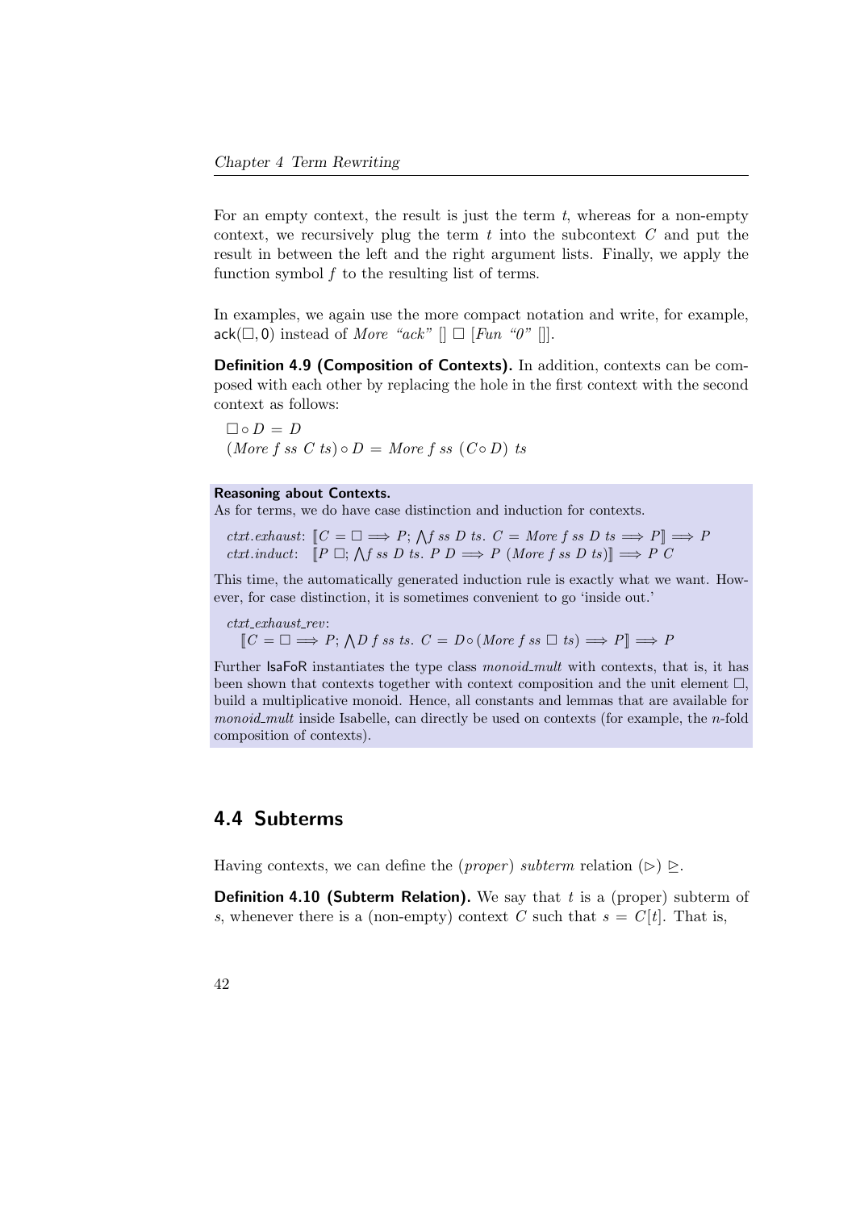For an empty context, the result is just the term $t$, whereas for a non-empty context, we recursively plug the term $t$ into the subcontext $C$ and put the result in between the left and the right argument lists. Finally, we apply the function symbol $f$ to the resulting list of terms.

In examples, we again use the more compact notation and write, for example, $\mathsf{ack}(\Box, 0)$ instead of *More "ack"* [] $\Box$ [*Fun "0"* []].

**Definition 4.9 (Composition of Contexts).** In addition, contexts can be composed with each other by replacing the hole in the first context with the second context as follows:

$\Box \circ D = D$
$(\mathit{More}\ f\ ss\ C\ ts) \circ D = \mathit{More}\ f\ ss\ (C \circ D)\ ts$

**Reasoning about Contexts.**
As for terms, we do have case distinction and induction for contexts.

*ctxt.exhaust*: $[\![C = \Box \Longrightarrow P;\ \bigwedge f\ ss\ D\ ts.\ C = \mathit{More}\ f\ ss\ D\ ts \Longrightarrow P]\!] \Longrightarrow P$
*ctxt.induct*: $[\![P\ \Box;\ \bigwedge f\ ss\ D\ ts.\ P\ D \Longrightarrow P\ (\mathit{More}\ f\ ss\ D\ ts)]\!] \Longrightarrow P\ C$

This time, the automatically generated induction rule is exactly what we want. However, for case distinction, it is sometimes convenient to go 'inside out.'

*ctxt_exhaust_rev*:
$[\![C = \Box \Longrightarrow P;\ \bigwedge D\ f\ ss\ ts.\ C = D \circ (\mathit{More}\ f\ ss\ \Box\ ts) \Longrightarrow P]\!] \Longrightarrow P$

Further IsaFoR instantiates the type class *monoid_mult* with contexts, that is, it has been shown that contexts together with context composition and the unit element $\Box$, build a multiplicative monoid. Hence, all constants and lemmas that are available for *monoid_mult* inside Isabelle, can directly be used on contexts (for example, the $n$-fold composition of contexts).

## 4.4 Subterms

Having contexts, we can define the (*proper*) *subterm* relation $(\rhd)$ $\trianglerighteq$.

**Definition 4.10 (Subterm Relation).** We say that $t$ is a (proper) subterm of $s$, whenever there is a (non-empty) context $C$ such that $s = C[t]$. That is,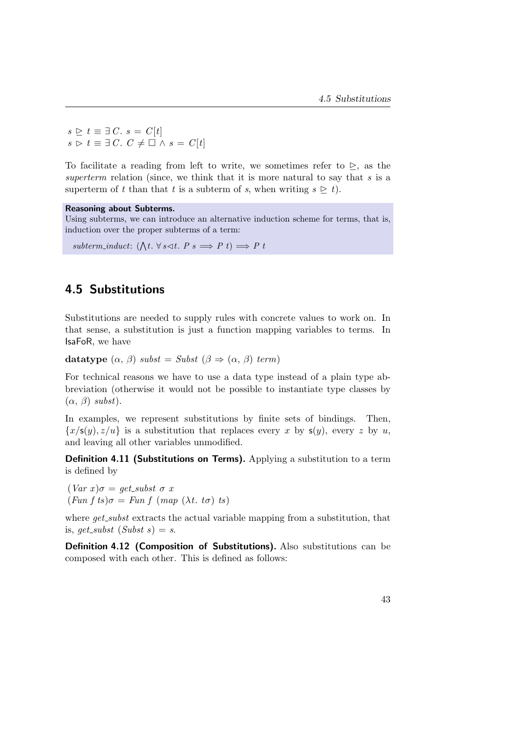$s \trianglerighteq t \equiv \exists\, C.\ s = C[t]$
$s \vartriangleright t \equiv \exists\, C.\ C \neq \Box \wedge s = C[t]$

To facilitate a reading from left to write, we sometimes refer to $\trianglerighteq$, as the *superterm* relation (since, we think that it is more natural to say that $s$ is a superterm of $t$ than that $t$ is a subterm of $s$, when writing $s \trianglerighteq t$).

**Reasoning about Subterms.**
Using subterms, we can introduce an alternative induction scheme for terms, that is, induction over the proper subterms of a term:

*subterm_induct*: $(\bigwedge t.\ \forall s{\vartriangleleft}t.\ P\ s \Longrightarrow P\ t) \Longrightarrow P\ t$

## 4.5 Substitutions

Substitutions are needed to supply rules with concrete values to work on. In that sense, a substitution is just a function mapping variables to terms. In IsaFoR, we have

**datatype** $(\alpha,\ \beta)\ \mathit{subst} = \mathit{Subst}\ (\beta \Rightarrow (\alpha,\ \beta)\ \mathit{term})$

For technical reasons we have to use a data type instead of a plain type abbreviation (otherwise it would not be possible to instantiate type classes by $(\alpha,\ \beta)\ \mathit{subst}$).

In examples, we represent substitutions by finite sets of bindings. Then, $\{x/\mathsf{s}(y), z/u\}$ is a substitution that replaces every $x$ by $\mathsf{s}(y)$, every $z$ by $u$, and leaving all other variables unmodified.

**Definition 4.11 (Substitutions on Terms).** Applying a substitution to a term is defined by

$(\mathit{Var}\ x)\sigma = \mathit{get\_subst}\ \sigma\ x$
$(\mathit{Fun}\ f\ ts)\sigma = \mathit{Fun}\ f\ (\mathit{map}\ (\lambda t.\ t\sigma)\ ts)$

where *get_subst* extracts the actual variable mapping from a substitution, that is, $\mathit{get\_subst}\ (\mathit{Subst}\ s) = s$.

**Definition 4.12 (Composition of Substitutions).** Also substitutions can be composed with each other. This is defined as follows: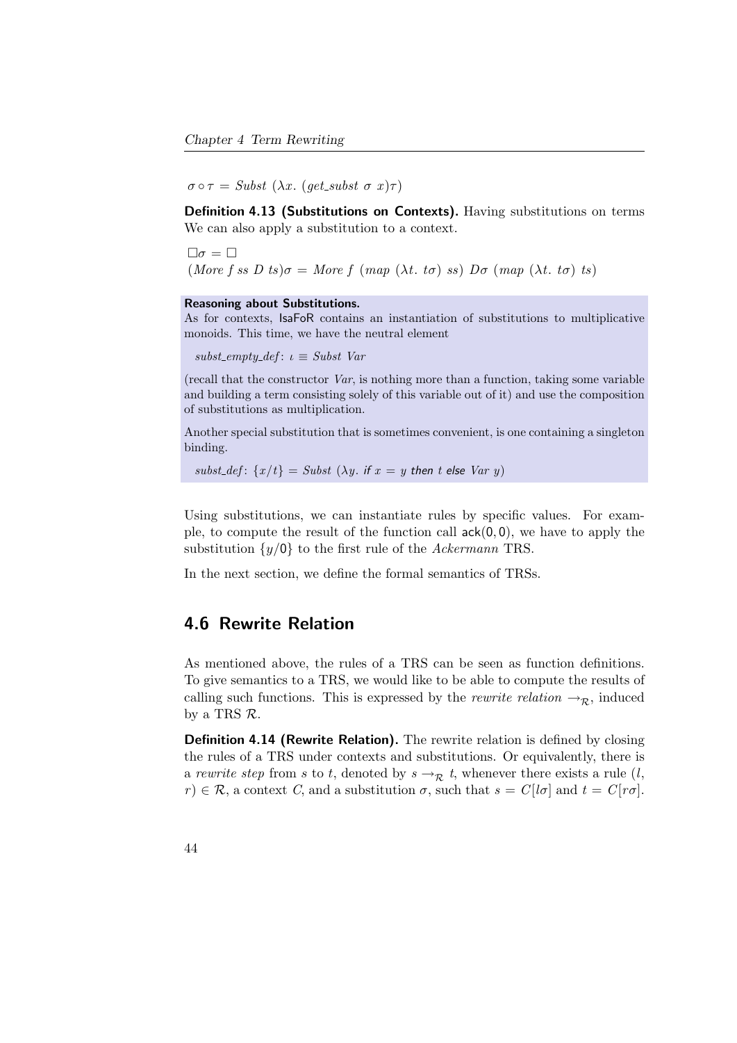$\sigma \circ \tau = \mathit{Subst}\ (\lambda x.\ (\mathit{get\_subst}\ \sigma\ x)\tau)$

**Definition 4.13 (Substitutions on Contexts).** Having substitutions on terms We can also apply a substitution to a context.

$\Box\sigma = \Box$
$(\mathit{More}\ f\ ss\ D\ ts)\sigma = \mathit{More}\ f\ (\mathit{map}\ (\lambda t.\ t\sigma)\ ss)\ D\sigma\ (\mathit{map}\ (\lambda t.\ t\sigma)\ ts)$

**Reasoning about Substitutions.**
As for contexts, IsaFoR contains an instantiation of substitutions to multiplicative monoids. This time, we have the neutral element

$\mathit{subst\_empty\_def}\colon\ \iota \equiv \mathit{Subst}\ \mathit{Var}$

(recall that the constructor *Var*, is nothing more than a function, taking some variable and building a term consisting solely of this variable out of it) and use the composition of substitutions as multiplication.

Another special substitution that is sometimes convenient, is one containing a singleton binding.

$\mathit{subst\_def}\colon\ \{x/t\} = \mathit{Subst}\ (\lambda y.\ \textsf{if}\ x = y\ \textsf{then}\ t\ \textsf{else}\ \mathit{Var}\ y)$

Using substitutions, we can instantiate rules by specific values. For example, to compute the result of the function call $\mathsf{ack}(0, 0)$, we have to apply the substitution $\{y/0\}$ to the first rule of the *Ackermann* TRS.

In the next section, we define the formal semantics of TRSs.

## 4.6 Rewrite Relation

As mentioned above, the rules of a TRS can be seen as function definitions. To give semantics to a TRS, we would like to be able to compute the results of calling such functions. This is expressed by the *rewrite relation* $\rightarrow_{\mathcal{R}}$, induced by a TRS $\mathcal{R}$.

**Definition 4.14 (Rewrite Relation).** The rewrite relation is defined by closing the rules of a TRS under contexts and substitutions. Or equivalently, there is a *rewrite step* from $s$ to $t$, denoted by $s \rightarrow_{\mathcal{R}} t$, whenever there exists a rule $(l, r) \in \mathcal{R}$, a context $C$, and a substitution $\sigma$, such that $s = C[l\sigma]$ and $t = C[r\sigma]$.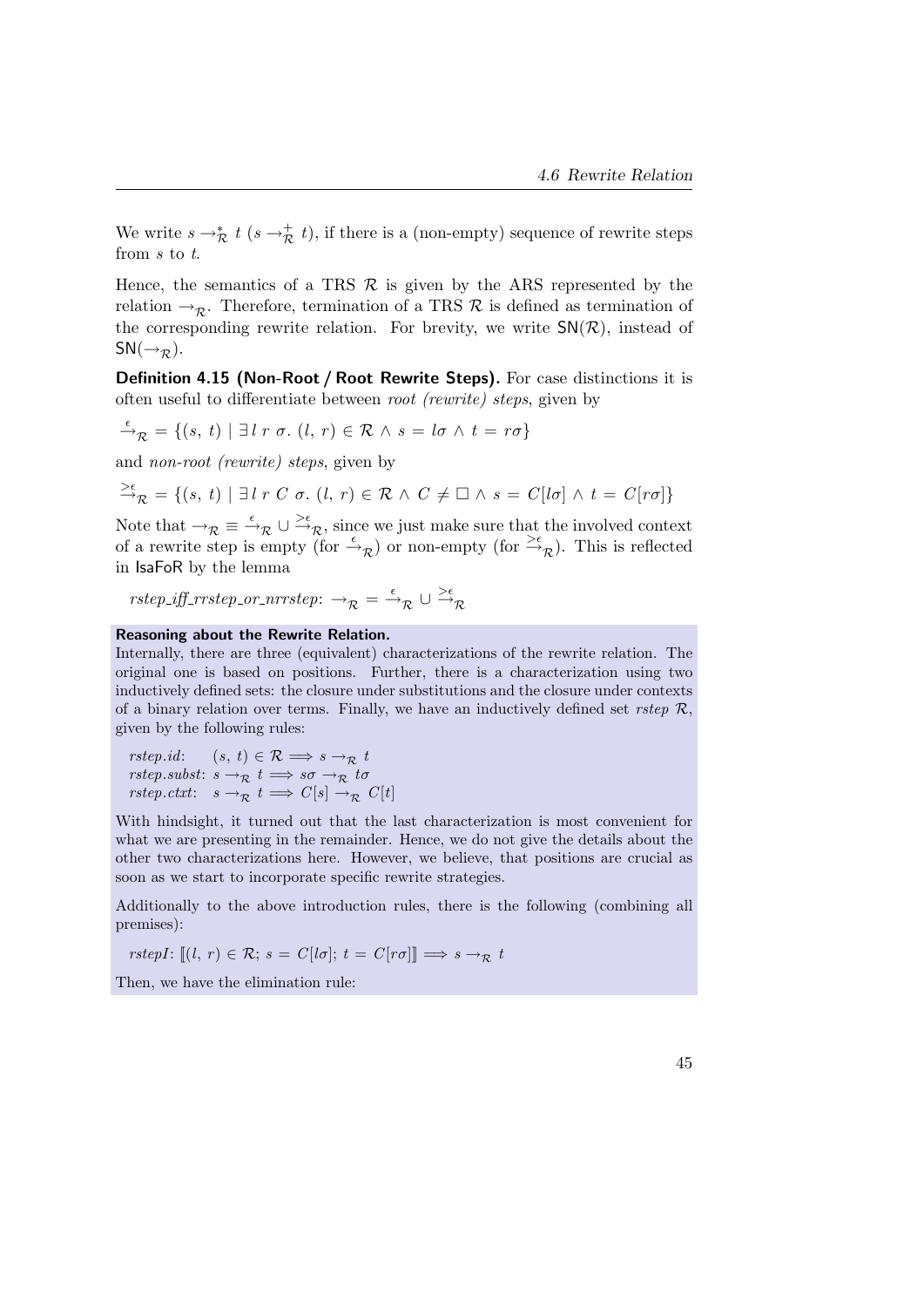We write $s \rightarrow_{\mathcal{R}}^{*} t$ ($s \rightarrow_{\mathcal{R}}^{+} t$), if there is a (non-empty) sequence of rewrite steps from $s$ to $t$.

Hence, the semantics of a TRS $\mathcal{R}$ is given by the ARS represented by the relation $\rightarrow_{\mathcal{R}}$. Therefore, termination of a TRS $\mathcal{R}$ is defined as termination of the corresponding rewrite relation. For brevity, we write $\mathsf{SN}(\mathcal{R})$, instead of $\mathsf{SN}(\rightarrow_{\mathcal{R}})$.

**Definition 4.15 (Non-Root / Root Rewrite Steps).** For case distinctions it is often useful to differentiate between *root (rewrite) steps*, given by

$$\xrightarrow{\epsilon}_{\mathcal{R}} = \{(s,\ t) \mid \exists\, l\ r\ \sigma.\ (l,\ r) \in \mathcal{R} \wedge s = l\sigma \wedge t = r\sigma\}$$

and *non-root (rewrite) steps*, given by

$$\xrightarrow{>\epsilon}_{\mathcal{R}} = \{(s,\ t) \mid \exists\, l\ r\ C\ \sigma.\ (l,\ r) \in \mathcal{R} \wedge C \neq \Box \wedge s = C[l\sigma] \wedge t = C[r\sigma]\}$$

Note that $\rightarrow_{\mathcal{R}} \equiv \xrightarrow{\epsilon}_{\mathcal{R}} \cup \xrightarrow{>\epsilon}_{\mathcal{R}}$, since we just make sure that the involved context of a rewrite step is empty (for $\xrightarrow{\epsilon}_{\mathcal{R}}$) or non-empty (for $\xrightarrow{>\epsilon}_{\mathcal{R}}$). This is reflected in IsaFoR by the lemma

*rstep_iff_rrstep_or_nrrstep*: $\rightarrow_{\mathcal{R}} = \xrightarrow{\epsilon}_{\mathcal{R}} \cup \xrightarrow{>\epsilon}_{\mathcal{R}}$

**Reasoning about the Rewrite Relation.**
Internally, there are three (equivalent) characterizations of the rewrite relation. The original one is based on positions. Further, there is a characterization using two inductively defined sets: the closure under substitutions and the closure under contexts of a binary relation over terms. Finally, we have an inductively defined set *rstep* $\mathcal{R}$, given by the following rules:

*rstep.id*: $(s,\ t) \in \mathcal{R} \Longrightarrow s \rightarrow_{\mathcal{R}} t$
*rstep.subst*: $s \rightarrow_{\mathcal{R}} t \Longrightarrow s\sigma \rightarrow_{\mathcal{R}} t\sigma$
*rstep.ctxt*: $s \rightarrow_{\mathcal{R}} t \Longrightarrow C[s] \rightarrow_{\mathcal{R}} C[t]$

With hindsight, it turned out that the last characterization is most convenient for what we are presenting in the remainder. Hence, we do not give the details about the other two characterizations here. However, we believe, that positions are crucial as soon as we start to incorporate specific rewrite strategies.

Additionally to the above introduction rules, there is the following (combining all premises):

*rstepI*: $[\![(l,\ r) \in \mathcal{R};\ s = C[l\sigma];\ t = C[r\sigma]]\!] \Longrightarrow s \rightarrow_{\mathcal{R}} t$

Then, we have the elimination rule: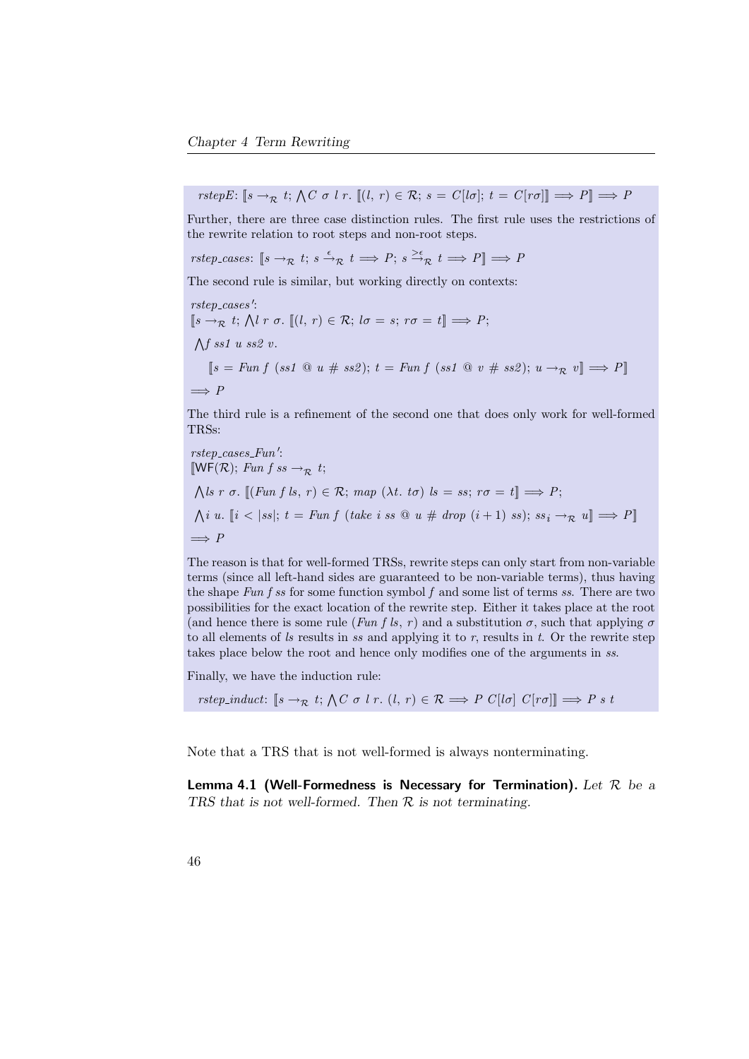*rstepE*: $[\![s \to_{\mathcal{R}} t;\ \bigwedge C\ \sigma\ l\ r.\ [\![(l,\ r) \in \mathcal{R};\ s = C[l\sigma];\ t = C[r\sigma]]\!] \Longrightarrow P]\!] \Longrightarrow P$

Further, there are three case distinction rules. The first rule uses the restrictions of the rewrite relation to root steps and non-root steps.

*rstep_cases*: $[\![s \to_{\mathcal{R}} t;\ s \xrightarrow{\epsilon}_{\mathcal{R}} t \Longrightarrow P;\ s \xrightarrow{>\epsilon}_{\mathcal{R}} t \Longrightarrow P]\!] \Longrightarrow P$

The second rule is similar, but working directly on contexts:

*rstep_cases'*:
$[\![s \to_{\mathcal{R}} t;\ \bigwedge l\ r\ \sigma.\ [\![(l,\ r) \in \mathcal{R};\ l\sigma = s;\ r\sigma = t]\!] \Longrightarrow P;$

$\bigwedge f\ ss1\ u\ ss2\ v.$

$\quad [\![s = \mathit{Fun}\ f\ (ss1\ @\ u\ \#\ ss2);\ t = \mathit{Fun}\ f\ (ss1\ @\ v\ \#\ ss2);\ u \to_{\mathcal{R}} v]\!] \Longrightarrow P]\!]$

$\Longrightarrow P$

The third rule is a refinement of the second one that does only work for well-formed TRSs:

*rstep_cases_Fun'*:
$[\![\mathsf{WF}(\mathcal{R});\ \mathit{Fun}\ f\ ss \to_{\mathcal{R}} t;$

$\bigwedge ls\ r\ \sigma.\ [\![(\mathit{Fun}\ f\ ls,\ r) \in \mathcal{R};\ \mathit{map}\ (\lambda t.\ t\sigma)\ ls = ss;\ r\sigma = t]\!] \Longrightarrow P;$

$\bigwedge i\ u.\ [\![i < |ss|;\ t = \mathit{Fun}\ f\ (\mathit{take}\ i\ ss\ @\ u\ \#\ \mathit{drop}\ (i+1)\ ss);\ ss_i \to_{\mathcal{R}} u]\!] \Longrightarrow P]\!]$

$\Longrightarrow P$

The reason is that for well-formed TRSs, rewrite steps can only start from non-variable terms (since all left-hand sides are guaranteed to be non-variable terms), thus having the shape *Fun f ss* for some function symbol $f$ and some list of terms $ss$. There are two possibilities for the exact location of the rewrite step. Either it takes place at the root (and hence there is some rule (*Fun f ls*, $r$) and a substitution $\sigma$, such that applying $\sigma$ to all elements of $ls$ results in $ss$ and applying it to $r$, results in $t$. Or the rewrite step takes place below the root and hence only modifies one of the arguments in $ss$.

Finally, we have the induction rule:

*rstep_induct*: $[\![s \to_{\mathcal{R}} t;\ \bigwedge C\ \sigma\ l\ r.\ (l,\ r) \in \mathcal{R} \Longrightarrow P\ C[l\sigma]\ C[r\sigma]]\!] \Longrightarrow P\ s\ t$

Note that a TRS that is not well-formed is always nonterminating.

**Lemma 4.1 (Well-Formedness is Necessary for Termination).** *Let $\mathcal{R}$ be a TRS that is not well-formed. Then $\mathcal{R}$ is not terminating.*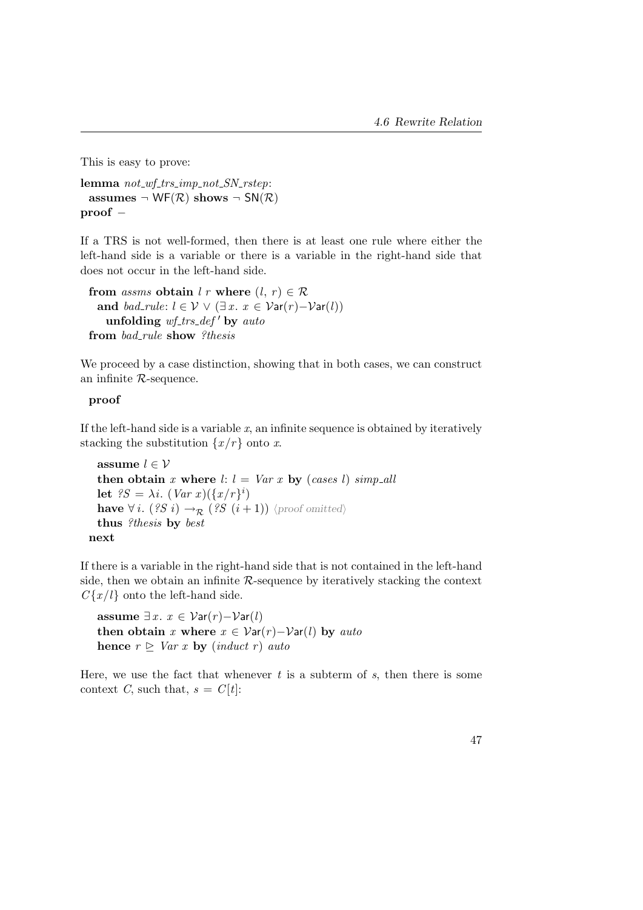This is easy to prove:

**lemma** *not_wf_trs_imp_not_SN_rstep*:
  **assumes** $\neg$ WF($\mathcal{R}$) **shows** $\neg$ SN($\mathcal{R}$)
**proof** –

If a TRS is not well-formed, then there is at least one rule where either the left-hand side is a variable or there is a variable in the right-hand side that does not occur in the left-hand side.

  **from** *assms* **obtain** *l r* **where** $(l,\ r) \in \mathcal{R}$
    **and** *bad_rule*: $l \in \mathcal{V} \vee (\exists\, x.\ x \in \mathcal{V}\mathsf{ar}(r) - \mathcal{V}\mathsf{ar}(l))$
      **unfolding** *wf_trs_def'* **by** *auto*
  **from** *bad_rule* **show** *?thesis*

We proceed by a case distinction, showing that in both cases, we can construct an infinite $\mathcal{R}$-sequence.

  **proof**

If the left-hand side is a variable $x$, an infinite sequence is obtained by iteratively stacking the substitution $\{x/r\}$ onto $x$.

    **assume** $l \in \mathcal{V}$
    **then obtain** $x$ **where** $l$: $l = \mathit{Var}\ x$ **by** (*cases l*) *simp_all*
    **let** $?S = \lambda i.\ (\mathit{Var}\ x)(\{x/r\}^i)$
    **have** $\forall\, i.\ (?S\ i) \rightarrow_{\mathcal{R}} (?S\ (i+1))$ ⟨proof omitted⟩
    **thus** *?thesis* **by** *best*
  **next**

If there is a variable in the right-hand side that is not contained in the left-hand side, then we obtain an infinite $\mathcal{R}$-sequence by iteratively stacking the context $C\{x/l\}$ onto the left-hand side.

    **assume** $\exists\, x.\ x \in \mathcal{V}\mathsf{ar}(r) - \mathcal{V}\mathsf{ar}(l)$
    **then obtain** $x$ **where** $x \in \mathcal{V}\mathsf{ar}(r) - \mathcal{V}\mathsf{ar}(l)$ **by** *auto*
    **hence** $r \trianglerighteq \mathit{Var}\ x$ **by** (*induct r*) *auto*

Here, we use the fact that whenever $t$ is a subterm of $s$, then there is some context $C$, such that, $s = C[t]$: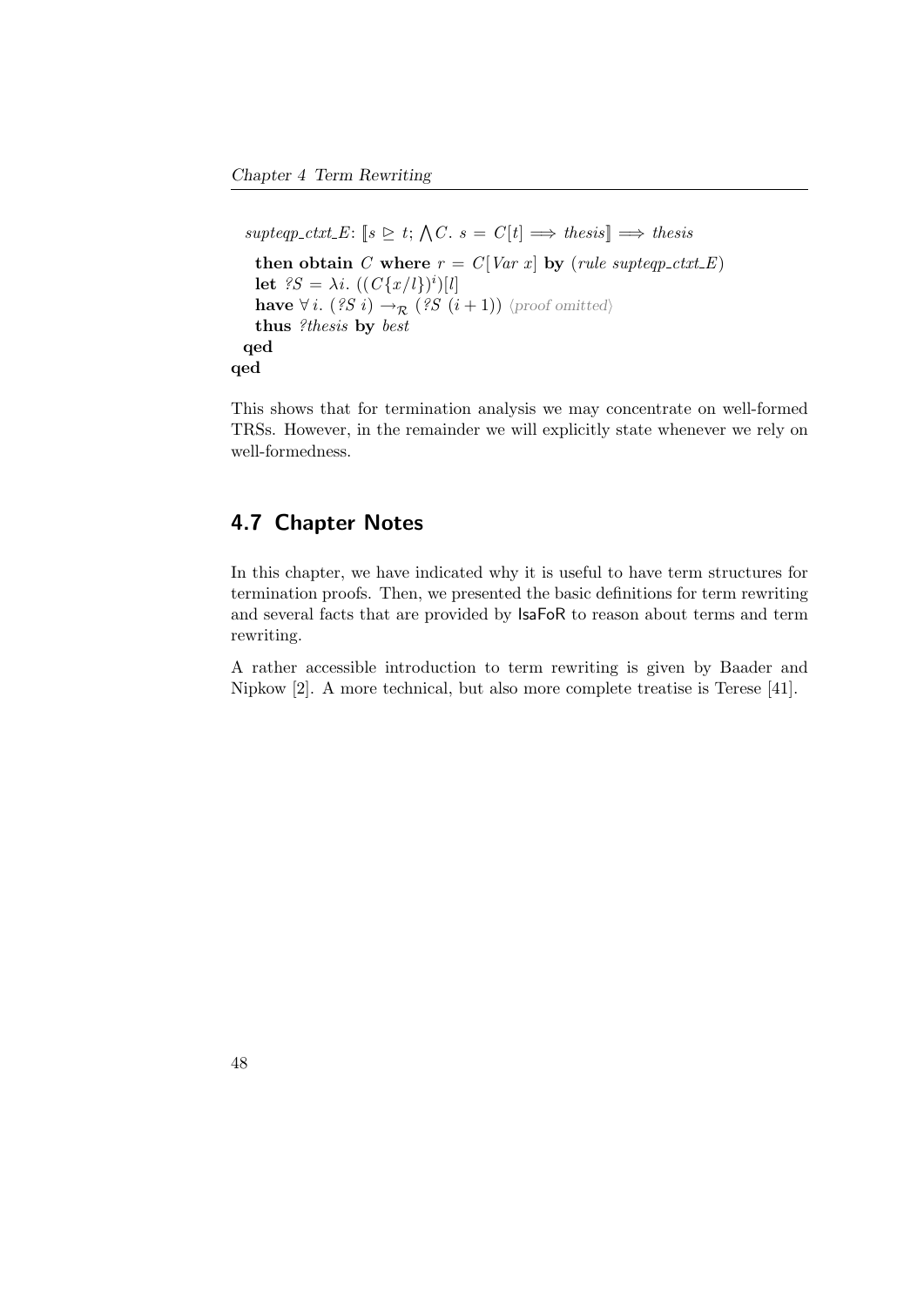*supteqp_ctxt_E*: $[\![s \trianglerighteq t; \bigwedge C.\ s = C[t] \Longrightarrow \textit{thesis}]\!] \Longrightarrow \textit{thesis}$

**then obtain** $C$ **where** $r = C[\textit{Var}\ x]$ **by** (*rule supteqp_ctxt_E*)
**let** $?S = \lambda i.\ ((C\{x/l\})^i)[l]$
**have** $\forall\, i.\ (?S\ i) \rightarrow_{\mathcal{R}} (?S\ (i+1))$ ⟨proof omitted⟩
**thus** *?thesis* **by** *best*
**qed**
**qed**

This shows that for termination analysis we may concentrate on well-formed TRSs. However, in the remainder we will explicitly state whenever we rely on well-formedness.

## 4.7 Chapter Notes

In this chapter, we have indicated why it is useful to have term structures for termination proofs. Then, we presented the basic definitions for term rewriting and several facts that are provided by IsaFoR to reason about terms and term rewriting.

A rather accessible introduction to term rewriting is given by Baader and Nipkow [2]. A more technical, but also more complete treatise is Terese [41].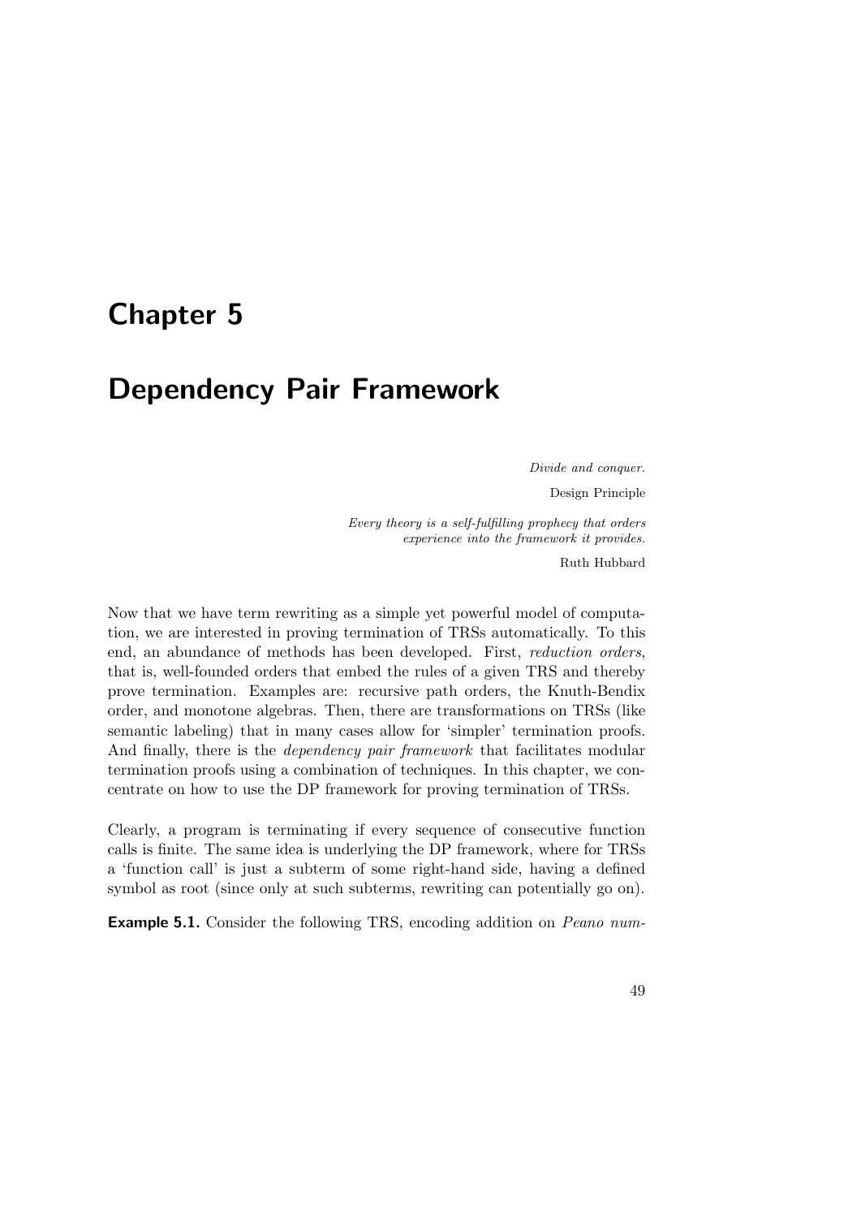# Chapter 5

# Dependency Pair Framework

*Divide and conquer.*

Design Principle

*Every theory is a self-fulfilling prophecy that orders experience into the framework it provides.*

Ruth Hubbard

Now that we have term rewriting as a simple yet powerful model of computation, we are interested in proving termination of TRSs automatically. To this end, an abundance of methods has been developed. First, *reduction orders*, that is, well-founded orders that embed the rules of a given TRS and thereby prove termination. Examples are: recursive path orders, the Knuth-Bendix order, and monotone algebras. Then, there are transformations on TRSs (like semantic labeling) that in many cases allow for 'simpler' termination proofs. And finally, there is the *dependency pair framework* that facilitates modular termination proofs using a combination of techniques. In this chapter, we concentrate on how to use the DP framework for proving termination of TRSs.

Clearly, a program is terminating if every sequence of consecutive function calls is finite. The same idea is underlying the DP framework, where for TRSs a 'function call' is just a subterm of some right-hand side, having a defined symbol as root (since only at such subterms, rewriting can potentially go on).

**Example 5.1.** Consider the following TRS, encoding addition on *Peano num-*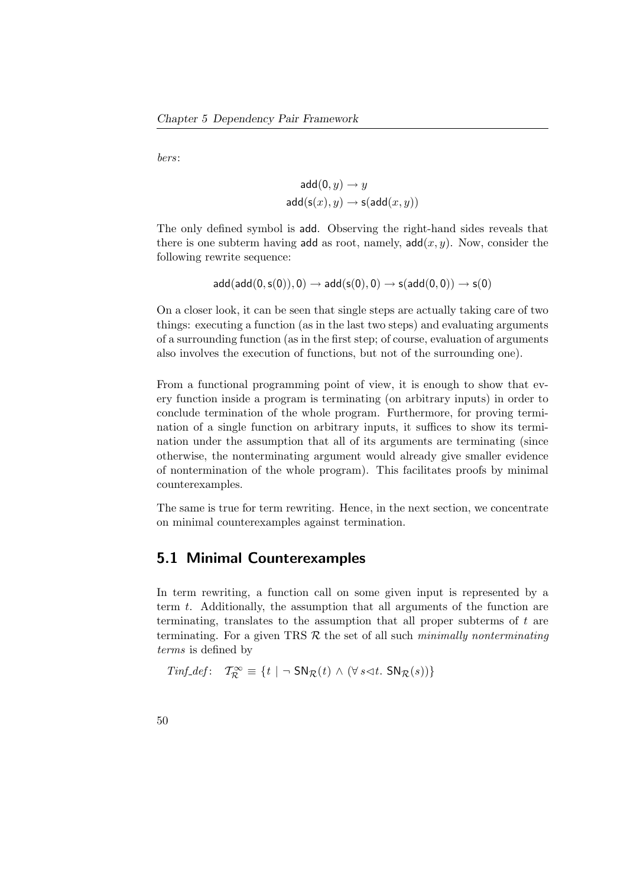*bers*:

$$\mathsf{add}(\mathsf{0}, y) \to y$$
$$\mathsf{add}(\mathsf{s}(x), y) \to \mathsf{s}(\mathsf{add}(x, y))$$

The only defined symbol is add. Observing the right-hand sides reveals that there is one subterm having add as root, namely, $\mathsf{add}(x, y)$. Now, consider the following rewrite sequence:

$$\mathsf{add}(\mathsf{add}(\mathsf{0}, \mathsf{s}(\mathsf{0})), \mathsf{0}) \to \mathsf{add}(\mathsf{s}(\mathsf{0}), \mathsf{0}) \to \mathsf{s}(\mathsf{add}(\mathsf{0}, \mathsf{0})) \to \mathsf{s}(\mathsf{0})$$

On a closer look, it can be seen that single steps are actually taking care of two things: executing a function (as in the last two steps) and evaluating arguments of a surrounding function (as in the first step; of course, evaluation of arguments also involves the execution of functions, but not of the surrounding one).

From a functional programming point of view, it is enough to show that every function inside a program is terminating (on arbitrary inputs) in order to conclude termination of the whole program. Furthermore, for proving termination of a single function on arbitrary inputs, it suffices to show its termination under the assumption that all of its arguments are terminating (since otherwise, the nonterminating argument would already give smaller evidence of nontermination of the whole program). This facilitates proofs by minimal counterexamples.

The same is true for term rewriting. Hence, in the next section, we concentrate on minimal counterexamples against termination.

## 5.1 Minimal Counterexamples

In term rewriting, a function call on some given input is represented by a term $t$. Additionally, the assumption that all arguments of the function are terminating, translates to the assumption that all proper subterms of $t$ are terminating. For a given TRS $\mathcal{R}$ the set of all such *minimally nonterminating terms* is defined by

*Tinf_def*: $\quad \mathcal{T}_{\mathcal{R}}^{\infty} \equiv \{t \mid \neg\, \mathsf{SN}_{\mathcal{R}}(t) \wedge (\forall\, s \lhd t.\ \mathsf{SN}_{\mathcal{R}}(s))\}$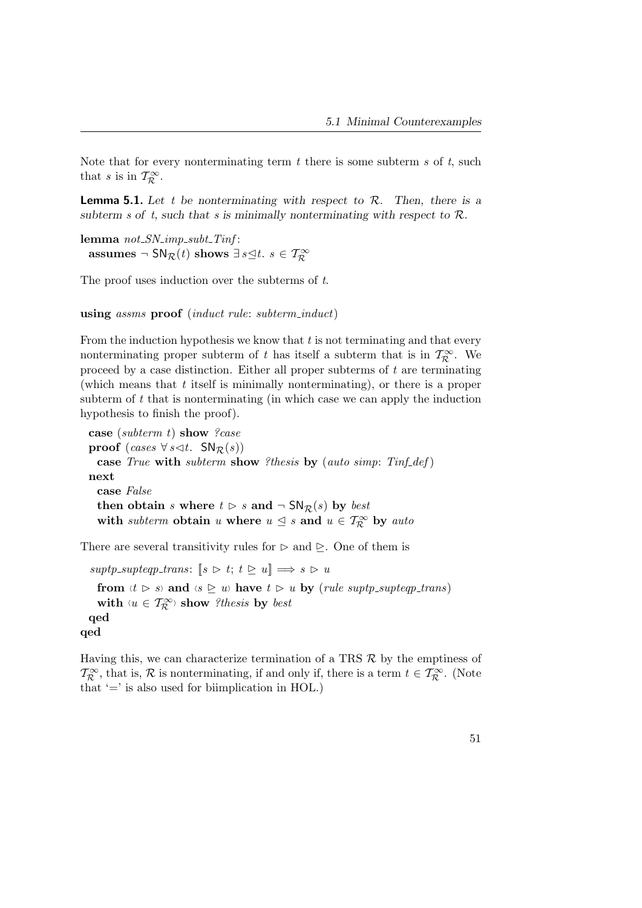Note that for every nonterminating term $t$ there is some subterm $s$ of $t$, such that $s$ is in $\mathcal{T}_{\mathcal{R}}^{\infty}$.

**Lemma 5.1.** *Let $t$ be nonterminating with respect to $\mathcal{R}$. Then, there is a subterm $s$ of $t$, such that $s$ is minimally nonterminating with respect to $\mathcal{R}$.*

**lemma** *not_SN_imp_subt_Tinf*:
  **assumes** $\neg\ \mathsf{SN}_{\mathcal{R}}(t)$ **shows** $\exists\, s \trianglelefteq t.\ s \in \mathcal{T}_{\mathcal{R}}^{\infty}$

The proof uses induction over the subterms of $t$.

**using** *assms* **proof** (*induct rule*: *subterm_induct*)

From the induction hypothesis we know that $t$ is not terminating and that every nonterminating proper subterm of $t$ has itself a subterm that is in $\mathcal{T}_{\mathcal{R}}^{\infty}$. We proceed by a case distinction. Either all proper subterms of $t$ are terminating (which means that $t$ itself is minimally nonterminating), or there is a proper subterm of $t$ that is nonterminating (in which case we can apply the induction hypothesis to finish the proof).

  **case** (*subterm t*) **show** *?case*
  **proof** (*cases* $\forall\, s \lhd t.\ \mathsf{SN}_{\mathcal{R}}(s)$)
    **case** *True* **with** *subterm* **show** *?thesis* **by** (*auto simp*: *Tinf_def*)
  **next**
    **case** *False*
    **then obtain** $s$ **where** $t \rhd s$ **and** $\neg\ \mathsf{SN}_{\mathcal{R}}(s)$ **by** *best*
    **with** *subterm* **obtain** $u$ **where** $u \trianglelefteq s$ **and** $u \in \mathcal{T}_{\mathcal{R}}^{\infty}$ **by** *auto*

There are several transitivity rules for $\rhd$ and $\trianglerighteq$. One of them is

  *suptp_supteqp_trans*: $[\![ s \rhd t;\ t \trianglerighteq u ]\!] \Longrightarrow s \rhd u$
    **from** $\langle t \rhd s \rangle$ **and** $\langle s \trianglerighteq u \rangle$ **have** $t \rhd u$ **by** (*rule suptp_supteqp_trans*)
    **with** $\langle u \in \mathcal{T}_{\mathcal{R}}^{\infty} \rangle$ **show** *?thesis* **by** *best*
  **qed**
**qed**

Having this, we can characterize termination of a TRS $\mathcal{R}$ by the emptiness of $\mathcal{T}_{\mathcal{R}}^{\infty}$, that is, $\mathcal{R}$ is nonterminating, if and only if, there is a term $t \in \mathcal{T}_{\mathcal{R}}^{\infty}$. (Note that '=' is also used for biimplication in HOL.)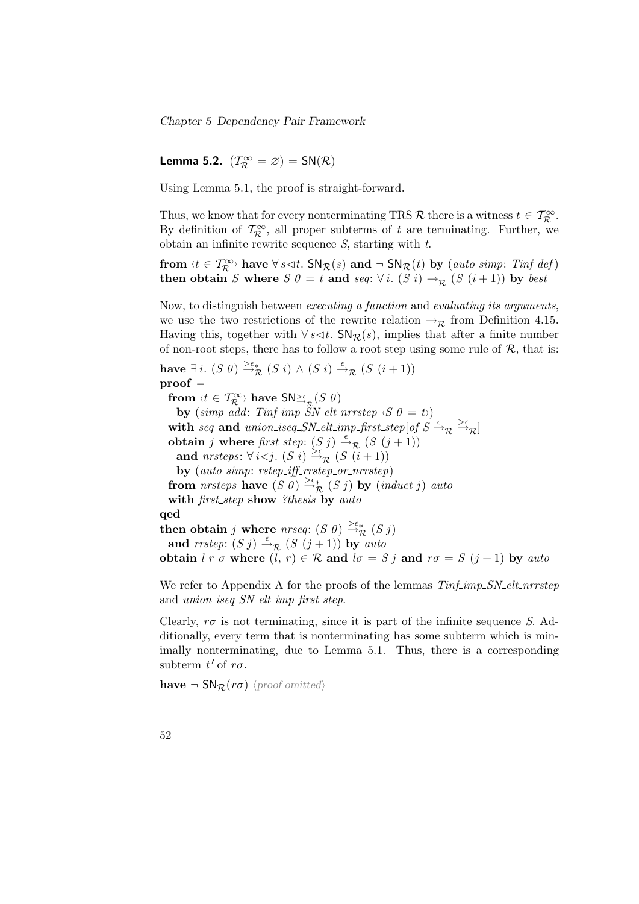**Lemma 5.2.** $(\mathcal{T}^\infty_\mathcal{R} = \varnothing) = \mathsf{SN}(\mathcal{R})$

Using Lemma 5.1, the proof is straight-forward.

Thus, we know that for every nonterminating TRS $\mathcal{R}$ there is a witness $t \in \mathcal{T}^\infty_\mathcal{R}$. By definition of $\mathcal{T}^\infty_\mathcal{R}$, all proper subterms of $t$ are terminating. Further, we obtain an infinite rewrite sequence $S$, starting with $t$.

**from** $\langle t \in \mathcal{T}^\infty_\mathcal{R} \rangle$ **have** $\forall s \lhd t.\ \mathsf{SN}_\mathcal{R}(s)$ **and** $\neg\ \mathsf{SN}_\mathcal{R}(t)$ **by** (*auto simp*: *Tinf_def*)
**then obtain** $S$ **where** $S\ 0 = t$ **and** *seq*: $\forall i.\ (S\ i) \rightarrow_\mathcal{R} (S\ (i+1))$ **by** *best*

Now, to distinguish between *executing a function* and *evaluating its arguments*, we use the two restrictions of the rewrite relation $\rightarrow_\mathcal{R}$ from Definition 4.15. Having this, together with $\forall s \lhd t.\ \mathsf{SN}_\mathcal{R}(s)$, implies that after a finite number of non-root steps, there has to follow a root step using some rule of $\mathcal{R}$, that is:

**have** $\exists i.\ (S\ 0) \xrightarrow{>\epsilon}{}^{*}_{\mathcal{R}} (S\ i) \wedge (S\ i) \xrightarrow{\epsilon}_\mathcal{R} (S\ (i+1))$
**proof** −
  **from** $\langle t \in \mathcal{T}^\infty_\mathcal{R} \rangle$ **have** $\mathsf{SN}_{\xrightarrow{>\epsilon}_\mathcal{R}}(S\ 0)$
    **by** (*simp add*: *Tinf_imp_SN_elt_nrrstep* $\langle S\ 0 = t \rangle$)
  **with** *seq* **and** *union_iseq_SN_elt_imp_first_step*[*of* $S \xrightarrow{\epsilon}_\mathcal{R} \xrightarrow{>\epsilon}_\mathcal{R}$]
  **obtain** $j$ **where** *first_step*: $(S\ j) \xrightarrow{\epsilon}_\mathcal{R} (S\ (j+1))$
    **and** *nrsteps*: $\forall i{<}j.\ (S\ i) \xrightarrow{>\epsilon}_\mathcal{R} (S\ (i+1))$
    **by** (*auto simp*: *rstep_iff_rrstep_or_nrrstep*)
  **from** *nrsteps* **have** $(S\ 0) \xrightarrow{>\epsilon}{}^{*}_{\mathcal{R}} (S\ j)$ **by** (*induct* $j$) *auto*
  **with** *first_step* **show** *?thesis* **by** *auto*
**qed**
**then obtain** $j$ **where** *nrseq*: $(S\ 0) \xrightarrow{>\epsilon}{}^{*}_{\mathcal{R}} (S\ j)$
  **and** *rrstep*: $(S\ j) \xrightarrow{\epsilon}_\mathcal{R} (S\ (j+1))$ **by** *auto*
**obtain** $l\ r\ \sigma$ **where** $(l, r) \in \mathcal{R}$ **and** $l\sigma = S\ j$ **and** $r\sigma = S\ (j+1)$ **by** *auto*

We refer to Appendix A for the proofs of the lemmas *Tinf_imp_SN_elt_nrrstep* and *union_iseq_SN_elt_imp_first_step*.

Clearly, $r\sigma$ is not terminating, since it is part of the infinite sequence $S$. Additionally, every term that is nonterminating has some subterm which is minimally nonterminating, due to Lemma 5.1. Thus, there is a corresponding subterm $t'$ of $r\sigma$.

**have** $\neg\ \mathsf{SN}_\mathcal{R}(r\sigma)$ ⟨proof omitted⟩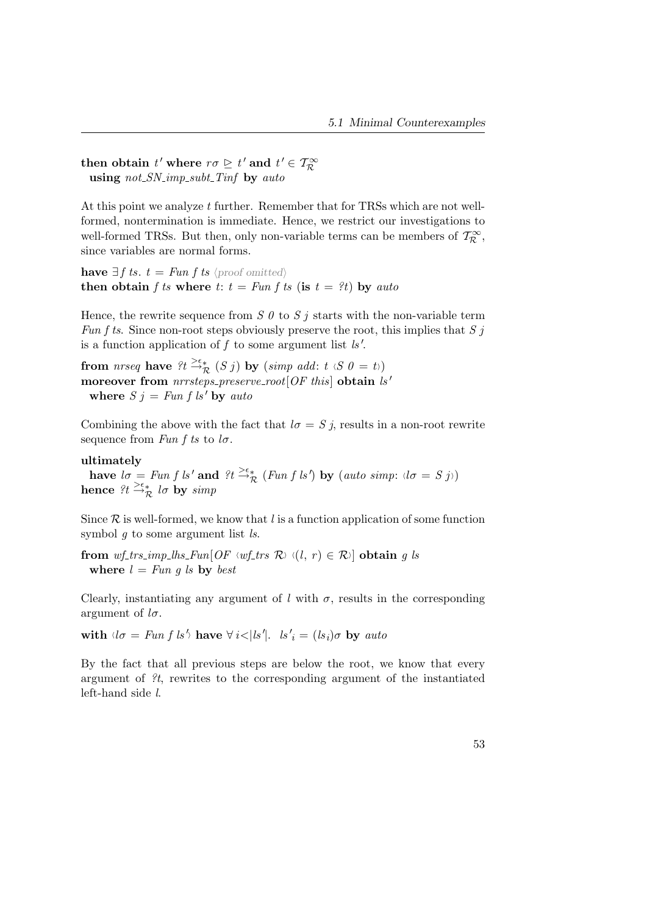**then obtain** $t'$ **where** $r\sigma \trianglerighteq t'$ **and** $t' \in \mathcal{T}_{\mathcal{R}}^{\infty}$
  **using** *not_SN_imp_subt_Tinf* **by** *auto*

At this point we analyze $t$ further. Remember that for TRSs which are not well-formed, nontermination is immediate. Hence, we restrict our investigations to well-formed TRSs. But then, only non-variable terms can be members of $\mathcal{T}_{\mathcal{R}}^{\infty}$, since variables are normal forms.

**have** $\exists f\ ts.\ t = \mathit{Fun}\ f\ ts$ ⟨proof omitted⟩
**then obtain** *f ts* **where** $t$: $t = \mathit{Fun}\ f\ ts$ (**is** $t = ?t$) **by** *auto*

Hence, the rewrite sequence from $S\ 0$ to $S\ j$ starts with the non-variable term *Fun f ts*. Since non-root steps obviously preserve the root, this implies that $S\ j$ is a function application of $f$ to some argument list $ls'$.

**from** *nrseq* **have** $?t \xrightarrow{>\epsilon *}_{\mathcal{R}} (S\ j)$ **by** (*simp add*: $t$ ⟨$S\ 0 = t$⟩)
**moreover from** *nrrsteps_preserve_root*[*OF this*] **obtain** $ls'$
  **where** $S\ j = \mathit{Fun}\ f\ ls'$ **by** *auto*

Combining the above with the fact that $l\sigma = S\ j$, results in a non-root rewrite sequence from *Fun f ts* to $l\sigma$.

**ultimately**
  **have** $l\sigma = \mathit{Fun}\ f\ ls'$ **and** $?t \xrightarrow{>\epsilon *}_{\mathcal{R}} (\mathit{Fun}\ f\ ls')$ **by** (*auto simp*: ⟨$l\sigma = S\ j$⟩)
**hence** $?t \xrightarrow{>\epsilon *}_{\mathcal{R}} l\sigma$ **by** *simp*

Since $\mathcal{R}$ is well-formed, we know that $l$ is a function application of some function symbol $g$ to some argument list *ls*.

**from** *wf_trs_imp_lhs_Fun*[*OF* ⟨*wf_trs* $\mathcal{R}$⟩ ⟨$(l,\ r) \in \mathcal{R}$⟩] **obtain** *g ls*
  **where** $l = \mathit{Fun}\ g\ ls$ **by** *best*

Clearly, instantiating any argument of $l$ with $\sigma$, results in the corresponding argument of $l\sigma$.

**with** ⟨$l\sigma = \mathit{Fun}\ f\ ls'$⟩ **have** $\forall\, i{<}|ls'|.\ \ ls'_i = (ls_i)\sigma$ **by** *auto*

By the fact that all previous steps are below the root, we know that every argument of $?t$, rewrites to the corresponding argument of the instantiated left-hand side $l$.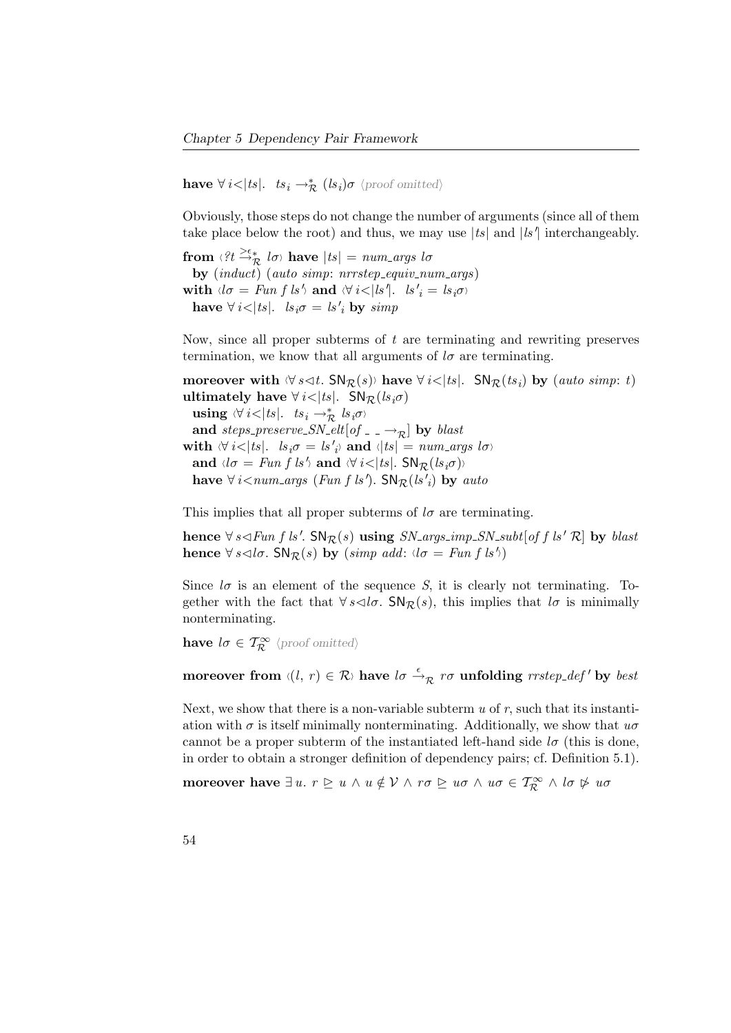**have** $\forall\, i{<}|ts|.\ \ ts_i \to^*_{\mathcal{R}} (ls_i)\sigma$ ⟨proof omitted⟩

Obviously, those steps do not change the number of arguments (since all of them take place below the root) and thus, we may use $|ts|$ and $|ls'|$ interchangeably.

**from** ⟨$?t \overset{>\epsilon}{\to}{}^*_{\mathcal{R}}\ l\sigma$⟩ **have** $|ts| = \mathit{num\_args}\ l\sigma$
  **by** (*induct*) (*auto simp*: *nrrstep_equiv_num_args*)
**with** ⟨$l\sigma = \mathit{Fun}\ f\ ls'$⟩ **and** ⟨$\forall\, i{<}|ls'|.\ \ ls'_i = ls_i\sigma$⟩
  **have** $\forall\, i{<}|ts|.\ \ ls_i\sigma = ls'_i$ **by** *simp*

Now, since all proper subterms of $t$ are terminating and rewriting preserves termination, we know that all arguments of $l\sigma$ are terminating.

**moreover with** ⟨$\forall\, s{\lhd}t.\ \mathsf{SN}_{\mathcal{R}}(s)$⟩ **have** $\forall\, i{<}|ts|.\ \ \mathsf{SN}_{\mathcal{R}}(ts_i)$ **by** (*auto simp*: *t*)
**ultimately have** $\forall\, i{<}|ts|.\ \ \mathsf{SN}_{\mathcal{R}}(ls_i\sigma)$
  **using** ⟨$\forall\, i{<}|ts|.\ \ ts_i \to^*_{\mathcal{R}} ls_i\sigma$⟩
  **and** *steps_preserve_SN_elt*[*of* _ _ $\to_{\mathcal{R}}$] **by** *blast*
**with** ⟨$\forall\, i{<}|ts|.\ \ ls_i\sigma = ls'_i$⟩ **and** ⟨$|ts| = \mathit{num\_args}\ l\sigma$⟩
  **and** ⟨$l\sigma = \mathit{Fun}\ f\ ls'$⟩ **and** ⟨$\forall\, i{<}|ts|.\ \mathsf{SN}_{\mathcal{R}}(ls_i\sigma)$⟩
  **have** $\forall\, i{<}\mathit{num\_args}\ (\mathit{Fun}\ f\ ls').\ \mathsf{SN}_{\mathcal{R}}(ls'_i)$ **by** *auto*

This implies that all proper subterms of $l\sigma$ are terminating.

**hence** $\forall\, s{\lhd}\mathit{Fun}\ f\ ls'.\ \mathsf{SN}_{\mathcal{R}}(s)$ **using** *SN_args_imp_SN_subt*[*of f ls' $\mathcal{R}$*] **by** *blast*
**hence** $\forall\, s{\lhd}l\sigma.\ \mathsf{SN}_{\mathcal{R}}(s)$ **by** (*simp add*: ⟨$l\sigma = \mathit{Fun}\ f\ ls'$⟩)

Since $l\sigma$ is an element of the sequence $S$, it is clearly not terminating. Together with the fact that $\forall\, s{\lhd}l\sigma.\ \mathsf{SN}_{\mathcal{R}}(s)$, this implies that $l\sigma$ is minimally nonterminating.

**have** $l\sigma \in \mathcal{T}^{\infty}_{\mathcal{R}}$ ⟨proof omitted⟩

**moreover from** ⟨$(l,\ r) \in \mathcal{R}$⟩ **have** $l\sigma \overset{\epsilon}{\to}_{\mathcal{R}} r\sigma$ **unfolding** *rrstep_def'* **by** *best*

Next, we show that there is a non-variable subterm $u$ of $r$, such that its instantiation with $\sigma$ is itself minimally nonterminating. Additionally, we show that $u\sigma$ cannot be a proper subterm of the instantiated left-hand side $l\sigma$ (this is done, in order to obtain a stronger definition of dependency pairs; cf. Definition 5.1).

**moreover have** $\exists\, u.\ r \trianglerighteq u \land u \notin \mathcal{V} \land r\sigma \trianglerighteq u\sigma \land u\sigma \in \mathcal{T}^{\infty}_{\mathcal{R}} \land l\sigma \not\triangleright u\sigma$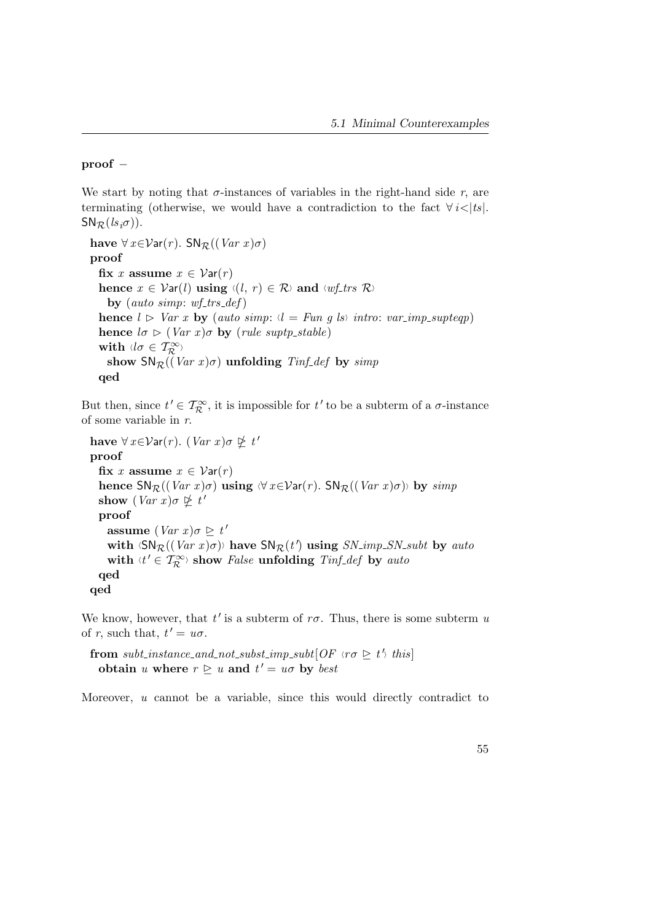**proof** –

We start by noting that $\sigma$-instances of variables in the right-hand side $r$, are terminating (otherwise, we would have a contradiction to the fact $\forall\, i{<}|ts|.\ \mathsf{SN}_{\mathcal{R}}(ls_i\sigma)$).

```
have ∀ x∈Var(r). SN_R((Var x)σ)
proof
  fix x assume x ∈ Var(r)
  hence x ∈ Var(l) using ‹(l, r) ∈ R› and ‹wf_trs R›
    by (auto simp: wf_trs_def)
  hence l ▷ Var x by (auto simp: ‹l = Fun g ls› intro: var_imp_supteqp)
  hence lσ ▷ (Var x)σ by (rule suptp_stable)
  with ‹lσ ∈ T∞_R›
    show SN_R((Var x)σ) unfolding Tinf_def by simp
  qed
```

But then, since $t' \in \mathcal{T}^{\infty}_{\mathcal{R}}$, it is impossible for $t'$ to be a subterm of a $\sigma$-instance of some variable in $r$.

```
have ∀ x∈Var(r). (Var x)σ ⋭ t'
proof
  fix x assume x ∈ Var(r)
  hence SN_R((Var x)σ) using ‹∀ x∈Var(r). SN_R((Var x)σ)› by simp
  show (Var x)σ ⋭ t'
  proof
    assume (Var x)σ ⊵ t'
    with ‹SN_R((Var x)σ)› have SN_R(t') using SN_imp_SN_subt by auto
    with ‹t' ∈ T∞_R› show False unfolding Tinf_def by auto
  qed
qed
```

We know, however, that $t'$ is a subterm of $r\sigma$. Thus, there is some subterm $u$ of $r$, such that, $t' = u\sigma$.

```
from subt_instance_and_not_subst_imp_subt[OF ‹rσ ⊵ t'› this]
  obtain u where r ⊵ u and t' = uσ by best
```

Moreover, $u$ cannot be a variable, since this would directly contradict to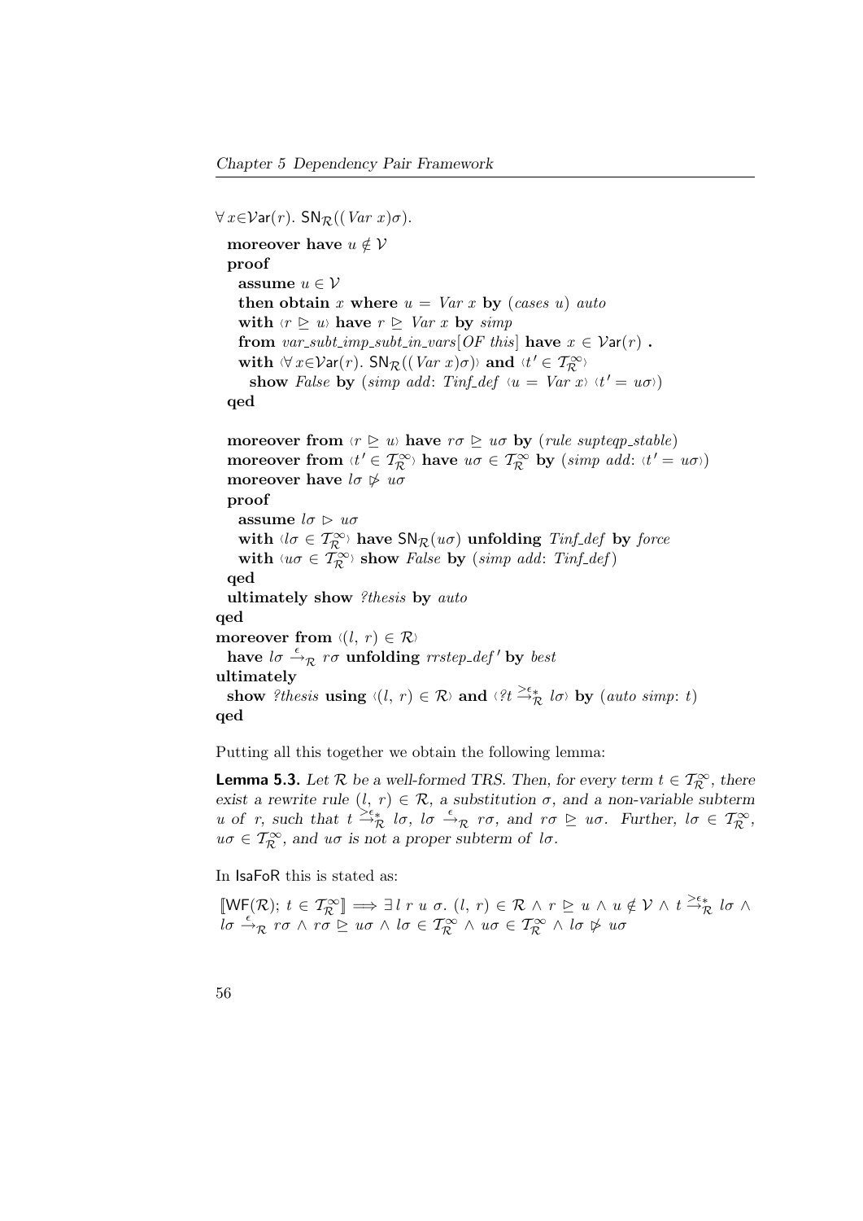$\forall x{\in}\mathcal{V}\mathsf{ar}(r).\ \mathsf{SN}_{\mathcal{R}}((\mathit{Var}\ x)\sigma)$.

```
  moreover have u ∉ 𝒱
  proof
    assume u ∈ 𝒱
    then obtain x where u = Var x by (cases u) auto
    with ‹r ⊵ u› have r ⊵ Var x by simp
    from var_subt_imp_subt_in_vars[OF this] have x ∈ 𝒱ar(r) .
    with ‹∀ x∈𝒱ar(r). SN_ℛ((Var x)σ)› and ‹t' ∈ 𝒯_ℛ^∞›
      show False by (simp add: Tinf_def ‹u = Var x› ‹t' = uσ›)
  qed

  moreover from ‹r ⊵ u› have rσ ⊵ uσ by (rule supteqp_stable)
  moreover from ‹t' ∈ 𝒯_ℛ^∞› have uσ ∈ 𝒯_ℛ^∞ by (simp add: ‹t' = uσ›)
  moreover have lσ ⋫ uσ
  proof
    assume lσ ⊳ uσ
    with ‹lσ ∈ 𝒯_ℛ^∞› have SN_ℛ(uσ) unfolding Tinf_def by force
    with ‹uσ ∈ 𝒯_ℛ^∞› show False by (simp add: Tinf_def)
  qed
  ultimately show ?thesis by auto
qed
moreover from ‹(l, r) ∈ ℛ›
  have lσ →^ε_ℛ rσ unfolding rrstep_def' by best
ultimately
  show ?thesis using ‹(l, r) ∈ ℛ› and ‹?t →^{>ε*}_ℛ lσ› by (auto simp: t)
qed
```

Putting all this together we obtain the following lemma:

**Lemma 5.3.** *Let $\mathcal{R}$ be a well-formed TRS. Then, for every term $t \in \mathcal{T}^{\infty}_{\mathcal{R}}$, there exist a rewrite rule $(l,\ r) \in \mathcal{R}$, a substitution $\sigma$, and a non-variable subterm $u$ of $r$, such that $t \xrightarrow{>\epsilon*}_{\mathcal{R}} l\sigma$, $l\sigma \xrightarrow{\epsilon}_{\mathcal{R}} r\sigma$, and $r\sigma \trianglerighteq u\sigma$. Further, $l\sigma \in \mathcal{T}^{\infty}_{\mathcal{R}}$, $u\sigma \in \mathcal{T}^{\infty}_{\mathcal{R}}$, and $u\sigma$ is not a proper subterm of $l\sigma$.*

In IsaFoR this is stated as:

$[\![\mathsf{WF}(\mathcal{R});\ t \in \mathcal{T}^{\infty}_{\mathcal{R}}]\!] \Longrightarrow \exists\, l\ r\ u\ \sigma.\ (l,\ r) \in \mathcal{R} \wedge r \trianglerighteq u \wedge u \notin \mathcal{V} \wedge t \xrightarrow{>\epsilon*}_{\mathcal{R}} l\sigma \wedge l\sigma \xrightarrow{\epsilon}_{\mathcal{R}} r\sigma \wedge r\sigma \trianglerighteq u\sigma \wedge l\sigma \in \mathcal{T}^{\infty}_{\mathcal{R}} \wedge u\sigma \in \mathcal{T}^{\infty}_{\mathcal{R}} \wedge l\sigma \not\triangleright u\sigma$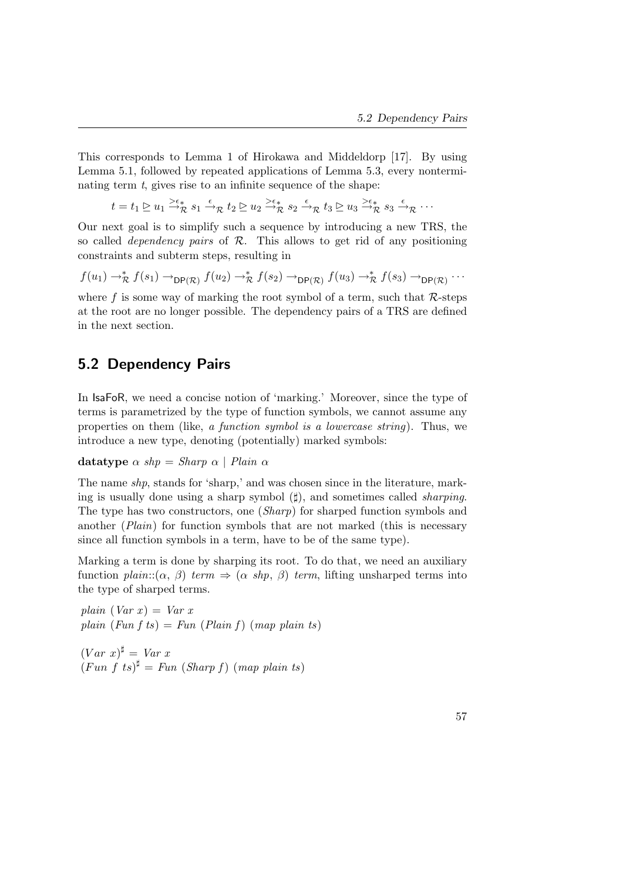This corresponds to Lemma 1 of Hirokawa and Middeldorp [17]. By using Lemma 5.1, followed by repeated applications of Lemma 5.3, every nonterminating term $t$, gives rise to an infinite sequence of the shape:

$$t = t_1 \trianglerighteq u_1 \xrightarrow{>\epsilon *}_{\mathcal{R}} s_1 \xrightarrow{\epsilon}_{\mathcal{R}} t_2 \trianglerighteq u_2 \xrightarrow{>\epsilon *}_{\mathcal{R}} s_2 \xrightarrow{\epsilon}_{\mathcal{R}} t_3 \trianglerighteq u_3 \xrightarrow{>\epsilon *}_{\mathcal{R}} s_3 \xrightarrow{\epsilon}_{\mathcal{R}} \cdots$$

Our next goal is to simplify such a sequence by introducing a new TRS, the so called *dependency pairs* of $\mathcal{R}$. This allows to get rid of any positioning constraints and subterm steps, resulting in

$$f(u_1) \to_{\mathcal{R}}^* f(s_1) \to_{\mathsf{DP}(\mathcal{R})} f(u_2) \to_{\mathcal{R}}^* f(s_2) \to_{\mathsf{DP}(\mathcal{R})} f(u_3) \to_{\mathcal{R}}^* f(s_3) \to_{\mathsf{DP}(\mathcal{R})} \cdots$$

where $f$ is some way of marking the root symbol of a term, such that $\mathcal{R}$-steps at the root are no longer possible. The dependency pairs of a TRS are defined in the next section.

## 5.2 Dependency Pairs

In IsaFoR, we need a concise notion of 'marking.' Moreover, since the type of terms is parametrized by the type of function symbols, we cannot assume any properties on them (like, *a function symbol is a lowercase string*). Thus, we introduce a new type, denoting (potentially) marked symbols:

**datatype** $\alpha$ *shp* = *Sharp* $\alpha$ | *Plain* $\alpha$

The name *shp*, stands for 'sharp,' and was chosen since in the literature, marking is usually done using a sharp symbol ($\sharp$), and sometimes called *sharping*. The type has two constructors, one (*Sharp*) for sharped function symbols and another (*Plain*) for function symbols that are not marked (this is necessary since all function symbols in a term, have to be of the same type).

Marking a term is done by sharping its root. To do that, we need an auxiliary function *plain*::($\alpha$, $\beta$) *term* $\Rightarrow$ ($\alpha$ *shp*, $\beta$) *term*, lifting unsharped terms into the type of sharped terms.

*plain* (*Var x*) = *Var x*
*plain* (*Fun f ts*) = *Fun* (*Plain f*) (*map plain ts*)

$(Var\ x)^\sharp$ = *Var x*
$(Fun\ f\ ts)^\sharp$ = *Fun* (*Sharp f*) (*map plain ts*)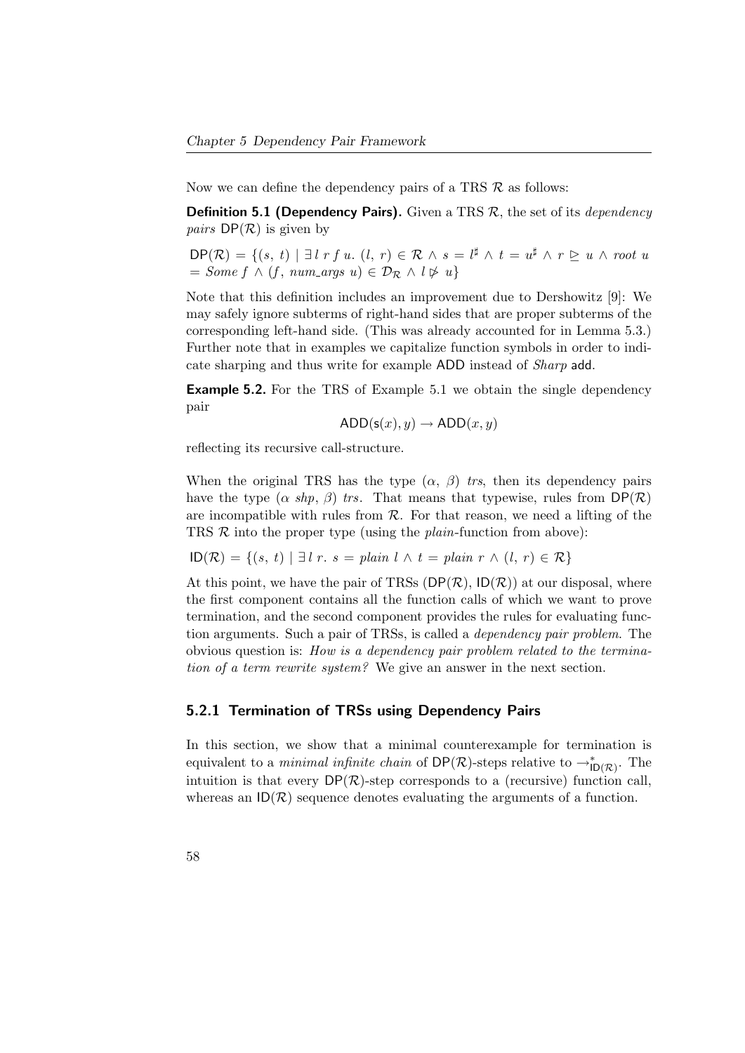Now we can define the dependency pairs of a TRS $\mathcal{R}$ as follows:

**Definition 5.1 (Dependency Pairs).** Given a TRS $\mathcal{R}$, the set of its *dependency pairs* $\mathsf{DP}(\mathcal{R})$ is given by

$\mathsf{DP}(\mathcal{R}) = \{(s,\ t) \mid \exists\, l\ r\ f\ u.\ (l,\ r) \in \mathcal{R} \wedge s = l^\sharp \wedge t = u^\sharp \wedge r \trianglerighteq u \wedge \mathit{root}\ u = \mathit{Some}\ f \wedge (f,\ \mathit{num\_args}\ u) \in \mathcal{D}_\mathcal{R} \wedge l \not\triangleright u\}$

Note that this definition includes an improvement due to Dershowitz [9]: We may safely ignore subterms of right-hand sides that are proper subterms of the corresponding left-hand side. (This was already accounted for in Lemma 5.3.) Further note that in examples we capitalize function symbols in order to indicate sharping and thus write for example ADD instead of *Sharp* add.

**Example 5.2.** For the TRS of Example 5.1 we obtain the single dependency pair

$$\mathsf{ADD}(\mathsf{s}(x), y) \to \mathsf{ADD}(x, y)$$

reflecting its recursive call-structure.

When the original TRS has the type $(\alpha,\ \beta)$ *trs*, then its dependency pairs have the type $(\alpha\ \mathit{shp},\ \beta)$ *trs*. That means that typewise, rules from $\mathsf{DP}(\mathcal{R})$ are incompatible with rules from $\mathcal{R}$. For that reason, we need a lifting of the TRS $\mathcal{R}$ into the proper type (using the *plain*-function from above):

$\mathsf{ID}(\mathcal{R}) = \{(s,\ t) \mid \exists\, l\ r.\ s = \mathit{plain}\ l \wedge t = \mathit{plain}\ r \wedge (l,\ r) \in \mathcal{R}\}$

At this point, we have the pair of TRSs $(\mathsf{DP}(\mathcal{R}), \mathsf{ID}(\mathcal{R}))$ at our disposal, where the first component contains all the function calls of which we want to prove termination, and the second component provides the rules for evaluating function arguments. Such a pair of TRSs, is called a *dependency pair problem*. The obvious question is: *How is a dependency pair problem related to the termination of a term rewrite system?* We give an answer in the next section.

### 5.2.1 Termination of TRSs using Dependency Pairs

In this section, we show that a minimal counterexample for termination is equivalent to a *minimal infinite chain* of $\mathsf{DP}(\mathcal{R})$-steps relative to $\to^*_{\mathsf{ID}(\mathcal{R})}$. The intuition is that every $\mathsf{DP}(\mathcal{R})$-step corresponds to a (recursive) function call, whereas an $\mathsf{ID}(\mathcal{R})$ sequence denotes evaluating the arguments of a function.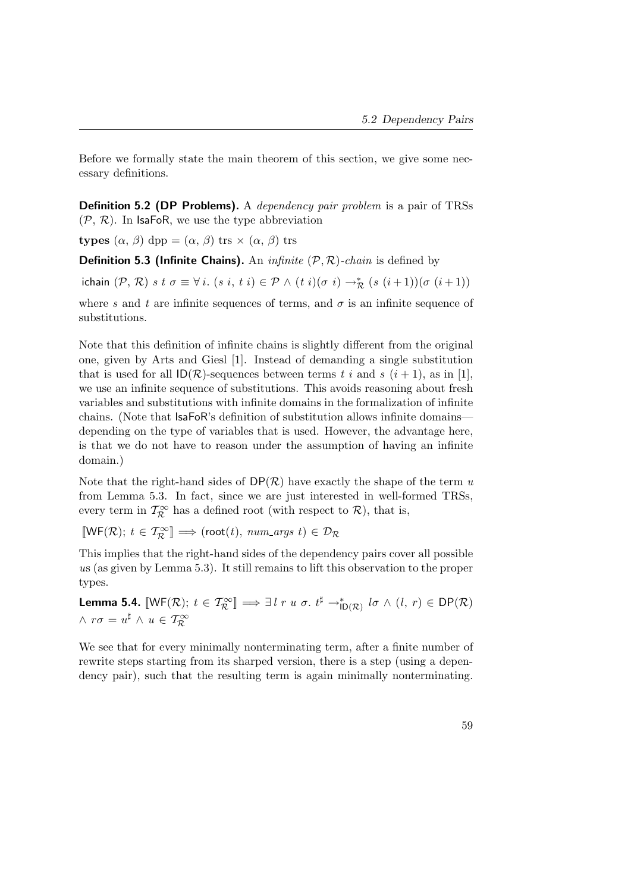Before we formally state the main theorem of this section, we give some necessary definitions.

**Definition 5.2 (DP Problems).** A *dependency pair problem* is a pair of TRSs $(\mathcal{P},\, \mathcal{R})$. In IsaFoR, we use the type abbreviation

**types** $(\alpha,\, \beta)$ dpp $= (\alpha,\, \beta)$ trs $\times$ $(\alpha,\, \beta)$ trs

**Definition 5.3 (Infinite Chains).** An *infinite* $(\mathcal{P}, \mathcal{R})$*-chain* is defined by

$\mathsf{ichain}\ (\mathcal{P},\, \mathcal{R})\ s\ t\ \sigma \equiv \forall\, i.\ (s\ i,\ t\ i) \in \mathcal{P} \wedge (t\ i)(\sigma\ i) \rightarrow^{*}_{\mathcal{R}} (s\ (i+1))(\sigma\ (i+1))$

where $s$ and $t$ are infinite sequences of terms, and $\sigma$ is an infinite sequence of substitutions.

Note that this definition of infinite chains is slightly different from the original one, given by Arts and Giesl [1]. Instead of demanding a single substitution that is used for all $\mathsf{ID}(\mathcal{R})$-sequences between terms $t\ i$ and $s\ (i+1)$, as in [1], we use an infinite sequence of substitutions. This avoids reasoning about fresh variables and substitutions with infinite domains in the formalization of infinite chains. (Note that IsaFoR's definition of substitution allows infinite domains—depending on the type of variables that is used. However, the advantage here, is that we do not have to reason under the assumption of having an infinite domain.)

Note that the right-hand sides of $\mathsf{DP}(\mathcal{R})$ have exactly the shape of the term $u$ from Lemma 5.3. In fact, since we are just interested in well-formed TRSs, every term in $\mathcal{T}^{\infty}_{\mathcal{R}}$ has a defined root (with respect to $\mathcal{R}$), that is,

$[\![\mathsf{WF}(\mathcal{R});\ t \in \mathcal{T}^{\infty}_{\mathcal{R}}]\!] \Longrightarrow (\mathsf{root}(t),\ \mathit{num\_args}\ t) \in \mathcal{D}_{\mathcal{R}}$

This implies that the right-hand sides of the dependency pairs cover all possible $u$s (as given by Lemma 5.3). It still remains to lift this observation to the proper types.

**Lemma 5.4.** $[\![\mathsf{WF}(\mathcal{R});\ t \in \mathcal{T}^{\infty}_{\mathcal{R}}]\!] \Longrightarrow \exists\, l\ r\ u\ \sigma.\ t^{\sharp} \rightarrow^{*}_{\mathsf{ID}(\mathcal{R})} l\sigma \wedge (l,\ r) \in \mathsf{DP}(\mathcal{R}) \wedge r\sigma = u^{\sharp} \wedge u \in \mathcal{T}^{\infty}_{\mathcal{R}}$

We see that for every minimally nonterminating term, after a finite number of rewrite steps starting from its sharped version, there is a step (using a dependency pair), such that the resulting term is again minimally nonterminating.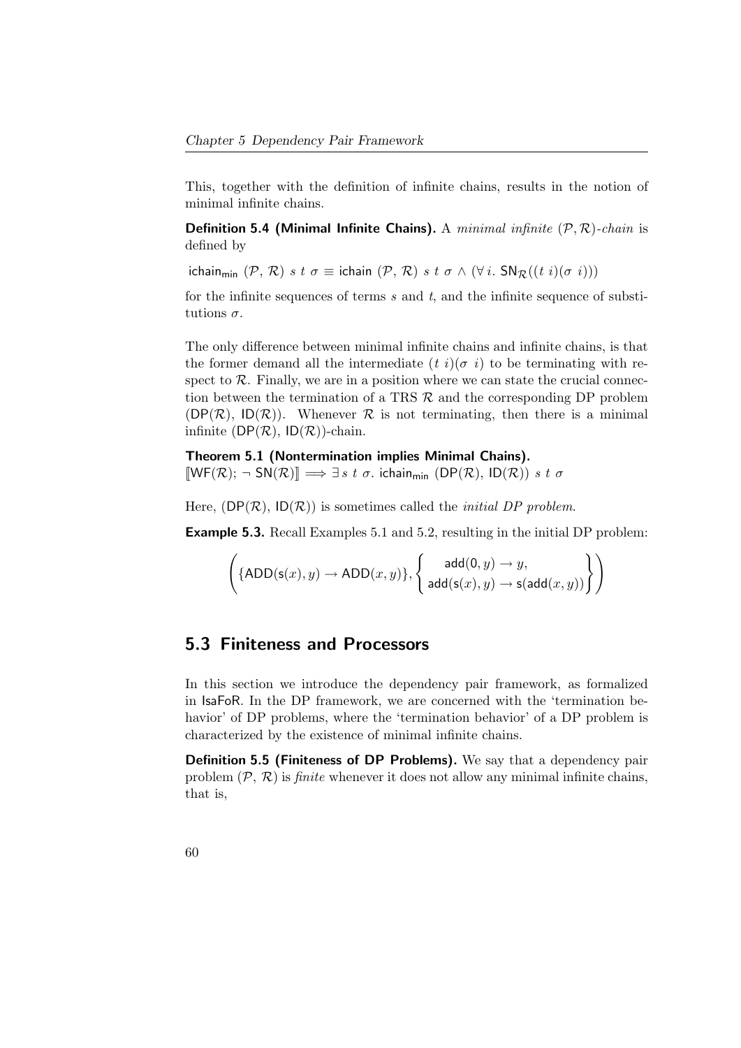This, together with the definition of infinite chains, results in the notion of minimal infinite chains.

**Definition 5.4 (Minimal Infinite Chains).** A *minimal infinite* $(\mathcal{P}, \mathcal{R})$*-chain* is defined by

$$\mathsf{ichain_{min}}\ (\mathcal{P},\ \mathcal{R})\ s\ t\ \sigma \equiv \mathsf{ichain}\ (\mathcal{P},\ \mathcal{R})\ s\ t\ \sigma \wedge (\forall\, i.\ \mathsf{SN}_{\mathcal{R}}((t\ i)(\sigma\ i)))$$

for the infinite sequences of terms $s$ and $t$, and the infinite sequence of substitutions $\sigma$.

The only difference between minimal infinite chains and infinite chains, is that the former demand all the intermediate $(t\ i)(\sigma\ i)$ to be terminating with respect to $\mathcal{R}$. Finally, we are in a position where we can state the crucial connection between the termination of a TRS $\mathcal{R}$ and the corresponding DP problem $(\mathsf{DP}(\mathcal{R}),\ \mathsf{ID}(\mathcal{R}))$. Whenever $\mathcal{R}$ is not terminating, then there is a minimal infinite $(\mathsf{DP}(\mathcal{R}),\ \mathsf{ID}(\mathcal{R}))$-chain.

**Theorem 5.1 (Nontermination implies Minimal Chains).**
$[\![\mathsf{WF}(\mathcal{R});\ \neg\ \mathsf{SN}(\mathcal{R})]\!] \Longrightarrow \exists\, s\ t\ \sigma.\ \mathsf{ichain_{min}}\ (\mathsf{DP}(\mathcal{R}),\ \mathsf{ID}(\mathcal{R}))\ s\ t\ \sigma$

Here, $(\mathsf{DP}(\mathcal{R}),\ \mathsf{ID}(\mathcal{R}))$ is sometimes called the *initial DP problem*.

**Example 5.3.** Recall Examples 5.1 and 5.2, resulting in the initial DP problem:

$$\left(\{\mathsf{ADD}(\mathsf{s}(x), y) \rightarrow \mathsf{ADD}(x, y)\}, \left\{\begin{array}{c} \mathsf{add}(\mathsf{0}, y) \rightarrow y, \\ \mathsf{add}(\mathsf{s}(x), y) \rightarrow \mathsf{s}(\mathsf{add}(x, y)) \end{array}\right\}\right)$$

## 5.3 Finiteness and Processors

In this section we introduce the dependency pair framework, as formalized in IsaFoR. In the DP framework, we are concerned with the 'termination behavior' of DP problems, where the 'termination behavior' of a DP problem is characterized by the existence of minimal infinite chains.

**Definition 5.5 (Finiteness of DP Problems).** We say that a dependency pair problem $(\mathcal{P},\ \mathcal{R})$ is *finite* whenever it does not allow any minimal infinite chains, that is,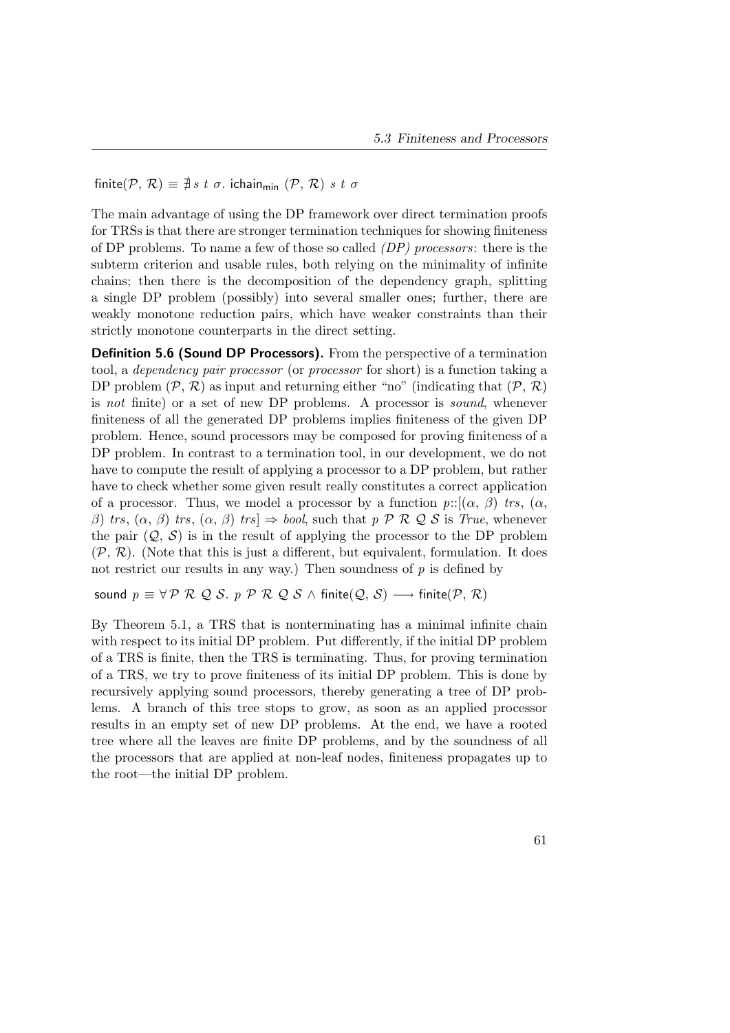$\mathsf{finite}(\mathcal{P},\, \mathcal{R}) \equiv \nexists\, s\ t\ \sigma.\ \mathsf{ichain}_{\mathsf{min}}\ (\mathcal{P},\, \mathcal{R})\ s\ t\ \sigma$

The main advantage of using the DP framework over direct termination proofs for TRSs is that there are stronger termination techniques for showing finiteness of DP problems. To name a few of those so called *(DP) processors*: there is the subterm criterion and usable rules, both relying on the minimality of infinite chains; then there is the decomposition of the dependency graph, splitting a single DP problem (possibly) into several smaller ones; further, there are weakly monotone reduction pairs, which have weaker constraints than their strictly monotone counterparts in the direct setting.

**Definition 5.6 (Sound DP Processors).** From the perspective of a termination tool, a *dependency pair processor* (or *processor* for short) is a function taking a DP problem $(\mathcal{P}, \mathcal{R})$ as input and returning either "no" (indicating that $(\mathcal{P}, \mathcal{R})$ is *not* finite) or a set of new DP problems. A processor is *sound*, whenever finiteness of all the generated DP problems implies finiteness of the given DP problem. Hence, sound processors may be composed for proving finiteness of a DP problem. In contrast to a termination tool, in our development, we do not have to compute the result of applying a processor to a DP problem, but rather have to check whether some given result really constitutes a correct application of a processor. Thus, we model a processor by a function $p$::[$(\alpha,\ \beta)$ *trs*, $(\alpha,\ \beta)$ *trs*, $(\alpha,\ \beta)$ *trs*, $(\alpha,\ \beta)$ *trs*] $\Rightarrow$ *bool*, such that $p\ \mathcal{P}\ \mathcal{R}\ \mathcal{Q}\ \mathcal{S}$ is *True*, whenever the pair $(\mathcal{Q}, \mathcal{S})$ is in the result of applying the processor to the DP problem $(\mathcal{P}, \mathcal{R})$. (Note that this is just a different, but equivalent, formulation. It does not restrict our results in any way.) Then soundness of $p$ is defined by

$\mathsf{sound}\ p \equiv \forall \mathcal{P}\ \mathcal{R}\ \mathcal{Q}\ \mathcal{S}.\ p\ \mathcal{P}\ \mathcal{R}\ \mathcal{Q}\ \mathcal{S} \wedge \mathsf{finite}(\mathcal{Q},\, \mathcal{S}) \longrightarrow \mathsf{finite}(\mathcal{P},\, \mathcal{R})$

By Theorem 5.1, a TRS that is nonterminating has a minimal infinite chain with respect to its initial DP problem. Put differently, if the initial DP problem of a TRS is finite, then the TRS is terminating. Thus, for proving termination of a TRS, we try to prove finiteness of its initial DP problem. This is done by recursively applying sound processors, thereby generating a tree of DP problems. A branch of this tree stops to grow, as soon as an applied processor results in an empty set of new DP problems. At the end, we have a rooted tree where all the leaves are finite DP problems, and by the soundness of all the processors that are applied at non-leaf nodes, finiteness propagates up to the root—the initial DP problem.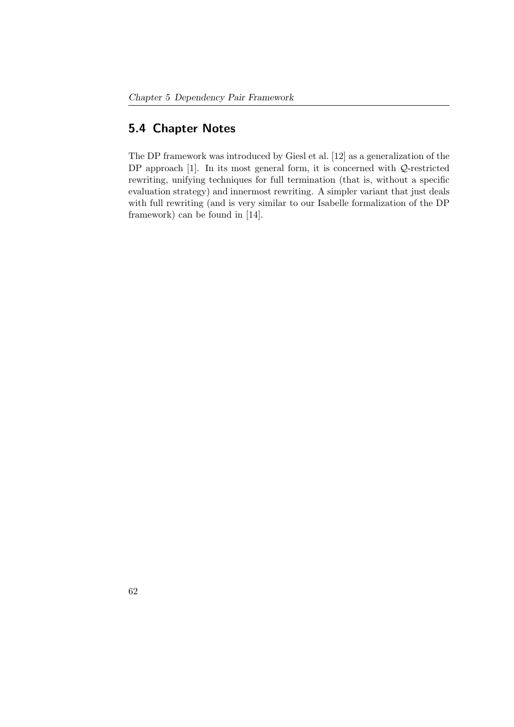## 5.4 Chapter Notes

The DP framework was introduced by Giesl et al. [12] as a generalization of the DP approach [1]. In its most general form, it is concerned with $\mathcal{Q}$-restricted rewriting, unifying techniques for full termination (that is, without a specific evaluation strategy) and innermost rewriting. A simpler variant that just deals with full rewriting (and is very similar to our Isabelle formalization of the DP framework) can be found in [14].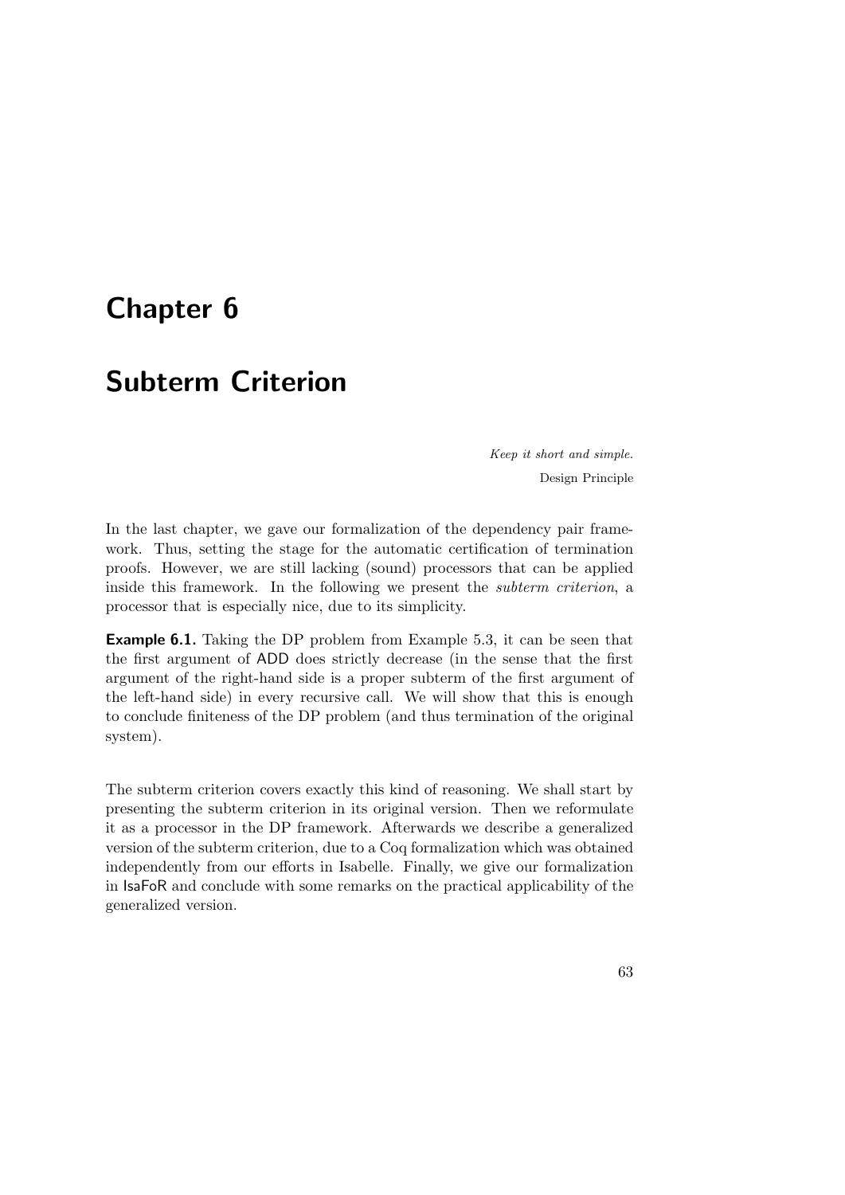# Chapter 6

# Subterm Criterion

*Keep it short and simple.*
Design Principle

In the last chapter, we gave our formalization of the dependency pair framework. Thus, setting the stage for the automatic certification of termination proofs. However, we are still lacking (sound) processors that can be applied inside this framework. In the following we present the *subterm criterion*, a processor that is especially nice, due to its simplicity.

**Example 6.1.** Taking the DP problem from Example 5.3, it can be seen that the first argument of ADD does strictly decrease (in the sense that the first argument of the right-hand side is a proper subterm of the first argument of the left-hand side) in every recursive call. We will show that this is enough to conclude finiteness of the DP problem (and thus termination of the original system).

The subterm criterion covers exactly this kind of reasoning. We shall start by presenting the subterm criterion in its original version. Then we reformulate it as a processor in the DP framework. Afterwards we describe a generalized version of the subterm criterion, due to a Coq formalization which was obtained independently from our efforts in Isabelle. Finally, we give our formalization in IsaFoR and conclude with some remarks on the practical applicability of the generalized version.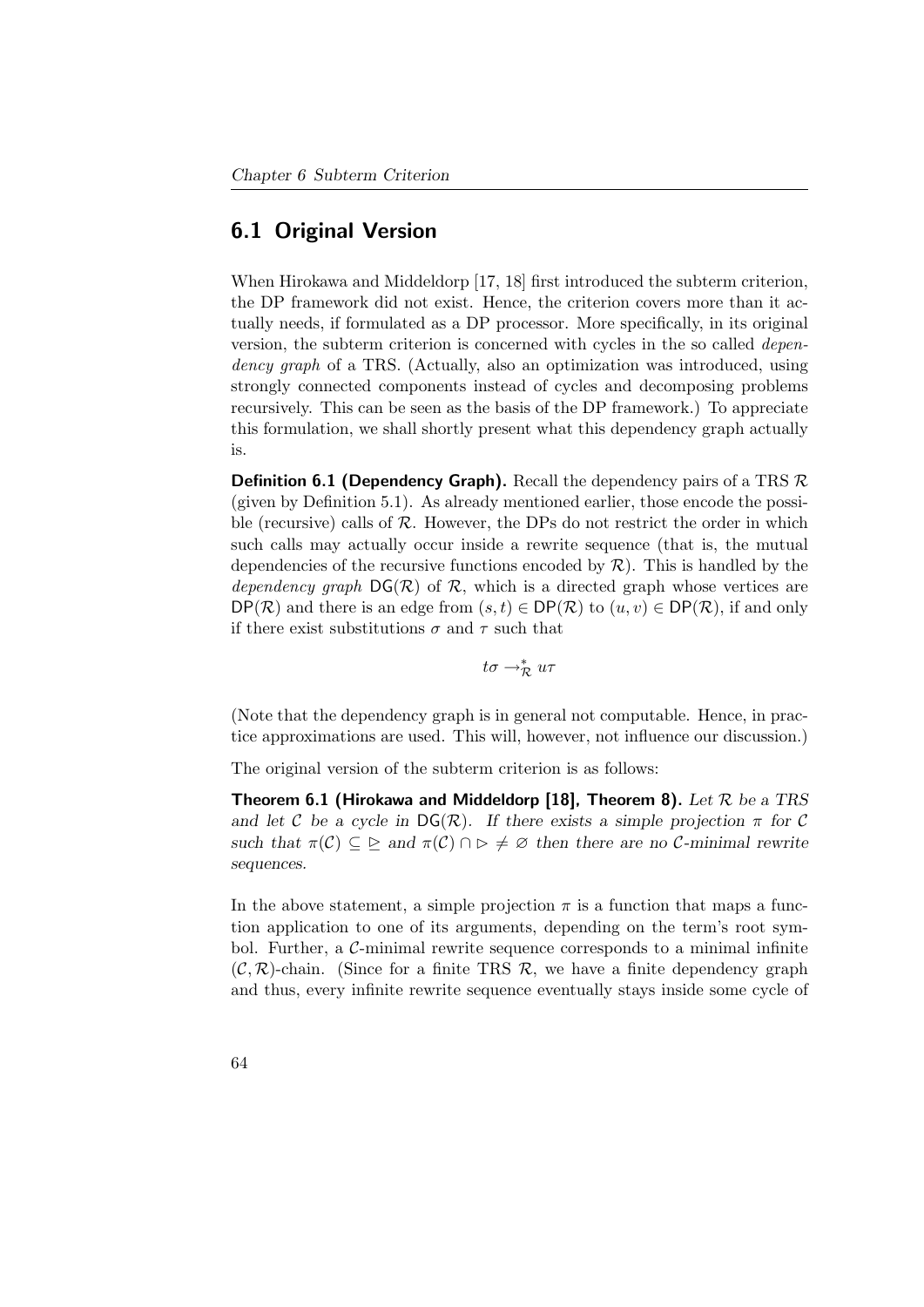## 6.1 Original Version

When Hirokawa and Middeldorp [17, 18] first introduced the subterm criterion, the DP framework did not exist. Hence, the criterion covers more than it actually needs, if formulated as a DP processor. More specifically, in its original version, the subterm criterion is concerned with cycles in the so called *dependency graph* of a TRS. (Actually, also an optimization was introduced, using strongly connected components instead of cycles and decomposing problems recursively. This can be seen as the basis of the DP framework.) To appreciate this formulation, we shall shortly present what this dependency graph actually is.

**Definition 6.1 (Dependency Graph).** Recall the dependency pairs of a TRS $\mathcal{R}$ (given by Definition 5.1). As already mentioned earlier, those encode the possible (recursive) calls of $\mathcal{R}$. However, the DPs do not restrict the order in which such calls may actually occur inside a rewrite sequence (that is, the mutual dependencies of the recursive functions encoded by $\mathcal{R}$). This is handled by the *dependency graph* $\mathsf{DG}(\mathcal{R})$ of $\mathcal{R}$, which is a directed graph whose vertices are $\mathsf{DP}(\mathcal{R})$ and there is an edge from $(s,t) \in \mathsf{DP}(\mathcal{R})$ to $(u,v) \in \mathsf{DP}(\mathcal{R})$, if and only if there exist substitutions $\sigma$ and $\tau$ such that

$$t\sigma \to_{\mathcal{R}}^{*} u\tau$$

(Note that the dependency graph is in general not computable. Hence, in practice approximations are used. This will, however, not influence our discussion.)

The original version of the subterm criterion is as follows:

**Theorem 6.1 (Hirokawa and Middeldorp [18], Theorem 8).** *Let $\mathcal{R}$ be a TRS and let $\mathcal{C}$ be a cycle in $\mathsf{DG}(\mathcal{R})$. If there exists a simple projection $\pi$ for $\mathcal{C}$ such that $\pi(\mathcal{C}) \subseteq \trianglerighteq$ and $\pi(\mathcal{C}) \cap \triangleright \neq \varnothing$ then there are no $\mathcal{C}$-minimal rewrite sequences.*

In the above statement, a simple projection $\pi$ is a function that maps a function application to one of its arguments, depending on the term's root symbol. Further, a $\mathcal{C}$-minimal rewrite sequence corresponds to a minimal infinite $(\mathcal{C}, \mathcal{R})$-chain. (Since for a finite TRS $\mathcal{R}$, we have a finite dependency graph and thus, every infinite rewrite sequence eventually stays inside some cycle of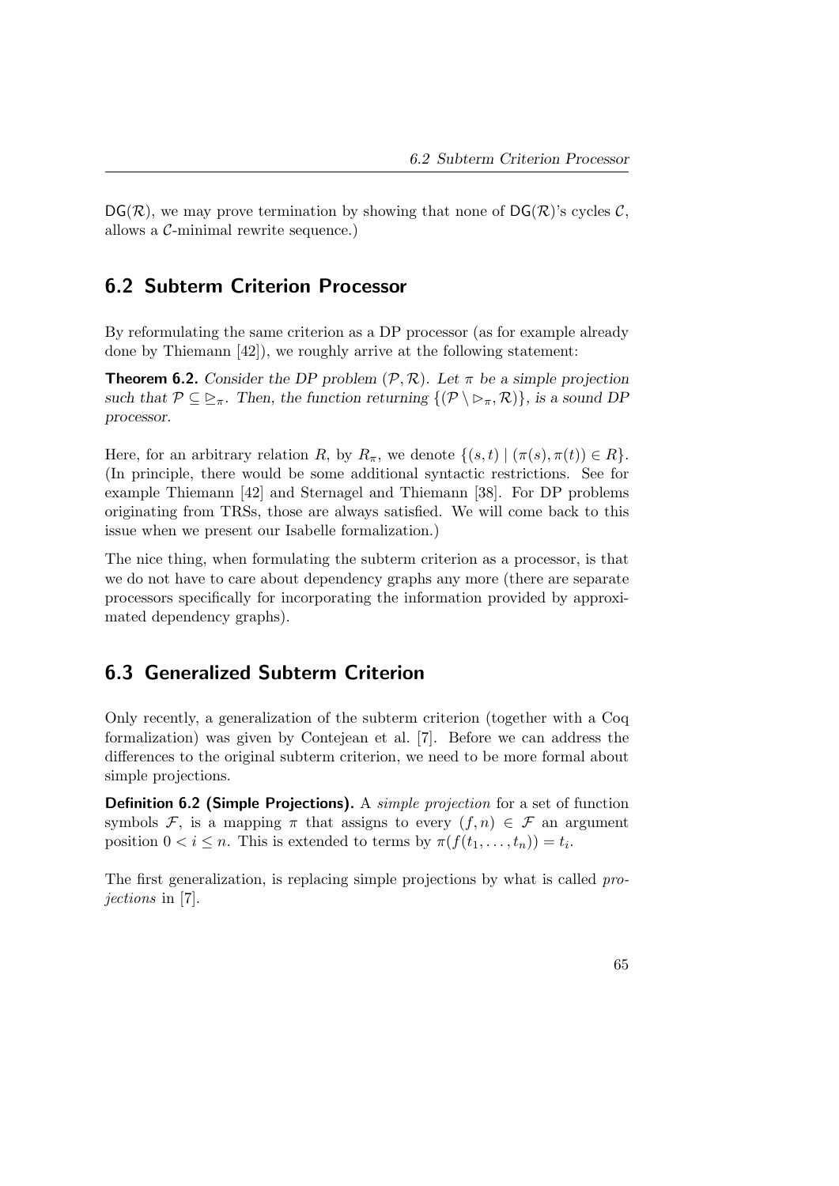$\mathsf{DG}(\mathcal{R})$, we may prove termination by showing that none of $\mathsf{DG}(\mathcal{R})$'s cycles $\mathcal{C}$, allows a $\mathcal{C}$-minimal rewrite sequence.)

## 6.2 Subterm Criterion Processor

By reformulating the same criterion as a DP processor (as for example already done by Thiemann [42]), we roughly arrive at the following statement:

**Theorem 6.2.** *Consider the DP problem $(\mathcal{P}, \mathcal{R})$. Let $\pi$ be a simple projection such that $\mathcal{P} \subseteq \trianglerighteq_\pi$. Then, the function returning $\{(\mathcal{P} \setminus \vartriangleright_\pi, \mathcal{R})\}$, is a sound DP processor.*

Here, for an arbitrary relation $R$, by $R_\pi$, we denote $\{(s,t) \mid (\pi(s), \pi(t)) \in R\}$. (In principle, there would be some additional syntactic restrictions. See for example Thiemann [42] and Sternagel and Thiemann [38]. For DP problems originating from TRSs, those are always satisfied. We will come back to this issue when we present our Isabelle formalization.)

The nice thing, when formulating the subterm criterion as a processor, is that we do not have to care about dependency graphs any more (there are separate processors specifically for incorporating the information provided by approximated dependency graphs).

## 6.3 Generalized Subterm Criterion

Only recently, a generalization of the subterm criterion (together with a Coq formalization) was given by Contejean et al. [7]. Before we can address the differences to the original subterm criterion, we need to be more formal about simple projections.

**Definition 6.2 (Simple Projections).** A *simple projection* for a set of function symbols $\mathcal{F}$, is a mapping $\pi$ that assigns to every $(f, n) \in \mathcal{F}$ an argument position $0 < i \leq n$. This is extended to terms by $\pi(f(t_1, \ldots, t_n)) = t_i$.

The first generalization, is replacing simple projections by what is called *projections* in [7].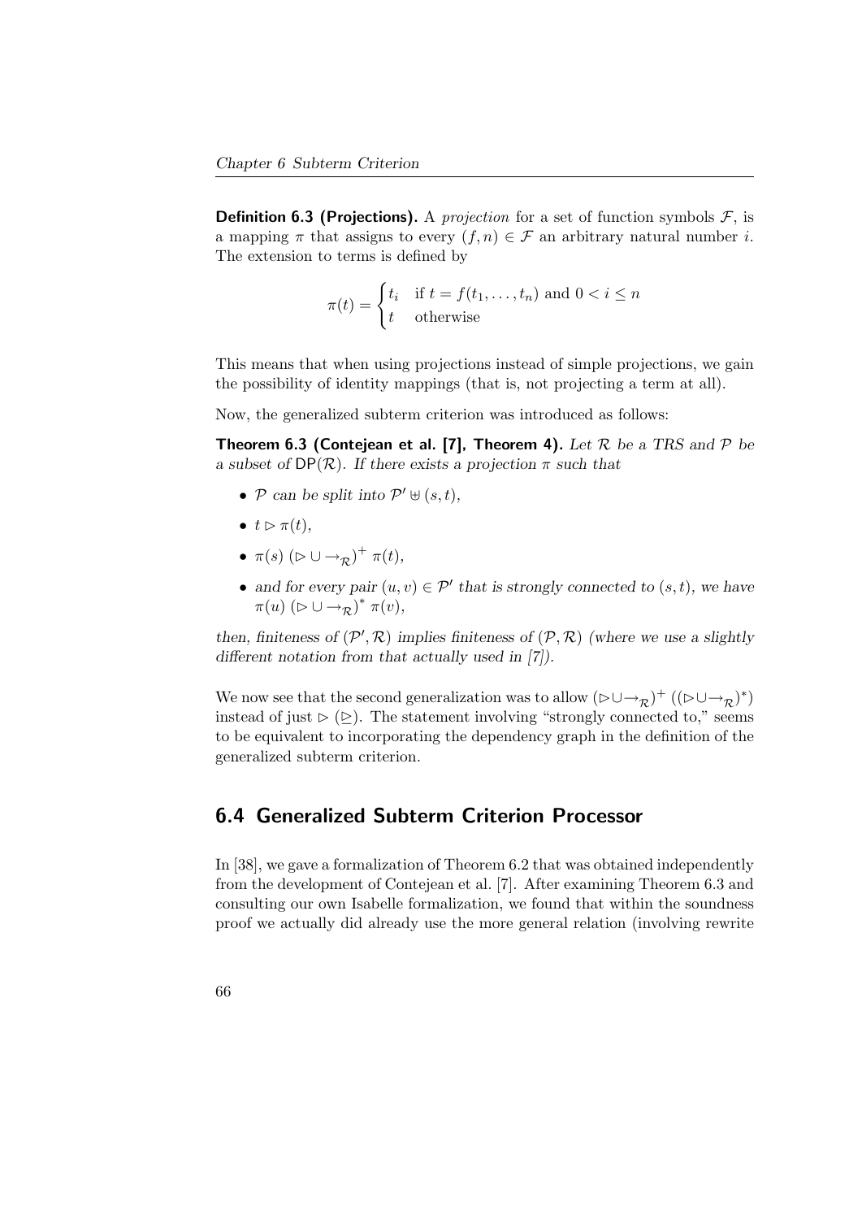**Definition 6.3 (Projections).** A *projection* for a set of function symbols $\mathcal{F}$, is a mapping $\pi$ that assigns to every $(f, n) \in \mathcal{F}$ an arbitrary natural number $i$. The extension to terms is defined by

$$\pi(t) = \begin{cases} t_i & \text{if } t = f(t_1, \ldots, t_n) \text{ and } 0 < i \leq n \\ t & \text{otherwise} \end{cases}$$

This means that when using projections instead of simple projections, we gain the possibility of identity mappings (that is, not projecting a term at all).

Now, the generalized subterm criterion was introduced as follows:

**Theorem 6.3 (Contejean et al. [7], Theorem 4).** *Let $\mathcal{R}$ be a TRS and $\mathcal{P}$ be a subset of $\mathsf{DP}(\mathcal{R})$. If there exists a projection $\pi$ such that*

- *$\mathcal{P}$ can be split into $\mathcal{P}' \uplus (s, t)$,*
- *$t \rhd \pi(t)$,*
- *$\pi(s)\ (\rhd \cup \to_{\mathcal{R}})^{+}\ \pi(t)$,*
- *and for every pair $(u, v) \in \mathcal{P}'$ that is strongly connected to $(s, t)$, we have $\pi(u)\ (\rhd \cup \to_{\mathcal{R}})^{*}\ \pi(v)$,*

*then, finiteness of $(\mathcal{P}', \mathcal{R})$ implies finiteness of $(\mathcal{P}, \mathcal{R})$ (where we use a slightly different notation from that actually used in [7]).*

We now see that the second generalization was to allow $(\rhd \cup \to_{\mathcal{R}})^{+}$ $((\rhd \cup \to_{\mathcal{R}})^{*})$ instead of just $\rhd$ ($\unrhd$). The statement involving "strongly connected to," seems to be equivalent to incorporating the dependency graph in the definition of the generalized subterm criterion.

## 6.4 Generalized Subterm Criterion Processor

In [38], we gave a formalization of Theorem 6.2 that was obtained independently from the development of Contejean et al. [7]. After examining Theorem 6.3 and consulting our own Isabelle formalization, we found that within the soundness proof we actually did already use the more general relation (involving rewrite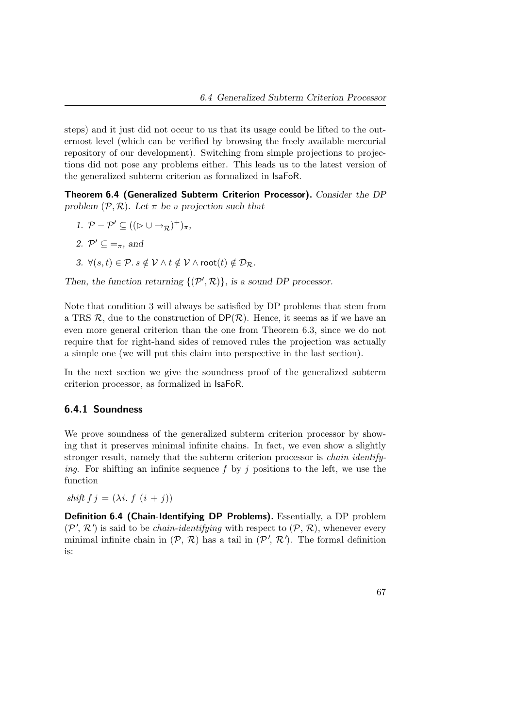steps) and it just did not occur to us that its usage could be lifted to the outermost level (which can be verified by browsing the freely available mercurial repository of our development). Switching from simple projections to projections did not pose any problems either. This leads us to the latest version of the generalized subterm criterion as formalized in IsaFoR.

**Theorem 6.4 (Generalized Subterm Criterion Processor).** *Consider the DP problem $(\mathcal{P}, \mathcal{R})$. Let $\pi$ be a projection such that*

1. $\mathcal{P} - \mathcal{P}' \subseteq ((\rhd \cup \rightarrow_{\mathcal{R}})^{+})_{\pi}$,
2. $\mathcal{P}' \subseteq =_{\pi}$, *and*
3. $\forall (s,t) \in \mathcal{P}.\, s \notin \mathcal{V} \wedge t \notin \mathcal{V} \wedge \mathsf{root}(t) \notin \mathcal{D}_{\mathcal{R}}$.

*Then, the function returning $\{(\mathcal{P}', \mathcal{R})\}$, is a sound DP processor.*

Note that condition 3 will always be satisfied by DP problems that stem from a TRS $\mathcal{R}$, due to the construction of $\mathsf{DP}(\mathcal{R})$. Hence, it seems as if we have an even more general criterion than the one from Theorem 6.3, since we do not require that for right-hand sides of removed rules the projection was actually a simple one (we will put this claim into perspective in the last section).

In the next section we give the soundness proof of the generalized subterm criterion processor, as formalized in IsaFoR.

### 6.4.1 Soundness

We prove soundness of the generalized subterm criterion processor by showing that it preserves minimal infinite chains. In fact, we even show a slightly stronger result, namely that the subterm criterion processor is *chain identifying*. For shifting an infinite sequence $f$ by $j$ positions to the left, we use the function

*shift* $f\ j = (\lambda i.\ f\ (i + j))$

**Definition 6.4 (Chain-Identifying DP Problems).** Essentially, a DP problem $(\mathcal{P}', \mathcal{R}')$ is said to be *chain-identifying* with respect to $(\mathcal{P}, \mathcal{R})$, whenever every minimal infinite chain in $(\mathcal{P}, \mathcal{R})$ has a tail in $(\mathcal{P}', \mathcal{R}')$. The formal definition is: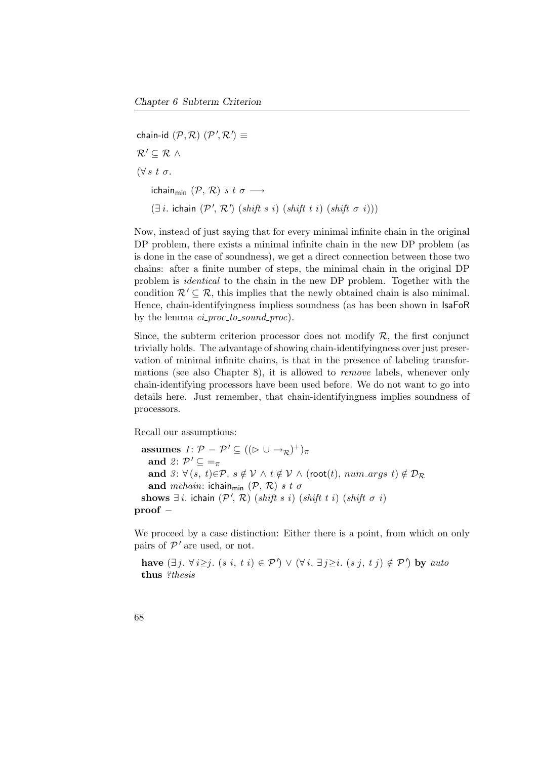chain-id $(\mathcal{P}, \mathcal{R})$ $(\mathcal{P}', \mathcal{R}') \equiv$

$\mathcal{R}' \subseteq \mathcal{R} \wedge$

$(\forall\, s\ t\ \sigma.$

  ichain$_{\mathsf{min}}$ $(\mathcal{P},\, \mathcal{R})\ s\ t\ \sigma \longrightarrow$

  $(\exists\, i.$ ichain $(\mathcal{P}',\, \mathcal{R}')$ $(\mathit{shift}\ s\ i)$ $(\mathit{shift}\ t\ i)$ $(\mathit{shift}\ \sigma\ i)))$

Now, instead of just saying that for every minimal infinite chain in the original DP problem, there exists a minimal infinite chain in the new DP problem (as is done in the case of soundness), we get a direct connection between those two chains: after a finite number of steps, the minimal chain in the original DP problem is *identical* to the chain in the new DP problem. Together with the condition $\mathcal{R}' \subseteq \mathcal{R}$, this implies that the newly obtained chain is also minimal. Hence, chain-identifyingness impliess soundness (as has been shown in IsaFoR by the lemma *ci_proc_to_sound_proc*).

Since, the subterm criterion processor does not modify $\mathcal{R}$, the first conjunct trivially holds. The advantage of showing chain-identifyingness over just preservation of minimal infinite chains, is that in the presence of labeling transformations (see also Chapter 8), it is allowed to *remove* labels, whenever only chain-identifying processors have been used before. We do not want to go into details here. Just remember, that chain-identifyingness implies soundness of processors.

Recall our assumptions:

**assumes** *1*: $\mathcal{P} - \mathcal{P}' \subseteq ((\rhd \cup \rightarrow_{\mathcal{R}})^{+})_{\pi}$
  **and** *2*: $\mathcal{P}' \subseteq =_{\pi}$
  **and** *3*: $\forall\,(s,\ t){\in}\mathcal{P}.\ s \notin \mathcal{V} \wedge t \notin \mathcal{V} \wedge (\mathsf{root}(t),\ \mathit{num\_args}\ t) \notin \mathcal{D}_{\mathcal{R}}$
  **and** *mchain*: ichain$_{\mathsf{min}}$ $(\mathcal{P},\, \mathcal{R})\ s\ t\ \sigma$
**shows** $\exists\, i.$ ichain $(\mathcal{P}',\, \mathcal{R})$ $(\mathit{shift}\ s\ i)$ $(\mathit{shift}\ t\ i)$ $(\mathit{shift}\ \sigma\ i)$
**proof** $-$

We proceed by a case distinction: Either there is a point, from which on only pairs of $\mathcal{P}'$ are used, or not.

**have** $(\exists\, j.\ \forall\, i{\geq}j.\ (s\ i,\ t\ i) \in \mathcal{P}') \vee (\forall\, i.\ \exists\, j{\geq}i.\ (s\ j,\ t\ j) \notin \mathcal{P}')$ **by** *auto*
**thus** *?thesis*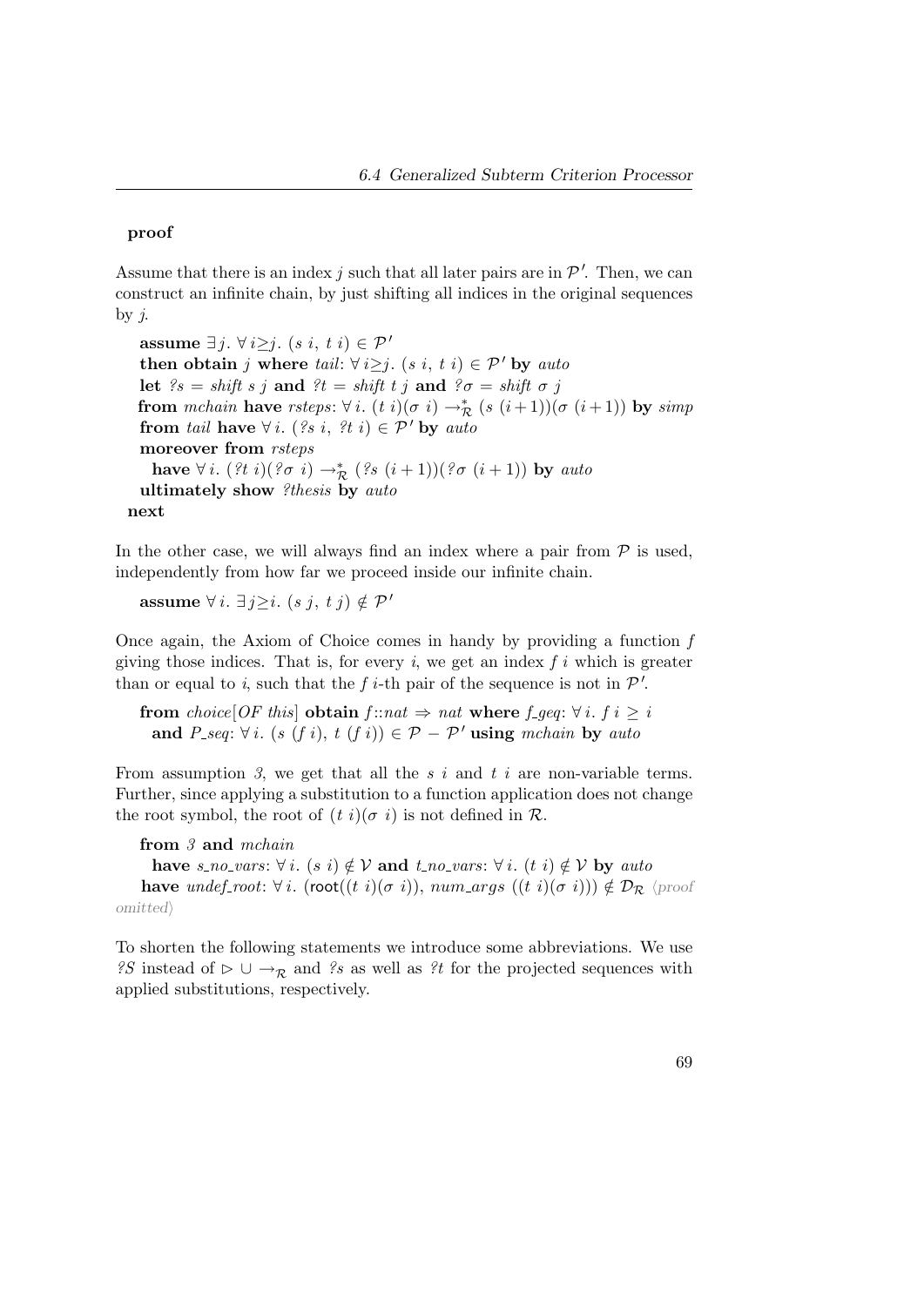**proof**

Assume that there is an index $j$ such that all later pairs are in $\mathcal{P}'$. Then, we can construct an infinite chain, by just shifting all indices in the original sequences by $j$.

> **assume** $\exists j.\ \forall i{\geq}j.\ (s\ i,\ t\ i) \in \mathcal{P}'$
> **then obtain** $j$ **where** *tail*: $\forall i{\geq}j.\ (s\ i,\ t\ i) \in \mathcal{P}'$ **by** *auto*
> **let** *?s* = *shift s j* **and** *?t* = *shift t j* **and** *?σ* = *shift σ j*
> **from** *mchain* **have** *rsteps*: $\forall i.\ (t\ i)(\sigma\ i) \rightarrow^*_{\mathcal{R}} (s\ (i{+}1))(\sigma\ (i{+}1))$ **by** *simp*
> **from** *tail* **have** $\forall i.\ (?s\ i,\ ?t\ i) \in \mathcal{P}'$ **by** *auto*
> **moreover from** *rsteps*
> **have** $\forall i.\ (?t\ i)(?\sigma\ i) \rightarrow^*_{\mathcal{R}} (?s\ (i+1))(?\sigma\ (i+1))$ **by** *auto*
> **ultimately show** *?thesis* **by** *auto*
>
> **next**

In the other case, we will always find an index where a pair from $\mathcal{P}$ is used, independently from how far we proceed inside our infinite chain.

> **assume** $\forall i.\ \exists j{\geq}i.\ (s\ j,\ t\ j) \notin \mathcal{P}'$

Once again, the Axiom of Choice comes in handy by providing a function $f$ giving those indices. That is, for every $i$, we get an index $f\ i$ which is greater than or equal to $i$, such that the $f\ i$-th pair of the sequence is not in $\mathcal{P}'$.

> **from** *choice[OF this]* **obtain** $f$::*nat* ⇒ *nat* **where** *f_geq*: $\forall i.\ f\ i \geq i$
> **and** *P_seq*: $\forall i.\ (s\ (f\ i),\ t\ (f\ i)) \in \mathcal{P} - \mathcal{P}'$ **using** *mchain* **by** *auto*

From assumption *3*, we get that all the $s\ i$ and $t\ i$ are non-variable terms. Further, since applying a substitution to a function application does not change the root symbol, the root of $(t\ i)(\sigma\ i)$ is not defined in $\mathcal{R}$.

> **from** *3* **and** *mchain*
> **have** *s_no_vars*: $\forall i.\ (s\ i) \notin \mathcal{V}$ **and** *t_no_vars*: $\forall i.\ (t\ i) \notin \mathcal{V}$ **by** *auto*
> **have** *undef_root*: $\forall i.\ (\mathsf{root}((t\ i)(\sigma\ i)),\ num\_args\ ((t\ i)(\sigma\ i))) \notin \mathcal{D}_{\mathcal{R}}$ ⟨proof omitted⟩

To shorten the following statements we introduce some abbreviations. We use *?S* instead of $\rhd \cup \rightarrow_{\mathcal{R}}$ and *?s* as well as *?t* for the projected sequences with applied substitutions, respectively.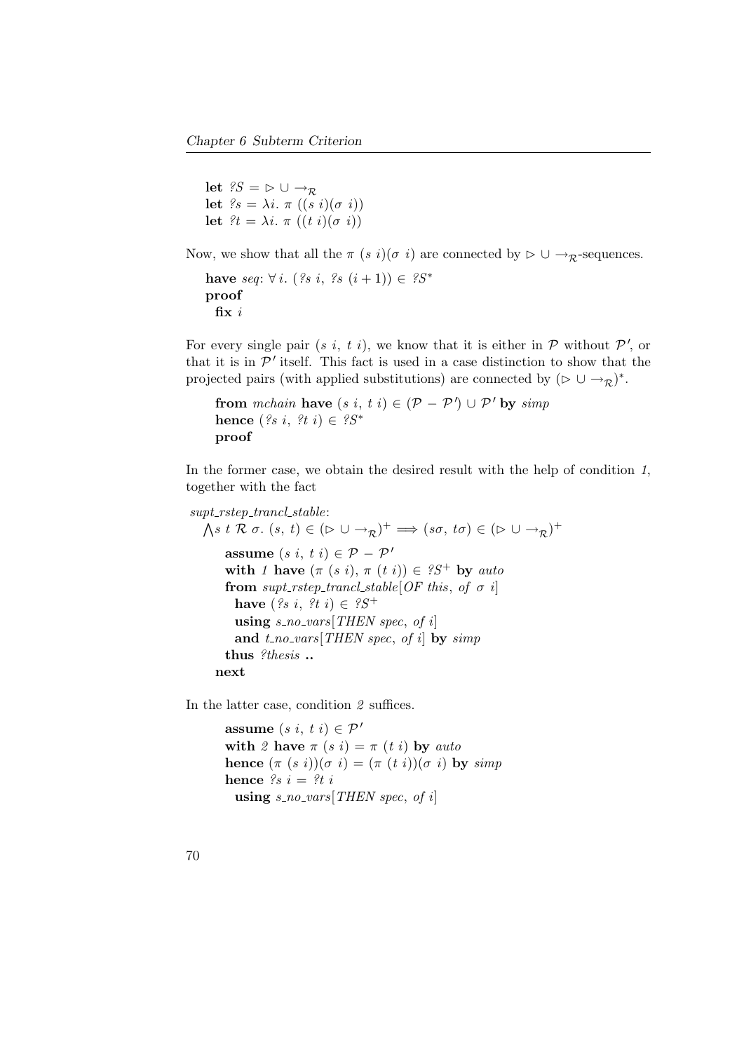**let** $?S = \rhd \cup \rightarrow_{\mathcal{R}}$
**let** $?s = \lambda i.\ \pi\ ((s\ i)(\sigma\ i))$
**let** $?t = \lambda i.\ \pi\ ((t\ i)(\sigma\ i))$

Now, we show that all the $\pi\ (s\ i)(\sigma\ i)$ are connected by $\rhd \cup \rightarrow_{\mathcal{R}}$-sequences.

**have** *seq*: $\forall\, i.\ (?s\ i,\ ?s\ (i+1)) \in\ ?S^*$
**proof**
  **fix** $i$

For every single pair $(s\ i,\ t\ i)$, we know that it is either in $\mathcal{P}$ without $\mathcal{P}'$, or that it is in $\mathcal{P}'$ itself. This fact is used in a case distinction to show that the projected pairs (with applied substitutions) are connected by $(\rhd \cup \rightarrow_{\mathcal{R}})^*$.

  **from** *mchain* **have** $(s\ i,\ t\ i) \in (\mathcal{P}\ -\ \mathcal{P}') \cup \mathcal{P}'$ **by** *simp*
  **hence** $(?s\ i,\ ?t\ i) \in\ ?S^*$
  **proof**

In the former case, we obtain the desired result with the help of condition *1*, together with the fact

*supt_rstep_trancl_stable*:
  $\bigwedge s\ t\ \mathcal{R}\ \sigma.\ (s,\ t) \in (\rhd \cup \rightarrow_{\mathcal{R}})^+ \Longrightarrow (s\sigma,\ t\sigma) \in (\rhd \cup \rightarrow_{\mathcal{R}})^+$
    **assume** $(s\ i,\ t\ i) \in \mathcal{P}\ -\ \mathcal{P}'$
    **with** *1* **have** $(\pi\ (s\ i),\ \pi\ (t\ i)) \in\ ?S^+$ **by** *auto*
    **from** *supt_rstep_trancl_stable*[*OF this*, *of* $\sigma$ *i*]
      **have** $(?s\ i,\ ?t\ i) \in\ ?S^+$
      **using** *s_no_vars*[*THEN spec*, *of i*]
      **and** *t_no_vars*[*THEN spec*, *of i*] **by** *simp*
    **thus** *?thesis* **..**
  **next**

In the latter case, condition *2* suffices.

    **assume** $(s\ i,\ t\ i) \in \mathcal{P}'$
    **with** *2* **have** $\pi\ (s\ i) = \pi\ (t\ i)$ **by** *auto*
    **hence** $(\pi\ (s\ i))(\sigma\ i) = (\pi\ (t\ i))(\sigma\ i)$ **by** *simp*
    **hence** $?s\ i =\ ?t\ i$
      **using** *s_no_vars*[*THEN spec*, *of i*]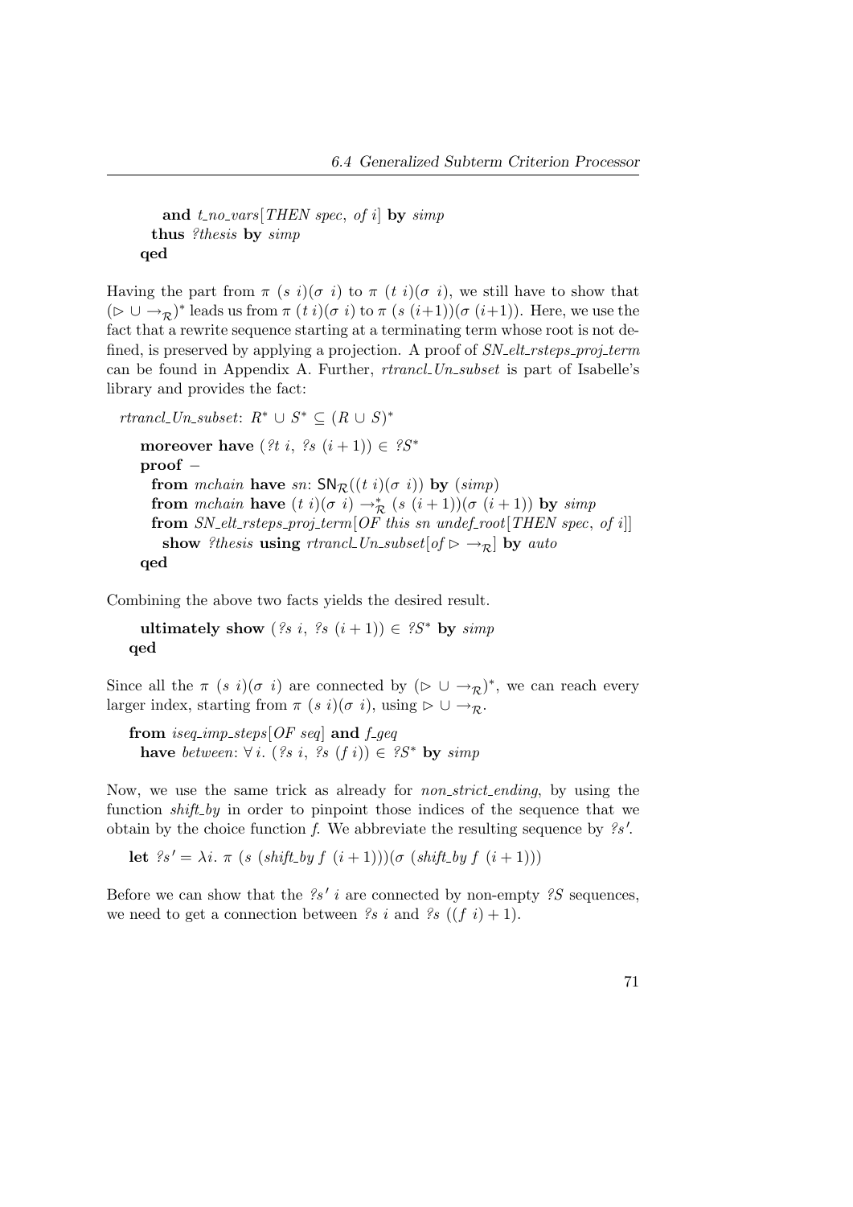```
    and t_no_vars[THEN spec, of i] by simp
  thus ?thesis by simp
qed
```

Having the part from $\pi\ (s\ i)(\sigma\ i)$ to $\pi\ (t\ i)(\sigma\ i)$, we still have to show that $(\rhd \cup \rightarrow_{\mathcal{R}})^*$ leads us from $\pi\ (t\ i)(\sigma\ i)$ to $\pi\ (s\ (i{+}1))(\sigma\ (i{+}1))$. Here, we use the fact that a rewrite sequence starting at a terminating term whose root is not defined, is preserved by applying a projection. A proof of *SN_elt_rsteps_proj_term* can be found in Appendix A. Further, *rtrancl_Un_subset* is part of Isabelle's library and provides the fact:

*rtrancl_Un_subset*: $R^* \cup S^* \subseteq (R \cup S)^*$

```
  moreover have (?t i, ?s (i + 1)) ∈ ?S*
  proof -
    from mchain have sn: SN_R((t i)(σ i)) by (simp)
    from mchain have (t i)(σ i) →*_R (s (i + 1))(σ (i + 1)) by simp
    from SN_elt_rsteps_proj_term[OF this sn undef_root[THEN spec, of i]]
      show ?thesis using rtrancl_Un_subset[of ▷ →_R] by auto
  qed
```

Combining the above two facts yields the desired result.

```
  ultimately show (?s i, ?s (i + 1)) ∈ ?S* by simp
qed
```

Since all the $\pi\ (s\ i)(\sigma\ i)$ are connected by $(\rhd \cup \rightarrow_{\mathcal{R}})^*$, we can reach every larger index, starting from $\pi\ (s\ i)(\sigma\ i)$, using $\rhd \cup \rightarrow_{\mathcal{R}}$.

```
from iseq_imp_steps[OF seq] and f_geq
  have between: ∀ i. (?s i, ?s (f i)) ∈ ?S* by simp
```

Now, we use the same trick as already for *non_strict_ending*, by using the function *shift_by* in order to pinpoint those indices of the sequence that we obtain by the choice function *f*. We abbreviate the resulting sequence by *?s′*.

```
let ?s′ = λi. π (s (shift_by f (i + 1)))(σ (shift_by f (i + 1)))
```

Before we can show that the *?s′ i* are connected by non-empty *?S* sequences, we need to get a connection between *?s i* and *?s* $((f\ i) + 1)$.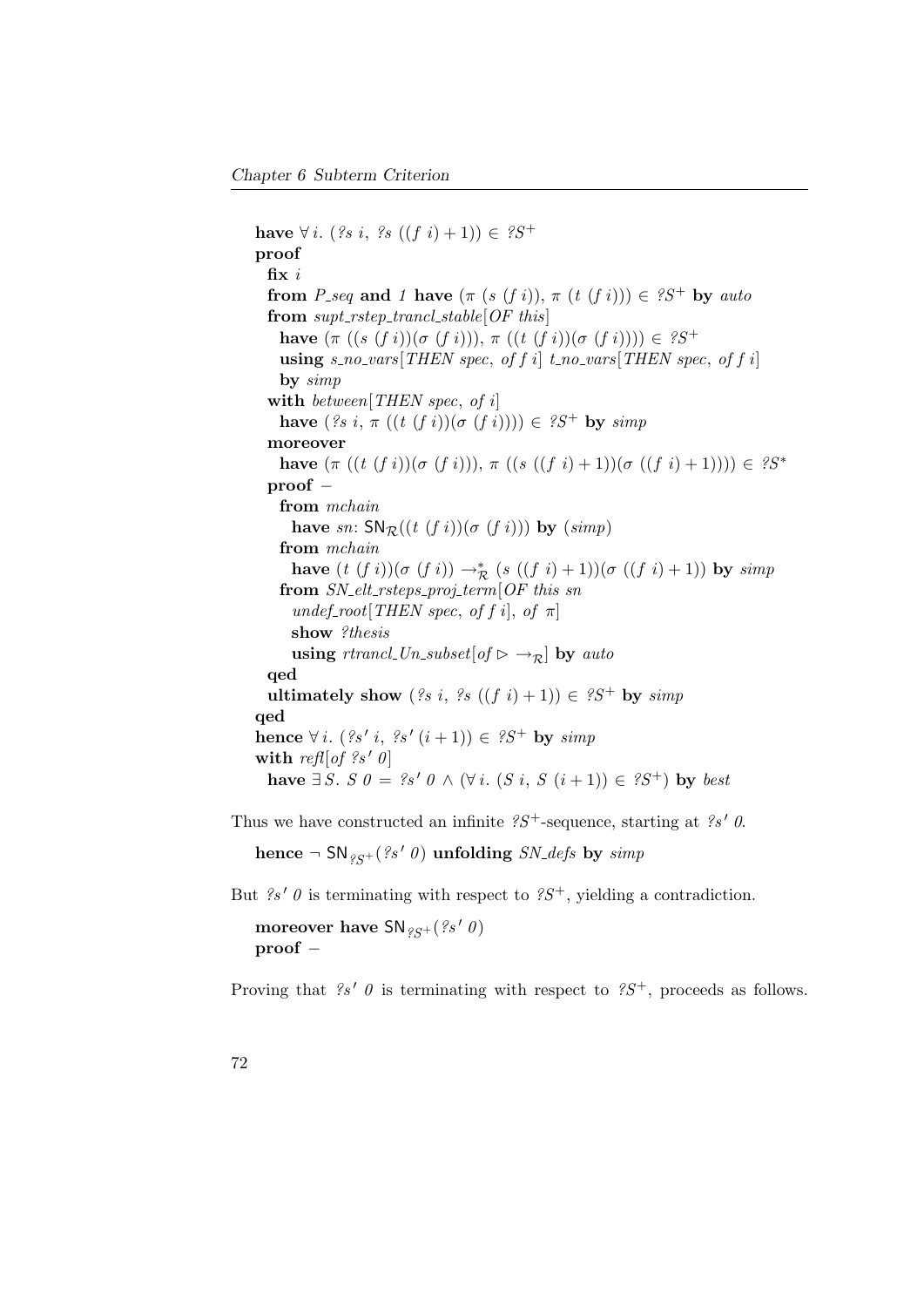**have** $\forall i.\ (?s\ i,\ ?s\ ((f\ i)+1)) \in\ ?S^+$
**proof**
  **fix** $i$
  **from** *P_seq* **and** *1* **have** $(\pi\ (s\ (f\ i)),\ \pi\ (t\ (f\ i))) \in\ ?S^+$ **by** *auto*
  **from** *supt_rstep_trancl_stable*[*OF this*]
    **have** $(\pi\ ((s\ (f\ i))(\sigma\ (f\ i))),\ \pi\ ((t\ (f\ i))(\sigma\ (f\ i)))) \in\ ?S^+$
    **using** *s_no_vars*[*THEN spec*, *of f i*] *t_no_vars*[*THEN spec*, *of f i*]
    **by** *simp*
  **with** *between*[*THEN spec*, *of i*]
    **have** $(?s\ i,\ \pi\ ((t\ (f\ i))(\sigma\ (f\ i)))) \in\ ?S^+$ **by** *simp*
  **moreover**
    **have** $(\pi\ ((t\ (f\ i))(\sigma\ (f\ i))),\ \pi\ ((s\ ((f\ i)+1))(\sigma\ ((f\ i)+1)))) \in\ ?S^*$
  **proof** −
    **from** *mchain*
      **have** *sn*: $\mathsf{SN}_{\mathcal{R}}((t\ (f\ i))(\sigma\ (f\ i)))$ **by** (*simp*)
    **from** *mchain*
      **have** $(t\ (f\ i))(\sigma\ (f\ i)) \rightarrow^*_{\mathcal{R}} (s\ ((f\ i)+1))(\sigma\ ((f\ i)+1))$ **by** *simp*
    **from** *SN_elt_rsteps_proj_term*[*OF this sn*
      *undef_root*[*THEN spec*, *of f i*], *of* $\pi$]
      **show** *?thesis*
      **using** *rtrancl_Un_subset*[*of* $\rhd \rightarrow_{\mathcal{R}}$] **by** *auto*
  **qed**
  **ultimately show** $(?s\ i,\ ?s\ ((f\ i)+1)) \in\ ?S^+$ **by** *simp*
**qed**
**hence** $\forall i.\ (?s'\ i,\ ?s'\ (i+1)) \in\ ?S^+$ **by** *simp*
**with** *refl*[*of* $?s'\ 0$]
  **have** $\exists S.\ S\ 0 =\ ?s'\ 0 \wedge (\forall i.\ (S\ i,\ S\ (i+1)) \in\ ?S^+)$ **by** *best*

Thus we have constructed an infinite $?S^+$-sequence, starting at $?s'\ 0$.

**hence** $\neg\ \mathsf{SN}_{?S^+}(?s'\ 0)$ **unfolding** *SN_defs* **by** *simp*

But $?s'\ 0$ is terminating with respect to $?S^+$, yielding a contradiction.

**moreover have** $\mathsf{SN}_{?S^+}(?s'\ 0)$
**proof** −

Proving that $?s'\ 0$ is terminating with respect to $?S^+$, proceeds as follows.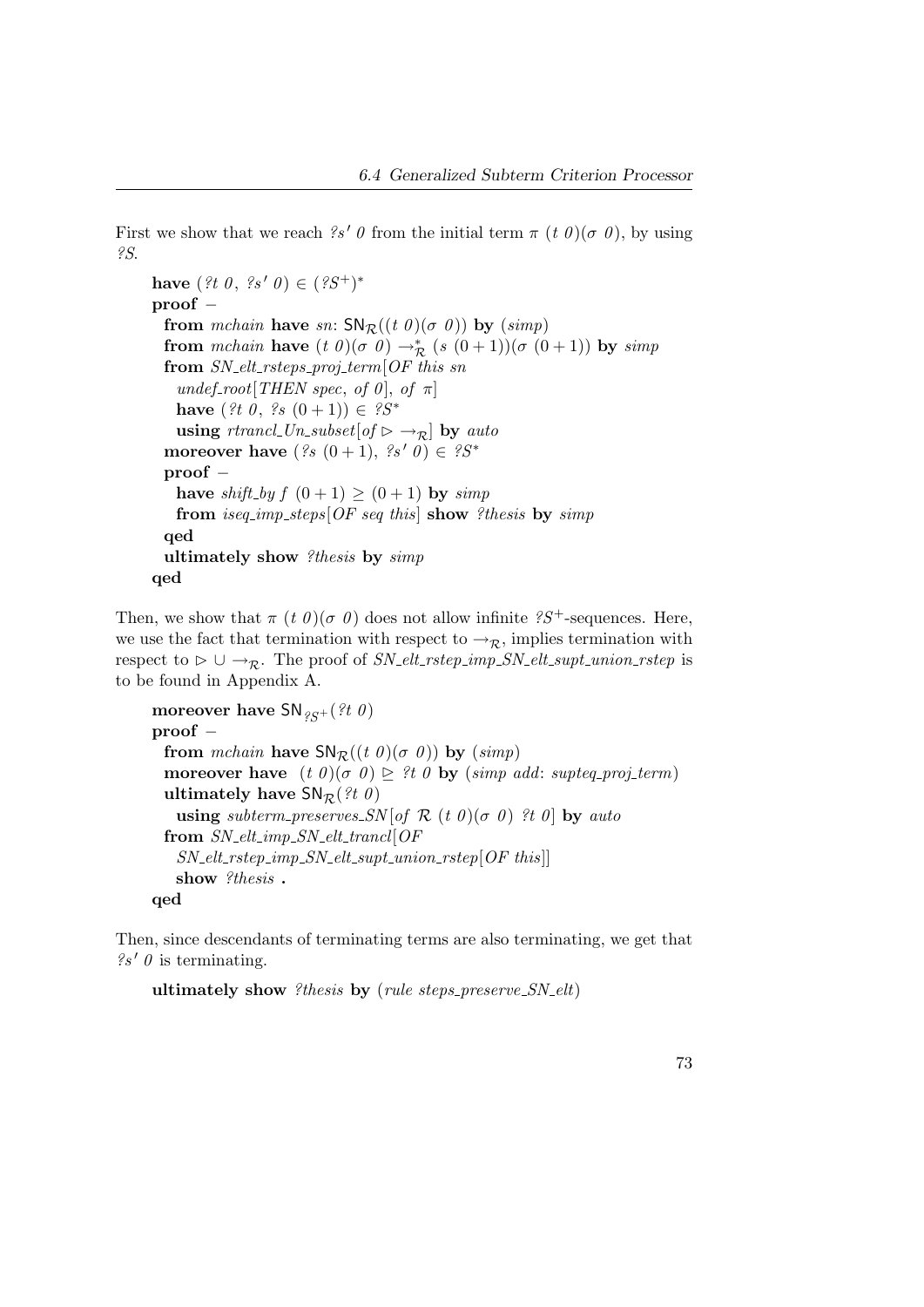First we show that we reach $?s'\ 0$ from the initial term $\pi\ (t\ 0)(\sigma\ 0)$, by using $?S$.

```
have (?t 0, ?s' 0) ∈ (?S⁺)*
proof −
  from mchain have sn: SN_R((t 0)(σ 0)) by (simp)
  from mchain have (t 0)(σ 0) →*_R (s (0 + 1))(σ (0 + 1)) by simp
  from SN_elt_rsteps_proj_term[OF this sn
    undef_root[THEN spec, of 0], of π]
    have (?t 0, ?s (0 + 1)) ∈ ?S*
    using rtrancl_Un_subset[of ▷ →_R] by auto
  moreover have (?s (0 + 1), ?s' 0) ∈ ?S*
  proof −
    have shift_by f (0 + 1) ≥ (0 + 1) by simp
    from iseq_imp_steps[OF seq this] show ?thesis by simp
  qed
  ultimately show ?thesis by simp
qed
```

Then, we show that $\pi\ (t\ 0)(\sigma\ 0)$ does not allow infinite $?S^+$-sequences. Here, we use the fact that termination with respect to $\rightarrow_{\mathcal{R}}$, implies termination with respect to $\rhd \cup \rightarrow_{\mathcal{R}}$. The proof of *SN_elt_rstep_imp_SN_elt_supt_union_rstep* is to be found in Appendix A.

```
moreover have SN_?S⁺(?t 0)
proof −
  from mchain have SN_R((t 0)(σ 0)) by (simp)
  moreover have (t 0)(σ 0) ⊵ ?t 0 by (simp add: supteq_proj_term)
  ultimately have SN_R(?t 0)
    using subterm_preserves_SN[of R (t 0)(σ 0) ?t 0] by auto
  from SN_elt_imp_SN_elt_trancl[OF
    SN_elt_rstep_imp_SN_elt_supt_union_rstep[OF this]]
    show ?thesis .
qed
```

Then, since descendants of terminating terms are also terminating, we get that $?s'\ 0$ is terminating.

```
ultimately show ?thesis by (rule steps_preserve_SN_elt)
```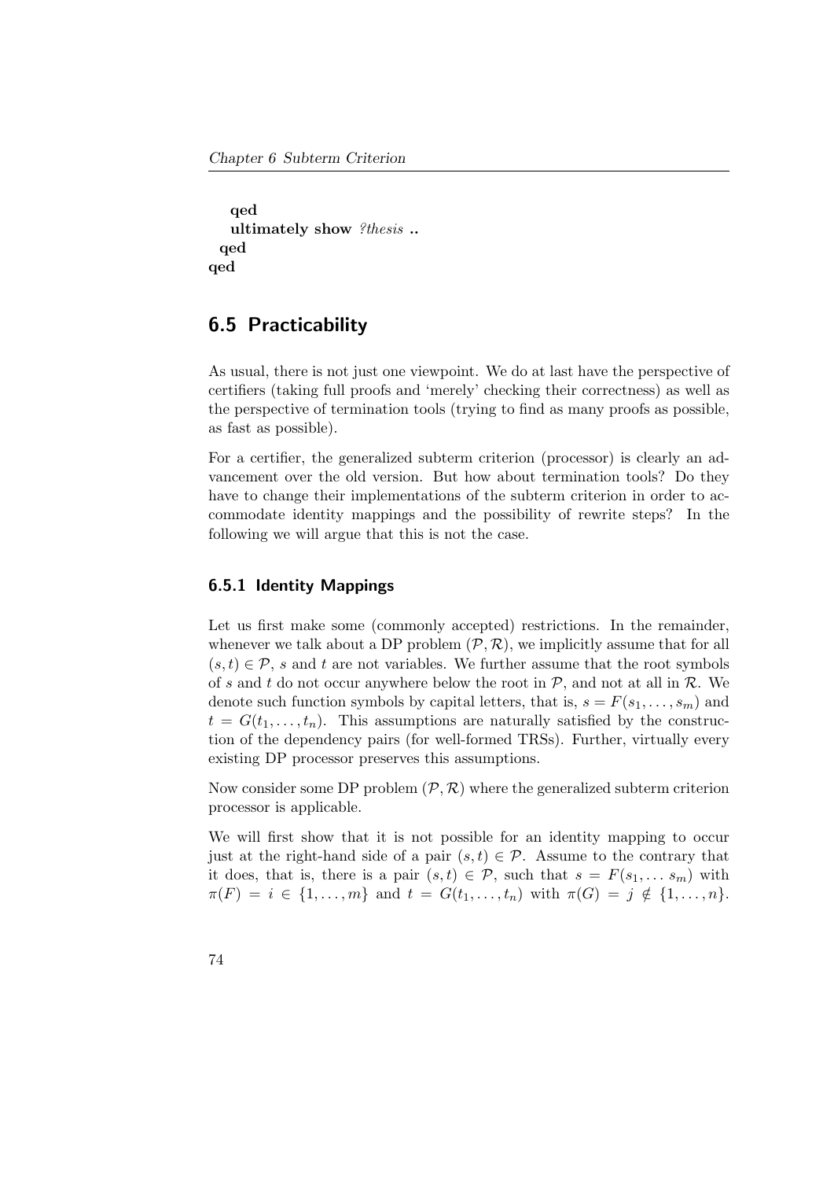```
    qed
    ultimately show ?thesis ..
  qed
qed
```

## 6.5 Practicability

As usual, there is not just one viewpoint. We do at last have the perspective of certifiers (taking full proofs and 'merely' checking their correctness) as well as the perspective of termination tools (trying to find as many proofs as possible, as fast as possible).

For a certifier, the generalized subterm criterion (processor) is clearly an advancement over the old version. But how about termination tools? Do they have to change their implementations of the subterm criterion in order to accommodate identity mappings and the possibility of rewrite steps? In the following we will argue that this is not the case.

### 6.5.1 Identity Mappings

Let us first make some (commonly accepted) restrictions. In the remainder, whenever we talk about a DP problem $(\mathcal{P}, \mathcal{R})$, we implicitly assume that for all $(s, t) \in \mathcal{P}$, $s$ and $t$ are not variables. We further assume that the root symbols of $s$ and $t$ do not occur anywhere below the root in $\mathcal{P}$, and not at all in $\mathcal{R}$. We denote such function symbols by capital letters, that is, $s = F(s_1, \ldots, s_m)$ and $t = G(t_1, \ldots, t_n)$. This assumptions are naturally satisfied by the construction of the dependency pairs (for well-formed TRSs). Further, virtually every existing DP processor preserves this assumptions.

Now consider some DP problem $(\mathcal{P}, \mathcal{R})$ where the generalized subterm criterion processor is applicable.

We will first show that it is not possible for an identity mapping to occur just at the right-hand side of a pair $(s, t) \in \mathcal{P}$. Assume to the contrary that it does, that is, there is a pair $(s, t) \in \mathcal{P}$, such that $s = F(s_1, \ldots s_m)$ with $\pi(F) = i \in \{1, \ldots, m\}$ and $t = G(t_1, \ldots, t_n)$ with $\pi(G) = j \notin \{1, \ldots, n\}$.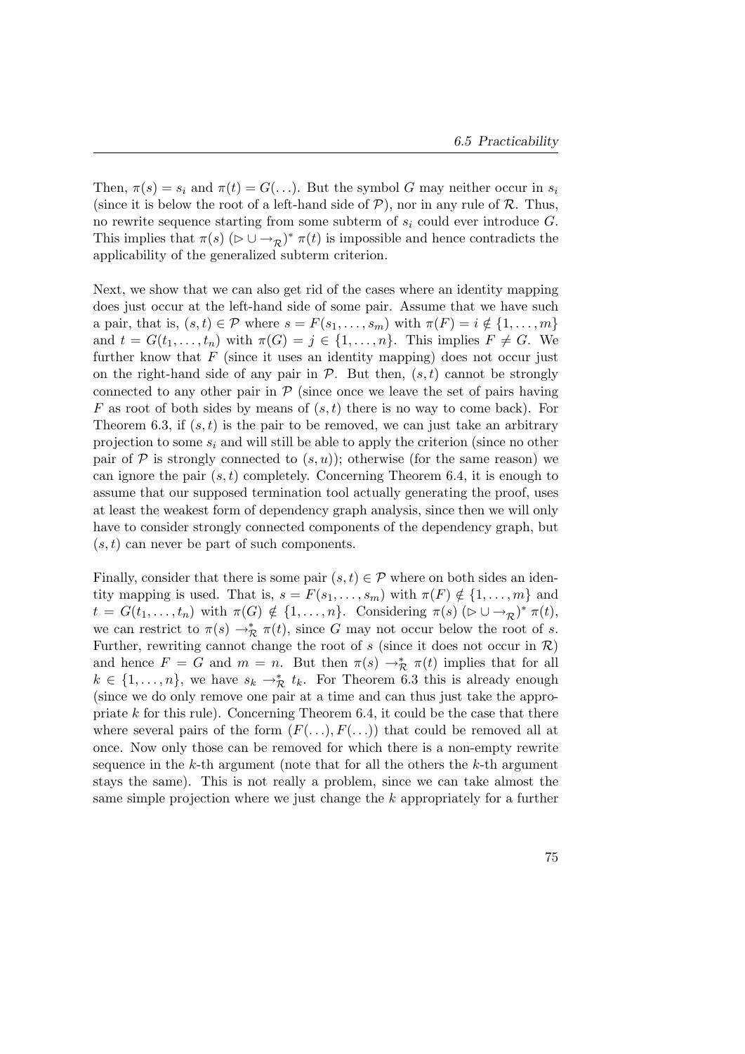Then, $\pi(s) = s_i$ and $\pi(t) = G(\ldots)$. But the symbol $G$ may neither occur in $s_i$ (since it is below the root of a left-hand side of $\mathcal{P}$), nor in any rule of $\mathcal{R}$. Thus, no rewrite sequence starting from some subterm of $s_i$ could ever introduce $G$. This implies that $\pi(s)\ (\rhd \cup \to_{\mathcal{R}})^*\ \pi(t)$ is impossible and hence contradicts the applicability of the generalized subterm criterion.

Next, we show that we can also get rid of the cases where an identity mapping does just occur at the left-hand side of some pair. Assume that we have such a pair, that is, $(s,t) \in \mathcal{P}$ where $s = F(s_1, \ldots, s_m)$ with $\pi(F) = i \notin \{1, \ldots, m\}$ and $t = G(t_1, \ldots, t_n)$ with $\pi(G) = j \in \{1, \ldots, n\}$. This implies $F \neq G$. We further know that $F$ (since it uses an identity mapping) does not occur just on the right-hand side of any pair in $\mathcal{P}$. But then, $(s,t)$ cannot be strongly connected to any other pair in $\mathcal{P}$ (since once we leave the set of pairs having $F$ as root of both sides by means of $(s,t)$ there is no way to come back). For Theorem 6.3, if $(s,t)$ is the pair to be removed, we can just take an arbitrary projection to some $s_i$ and will still be able to apply the criterion (since no other pair of $\mathcal{P}$ is strongly connected to $(s,u)$); otherwise (for the same reason) we can ignore the pair $(s,t)$ completely. Concerning Theorem 6.4, it is enough to assume that our supposed termination tool actually generating the proof, uses at least the weakest form of dependency graph analysis, since then we will only have to consider strongly connected components of the dependency graph, but $(s,t)$ can never be part of such components.

Finally, consider that there is some pair $(s,t) \in \mathcal{P}$ where on both sides an identity mapping is used. That is, $s = F(s_1, \ldots, s_m)$ with $\pi(F) \notin \{1, \ldots, m\}$ and $t = G(t_1, \ldots, t_n)$ with $\pi(G) \notin \{1, \ldots, n\}$. Considering $\pi(s)\ (\rhd \cup \to_{\mathcal{R}})^*\ \pi(t)$, we can restrict to $\pi(s) \to_{\mathcal{R}}^* \pi(t)$, since $G$ may not occur below the root of $s$. Further, rewriting cannot change the root of $s$ (since it does not occur in $\mathcal{R}$) and hence $F = G$ and $m = n$. But then $\pi(s) \to_{\mathcal{R}}^* \pi(t)$ implies that for all $k \in \{1, \ldots, n\}$, we have $s_k \to_{\mathcal{R}}^* t_k$. For Theorem 6.3 this is already enough (since we do only remove one pair at a time and can thus just take the appropriate $k$ for this rule). Concerning Theorem 6.4, it could be the case that there where several pairs of the form $(F(\ldots), F(\ldots))$ that could be removed all at once. Now only those can be removed for which there is a non-empty rewrite sequence in the $k$-th argument (note that for all the others the $k$-th argument stays the same). This is not really a problem, since we can take almost the same simple projection where we just change the $k$ appropriately for a further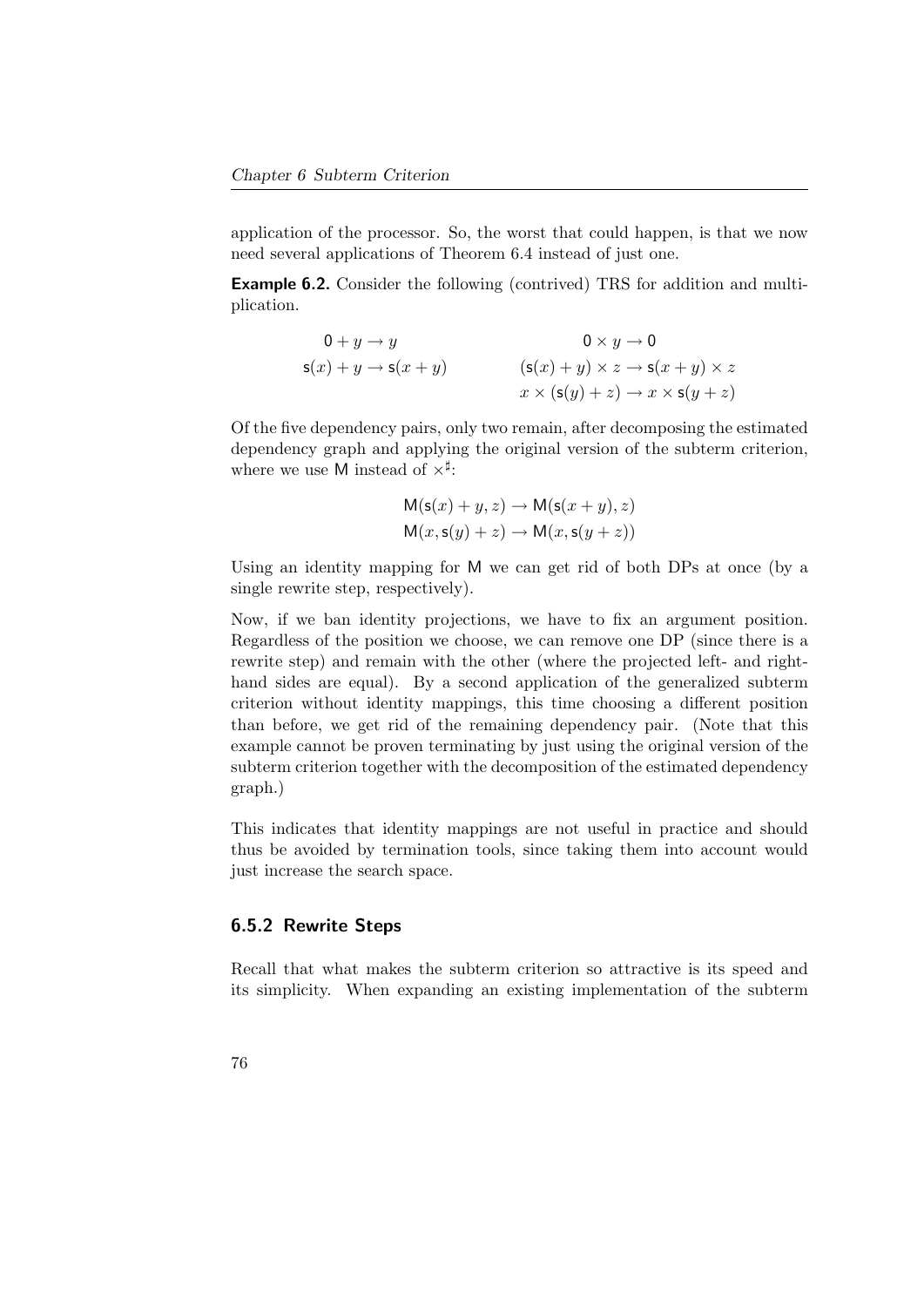application of the processor. So, the worst that could happen, is that we now need several applications of Theorem 6.4 instead of just one.

**Example 6.2.** Consider the following (contrived) TRS for addition and multiplication.

$$
\begin{aligned}
\mathsf{0} + y &\to y & \mathsf{0} \times y &\to \mathsf{0} \\
\mathsf{s}(x) + y &\to \mathsf{s}(x + y) & (\mathsf{s}(x) + y) \times z &\to \mathsf{s}(x + y) \times z \\
& & x \times (\mathsf{s}(y) + z) &\to x \times \mathsf{s}(y + z)
\end{aligned}
$$

Of the five dependency pairs, only two remain, after decomposing the estimated dependency graph and applying the original version of the subterm criterion, where we use $\mathsf{M}$ instead of $\times^\sharp$:

$$
\begin{aligned}
\mathsf{M}(\mathsf{s}(x) + y, z) &\to \mathsf{M}(\mathsf{s}(x + y), z) \\
\mathsf{M}(x, \mathsf{s}(y) + z) &\to \mathsf{M}(x, \mathsf{s}(y + z))
\end{aligned}
$$

Using an identity mapping for $\mathsf{M}$ we can get rid of both DPs at once (by a single rewrite step, respectively).

Now, if we ban identity projections, we have to fix an argument position. Regardless of the position we choose, we can remove one DP (since there is a rewrite step) and remain with the other (where the projected left- and right-hand sides are equal). By a second application of the generalized subterm criterion without identity mappings, this time choosing a different position than before, we get rid of the remaining dependency pair. (Note that this example cannot be proven terminating by just using the original version of the subterm criterion together with the decomposition of the estimated dependency graph.)

This indicates that identity mappings are not useful in practice and should thus be avoided by termination tools, since taking them into account would just increase the search space.

### 6.5.2 Rewrite Steps

Recall that what makes the subterm criterion so attractive is its speed and its simplicity. When expanding an existing implementation of the subterm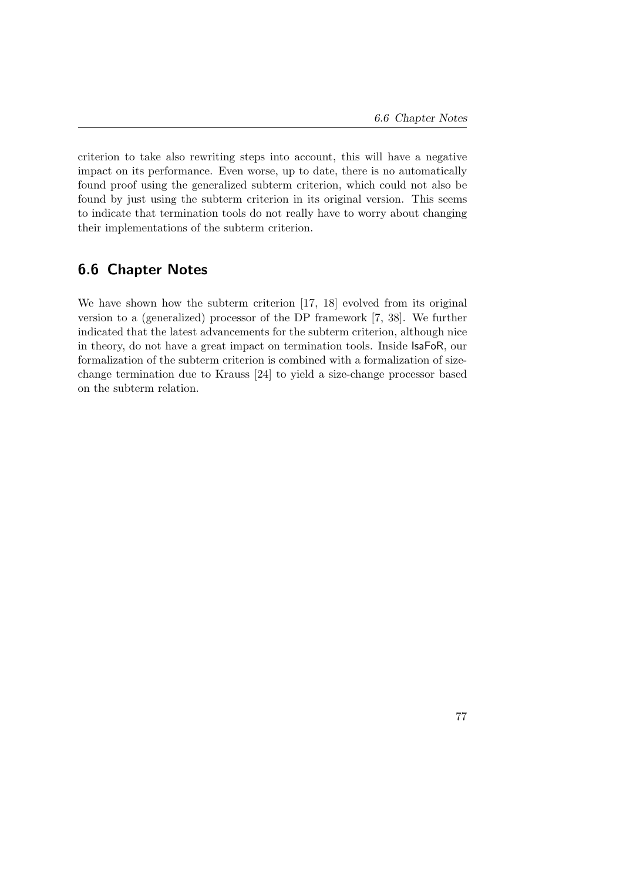criterion to take also rewriting steps into account, this will have a negative impact on its performance. Even worse, up to date, there is no automatically found proof using the generalized subterm criterion, which could not also be found by just using the subterm criterion in its original version. This seems to indicate that termination tools do not really have to worry about changing their implementations of the subterm criterion.

## 6.6 Chapter Notes

We have shown how the subterm criterion [17, 18] evolved from its original version to a (generalized) processor of the DP framework [7, 38]. We further indicated that the latest advancements for the subterm criterion, although nice in theory, do not have a great impact on termination tools. Inside IsaFoR, our formalization of the subterm criterion is combined with a formalization of size-change termination due to Krauss [24] to yield a size-change processor based on the subterm relation.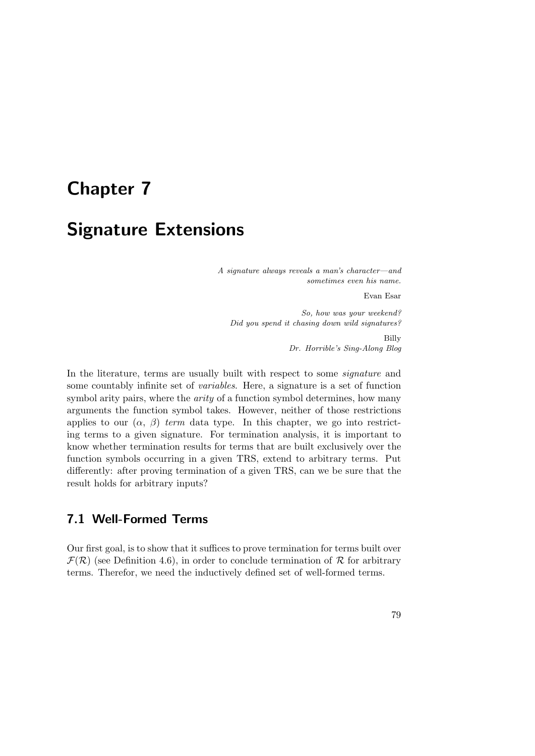# Chapter 7

# Signature Extensions

*A signature always reveals a man's character—and sometimes even his name.*

Evan Esar

*So, how was your weekend?*
*Did you spend it chasing down wild signatures?*

Billy
*Dr. Horrible's Sing-Along Blog*

In the literature, terms are usually built with respect to some *signature* and some countably infinite set of *variables*. Here, a signature is a set of function symbol arity pairs, where the *arity* of a function symbol determines, how many arguments the function symbol takes. However, neither of those restrictions applies to our ($\alpha$, $\beta$) *term* data type. In this chapter, we go into restricting terms to a given signature. For termination analysis, it is important to know whether termination results for terms that are built exclusively over the function symbols occurring in a given TRS, extend to arbitrary terms. Put differently: after proving termination of a given TRS, can we be sure that the result holds for arbitrary inputs?

## 7.1 Well-Formed Terms

Our first goal, is to show that it suffices to prove termination for terms built over $\mathcal{F}(\mathcal{R})$ (see Definition 4.6), in order to conclude termination of $\mathcal{R}$ for arbitrary terms. Therefor, we need the inductively defined set of well-formed terms.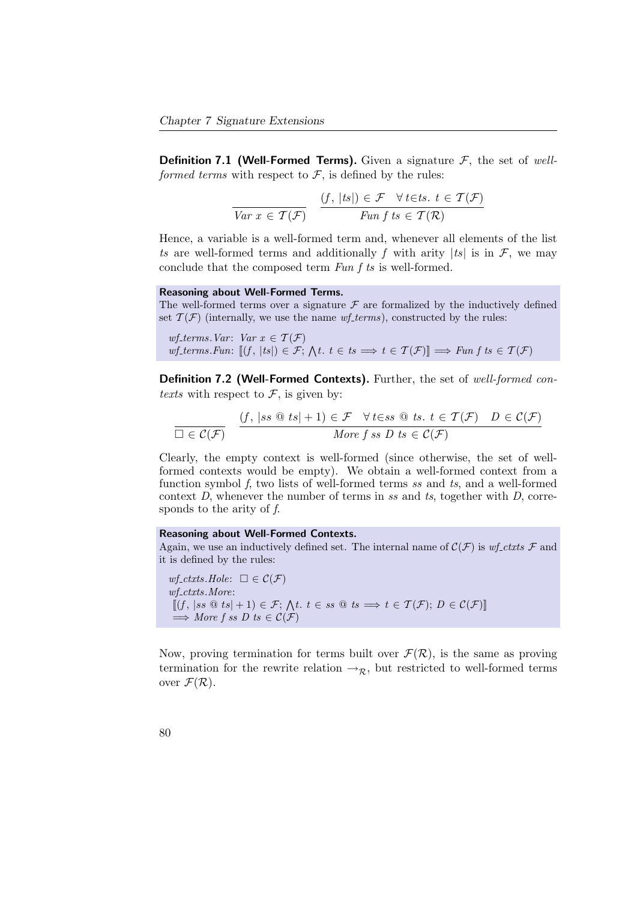**Definition 7.1 (Well-Formed Terms).** Given a signature $\mathcal{F}$, the set of *well-formed terms* with respect to $\mathcal{F}$, is defined by the rules:

$$\frac{}{\mathit{Var}\ x \in \mathcal{T}(\mathcal{F})} \qquad \frac{(f,\ |ts|) \in \mathcal{F} \quad \forall\, t{\in}ts.\ t \in \mathcal{T}(\mathcal{F})}{\mathit{Fun}\ f\ ts \in \mathcal{T}(\mathcal{R})}$$

Hence, a variable is a well-formed term and, whenever all elements of the list $ts$ are well-formed terms and additionally $f$ with arity $|ts|$ is in $\mathcal{F}$, we may conclude that the composed term *Fun f ts* is well-formed.

**Reasoning about Well-Formed Terms.**
The well-formed terms over a signature $\mathcal{F}$ are formalized by the inductively defined set $\mathcal{T}(\mathcal{F})$ (internally, we use the name *wf_terms*), constructed by the rules:

*wf_terms.Var*: $\mathit{Var}\ x \in \mathcal{T}(\mathcal{F})$
*wf_terms.Fun*: $[\![(f,\ |ts|) \in \mathcal{F};\ \bigwedge t.\ t \in ts \Longrightarrow t \in \mathcal{T}(\mathcal{F})]\!] \Longrightarrow \mathit{Fun}\ f\ ts \in \mathcal{T}(\mathcal{F})$

**Definition 7.2 (Well-Formed Contexts).** Further, the set of *well-formed contexts* with respect to $\mathcal{F}$, is given by:

$$\frac{}{\Box \in \mathcal{C}(\mathcal{F})} \qquad \frac{(f,\ |ss\ @\ ts| + 1) \in \mathcal{F} \quad \forall\, t{\in}ss\ @\ ts.\ t \in \mathcal{T}(\mathcal{F}) \quad D \in \mathcal{C}(\mathcal{F})}{\mathit{More}\ f\ ss\ D\ ts \in \mathcal{C}(\mathcal{F})}$$

Clearly, the empty context is well-formed (since otherwise, the set of well-formed contexts would be empty). We obtain a well-formed context from a function symbol *f*, two lists of well-formed terms *ss* and *ts*, and a well-formed context *D*, whenever the number of terms in *ss* and *ts*, together with *D*, corresponds to the arity of *f*.

**Reasoning about Well-Formed Contexts.**
Again, we use an inductively defined set. The internal name of $\mathcal{C}(\mathcal{F})$ is *wf_ctxts* $\mathcal{F}$ and it is defined by the rules:

*wf_ctxts.Hole*: $\Box \in \mathcal{C}(\mathcal{F})$
*wf_ctxts.More*:
$[\![(f,\ |ss\ @\ ts| + 1) \in \mathcal{F};\ \bigwedge t.\ t \in ss\ @\ ts \Longrightarrow t \in \mathcal{T}(\mathcal{F});\ D \in \mathcal{C}(\mathcal{F})]\!]$
$\Longrightarrow \mathit{More}\ f\ ss\ D\ ts \in \mathcal{C}(\mathcal{F})$

Now, proving termination for terms built over $\mathcal{F}(\mathcal{R})$, is the same as proving termination for the rewrite relation $\rightarrow_{\mathcal{R}}$, but restricted to well-formed terms over $\mathcal{F}(\mathcal{R})$.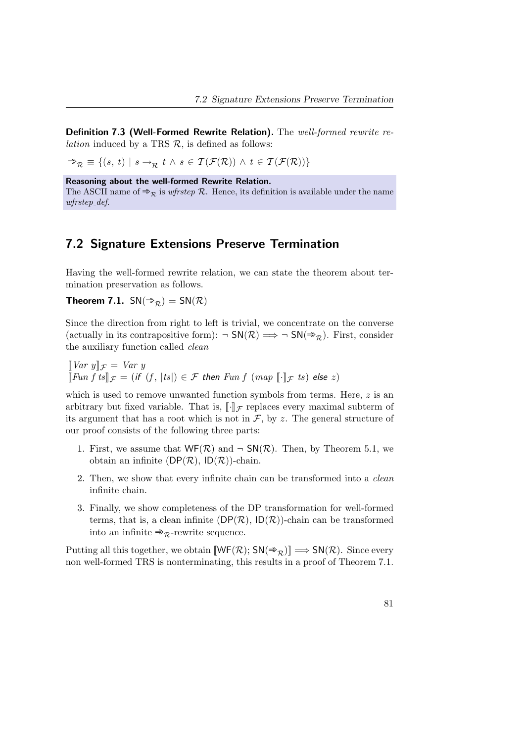**Definition 7.3 (Well-Formed Rewrite Relation).** The *well-formed rewrite relation* induced by a TRS $\mathcal{R}$, is defined as follows:

$\Rrightarrow_{\mathcal{R}} \equiv \{(s,\ t) \mid s \to_{\mathcal{R}} t \wedge s \in \mathcal{T}(\mathcal{F}(\mathcal{R})) \wedge t \in \mathcal{T}(\mathcal{F}(\mathcal{R}))\}$

**Reasoning about the well-formed Rewrite Relation.**
The ASCII name of $\Rrightarrow_{\mathcal{R}}$ is *wfrstep* $\mathcal{R}$. Hence, its definition is available under the name *wfrstep_def*.

## 7.2 Signature Extensions Preserve Termination

Having the well-formed rewrite relation, we can state the theorem about termination preservation as follows.

**Theorem 7.1.** $\mathsf{SN}(\Rrightarrow_{\mathcal{R}}) = \mathsf{SN}(\mathcal{R})$

Since the direction from right to left is trivial, we concentrate on the converse (actually in its contrapositive form): $\neg\ \mathsf{SN}(\mathcal{R}) \Longrightarrow \neg\ \mathsf{SN}(\Rrightarrow_{\mathcal{R}})$. First, consider the auxiliary function called *clean*

$[\![ Var\ y ]\!]_{\mathcal{F}} = Var\ y$
$[\![ Fun\ f\ ts ]\!]_{\mathcal{F}} = (\textit{if}\ (f,\ |ts|) \in \mathcal{F}\ \textit{then}\ Fun\ f\ (map\ [\![\cdot]\!]_{\mathcal{F}}\ ts)\ \textit{else}\ z)$

which is used to remove unwanted function symbols from terms. Here, $z$ is an arbitrary but fixed variable. That is, $[\![\cdot]\!]_{\mathcal{F}}$ replaces every maximal subterm of its argument that has a root which is not in $\mathcal{F}$, by $z$. The general structure of our proof consists of the following three parts:

1. First, we assume that $\mathsf{WF}(\mathcal{R})$ and $\neg\ \mathsf{SN}(\mathcal{R})$. Then, by Theorem 5.1, we obtain an infinite $(\mathsf{DP}(\mathcal{R}),\ \mathsf{ID}(\mathcal{R}))$-chain.
2. Then, we show that every infinite chain can be transformed into a *clean* infinite chain.
3. Finally, we show completeness of the DP transformation for well-formed terms, that is, a clean infinite $(\mathsf{DP}(\mathcal{R}),\ \mathsf{ID}(\mathcal{R}))$-chain can be transformed into an infinite $\Rrightarrow_{\mathcal{R}}$-rewrite sequence.

Putting all this together, we obtain $[\![\mathsf{WF}(\mathcal{R});\ \mathsf{SN}(\Rrightarrow_{\mathcal{R}})]\!] \Longrightarrow \mathsf{SN}(\mathcal{R})$. Since every non well-formed TRS is nonterminating, this results in a proof of Theorem 7.1.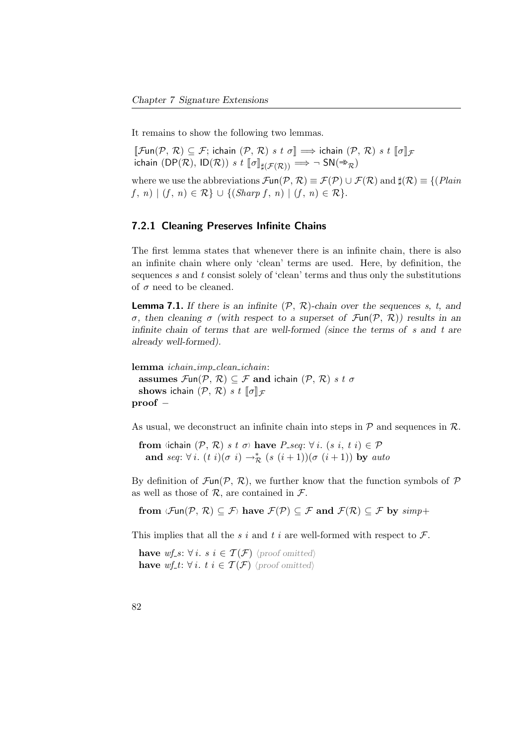It remains to show the following two lemmas.

$[\![\mathcal{F}\mathsf{un}(\mathcal{P}, \mathcal{R}) \subseteq \mathcal{F}; \mathsf{ichain}\ (\mathcal{P}, \mathcal{R})\ s\ t\ \sigma]\!] \Longrightarrow \mathsf{ichain}\ (\mathcal{P}, \mathcal{R})\ s\ t\ [\![\sigma]\!]_{\mathcal{F}}$
$\mathsf{ichain}\ (\mathsf{DP}(\mathcal{R}), \mathsf{ID}(\mathcal{R}))\ s\ t\ [\![\sigma]\!]_{\sharp(\mathcal{F}(\mathcal{R}))} \Longrightarrow \neg\ \mathsf{SN}(\Rightarrow_{\mathcal{R}})$

where we use the abbreviations $\mathcal{F}\mathsf{un}(\mathcal{P}, \mathcal{R}) \equiv \mathcal{F}(\mathcal{P}) \cup \mathcal{F}(\mathcal{R})$ and $\sharp(\mathcal{R}) \equiv \{(\mathit{Plain}\ f,\ n) \mid (f,\ n) \in \mathcal{R}\} \cup \{(\mathit{Sharp}\ f,\ n) \mid (f,\ n) \in \mathcal{R}\}$.

### 7.2.1 Cleaning Preserves Infinite Chains

The first lemma states that whenever there is an infinite chain, there is also an infinite chain where only 'clean' terms are used. Here, by definition, the sequences $s$ and $t$ consist solely of 'clean' terms and thus only the substitutions of $\sigma$ need to be cleaned.

**Lemma 7.1.** *If there is an infinite $(\mathcal{P}, \mathcal{R})$-chain over the sequences $s$, $t$, and $\sigma$, then cleaning $\sigma$ (with respect to a superset of $\mathcal{F}\mathsf{un}(\mathcal{P}, \mathcal{R})$) results in an infinite chain of terms that are well-formed (since the terms of $s$ and $t$ are already well-formed).*

**lemma** *ichain_imp_clean_ichain*:
  **assumes** $\mathcal{F}\mathsf{un}(\mathcal{P}, \mathcal{R}) \subseteq \mathcal{F}$ **and** $\mathsf{ichain}\ (\mathcal{P}, \mathcal{R})\ s\ t\ \sigma$
  **shows** $\mathsf{ichain}\ (\mathcal{P}, \mathcal{R})\ s\ t\ [\![\sigma]\!]_{\mathcal{F}}$
**proof** −

As usual, we deconstruct an infinite chain into steps in $\mathcal{P}$ and sequences in $\mathcal{R}$.

  **from** ‹$\mathsf{ichain}\ (\mathcal{P}, \mathcal{R})\ s\ t\ \sigma$› **have** *P_seq*: $\forall\, i.\ (s\ i,\ t\ i) \in \mathcal{P}$
    **and** *seq*: $\forall\, i.\ (t\ i)(\sigma\ i) \rightarrow^{*}_{\mathcal{R}} (s\ (i+1))(\sigma\ (i+1))$ **by** *auto*

By definition of $\mathcal{F}\mathsf{un}(\mathcal{P}, \mathcal{R})$, we further know that the function symbols of $\mathcal{P}$ as well as those of $\mathcal{R}$, are contained in $\mathcal{F}$.

  **from** ‹$\mathcal{F}\mathsf{un}(\mathcal{P}, \mathcal{R}) \subseteq \mathcal{F}$› **have** $\mathcal{F}(\mathcal{P}) \subseteq \mathcal{F}$ **and** $\mathcal{F}(\mathcal{R}) \subseteq \mathcal{F}$ **by** *simp+*

This implies that all the $s\ i$ and $t\ i$ are well-formed with respect to $\mathcal{F}$.

  **have** *wf_s*: $\forall\, i.\ s\ i \in \mathcal{T}(\mathcal{F})$ ⟨proof omitted⟩
  **have** *wf_t*: $\forall\, i.\ t\ i \in \mathcal{T}(\mathcal{F})$ ⟨proof omitted⟩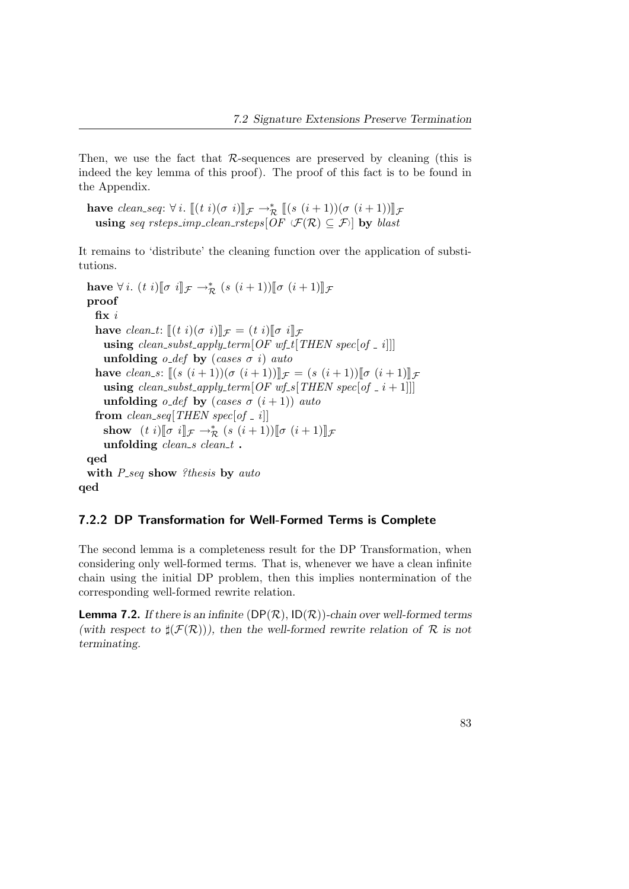Then, we use the fact that $\mathcal{R}$-sequences are preserved by cleaning (this is indeed the key lemma of this proof). The proof of this fact is to be found in the Appendix.

```
have clean_seq: ∀ i. ⟦(t i)(σ i)⟧_F →*_R ⟦(s (i + 1))(σ (i + 1))⟧_F
  using seq rsteps_imp_clean_rsteps[OF ‹F(R) ⊆ F›] by blast
```

It remains to 'distribute' the cleaning function over the application of substitutions.

```
have ∀ i. (t i)⟦σ i⟧_F →*_R (s (i + 1))⟦σ (i + 1)⟧_F
proof
  fix i
  have clean_t: ⟦(t i)(σ i)⟧_F = (t i)⟦σ i⟧_F
    using clean_subst_apply_term[OF wf_t[THEN spec[of _ i]]]
    unfolding o_def by (cases σ i) auto
  have clean_s: ⟦(s (i + 1))(σ (i + 1))⟧_F = (s (i + 1))⟦σ (i + 1)⟧_F
    using clean_subst_apply_term[OF wf_s[THEN spec[of _ i + 1]]]
    unfolding o_def by (cases σ (i + 1)) auto
  from clean_seq[THEN spec[of _ i]]
    show  (t i)⟦σ i⟧_F →*_R (s (i + 1))⟦σ (i + 1)⟧_F
    unfolding clean_s clean_t .
qed
with P_seq show ?thesis by auto
qed
```

### 7.2.2 DP Transformation for Well-Formed Terms is Complete

The second lemma is a completeness result for the DP Transformation, when considering only well-formed terms. That is, whenever we have a clean infinite chain using the initial DP problem, then this implies nontermination of the corresponding well-formed rewrite relation.

**Lemma 7.2.** *If there is an infinite* $(\mathsf{DP}(\mathcal{R}), \mathsf{ID}(\mathcal{R}))$*-chain over well-formed terms (with respect to* $\sharp(\mathcal{F}(\mathcal{R}))$*), then the well-formed rewrite relation of* $\mathcal{R}$ *is not terminating.*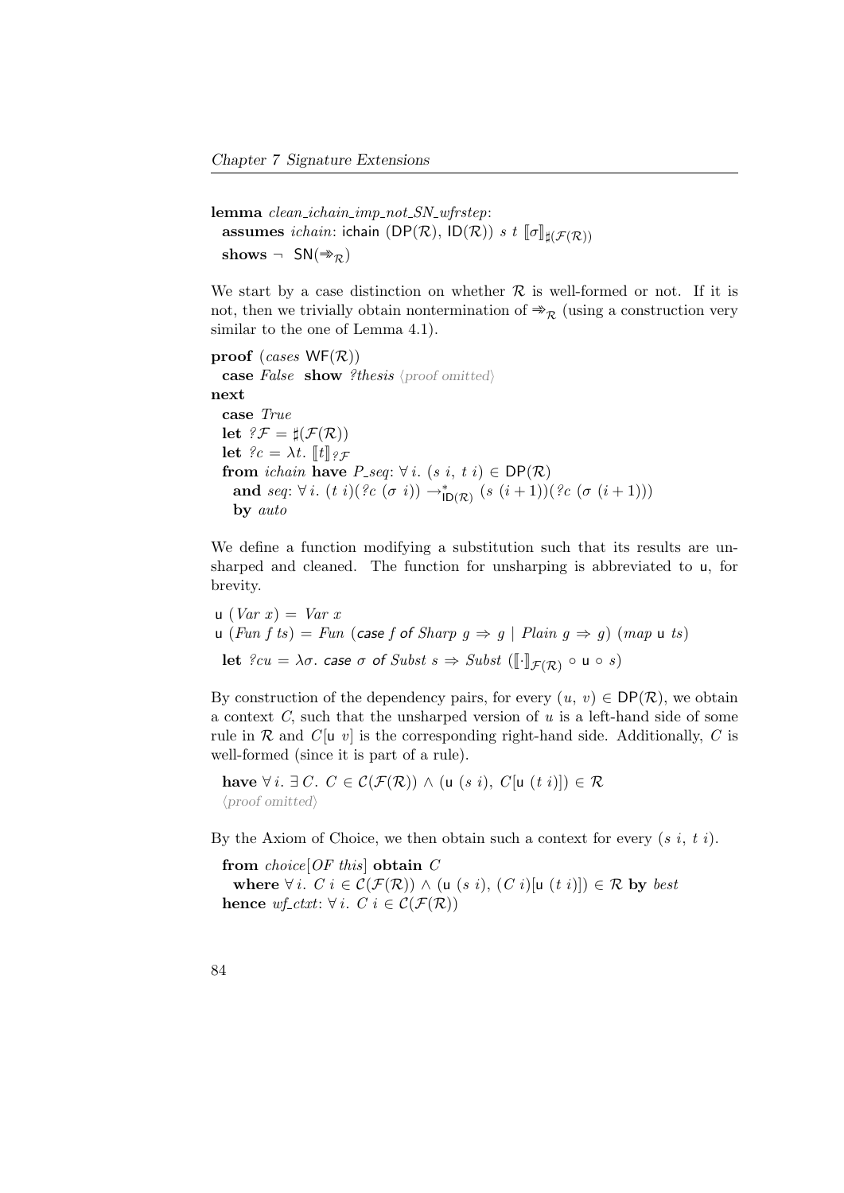**lemma** *clean_ichain_imp_not_SN_wfrstep*:
  **assumes** *ichain*: ichain $(\mathsf{DP}(\mathcal{R}), \mathsf{ID}(\mathcal{R}))\ s\ t\ [\![\sigma]\!]_{\sharp(\mathcal{F}(\mathcal{R}))}$
  **shows** $\neg\ \mathsf{SN}(\Rrightarrow_{\mathcal{R}})$

We start by a case distinction on whether $\mathcal{R}$ is well-formed or not. If it is not, then we trivially obtain nontermination of $\Rrightarrow_{\mathcal{R}}$ (using a construction very similar to the one of Lemma 4.1).

**proof** (*cases* $\mathsf{WF}(\mathcal{R})$)
  **case** *False* **show** *?thesis* ⟨proof omitted⟩
**next**
  **case** *True*
  **let** $?\mathcal{F} = \sharp(\mathcal{F}(\mathcal{R}))$
  **let** $?c = \lambda t.\ [\![t]\!]_{?\mathcal{F}}$
  **from** *ichain* **have** *P_seq*: $\forall\, i.\ (s\ i,\ t\ i) \in \mathsf{DP}(\mathcal{R})$
    **and** *seq*: $\forall\, i.\ (t\ i)(?c\ (\sigma\ i)) \rightarrow^{*}_{\mathsf{ID}(\mathcal{R})} (s\ (i+1))(?c\ (\sigma\ (i+1)))$
    **by** *auto*

We define a function modifying a substitution such that its results are unsharped and cleaned. The function for unsharping is abbreviated to u, for brevity.

u $(Var\ x) = Var\ x$
u $(Fun\ f\ ts) = Fun$ (case $f$ of $Sharp\ g \Rightarrow g \mid Plain\ g \Rightarrow g$) $(map$ u $ts)$

  **let** $?cu = \lambda\sigma.$ case $\sigma$ of $Subst\ s \Rightarrow Subst\ ([\![\cdot]\!]_{\mathcal{F}(\mathcal{R})} \circ$ u $\circ\ s)$

By construction of the dependency pairs, for every $(u,\ v) \in \mathsf{DP}(\mathcal{R})$, we obtain a context $C$, such that the unsharped version of $u$ is a left-hand side of some rule in $\mathcal{R}$ and $C[$u $v]$ is the corresponding right-hand side. Additionally, $C$ is well-formed (since it is part of a rule).

  **have** $\forall\, i.\ \exists\, C.\ C \in \mathcal{C}(\mathcal{F}(\mathcal{R})) \wedge ($u $(s\ i),\ C[$u $(t\ i)]) \in \mathcal{R}$
  ⟨proof omitted⟩

By the Axiom of Choice, we then obtain such a context for every $(s\ i,\ t\ i)$.

  **from** *choice*[*OF this*] **obtain** $C$
    **where** $\forall\, i.\ C\ i \in \mathcal{C}(\mathcal{F}(\mathcal{R})) \wedge ($u $(s\ i),\ (C\ i)[$u $(t\ i)]) \in \mathcal{R}$ **by** *best*
  **hence** *wf_ctxt*: $\forall\, i.\ C\ i \in \mathcal{C}(\mathcal{F}(\mathcal{R}))$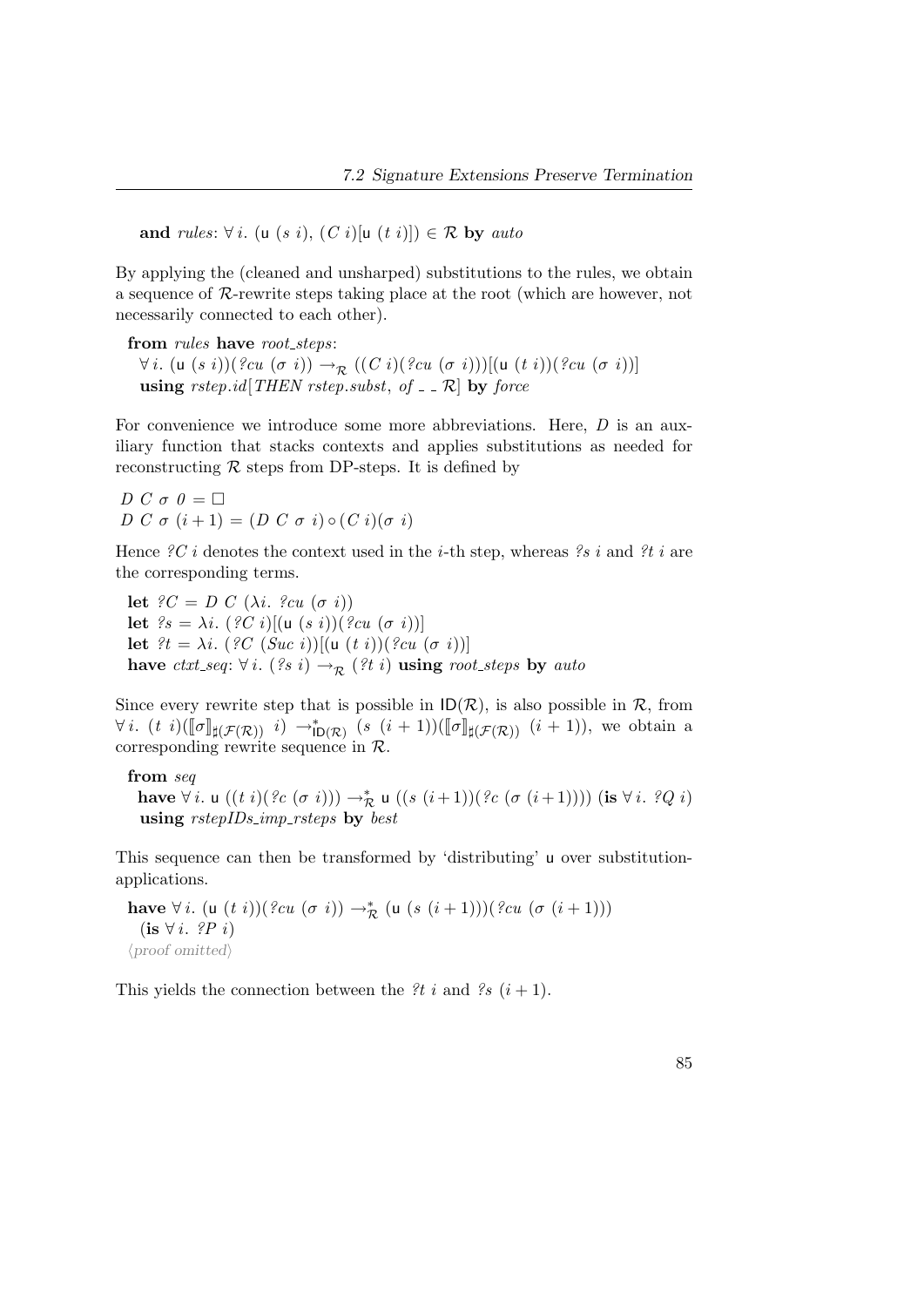**and** *rules*: $\forall\, i.\ (\mathsf{u}\ (s\ i),\ (C\ i)[\mathsf{u}\ (t\ i)]) \in \mathcal{R}$ **by** *auto*

By applying the (cleaned and unsharped) substitutions to the rules, we obtain a sequence of $\mathcal{R}$-rewrite steps taking place at the root (which are however, not necessarily connected to each other).

**from** *rules* **have** *root_steps*:
$\forall\, i.\ (\mathsf{u}\ (s\ i))(?cu\ (\sigma\ i)) \to_{\mathcal{R}} ((C\ i)(?cu\ (\sigma\ i)))[(\mathsf{u}\ (t\ i))(?cu\ (\sigma\ i))]$
**using** *rstep.id[THEN rstep.subst, of _ _ $\mathcal{R}$]* **by** *force*

For convenience we introduce some more abbreviations. Here, $D$ is an auxiliary function that stacks contexts and applies substitutions as needed for reconstructing $\mathcal{R}$ steps from DP-steps. It is defined by

$D\ C\ \sigma\ 0 = \Box$
$D\ C\ \sigma\ (i+1) = (D\ C\ \sigma\ i) \circ (C\ i)(\sigma\ i)$

Hence $?C\ i$ denotes the context used in the $i$-th step, whereas $?s\ i$ and $?t\ i$ are the corresponding terms.

**let** $?C = D\ C\ (\lambda i.\ ?cu\ (\sigma\ i))$
**let** $?s = \lambda i.\ (?C\ i)[(\mathsf{u}\ (s\ i))(?cu\ (\sigma\ i))]$
**let** $?t = \lambda i.\ (?C\ (Suc\ i))[(\mathsf{u}\ (t\ i))(?cu\ (\sigma\ i))]$
**have** *ctxt_seq*: $\forall\, i.\ (?s\ i) \to_{\mathcal{R}} (?t\ i)$ **using** *root_steps* **by** *auto*

Since every rewrite step that is possible in $\mathsf{ID}(\mathcal{R})$, is also possible in $\mathcal{R}$, from $\forall\, i.\ (t\ i)([\![\sigma]\!]_{\sharp(\mathcal{F}(\mathcal{R}))}\ i) \to^{*}_{\mathsf{ID}(\mathcal{R})} (s\ (i+1))([\![\sigma]\!]_{\sharp(\mathcal{F}(\mathcal{R}))}\ (i+1))$, we obtain a corresponding rewrite sequence in $\mathcal{R}$.

**from** *seq*
**have** $\forall\, i.\ \mathsf{u}\ ((t\ i)(?c\ (\sigma\ i))) \to^{*}_{\mathcal{R}} \mathsf{u}\ ((s\ (i+1))(?c\ (\sigma\ (i+1))))$ (**is** $\forall\, i.\ ?Q\ i$)
**using** *rstepIDs_imp_rsteps* **by** *best*

This sequence can then be transformed by 'distributing' $\mathsf{u}$ over substitution-applications.

**have** $\forall\, i.\ (\mathsf{u}\ (t\ i))(?cu\ (\sigma\ i)) \to^{*}_{\mathcal{R}} (\mathsf{u}\ (s\ (i+1)))(?cu\ (\sigma\ (i+1)))$
(**is** $\forall\, i.\ ?P\ i$)
⟨*proof omitted*⟩

This yields the connection between the $?t\ i$ and $?s\ (i+1)$.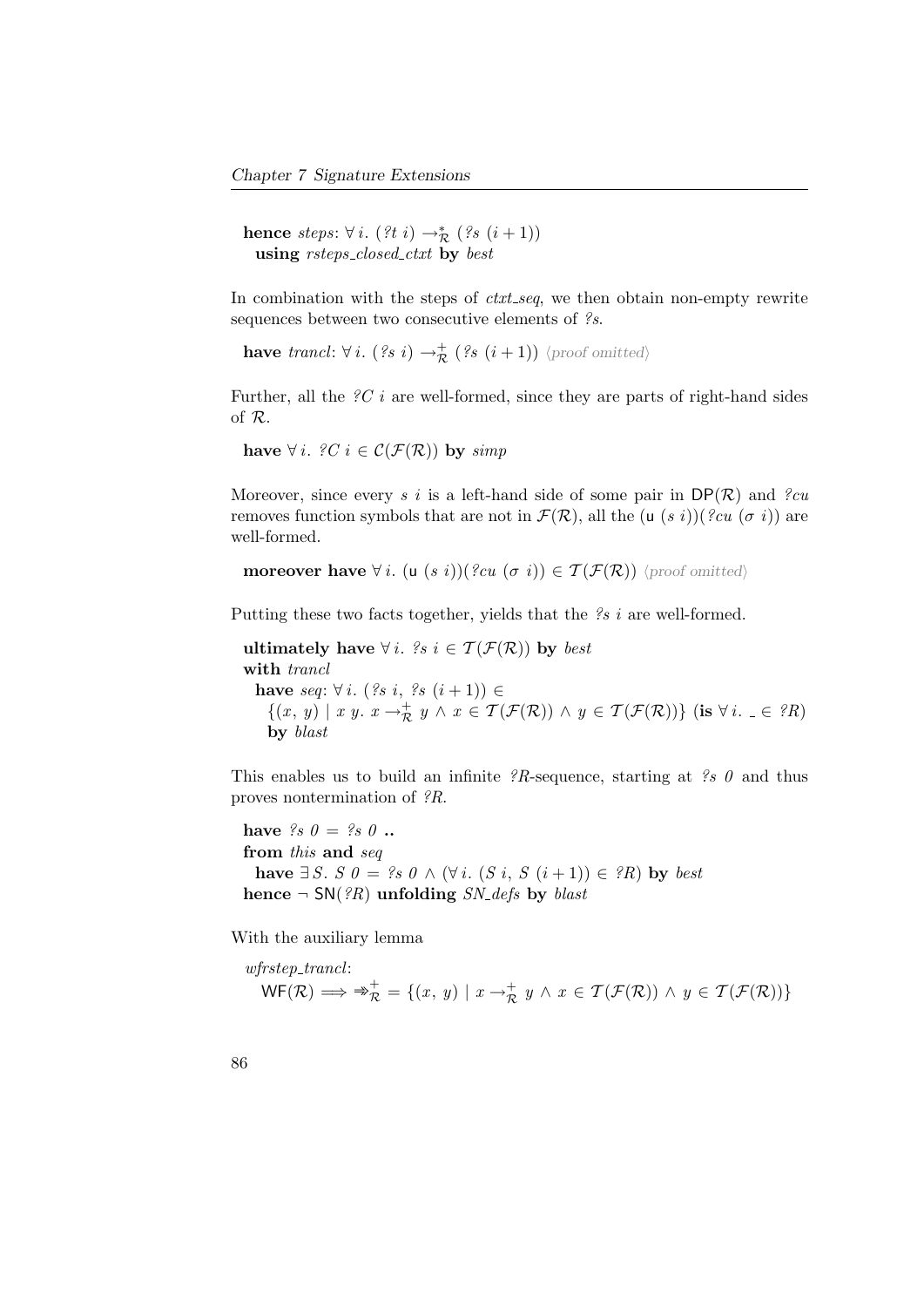**hence** *steps*: $\forall\, i.\ (?t\ i) \rightarrow^*_{\mathcal{R}} (?s\ (i + 1))$
  **using** *rsteps_closed_ctxt* **by** *best*

In combination with the steps of *ctxt_seq*, we then obtain non-empty rewrite sequences between two consecutive elements of *?s*.

**have** *trancl*: $\forall\, i.\ (?s\ i) \rightarrow^+_{\mathcal{R}} (?s\ (i + 1))$ ⟨proof omitted⟩

Further, all the *?C i* are well-formed, since they are parts of right-hand sides of $\mathcal{R}$.

**have** $\forall\, i.\ ?C\ i \in \mathcal{C}(\mathcal{F}(\mathcal{R}))$ **by** *simp*

Moreover, since every *s i* is a left-hand side of some pair in $\mathsf{DP}(\mathcal{R})$ and *?cu* removes function symbols that are not in $\mathcal{F}(\mathcal{R})$, all the $(\mathsf{u}\ (s\ i))(?cu\ (\sigma\ i))$ are well-formed.

**moreover have** $\forall\, i.\ (\mathsf{u}\ (s\ i))(?cu\ (\sigma\ i)) \in \mathcal{T}(\mathcal{F}(\mathcal{R}))$ ⟨proof omitted⟩

Putting these two facts together, yields that the *?s i* are well-formed.

**ultimately have** $\forall\, i.\ ?s\ i \in \mathcal{T}(\mathcal{F}(\mathcal{R}))$ **by** *best*
**with** *trancl*
  **have** *seq*: $\forall\, i.\ (?s\ i,\ ?s\ (i + 1)) \in$
    $\{(x,\ y) \mid x\ y.\ x \rightarrow^+_{\mathcal{R}} y \wedge x \in \mathcal{T}(\mathcal{F}(\mathcal{R})) \wedge y \in \mathcal{T}(\mathcal{F}(\mathcal{R}))\}$ (**is** $\forall\, i.\ \_ \in ?R$)
    **by** *blast*

This enables us to build an infinite *?R*-sequence, starting at *?s 0* and thus proves nontermination of *?R*.

**have** *?s 0 = ?s 0* **..**
**from** *this* **and** *seq*
  **have** $\exists\, S.\ S\ 0 = ?s\ 0 \wedge (\forall\, i.\ (S\ i,\ S\ (i + 1)) \in ?R)$ **by** *best*
**hence** $\neg\ \mathsf{SN}(?R)$ **unfolding** *SN_defs* **by** *blast*

With the auxiliary lemma

*wfrstep_trancl*:
  $\mathsf{WF}(\mathcal{R}) \Longrightarrow \Rrightarrow^+_{\mathcal{R}} = \{(x,\ y) \mid x \rightarrow^+_{\mathcal{R}} y \wedge x \in \mathcal{T}(\mathcal{F}(\mathcal{R})) \wedge y \in \mathcal{T}(\mathcal{F}(\mathcal{R}))\}$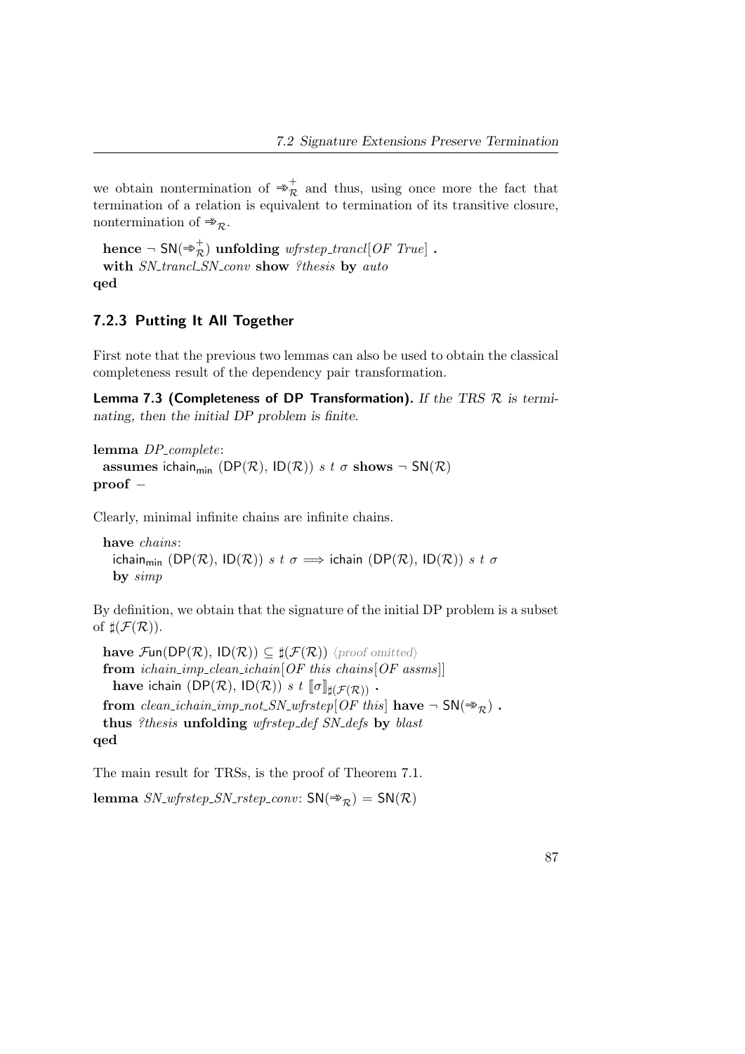we obtain nontermination of $\Rrightarrow_{\mathcal{R}}^{+}$ and thus, using once more the fact that termination of a relation is equivalent to termination of its transitive closure, nontermination of $\Rrightarrow_{\mathcal{R}}$.

**hence** $\neg\ \mathsf{SN}(\Rrightarrow_{\mathcal{R}}^{+})$ **unfolding** *wfrstep_trancl*[*OF True*] **.**
**with** *SN_trancl_SN_conv* **show** *?thesis* **by** *auto*
**qed**

### 7.2.3 Putting It All Together

First note that the previous two lemmas can also be used to obtain the classical completeness result of the dependency pair transformation.

**Lemma 7.3 (Completeness of DP Transformation).** *If the TRS $\mathcal{R}$ is terminating, then the initial DP problem is finite.*

**lemma** *DP_complete*:
**assumes** $\mathsf{ichain}_{\mathsf{min}}$ $(\mathsf{DP}(\mathcal{R}), \mathsf{ID}(\mathcal{R}))$ $s\ t\ \sigma$ **shows** $\neg\ \mathsf{SN}(\mathcal{R})$
**proof** −

Clearly, minimal infinite chains are infinite chains.

**have** *chains*:
$\mathsf{ichain}_{\mathsf{min}}$ $(\mathsf{DP}(\mathcal{R}), \mathsf{ID}(\mathcal{R}))$ $s\ t\ \sigma \Longrightarrow \mathsf{ichain}$ $(\mathsf{DP}(\mathcal{R}), \mathsf{ID}(\mathcal{R}))$ $s\ t\ \sigma$
**by** *simp*

By definition, we obtain that the signature of the initial DP problem is a subset of $\sharp(\mathcal{F}(\mathcal{R}))$.

**have** $\mathcal{F}\mathsf{un}(\mathsf{DP}(\mathcal{R}), \mathsf{ID}(\mathcal{R})) \subseteq \sharp(\mathcal{F}(\mathcal{R}))$ ⟨proof omitted⟩
**from** *ichain_imp_clean_ichain*[*OF this chains*[*OF assms*]]
**have** $\mathsf{ichain}$ $(\mathsf{DP}(\mathcal{R}), \mathsf{ID}(\mathcal{R}))$ $s\ t\ [\![\sigma]\!]_{\sharp(\mathcal{F}(\mathcal{R}))}$ **.**
**from** *clean_ichain_imp_not_SN_wfrstep*[*OF this*] **have** $\neg\ \mathsf{SN}(\Rrightarrow_{\mathcal{R}})$ **.**
**thus** *?thesis* **unfolding** *wfrstep_def SN_defs* **by** *blast*
**qed**

The main result for TRSs, is the proof of Theorem 7.1.

**lemma** *SN_wfrstep_SN_rstep_conv*: $\mathsf{SN}(\Rrightarrow_{\mathcal{R}}) = \mathsf{SN}(\mathcal{R})$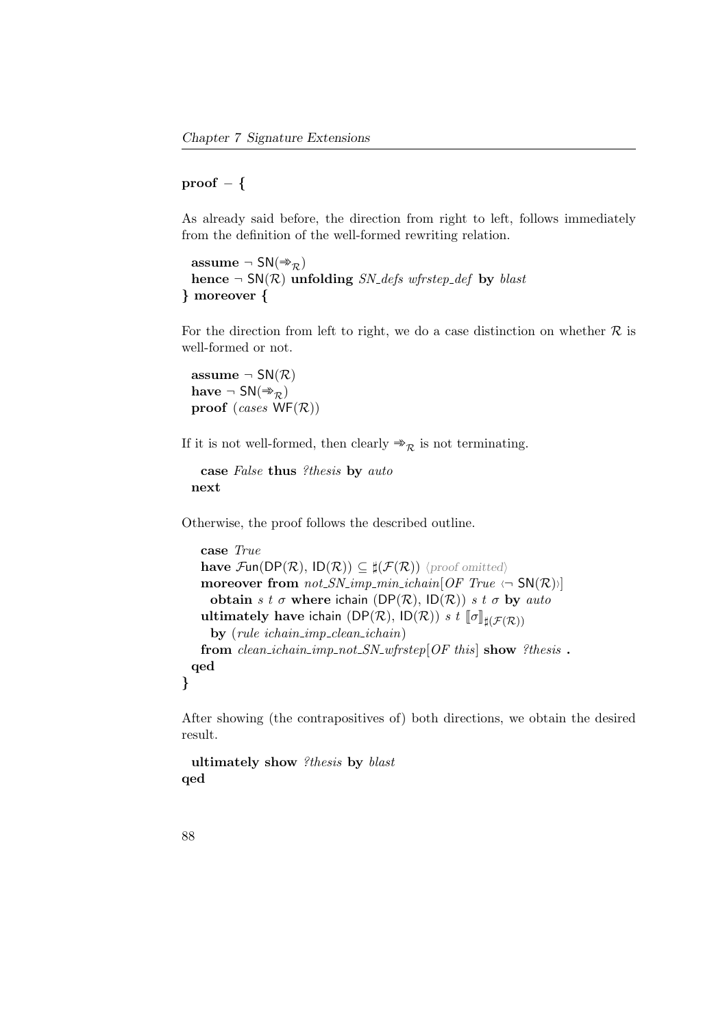**proof** – {

As already said before, the direction from right to left, follows immediately from the definition of the well-formed rewriting relation.

**assume** $\neg$ $\mathsf{SN}(\Rrightarrow_{\mathcal{R}})$
**hence** $\neg$ $\mathsf{SN}(\mathcal{R})$ **unfolding** *SN_defs wfrstep_def* **by** *blast*
} **moreover** {

For the direction from left to right, we do a case distinction on whether $\mathcal{R}$ is well-formed or not.

**assume** $\neg$ $\mathsf{SN}(\mathcal{R})$
**have** $\neg$ $\mathsf{SN}(\Rrightarrow_{\mathcal{R}})$
**proof** (*cases* $\mathsf{WF}(\mathcal{R})$)

If it is not well-formed, then clearly $\Rrightarrow_{\mathcal{R}}$ is not terminating.

**case** *False* **thus** *?thesis* **by** *auto*
**next**

Otherwise, the proof follows the described outline.

**case** *True*
**have** $\mathcal{F}\mathsf{un}(\mathsf{DP}(\mathcal{R}),\, \mathsf{ID}(\mathcal{R})) \subseteq \sharp(\mathcal{F}(\mathcal{R}))$ ⟨proof omitted⟩
**moreover from** *not_SN_imp_min_ichain*[*OF True* ‹$\neg$ $\mathsf{SN}(\mathcal{R})$›]
**obtain** $s$ $t$ $\sigma$ **where** ichain $(\mathsf{DP}(\mathcal{R}),\, \mathsf{ID}(\mathcal{R}))$ $s$ $t$ $\sigma$ **by** *auto*
**ultimately have** ichain $(\mathsf{DP}(\mathcal{R}),\, \mathsf{ID}(\mathcal{R}))$ $s$ $t$ $[\![\sigma]\!]_{\sharp(\mathcal{F}(\mathcal{R}))}$
**by** (*rule ichain_imp_clean_ichain*)
**from** *clean_ichain_imp_not_SN_wfrstep*[*OF this*] **show** *?thesis* **.**
**qed**
}

After showing (the contrapositives of) both directions, we obtain the desired result.

**ultimately show** *?thesis* **by** *blast*
**qed**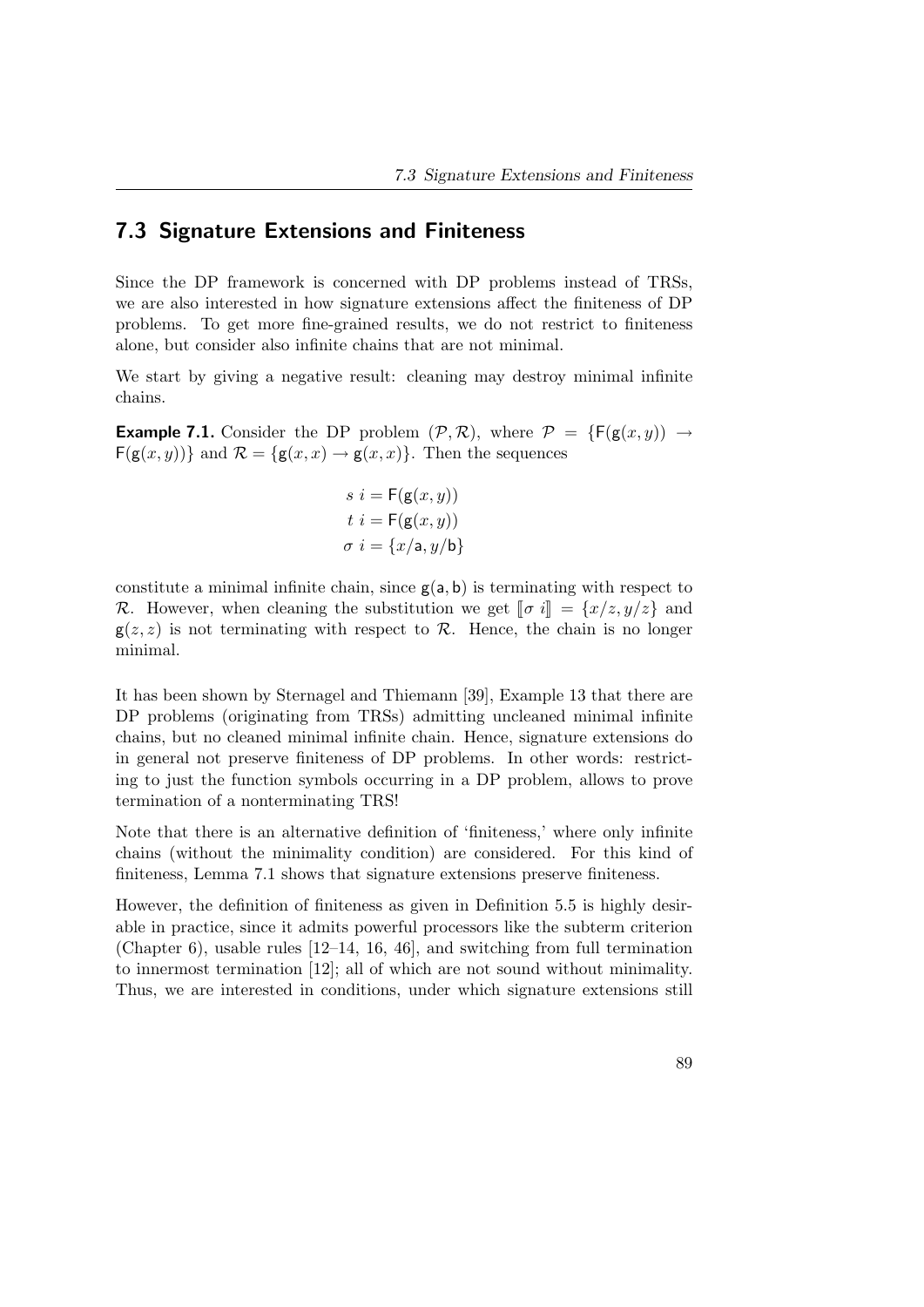## 7.3 Signature Extensions and Finiteness

Since the DP framework is concerned with DP problems instead of TRSs, we are also interested in how signature extensions affect the finiteness of DP problems. To get more fine-grained results, we do not restrict to finiteness alone, but consider also infinite chains that are not minimal.

We start by giving a negative result: cleaning may destroy minimal infinite chains.

**Example 7.1.** Consider the DP problem $(\mathcal{P}, \mathcal{R})$, where $\mathcal{P} = \{\mathsf{F}(\mathsf{g}(x, y)) \to \mathsf{F}(\mathsf{g}(x, y))\}$ and $\mathcal{R} = \{\mathsf{g}(x, x) \to \mathsf{g}(x, x)\}$. Then the sequences

$$
\begin{aligned}
s\ i &= \mathsf{F}(\mathsf{g}(x, y)) \\
t\ i &= \mathsf{F}(\mathsf{g}(x, y)) \\
\sigma\ i &= \{x/\mathsf{a}, y/\mathsf{b}\}
\end{aligned}
$$

constitute a minimal infinite chain, since $\mathsf{g}(\mathsf{a}, \mathsf{b})$ is terminating with respect to $\mathcal{R}$. However, when cleaning the substitution we get $[\![\sigma\ i]\!] = \{x/z, y/z\}$ and $\mathsf{g}(z, z)$ is not terminating with respect to $\mathcal{R}$. Hence, the chain is no longer minimal.

It has been shown by Sternagel and Thiemann [39], Example 13 that there are DP problems (originating from TRSs) admitting uncleaned minimal infinite chains, but no cleaned minimal infinite chain. Hence, signature extensions do in general not preserve finiteness of DP problems. In other words: restricting to just the function symbols occurring in a DP problem, allows to prove termination of a nonterminating TRS!

Note that there is an alternative definition of 'finiteness,' where only infinite chains (without the minimality condition) are considered. For this kind of finiteness, Lemma 7.1 shows that signature extensions preserve finiteness.

However, the definition of finiteness as given in Definition 5.5 is highly desirable in practice, since it admits powerful processors like the subterm criterion (Chapter 6), usable rules [12–14, 16, 46], and switching from full termination to innermost termination [12]; all of which are not sound without minimality. Thus, we are interested in conditions, under which signature extensions still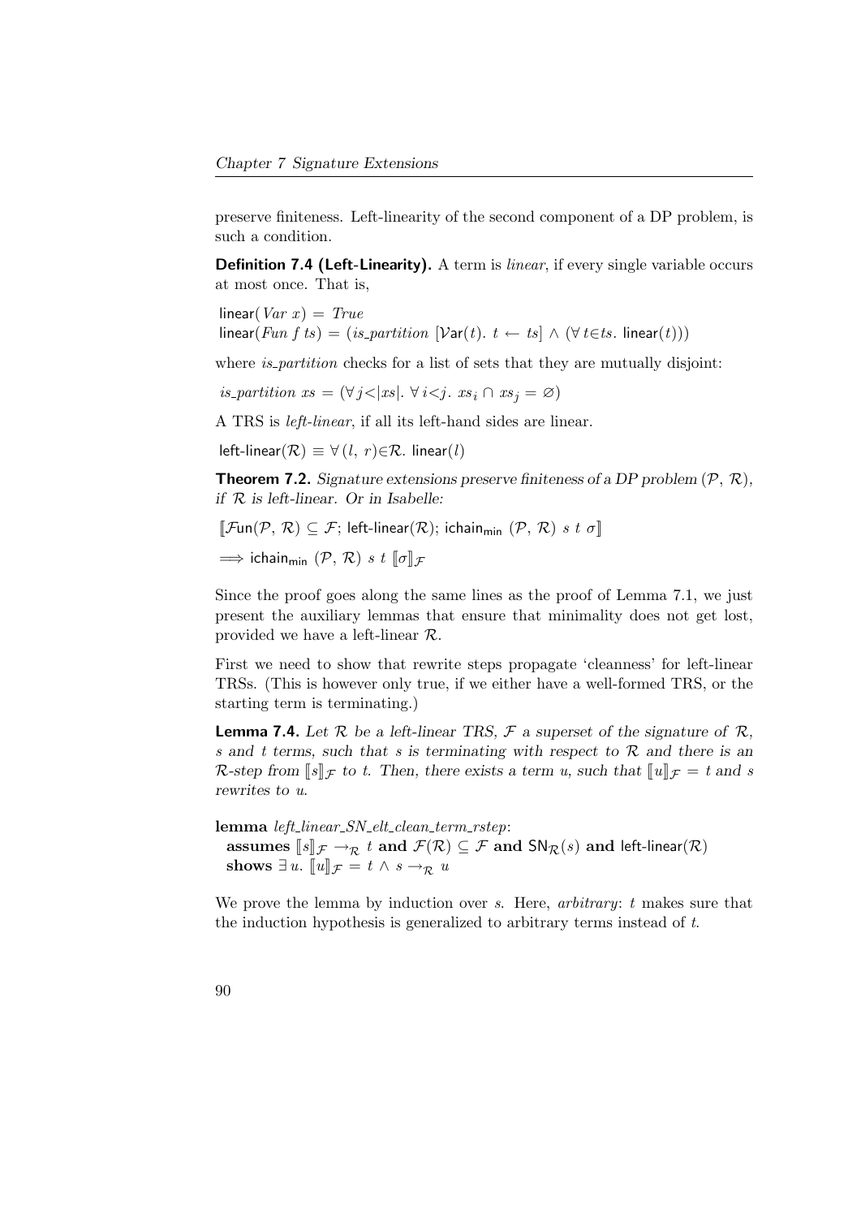preserve finiteness. Left-linearity of the second component of a DP problem, is such a condition.

**Definition 7.4 (Left-Linearity).** A term is *linear*, if every single variable occurs at most once. That is,

$$\mathsf{linear}(\mathit{Var}\ x) = \mathit{True}$$
$$\mathsf{linear}(\mathit{Fun}\ f\ ts) = (\mathit{is\_partition}\ [\mathcal{V}\mathsf{ar}(t).\ t \leftarrow ts] \wedge (\forall\, t{\in}ts.\ \mathsf{linear}(t)))$$

where *is_partition* checks for a list of sets that they are mutually disjoint:

$$\mathit{is\_partition}\ xs = (\forall\, j{<}|xs|.\ \forall\, i{<}j.\ xs_i \cap xs_j = \varnothing)$$

A TRS is *left-linear*, if all its left-hand sides are linear.

$$\mathsf{left\text{-}linear}(\mathcal{R}) \equiv \forall\,(l,\ r){\in}\mathcal{R}.\ \mathsf{linear}(l)$$

**Theorem 7.2.** *Signature extensions preserve finiteness of a DP problem $(\mathcal{P},\ \mathcal{R})$, if $\mathcal{R}$ is left-linear. Or in Isabelle:*

$$[\![\mathcal{F}\mathsf{un}(\mathcal{P},\ \mathcal{R}) \subseteq \mathcal{F};\ \mathsf{left\text{-}linear}(\mathcal{R});\ \mathsf{ichain_{min}}\ (\mathcal{P},\ \mathcal{R})\ s\ t\ \sigma]\!]$$
$$\Longrightarrow \mathsf{ichain_{min}}\ (\mathcal{P},\ \mathcal{R})\ s\ t\ [\![\sigma]\!]_{\mathcal{F}}$$

Since the proof goes along the same lines as the proof of Lemma 7.1, we just present the auxiliary lemmas that ensure that minimality does not get lost, provided we have a left-linear $\mathcal{R}$.

First we need to show that rewrite steps propagate 'cleanness' for left-linear TRSs. (This is however only true, if we either have a well-formed TRS, or the starting term is terminating.)

**Lemma 7.4.** *Let $\mathcal{R}$ be a left-linear TRS, $\mathcal{F}$ a superset of the signature of $\mathcal{R}$, $s$ and $t$ terms, such that $s$ is terminating with respect to $\mathcal{R}$ and there is an $\mathcal{R}$-step from $[\![s]\!]_{\mathcal{F}}$ to $t$. Then, there exists a term $u$, such that $[\![u]\!]_{\mathcal{F}} = t$ and $s$ rewrites to $u$.*

**lemma** *left_linear_SN_elt_clean_term_rstep*:
  **assumes** $[\![s]\!]_{\mathcal{F}} \rightarrow_{\mathcal{R}} t$ **and** $\mathcal{F}(\mathcal{R}) \subseteq \mathcal{F}$ **and** $\mathsf{SN}_{\mathcal{R}}(s)$ **and** $\mathsf{left\text{-}linear}(\mathcal{R})$
  **shows** $\exists\, u.\ [\![u]\!]_{\mathcal{F}} = t \wedge s \rightarrow_{\mathcal{R}} u$

We prove the lemma by induction over $s$. Here, *arbitrary*: $t$ makes sure that the induction hypothesis is generalized to arbitrary terms instead of $t$.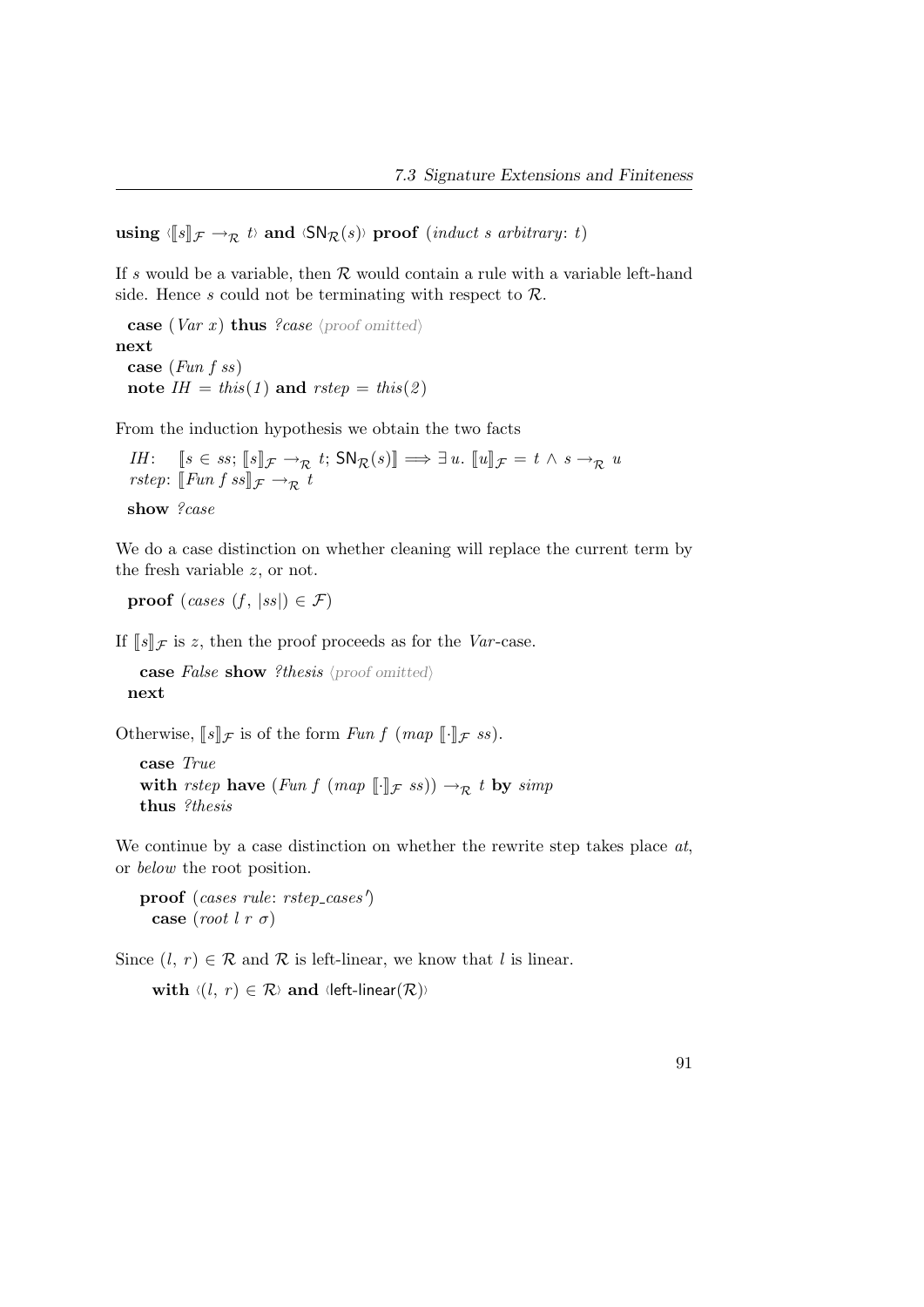**using** ‹$[\![s]\!]_{\mathcal{F}} \rightarrow_{\mathcal{R}} t$› **and** ‹$\mathsf{SN}_{\mathcal{R}}(s)$› **proof** (*induct s arbitrary*: *t*)

If $s$ would be a variable, then $\mathcal{R}$ would contain a rule with a variable left-hand side. Hence $s$ could not be terminating with respect to $\mathcal{R}$.

```
  case (Var x) thus ?case ⟨proof omitted⟩
next
  case (Fun f ss)
  note IH = this(1) and rstep = this(2)
```

From the induction hypothesis we obtain the two facts

$IH$: $[\![s \in ss;\ [\![s]\!]_{\mathcal{F}} \rightarrow_{\mathcal{R}} t;\ \mathsf{SN}_{\mathcal{R}}(s)]\!] \Longrightarrow \exists\, u.\ [\![u]\!]_{\mathcal{F}} = t \wedge s \rightarrow_{\mathcal{R}} u$
$rstep$: $[\![\mathit{Fun}\ f\ ss]\!]_{\mathcal{F}} \rightarrow_{\mathcal{R}} t$

```
  show ?case
```

We do a case distinction on whether cleaning will replace the current term by the fresh variable $z$, or not.

```
  proof (cases (f, |ss|) ∈ ℱ)
```

If $[\![s]\!]_{\mathcal{F}}$ is $z$, then the proof proceeds as for the *Var*-case.

```
    case False show ?thesis ⟨proof omitted⟩
  next
```

Otherwise, $[\![s]\!]_{\mathcal{F}}$ is of the form *Fun f* (*map* $[\![\cdot]\!]_{\mathcal{F}}$ *ss*).

```
    case True
    with rstep have (Fun f (map ⟦·⟧ℱ ss)) →ℛ t by simp
    thus ?thesis
```

We continue by a case distinction on whether the rewrite step takes place *at*, or *below* the root position.

```
    proof (cases rule: rstep_cases')
      case (root l r σ)
```

Since $(l,\ r) \in \mathcal{R}$ and $\mathcal{R}$ is left-linear, we know that $l$ is linear.

```
      with ‹(l, r) ∈ ℛ› and ‹left-linear(ℛ)›
```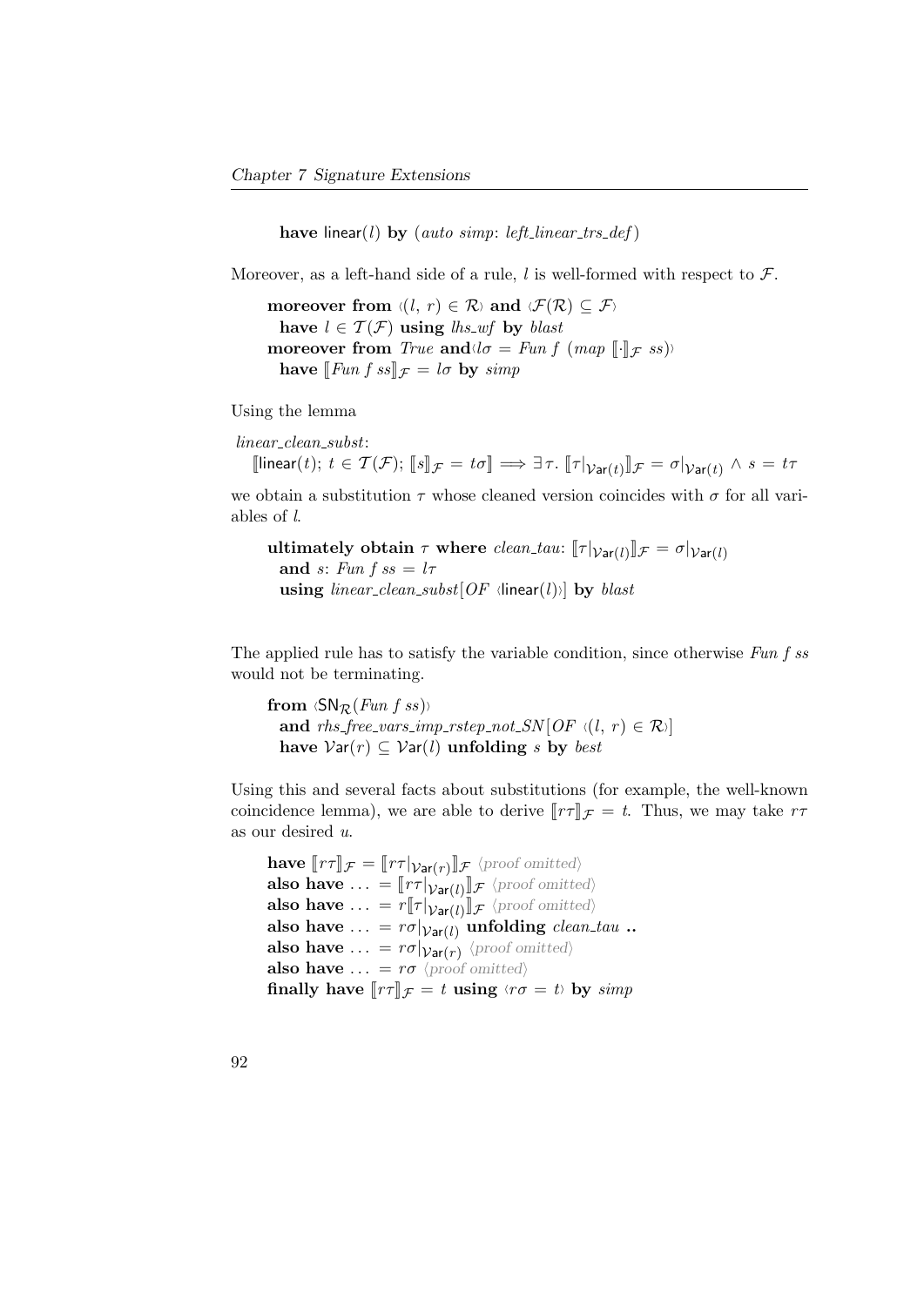**have** linear($l$) **by** (*auto simp*: *left_linear_trs_def*)

Moreover, as a left-hand side of a rule, $l$ is well-formed with respect to $\mathcal{F}$.

**moreover from** ‹$(l, r) \in \mathcal{R}$› **and** ‹$\mathcal{F}(\mathcal{R}) \subseteq \mathcal{F}$›
  **have** $l \in \mathcal{T}(\mathcal{F})$ **using** *lhs_wf* **by** *blast*
**moreover from** *True* **and**‹$l\sigma = \mathit{Fun}\ f\ (\mathit{map}\ [\![\cdot]\!]_{\mathcal{F}}\ ss)$›
  **have** $[\![\mathit{Fun}\ f\ ss]\!]_{\mathcal{F}} = l\sigma$ **by** *simp*

Using the lemma

*linear_clean_subst*:
  $[\![\mathsf{linear}(t);\ t \in \mathcal{T}(\mathcal{F});\ [\![s]\!]_{\mathcal{F}} = t\sigma]\!] \Longrightarrow \exists \tau.\ [\![\tau|_{\mathcal{V}\mathsf{ar}(t)}]\!]_{\mathcal{F}} = \sigma|_{\mathcal{V}\mathsf{ar}(t)} \wedge s = t\tau$

we obtain a substitution $\tau$ whose cleaned version coincides with $\sigma$ for all variables of $l$.

**ultimately obtain** $\tau$ **where** *clean_tau*: $[\![\tau|_{\mathcal{V}\mathsf{ar}(l)}]\!]_{\mathcal{F}} = \sigma|_{\mathcal{V}\mathsf{ar}(l)}$
  **and** *s*: $\mathit{Fun}\ f\ ss = l\tau$
  **using** *linear_clean_subst*[*OF* ‹linear($l$)›] **by** *blast*

The applied rule has to satisfy the variable condition, since otherwise *Fun f ss* would not be terminating.

**from** ‹$\mathsf{SN}_{\mathcal{R}}(\mathit{Fun}\ f\ ss)$›
  **and** *rhs_free_vars_imp_rstep_not_SN*[*OF* ‹$(l, r) \in \mathcal{R}$›]
  **have** $\mathcal{V}\mathsf{ar}(r) \subseteq \mathcal{V}\mathsf{ar}(l)$ **unfolding** *s* **by** *best*

Using this and several facts about substitutions (for example, the well-known coincidence lemma), we are able to derive $[\![r\tau]\!]_{\mathcal{F}} = t$. Thus, we may take $r\tau$ as our desired $u$.

**have** $[\![r\tau]\!]_{\mathcal{F}} = [\![r\tau|_{\mathcal{V}\mathsf{ar}(r)}]\!]_{\mathcal{F}}$ ⟨proof omitted⟩
**also have** $\ldots = [\![r\tau|_{\mathcal{V}\mathsf{ar}(l)}]\!]_{\mathcal{F}}$ ⟨proof omitted⟩
**also have** $\ldots = r[\![\tau|_{\mathcal{V}\mathsf{ar}(l)}]\!]_{\mathcal{F}}$ ⟨proof omitted⟩
**also have** $\ldots = r\sigma|_{\mathcal{V}\mathsf{ar}(l)}$ **unfolding** *clean_tau* **..**
**also have** $\ldots = r\sigma|_{\mathcal{V}\mathsf{ar}(r)}$ ⟨proof omitted⟩
**also have** $\ldots = r\sigma$ ⟨proof omitted⟩
**finally have** $[\![r\tau]\!]_{\mathcal{F}} = t$ **using** ‹$r\sigma = t$› **by** *simp*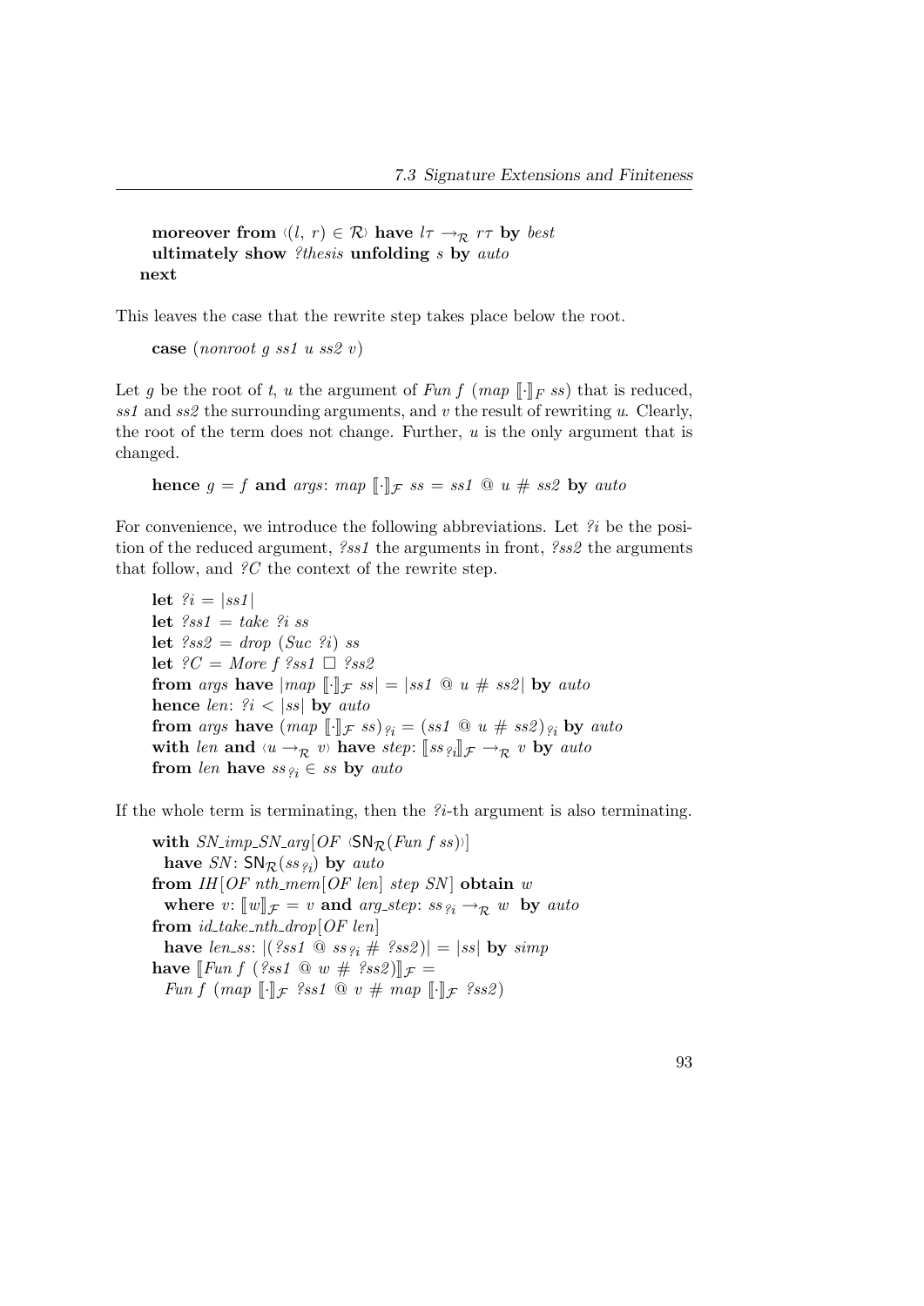**moreover from** ‹$(l, r) \in \mathcal{R}$› **have** $l\tau \rightarrow_{\mathcal{R}} r\tau$ **by** *best*
**ultimately show** *?thesis* **unfolding** *s* **by** *auto*
**next**

This leaves the case that the rewrite step takes place below the root.

**case** (*nonroot g ss1 u ss2 v*)

Let $g$ be the root of $t$, $u$ the argument of *Fun f* (*map* $[\![\cdot]\!]_F$ *ss*) that is reduced, *ss1* and *ss2* the surrounding arguments, and $v$ the result of rewriting $u$. Clearly, the root of the term does not change. Further, $u$ is the only argument that is changed.

**hence** $g = f$ **and** *args*: *map* $[\![\cdot]\!]_{\mathcal{F}}$ *ss* = *ss1* @ *u* # *ss2* **by** *auto*

For convenience, we introduce the following abbreviations. Let *?i* be the position of the reduced argument, *?ss1* the arguments in front, *?ss2* the arguments that follow, and *?C* the context of the rewrite step.

**let** *?i* = |*ss1*|
**let** *?ss1* = *take ?i ss*
**let** *?ss2* = *drop* (*Suc ?i*) *ss*
**let** *?C* = *More f ?ss1* □ *?ss2*
**from** *args* **have** |*map* $[\![\cdot]\!]_{\mathcal{F}}$ *ss*| = |*ss1* @ *u* # *ss2*| **by** *auto*
**hence** *len*: *?i* < |*ss*| **by** *auto*
**from** *args* **have** (*map* $[\![\cdot]\!]_{\mathcal{F}}$ *ss*)$_{?i}$ = (*ss1* @ *u* # *ss2*)$_{?i}$ **by** *auto*
**with** *len* **and** ‹$u \rightarrow_{\mathcal{R}} v$› **have** *step*: $[\![ss_{?i}]\!]_{\mathcal{F}} \rightarrow_{\mathcal{R}} v$ **by** *auto*
**from** *len* **have** $ss_{?i} \in ss$ **by** *auto*

If the whole term is terminating, then the *?i*-th argument is also terminating.

**with** *SN_imp_SN_arg*[*OF* ‹$\mathsf{SN}_{\mathcal{R}}$(*Fun f ss*)›]
  **have** *SN*: $\mathsf{SN}_{\mathcal{R}}(ss_{?i})$ **by** *auto*
**from** *IH*[*OF nth_mem*[*OF len*] *step SN*] **obtain** *w*
  **where** *v*: $[\![w]\!]_{\mathcal{F}} = v$ **and** *arg_step*: $ss_{?i} \rightarrow_{\mathcal{R}} w$ **by** *auto*
**from** *id_take_nth_drop*[*OF len*]
  **have** *len_ss*: |(*?ss1* @ $ss_{?i}$ # *?ss2*)| = |*ss*| **by** *simp*
**have** $[\![$*Fun f* (*?ss1* @ *w* # *?ss2*)$]\!]_{\mathcal{F}}$ =
  *Fun f* (*map* $[\![\cdot]\!]_{\mathcal{F}}$ *?ss1* @ *v* # *map* $[\![\cdot]\!]_{\mathcal{F}}$ *?ss2*)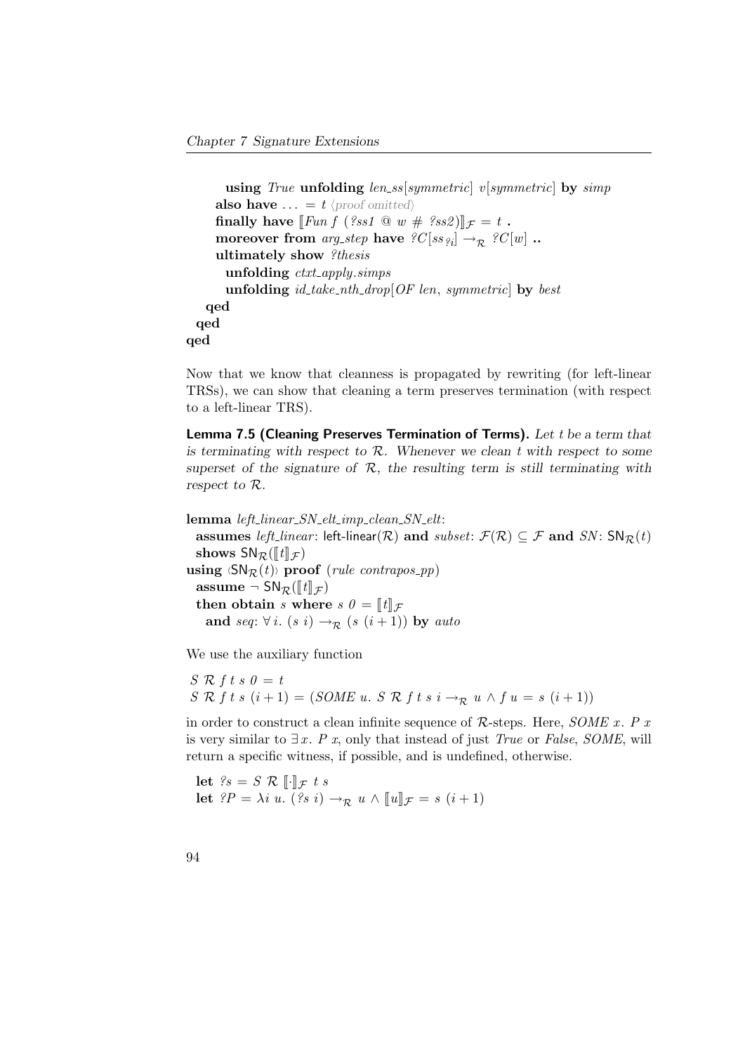```
      using True unfolding len_ss[symmetric] v[symmetric] by simp
    also have ... = t ⟨proof omitted⟩
    finally have ⟦Fun f (?ss1 @ w # ?ss2)⟧_F = t .
    moreover from arg_step have ?C[ss_?i] →_R ?C[w] ..
    ultimately show ?thesis
      unfolding ctxt_apply.simps
      unfolding id_take_nth_drop[OF len, symmetric] by best
  qed
 qed
qed
```

Now that we know that cleanness is propagated by rewriting (for left-linear TRSs), we can show that cleaning a term preserves termination (with respect to a left-linear TRS).

**Lemma 7.5 (Cleaning Preserves Termination of Terms).** *Let $t$ be a term that is terminating with respect to $\mathcal{R}$. Whenever we clean $t$ with respect to some superset of the signature of $\mathcal{R}$, the resulting term is still terminating with respect to $\mathcal{R}$.*

```
lemma left_linear_SN_elt_imp_clean_SN_elt:
  assumes left_linear: left-linear(R) and subset: F(R) ⊆ F and SN: SN_R(t)
  shows SN_R(⟦t⟧_F)
using ⟨SN_R(t)⟩ proof (rule contrapos_pp)
  assume ¬ SN_R(⟦t⟧_F)
  then obtain s where s 0 = ⟦t⟧_F
    and seq: ∀ i. (s i) →_R (s (i + 1)) by auto
```

We use the auxiliary function

$S\ \mathcal{R}\ f\ t\ s\ 0 = t$
$S\ \mathcal{R}\ f\ t\ s\ (i+1) = (SOME\ u.\ S\ \mathcal{R}\ f\ t\ s\ i \rightarrow_{\mathcal{R}} u \wedge f\ u = s\ (i+1))$

in order to construct a clean infinite sequence of $\mathcal{R}$-steps. Here, *SOME* $x.\ P\ x$ is very similar to $\exists x.\ P\ x$, only that instead of just *True* or *False*, *SOME*, will return a specific witness, if possible, and is undefined, otherwise.

```
  let ?s = S R ⟦·⟧_F t s
  let ?P = λi u. (?s i) →_R u ∧ ⟦u⟧_F = s (i + 1)
```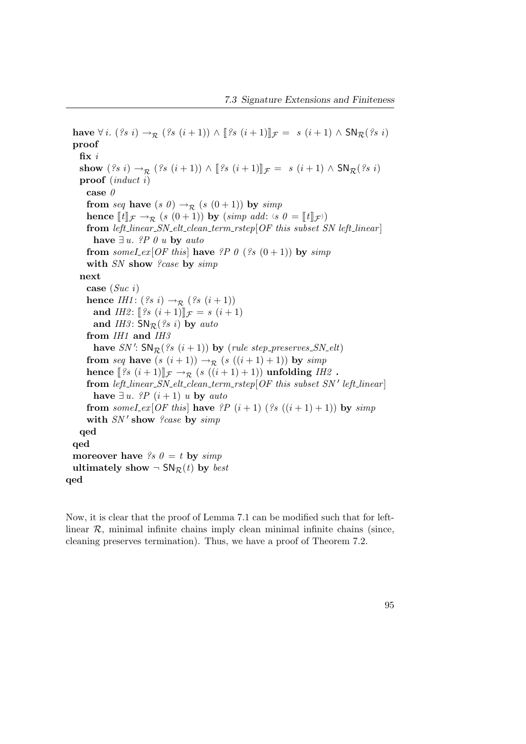```
have ∀ i. (?s i) →_R (?s (i+1)) ∧ ⟦?s (i+1)⟧_F = s (i+1) ∧ SN_R(?s i)
proof
  fix i
  show (?s i) →_R (?s (i+1)) ∧ ⟦?s (i+1)⟧_F = s (i+1) ∧ SN_R(?s i)
  proof (induct i)
    case 0
    from seq have (s 0) →_R (s (0+1)) by simp
    hence ⟦t⟧_F →_R (s (0+1)) by (simp add: ‹s 0 = ⟦t⟧_F›)
    from left_linear_SN_elt_clean_term_rstep[OF this subset SN left_linear]
      have ∃ u. ?P 0 u by auto
    from someI_ex[OF this] have ?P 0 (?s (0+1)) by simp
    with SN show ?case by simp
  next
    case (Suc i)
    hence IH1: (?s i) →_R (?s (i+1))
      and IH2: ⟦?s (i+1)⟧_F = s (i+1)
      and IH3: SN_R(?s i) by auto
    from IH1 and IH3
      have SN′: SN_R(?s (i+1)) by (rule step_preserves_SN_elt)
    from seq have (s (i+1)) →_R (s ((i+1)+1)) by simp
    hence ⟦?s (i+1)⟧_F →_R (s ((i+1)+1)) unfolding IH2 .
    from left_linear_SN_elt_clean_term_rstep[OF this subset SN′ left_linear]
      have ∃ u. ?P (i+1) u by auto
    from someI_ex[OF this] have ?P (i+1) (?s ((i+1)+1)) by simp
    with SN′ show ?case by simp
  qed
qed
moreover have ?s 0 = t by simp
ultimately show ¬ SN_R(t) by best
qed
```

Now, it is clear that the proof of Lemma 7.1 can be modified such that for left-linear $\mathcal{R}$, minimal infinite chains imply clean minimal infinite chains (since, cleaning preserves termination). Thus, we have a proof of Theorem 7.2.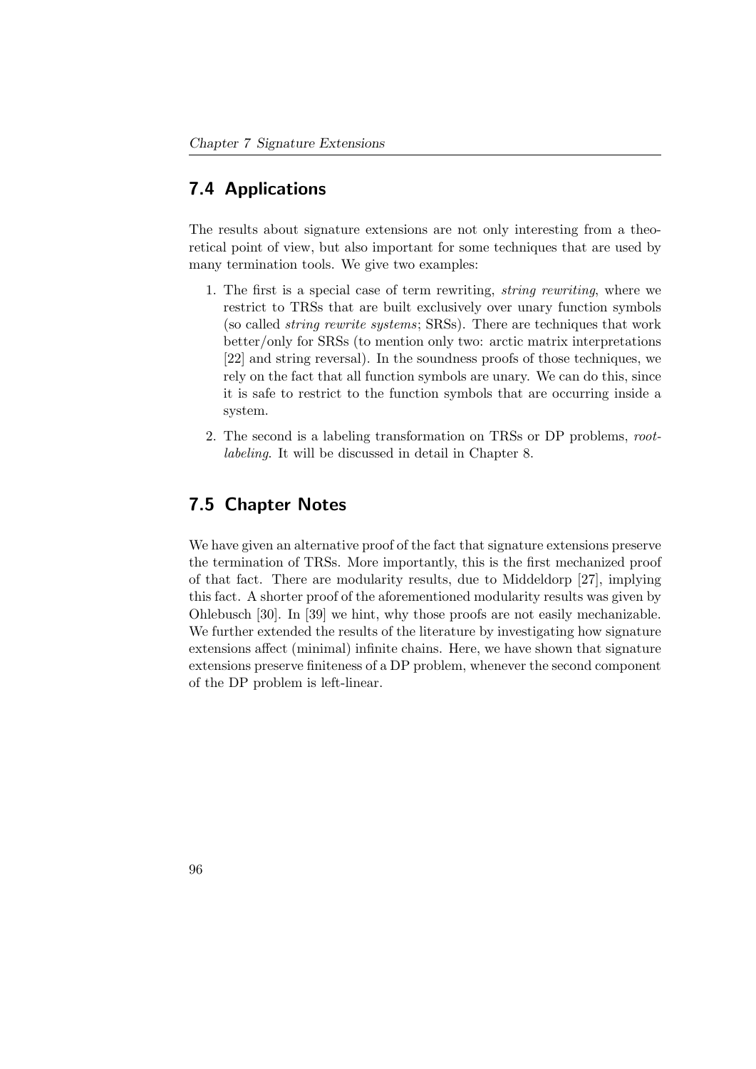## 7.4 Applications

The results about signature extensions are not only interesting from a theoretical point of view, but also important for some techniques that are used by many termination tools. We give two examples:

1. The first is a special case of term rewriting, *string rewriting*, where we restrict to TRSs that are built exclusively over unary function symbols (so called *string rewrite systems*; SRSs). There are techniques that work better/only for SRSs (to mention only two: arctic matrix interpretations [22] and string reversal). In the soundness proofs of those techniques, we rely on the fact that all function symbols are unary. We can do this, since it is safe to restrict to the function symbols that are occurring inside a system.
2. The second is a labeling transformation on TRSs or DP problems, *root-labeling*. It will be discussed in detail in Chapter 8.

## 7.5 Chapter Notes

We have given an alternative proof of the fact that signature extensions preserve the termination of TRSs. More importantly, this is the first mechanized proof of that fact. There are modularity results, due to Middeldorp [27], implying this fact. A shorter proof of the aforementioned modularity results was given by Ohlebusch [30]. In [39] we hint, why those proofs are not easily mechanizable. We further extended the results of the literature by investigating how signature extensions affect (minimal) infinite chains. Here, we have shown that signature extensions preserve finiteness of a DP problem, whenever the second component of the DP problem is left-linear.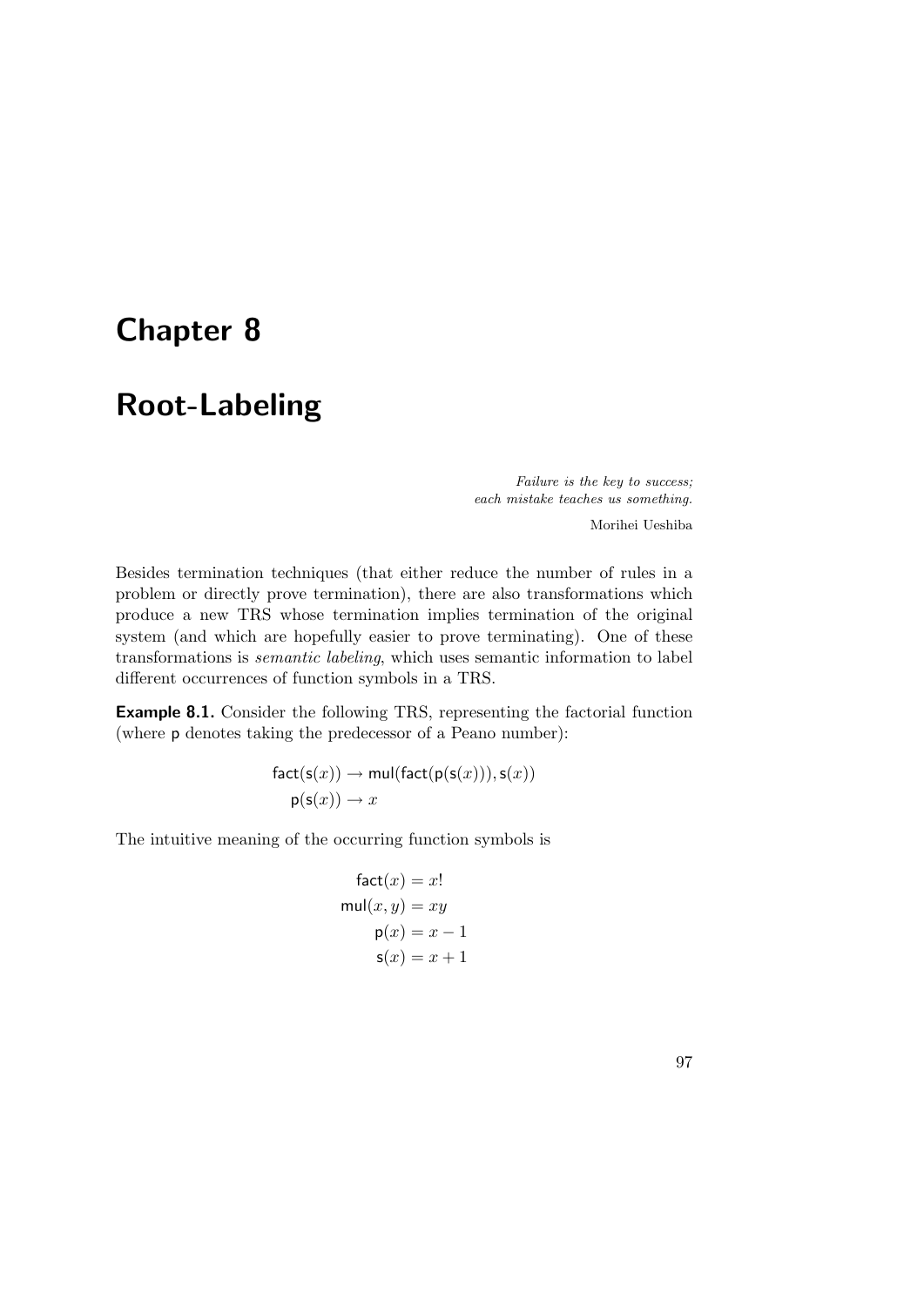# Chapter 8

# Root-Labeling

*Failure is the key to success;*
*each mistake teaches us something.*

Morihei Ueshiba

Besides termination techniques (that either reduce the number of rules in a problem or directly prove termination), there are also transformations which produce a new TRS whose termination implies termination of the original system (and which are hopefully easier to prove terminating). One of these transformations is *semantic labeling*, which uses semantic information to label different occurrences of function symbols in a TRS.

**Example 8.1.** Consider the following TRS, representing the factorial function (where $\mathsf{p}$ denotes taking the predecessor of a Peano number):

$$\begin{aligned} \mathsf{fact}(\mathsf{s}(x)) &\to \mathsf{mul}(\mathsf{fact}(\mathsf{p}(\mathsf{s}(x))), \mathsf{s}(x)) \\ \mathsf{p}(\mathsf{s}(x)) &\to x \end{aligned}$$

The intuitive meaning of the occurring function symbols is

$$\begin{aligned} \mathsf{fact}(x) &= x! \\ \mathsf{mul}(x, y) &= xy \\ \mathsf{p}(x) &= x - 1 \\ \mathsf{s}(x) &= x + 1 \end{aligned}$$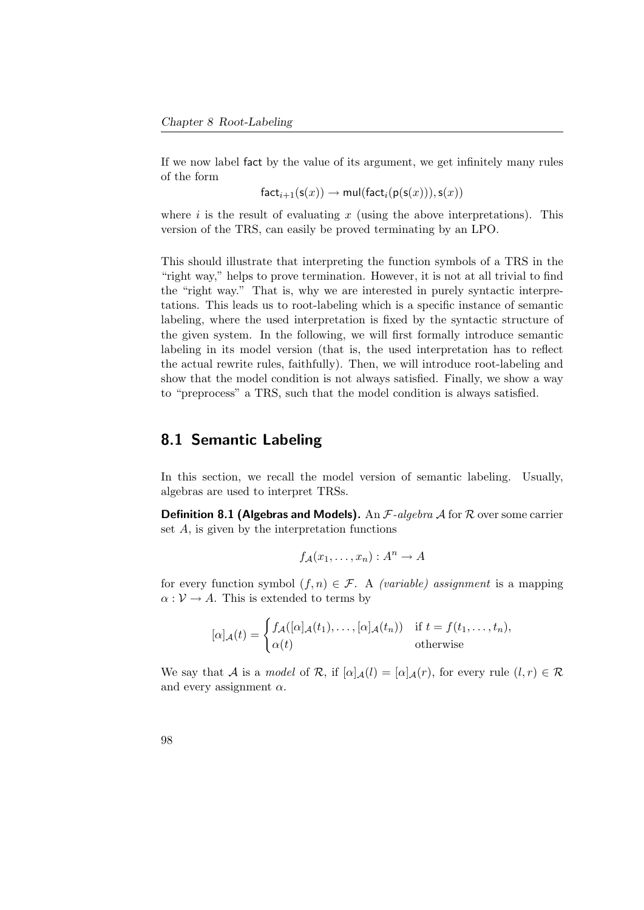If we now label fact by the value of its argument, we get infinitely many rules of the form

$$\mathsf{fact}_{i+1}(\mathsf{s}(x)) \to \mathsf{mul}(\mathsf{fact}_i(\mathsf{p}(\mathsf{s}(x))), \mathsf{s}(x))$$

where $i$ is the result of evaluating $x$ (using the above interpretations). This version of the TRS, can easily be proved terminating by an LPO.

This should illustrate that interpreting the function symbols of a TRS in the "right way," helps to prove termination. However, it is not at all trivial to find the "right way." That is, why we are interested in purely syntactic interpretations. This leads us to root-labeling which is a specific instance of semantic labeling, where the used interpretation is fixed by the syntactic structure of the given system. In the following, we will first formally introduce semantic labeling in its model version (that is, the used interpretation has to reflect the actual rewrite rules, faithfully). Then, we will introduce root-labeling and show that the model condition is not always satisfied. Finally, we show a way to "preprocess" a TRS, such that the model condition is always satisfied.

## 8.1 Semantic Labeling

In this section, we recall the model version of semantic labeling. Usually, algebras are used to interpret TRSs.

**Definition 8.1 (Algebras and Models).** An $\mathcal{F}$*-algebra* $\mathcal{A}$ for $\mathcal{R}$ over some carrier set $A$, is given by the interpretation functions

$$f_{\mathcal{A}}(x_1, \ldots, x_n) : A^n \to A$$

for every function symbol $(f, n) \in \mathcal{F}$. A *(variable) assignment* is a mapping $\alpha : \mathcal{V} \to A$. This is extended to terms by

$$[\alpha]_{\mathcal{A}}(t) = \begin{cases} f_{\mathcal{A}}([\alpha]_{\mathcal{A}}(t_1), \ldots, [\alpha]_{\mathcal{A}}(t_n)) & \text{if } t = f(t_1, \ldots, t_n), \\ \alpha(t) & \text{otherwise} \end{cases}$$

We say that $\mathcal{A}$ is a *model* of $\mathcal{R}$, if $[\alpha]_{\mathcal{A}}(l) = [\alpha]_{\mathcal{A}}(r)$, for every rule $(l, r) \in \mathcal{R}$ and every assignment $\alpha$.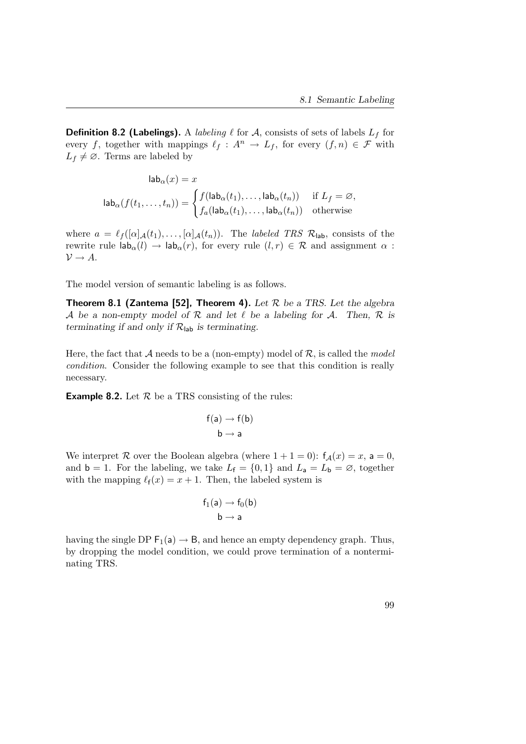**Definition 8.2 (Labelings).** A *labeling* $\ell$ for $\mathcal{A}$, consists of sets of labels $L_f$ for every $f$, together with mappings $\ell_f : A^n \to L_f$, for every $(f, n) \in \mathcal{F}$ with $L_f \neq \varnothing$. Terms are labeled by

$$\mathsf{lab}_\alpha(x) = x$$

$$\mathsf{lab}_\alpha(f(t_1, \ldots, t_n)) = \begin{cases} f(\mathsf{lab}_\alpha(t_1), \ldots, \mathsf{lab}_\alpha(t_n)) & \text{if } L_f = \varnothing, \\ f_a(\mathsf{lab}_\alpha(t_1), \ldots, \mathsf{lab}_\alpha(t_n)) & \text{otherwise} \end{cases}$$

where $a = \ell_f([\alpha]_\mathcal{A}(t_1), \ldots, [\alpha]_\mathcal{A}(t_n))$. The *labeled TRS* $\mathcal{R}_{\mathsf{lab}}$, consists of the rewrite rule $\mathsf{lab}_\alpha(l) \to \mathsf{lab}_\alpha(r)$, for every rule $(l, r) \in \mathcal{R}$ and assignment $\alpha : \mathcal{V} \to A$.

The model version of semantic labeling is as follows.

**Theorem 8.1 (Zantema [52], Theorem 4).** *Let $\mathcal{R}$ be a TRS. Let the algebra $\mathcal{A}$ be a non-empty model of $\mathcal{R}$ and let $\ell$ be a labeling for $\mathcal{A}$. Then, $\mathcal{R}$ is terminating if and only if $\mathcal{R}_{\mathsf{lab}}$ is terminating.*

Here, the fact that $\mathcal{A}$ needs to be a (non-empty) model of $\mathcal{R}$, is called the *model condition*. Consider the following example to see that this condition is really necessary.

**Example 8.2.** Let $\mathcal{R}$ be a TRS consisting of the rules:

$$\mathsf{f}(\mathsf{a}) \to \mathsf{f}(\mathsf{b})$$
$$\mathsf{b} \to \mathsf{a}$$

We interpret $\mathcal{R}$ over the Boolean algebra (where $1 + 1 = 0$): $\mathsf{f}_\mathcal{A}(x) = x$, $\mathsf{a} = 0$, and $\mathsf{b} = 1$. For the labeling, we take $L_\mathsf{f} = \{0, 1\}$ and $L_\mathsf{a} = L_\mathsf{b} = \varnothing$, together with the mapping $\ell_\mathsf{f}(x) = x + 1$. Then, the labeled system is

$$\mathsf{f}_1(\mathsf{a}) \to \mathsf{f}_0(\mathsf{b})$$
$$\mathsf{b} \to \mathsf{a}$$

having the single DP $\mathsf{F}_1(\mathsf{a}) \to \mathsf{B}$, and hence an empty dependency graph. Thus, by dropping the model condition, we could prove termination of a nonterminating TRS.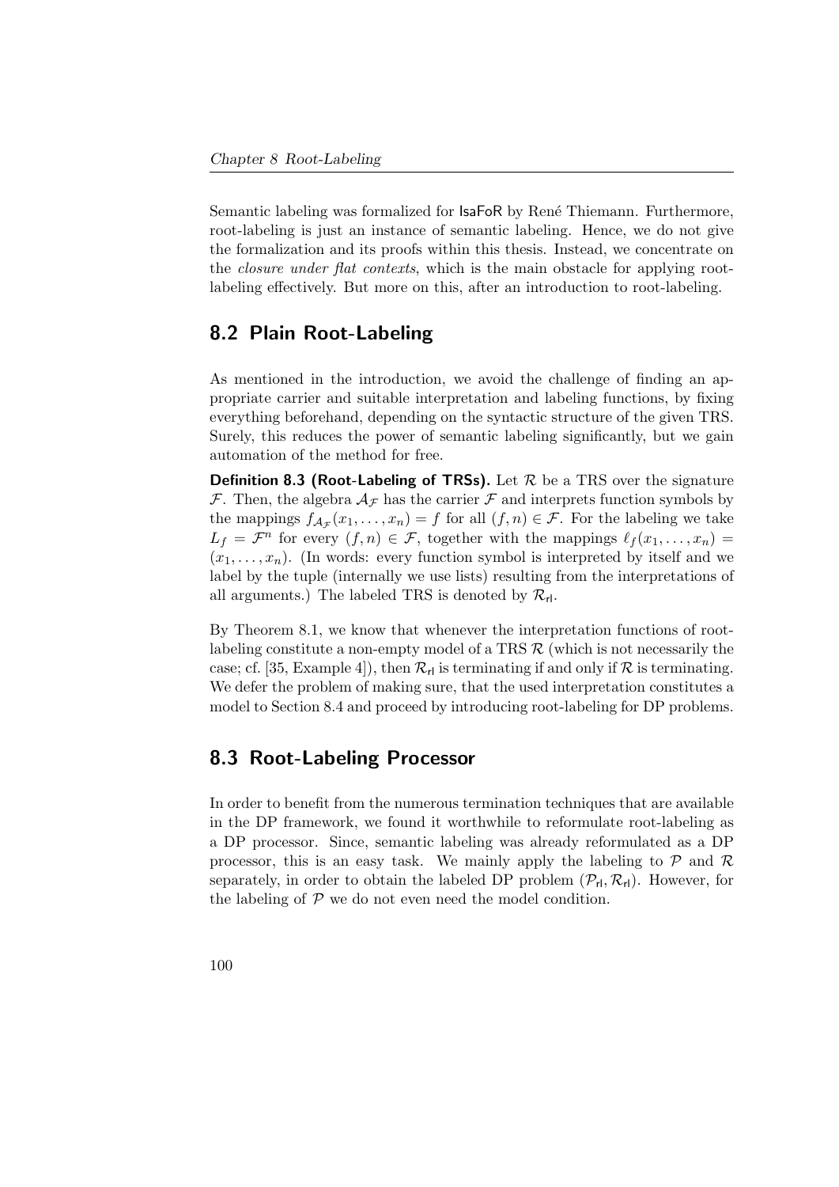Semantic labeling was formalized for IsaFoR by René Thiemann. Furthermore, root-labeling is just an instance of semantic labeling. Hence, we do not give the formalization and its proofs within this thesis. Instead, we concentrate on the *closure under flat contexts*, which is the main obstacle for applying root-labeling effectively. But more on this, after an introduction to root-labeling.

## 8.2 Plain Root-Labeling

As mentioned in the introduction, we avoid the challenge of finding an appropriate carrier and suitable interpretation and labeling functions, by fixing everything beforehand, depending on the syntactic structure of the given TRS. Surely, this reduces the power of semantic labeling significantly, but we gain automation of the method for free.

**Definition 8.3 (Root-Labeling of TRSs).** Let $\mathcal{R}$ be a TRS over the signature $\mathcal{F}$. Then, the algebra $\mathcal{A}_\mathcal{F}$ has the carrier $\mathcal{F}$ and interprets function symbols by the mappings $f_{\mathcal{A}_\mathcal{F}}(x_1, \ldots, x_n) = f$ for all $(f, n) \in \mathcal{F}$. For the labeling we take $L_f = \mathcal{F}^n$ for every $(f, n) \in \mathcal{F}$, together with the mappings $\ell_f(x_1, \ldots, x_n) = (x_1, \ldots, x_n)$. (In words: every function symbol is interpreted by itself and we label by the tuple (internally we use lists) resulting from the interpretations of all arguments.) The labeled TRS is denoted by $\mathcal{R}_{\mathsf{rl}}$.

By Theorem 8.1, we know that whenever the interpretation functions of root-labeling constitute a non-empty model of a TRS $\mathcal{R}$ (which is not necessarily the case; cf. [35, Example 4]), then $\mathcal{R}_{\mathsf{rl}}$ is terminating if and only if $\mathcal{R}$ is terminating. We defer the problem of making sure, that the used interpretation constitutes a model to Section 8.4 and proceed by introducing root-labeling for DP problems.

## 8.3 Root-Labeling Processor

In order to benefit from the numerous termination techniques that are available in the DP framework, we found it worthwhile to reformulate root-labeling as a DP processor. Since, semantic labeling was already reformulated as a DP processor, this is an easy task. We mainly apply the labeling to $\mathcal{P}$ and $\mathcal{R}$ separately, in order to obtain the labeled DP problem $(\mathcal{P}_{\mathsf{rl}}, \mathcal{R}_{\mathsf{rl}})$. However, for the labeling of $\mathcal{P}$ we do not even need the model condition.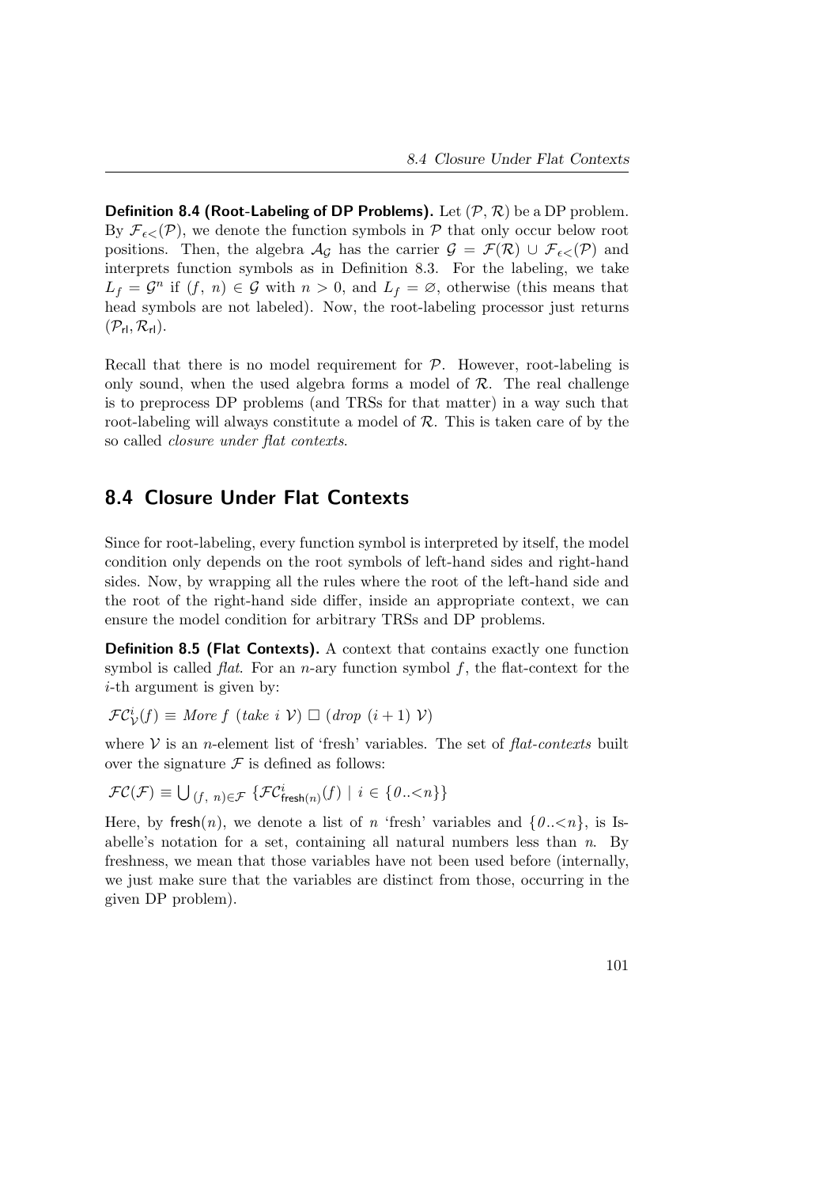**Definition 8.4 (Root-Labeling of DP Problems).** Let $(\mathcal{P}, \mathcal{R})$ be a DP problem. By $\mathcal{F}_{\epsilon<}(\mathcal{P})$, we denote the function symbols in $\mathcal{P}$ that only occur below root positions. Then, the algebra $\mathcal{A}_{\mathcal{G}}$ has the carrier $\mathcal{G} = \mathcal{F}(\mathcal{R}) \cup \mathcal{F}_{\epsilon<}(\mathcal{P})$ and interprets function symbols as in Definition 8.3. For the labeling, we take $L_f = \mathcal{G}^n$ if $(f,\ n) \in \mathcal{G}$ with $n > 0$, and $L_f = \varnothing$, otherwise (this means that head symbols are not labeled). Now, the root-labeling processor just returns $(\mathcal{P}_{\mathsf{rl}}, \mathcal{R}_{\mathsf{rl}})$.

Recall that there is no model requirement for $\mathcal{P}$. However, root-labeling is only sound, when the used algebra forms a model of $\mathcal{R}$. The real challenge is to preprocess DP problems (and TRSs for that matter) in a way such that root-labeling will always constitute a model of $\mathcal{R}$. This is taken care of by the so called *closure under flat contexts*.

## 8.4 Closure Under Flat Contexts

Since for root-labeling, every function symbol is interpreted by itself, the model condition only depends on the root symbols of left-hand sides and right-hand sides. Now, by wrapping all the rules where the root of the left-hand side and the root of the right-hand side differ, inside an appropriate context, we can ensure the model condition for arbitrary TRSs and DP problems.

**Definition 8.5 (Flat Contexts).** A context that contains exactly one function symbol is called *flat*. For an $n$-ary function symbol $f$, the flat-context for the $i$-th argument is given by:

$\mathcal{FC}^i_{\mathcal{V}}(f) \equiv \textit{More } f \ (\textit{take } i \ \mathcal{V}) \ \Box \ (\textit{drop } (i+1) \ \mathcal{V})$

where $\mathcal{V}$ is an $n$-element list of 'fresh' variables. The set of *flat-contexts* built over the signature $\mathcal{F}$ is defined as follows:

$\mathcal{FC}(\mathcal{F}) \equiv \bigcup_{(f,\ n) \in \mathcal{F}} \{\mathcal{FC}^i_{\mathsf{fresh}(n)}(f) \mid i \in \{\mathit{0}..{<}n\}\}$

Here, by $\mathsf{fresh}(n)$, we denote a list of $n$ 'fresh' variables and $\{\mathit{0}..{<}n\}$, is Isabelle's notation for a set, containing all natural numbers less than $n$. By freshness, we mean that those variables have not been used before (internally, we just make sure that the variables are distinct from those, occurring in the given DP problem).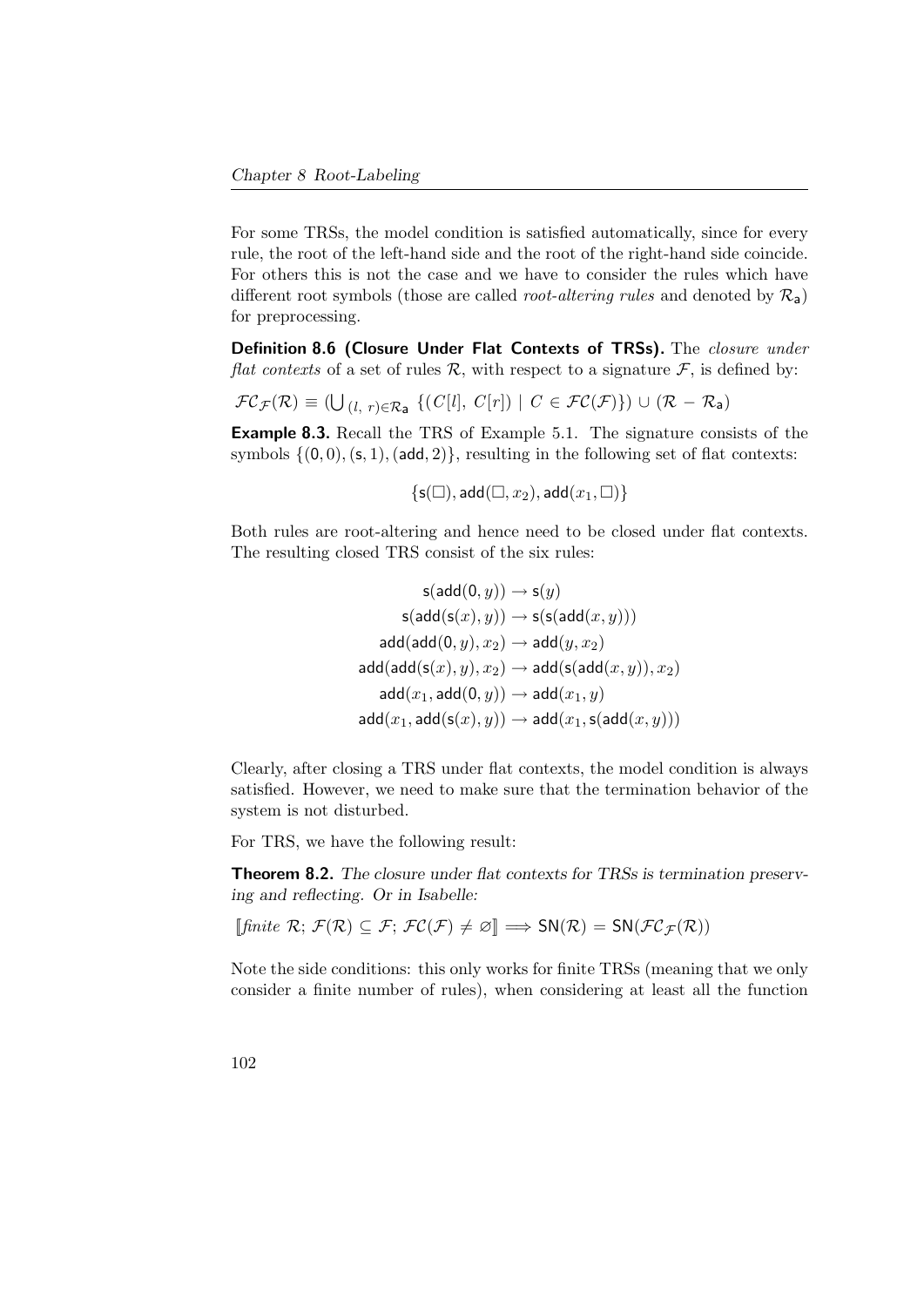For some TRSs, the model condition is satisfied automatically, since for every rule, the root of the left-hand side and the root of the right-hand side coincide. For others this is not the case and we have to consider the rules which have different root symbols (those are called *root-altering rules* and denoted by $\mathcal{R}_\mathsf{a}$) for preprocessing.

**Definition 8.6 (Closure Under Flat Contexts of TRSs).** The *closure under flat contexts* of a set of rules $\mathcal{R}$, with respect to a signature $\mathcal{F}$, is defined by:

$\mathcal{FC}_\mathcal{F}(\mathcal{R}) \equiv (\bigcup_{(l,\ r) \in \mathcal{R}_\mathsf{a}} \{(C[l],\ C[r]) \mid C \in \mathcal{FC}(\mathcal{F})\}) \cup (\mathcal{R} - \mathcal{R}_\mathsf{a})$

**Example 8.3.** Recall the TRS of Example 5.1. The signature consists of the symbols $\{(\mathsf{0}, 0), (\mathsf{s}, 1), (\mathsf{add}, 2)\}$, resulting in the following set of flat contexts:

$$\{\mathsf{s}(\square), \mathsf{add}(\square, x_2), \mathsf{add}(x_1, \square)\}$$

Both rules are root-altering and hence need to be closed under flat contexts. The resulting closed TRS consist of the six rules:

$$
\begin{aligned}
\mathsf{s}(\mathsf{add}(\mathsf{0}, y)) &\to \mathsf{s}(y) \\
\mathsf{s}(\mathsf{add}(\mathsf{s}(x), y)) &\to \mathsf{s}(\mathsf{s}(\mathsf{add}(x, y))) \\
\mathsf{add}(\mathsf{add}(\mathsf{0}, y), x_2) &\to \mathsf{add}(y, x_2) \\
\mathsf{add}(\mathsf{add}(\mathsf{s}(x), y), x_2) &\to \mathsf{add}(\mathsf{s}(\mathsf{add}(x, y)), x_2) \\
\mathsf{add}(x_1, \mathsf{add}(\mathsf{0}, y)) &\to \mathsf{add}(x_1, y) \\
\mathsf{add}(x_1, \mathsf{add}(\mathsf{s}(x), y)) &\to \mathsf{add}(x_1, \mathsf{s}(\mathsf{add}(x, y)))
\end{aligned}
$$

Clearly, after closing a TRS under flat contexts, the model condition is always satisfied. However, we need to make sure that the termination behavior of the system is not disturbed.

For TRS, we have the following result:

**Theorem 8.2.** *The closure under flat contexts for TRSs is termination preserving and reflecting. Or in Isabelle:*

$[\![\mathit{finite}\ \mathcal{R};\ \mathcal{F}(\mathcal{R}) \subseteq \mathcal{F};\ \mathcal{FC}(\mathcal{F}) \neq \varnothing]\!] \Longrightarrow \mathsf{SN}(\mathcal{R}) = \mathsf{SN}(\mathcal{FC}_\mathcal{F}(\mathcal{R}))$

Note the side conditions: this only works for finite TRSs (meaning that we only consider a finite number of rules), when considering at least all the function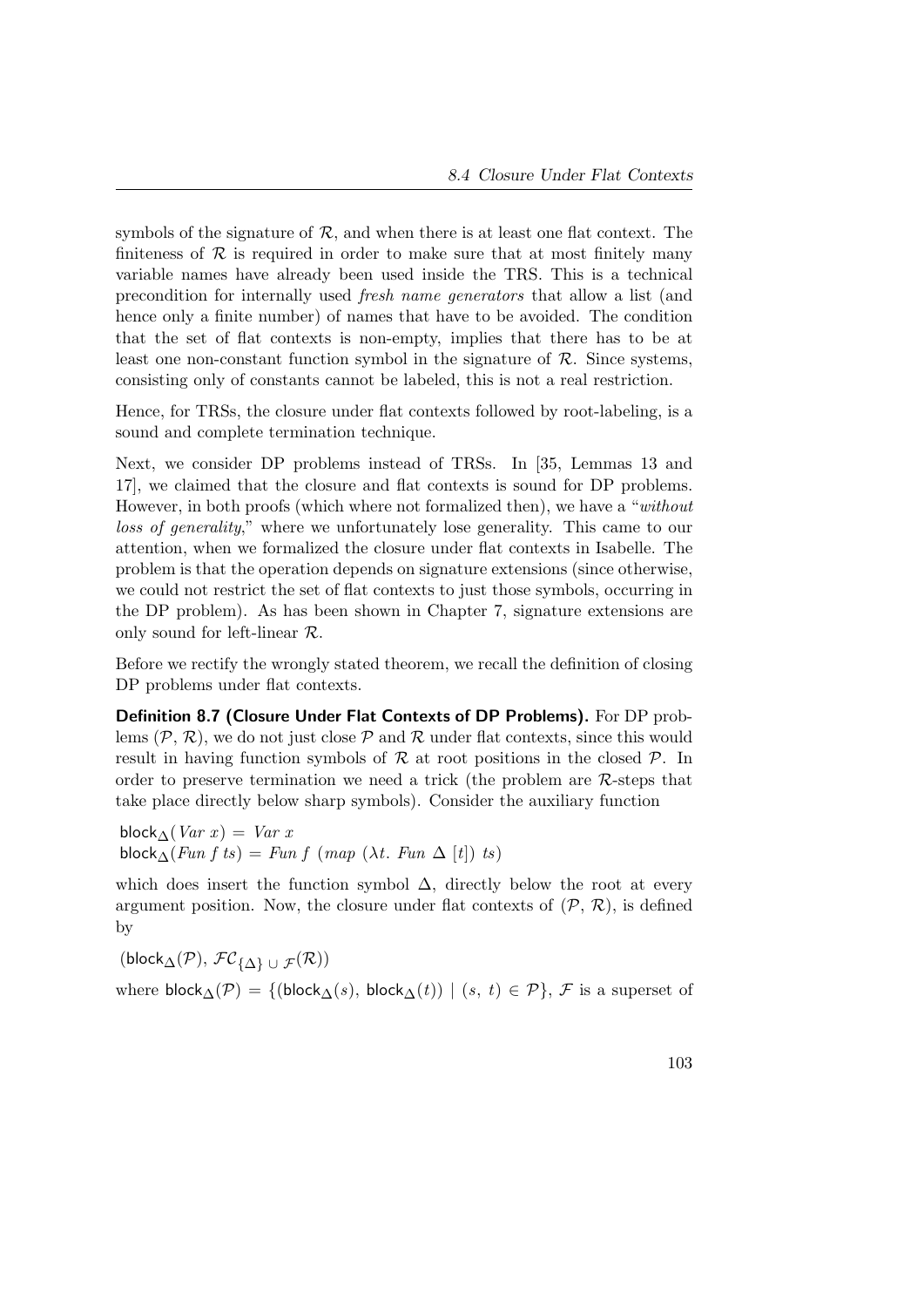symbols of the signature of $\mathcal{R}$, and when there is at least one flat context. The finiteness of $\mathcal{R}$ is required in order to make sure that at most finitely many variable names have already been used inside the TRS. This is a technical precondition for internally used *fresh name generators* that allow a list (and hence only a finite number) of names that have to be avoided. The condition that the set of flat contexts is non-empty, implies that there has to be at least one non-constant function symbol in the signature of $\mathcal{R}$. Since systems, consisting only of constants cannot be labeled, this is not a real restriction.

Hence, for TRSs, the closure under flat contexts followed by root-labeling, is a sound and complete termination technique.

Next, we consider DP problems instead of TRSs. In [35, Lemmas 13 and 17], we claimed that the closure and flat contexts is sound for DP problems. However, in both proofs (which where not formalized then), we have a "*without loss of generality*," where we unfortunately lose generality. This came to our attention, when we formalized the closure under flat contexts in Isabelle. The problem is that the operation depends on signature extensions (since otherwise, we could not restrict the set of flat contexts to just those symbols, occurring in the DP problem). As has been shown in Chapter 7, signature extensions are only sound for left-linear $\mathcal{R}$.

Before we rectify the wrongly stated theorem, we recall the definition of closing DP problems under flat contexts.

**Definition 8.7 (Closure Under Flat Contexts of DP Problems).** For DP problems $(\mathcal{P}, \mathcal{R})$, we do not just close $\mathcal{P}$ and $\mathcal{R}$ under flat contexts, since this would result in having function symbols of $\mathcal{R}$ at root positions in the closed $\mathcal{P}$. In order to preserve termination we need a trick (the problem are $\mathcal{R}$-steps that take place directly below sharp symbols). Consider the auxiliary function

$$\mathsf{block}_\Delta(\mathit{Var}\ x) = \mathit{Var}\ x$$
$$\mathsf{block}_\Delta(\mathit{Fun}\ f\ ts) = \mathit{Fun}\ f\ (\mathit{map}\ (\lambda t.\ \mathit{Fun}\ \Delta\ [t])\ ts)$$

which does insert the function symbol $\Delta$, directly below the root at every argument position. Now, the closure under flat contexts of $(\mathcal{P}, \mathcal{R})$, is defined by

$$(\mathsf{block}_\Delta(\mathcal{P}),\ \mathcal{FC}_{\{\Delta\} \cup \mathcal{F}}(\mathcal{R}))$$

where $\mathsf{block}_\Delta(\mathcal{P}) = \{(\mathsf{block}_\Delta(s),\ \mathsf{block}_\Delta(t)) \mid (s,\ t) \in \mathcal{P}\}$, $\mathcal{F}$ is a superset of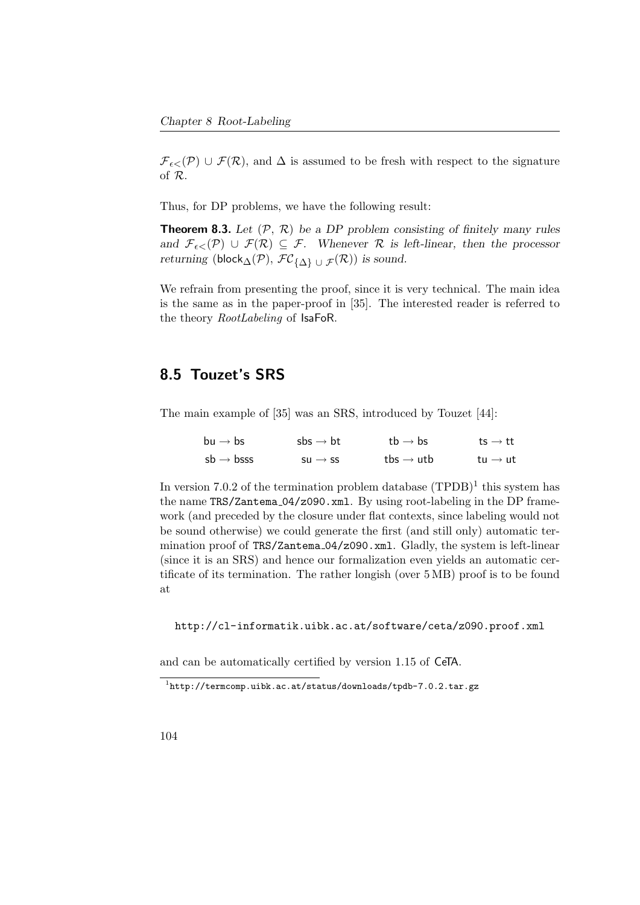$\mathcal{F}_{\epsilon<}(\mathcal{P}) \cup \mathcal{F}(\mathcal{R})$, and $\Delta$ is assumed to be fresh with respect to the signature of $\mathcal{R}$.

Thus, for DP problems, we have the following result:

**Theorem 8.3.** *Let* $(\mathcal{P}, \mathcal{R})$ *be a DP problem consisting of finitely many rules and* $\mathcal{F}_{\epsilon<}(\mathcal{P}) \cup \mathcal{F}(\mathcal{R}) \subseteq \mathcal{F}$. *Whenever* $\mathcal{R}$ *is left-linear, then the processor returning* $(\mathsf{block}_\Delta(\mathcal{P}), \mathcal{FC}_{\{\Delta\} \cup \mathcal{F}}(\mathcal{R}))$ *is sound.*

We refrain from presenting the proof, since it is very technical. The main idea is the same as in the paper-proof in [35]. The interested reader is referred to the theory *RootLabeling* of IsaFoR.

## 8.5 Touzet's SRS

The main example of [35] was an SRS, introduced by Touzet [44]:

$$
\begin{array}{llll}
\mathsf{bu} \to \mathsf{bs} & \mathsf{sbs} \to \mathsf{bt} & \mathsf{tb} \to \mathsf{bs} & \mathsf{ts} \to \mathsf{tt} \\
\mathsf{sb} \to \mathsf{bsss} & \mathsf{su} \to \mathsf{ss} & \mathsf{tbs} \to \mathsf{utb} & \mathsf{tu} \to \mathsf{ut}
\end{array}
$$

In version 7.0.2 of the termination problem database (TPDB)[1] this system has the name `TRS/Zantema_04/z090.xml`. By using root-labeling in the DP framework (and preceded by the closure under flat contexts, since labeling would not be sound otherwise) we could generate the first (and still only) automatic termination proof of `TRS/Zantema_04/z090.xml`. Gladly, the system is left-linear (since it is an SRS) and hence our formalization even yields an automatic certificate of its termination. The rather longish (over 5 MB) proof is to be found at

`http://cl-informatik.uibk.ac.at/software/ceta/z090.proof.xml`

and can be automatically certified by version 1.15 of CeTA.

[1] `http://termcomp.uibk.ac.at/status/downloads/tpdb-7.0.2.tar.gz`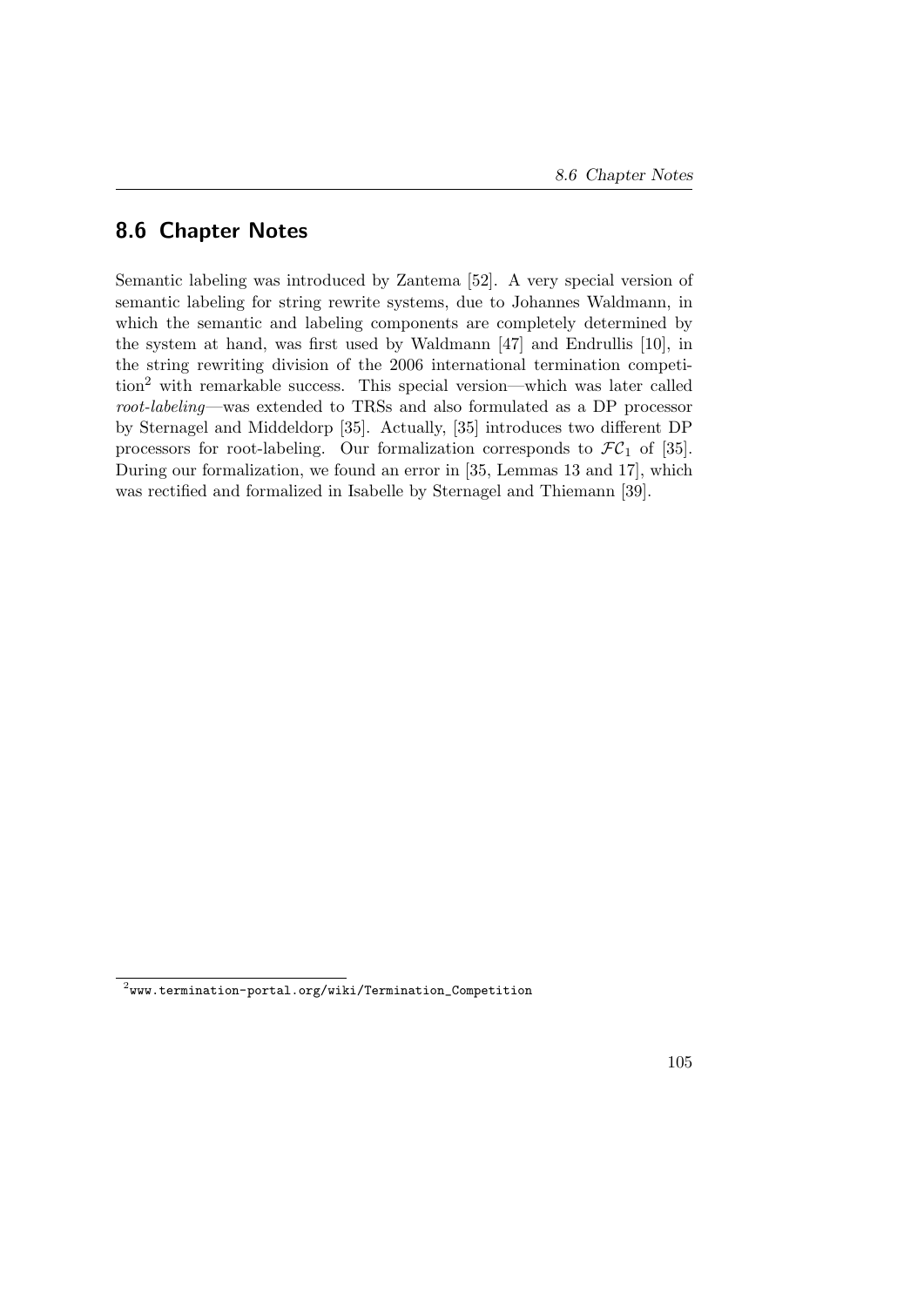## 8.6 Chapter Notes

Semantic labeling was introduced by Zantema [52]. A very special version of semantic labeling for string rewrite systems, due to Johannes Waldmann, in which the semantic and labeling components are completely determined by the system at hand, was first used by Waldmann [47] and Endrullis [10], in the string rewriting division of the 2006 international termination competition[2] with remarkable success. This special version—which was later called *root-labeling*—was extended to TRSs and also formulated as a DP processor by Sternagel and Middeldorp [35]. Actually, [35] introduces two different DP processors for root-labeling. Our formalization corresponds to $\mathcal{FC}_1$ of [35]. During our formalization, we found an error in [35, Lemmas 13 and 17], which was rectified and formalized in Isabelle by Sternagel and Thiemann [39].

[2] `www.termination-portal.org/wiki/Termination_Competition`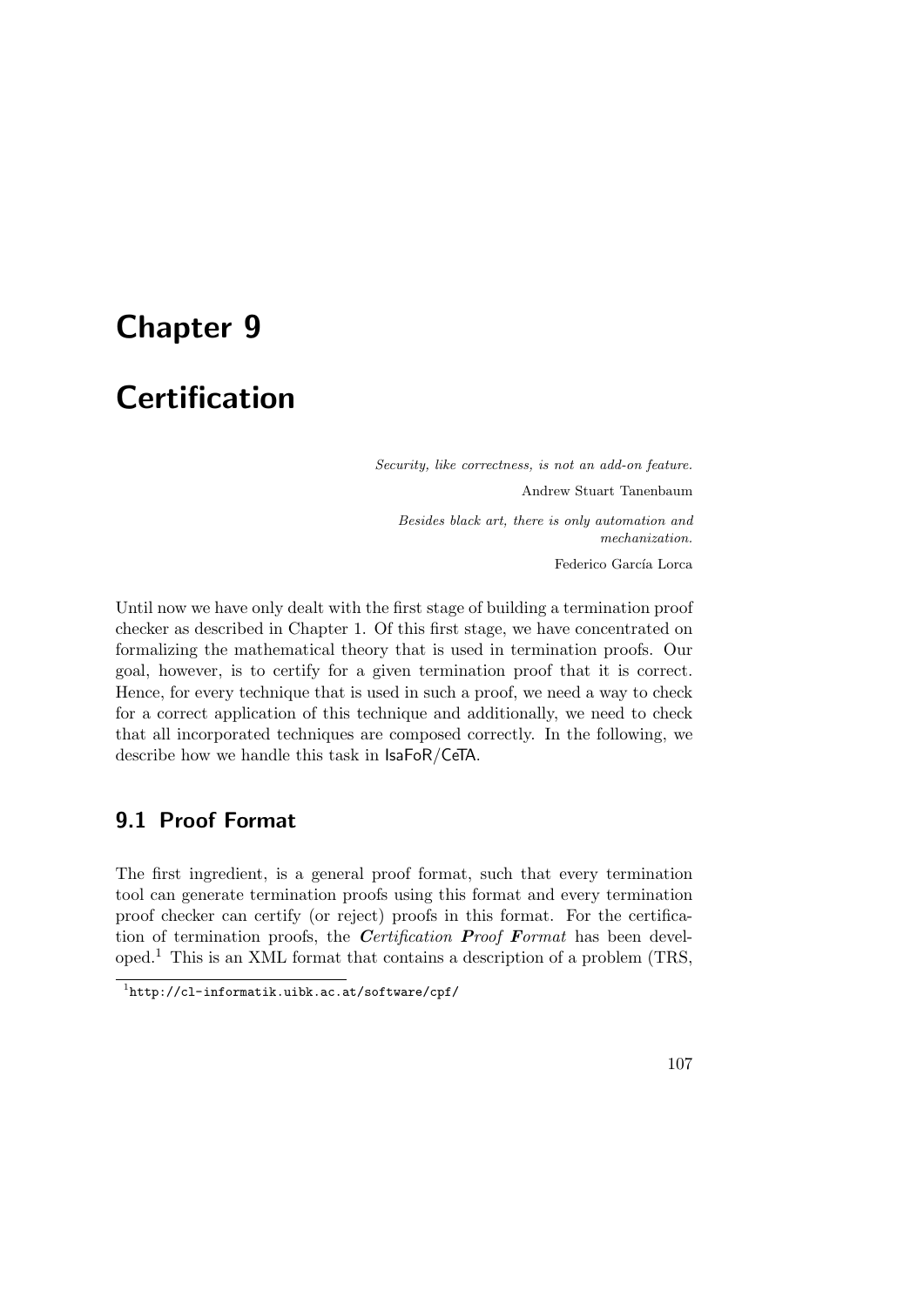# Chapter 9

# Certification

*Security, like correctness, is not an add-on feature.*

Andrew Stuart Tanenbaum

*Besides black art, there is only automation and mechanization.*

Federico García Lorca

Until now we have only dealt with the first stage of building a termination proof checker as described in Chapter 1. Of this first stage, we have concentrated on formalizing the mathematical theory that is used in termination proofs. Our goal, however, is to certify for a given termination proof that it is correct. Hence, for every technique that is used in such a proof, we need a way to check for a correct application of this technique and additionally, we need to check that all incorporated techniques are composed correctly. In the following, we describe how we handle this task in IsaFoR/CeTA.

## 9.1 Proof Format

The first ingredient, is a general proof format, such that every termination tool can generate termination proofs using this format and every termination proof checker can certify (or reject) proofs in this format. For the certification of termination proofs, the ***C**ertification **P**roof **F**ormat* has been developed.[1] This is an XML format that contains a description of a problem (TRS,

[1] http://cl-informatik.uibk.ac.at/software/cpf/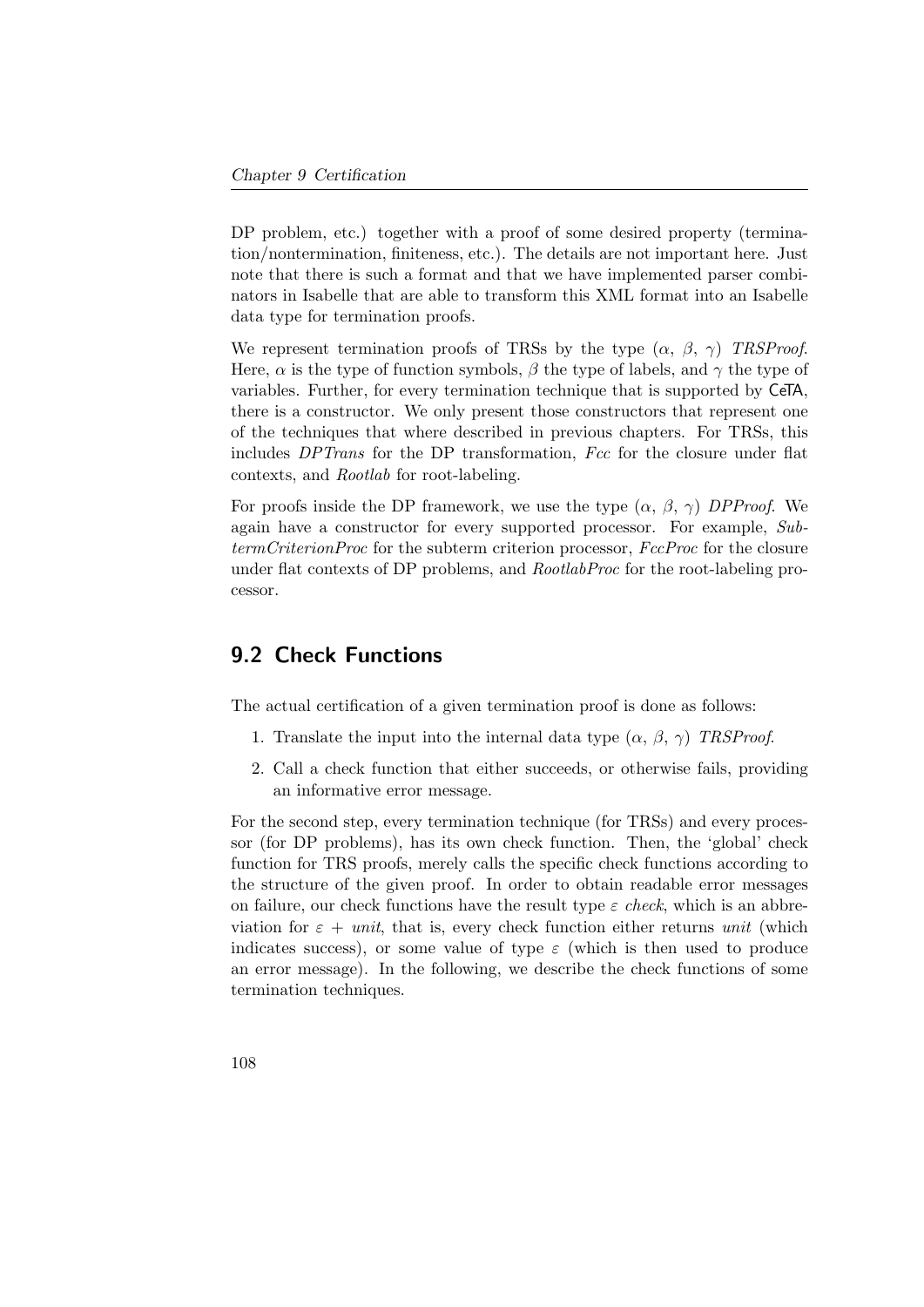DP problem, etc.) together with a proof of some desired property (termination/nontermination, finiteness, etc.). The details are not important here. Just note that there is such a format and that we have implemented parser combinators in Isabelle that are able to transform this XML format into an Isabelle data type for termination proofs.

We represent termination proofs of TRSs by the type $(\alpha, \beta, \gamma)$ *TRSProof*. Here, $\alpha$ is the type of function symbols, $\beta$ the type of labels, and $\gamma$ the type of variables. Further, for every termination technique that is supported by CeTA, there is a constructor. We only present those constructors that represent one of the techniques that where described in previous chapters. For TRSs, this includes *DPTrans* for the DP transformation, *Fcc* for the closure under flat contexts, and *Rootlab* for root-labeling.

For proofs inside the DP framework, we use the type $(\alpha, \beta, \gamma)$ *DPProof*. We again have a constructor for every supported processor. For example, *SubtermCriterionProc* for the subterm criterion processor, *FccProc* for the closure under flat contexts of DP problems, and *RootlabProc* for the root-labeling processor.

## 9.2 Check Functions

The actual certification of a given termination proof is done as follows:

1. Translate the input into the internal data type $(\alpha, \beta, \gamma)$ *TRSProof*.
2. Call a check function that either succeeds, or otherwise fails, providing an informative error message.

For the second step, every termination technique (for TRSs) and every processor (for DP problems), has its own check function. Then, the 'global' check function for TRS proofs, merely calls the specific check functions according to the structure of the given proof. In order to obtain readable error messages on failure, our check functions have the result type $\varepsilon$ *check*, which is an abbreviation for $\varepsilon$ + *unit*, that is, every check function either returns *unit* (which indicates success), or some value of type $\varepsilon$ (which is then used to produce an error message). In the following, we describe the check functions of some termination techniques.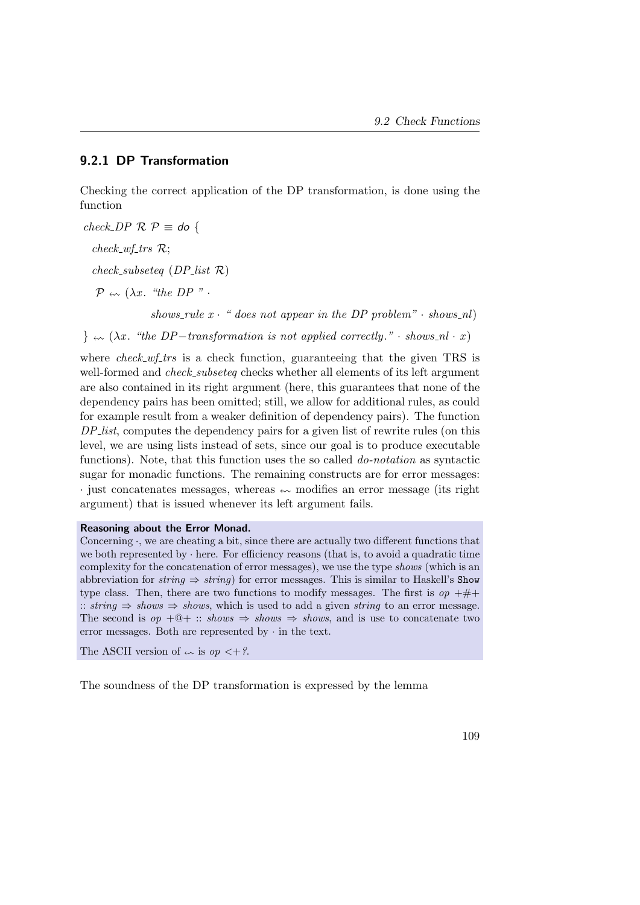### 9.2.1 DP Transformation

Checking the correct application of the DP transformation, is done using the function

$$
\begin{aligned}
&\textit{check\_DP}\ \mathcal{R}\ \mathcal{P} \equiv \textsf{do}\ \{\\
&\quad \textit{check\_wf\_trs}\ \mathcal{R};\\
&\quad \textit{check\_subseteq}\ (\textit{DP\_list}\ \mathcal{R})\\
&\quad\ \mathcal{P} \leftsquigarrow (\lambda x.\ \textit{``the DP ''} \cdot\\
&\qquad\qquad\quad \textit{shows\_rule}\ x \cdot \textit{`` does not appear in the DP problem''} \cdot \textit{shows\_nl})\\
&\}\ \leftsquigarrow (\lambda x.\ \textit{``the DP}-\textit{transformation is not applied correctly.''} \cdot \textit{shows\_nl} \cdot x)
\end{aligned}
$$

where *check_wf_trs* is a check function, guaranteeing that the given TRS is well-formed and *check_subseteq* checks whether all elements of its left argument are also contained in its right argument (here, this guarantees that none of the dependency pairs has been omitted; still, we allow for additional rules, as could for example result from a weaker definition of dependency pairs). The function *DP_list*, computes the dependency pairs for a given list of rewrite rules (on this level, we are using lists instead of sets, since our goal is to produce executable functions). Note, that this function uses the so called *do-notation* as syntactic sugar for monadic functions. The remaining constructs are for error messages: $\cdot$ just concatenates messages, whereas $\leftsquigarrow$ modifies an error message (its right argument) that is issued whenever its left argument fails.

**Reasoning about the Error Monad.**
Concerning $\cdot$, we are cheating a bit, since there are actually two different functions that we both represented by $\cdot$ here. For efficiency reasons (that is, to avoid a quadratic time complexity for the concatenation of error messages), we use the type *shows* (which is an abbreviation for *string* $\Rightarrow$ *string*) for error messages. This is similar to Haskell's `Show` type class. Then, there are two functions to modify messages. The first is *op* +#+ :: *string* $\Rightarrow$ *shows* $\Rightarrow$ *shows*, which is used to add a given *string* to an error message. The second is *op* +@+ :: *shows* $\Rightarrow$ *shows* $\Rightarrow$ *shows*, and is use to concatenate two error messages. Both are represented by $\cdot$ in the text.

The ASCII version of $\leftsquigarrow$ is *op* <+?.

The soundness of the DP transformation is expressed by the lemma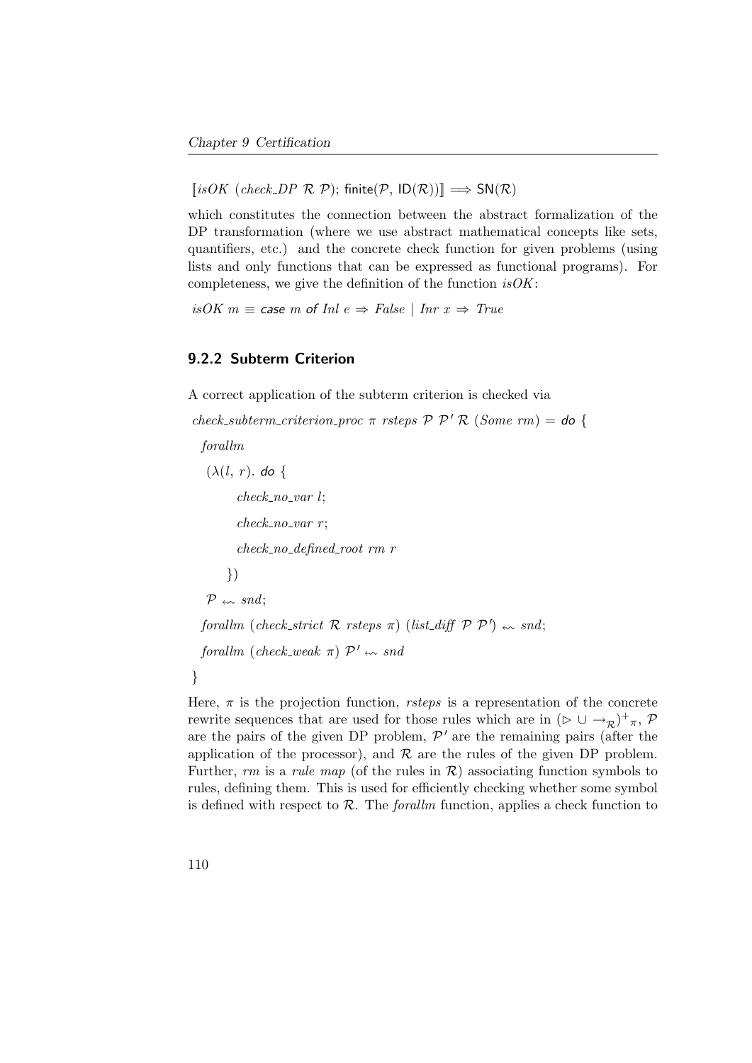$[\![ isOK\ (check\_DP\ \mathcal{R}\ \mathcal{P});\ \mathsf{finite}(\mathcal{P},\ \mathsf{ID}(\mathcal{R})) ]\!] \Longrightarrow \mathsf{SN}(\mathcal{R})$

which constitutes the connection between the abstract formalization of the DP transformation (where we use abstract mathematical concepts like sets, quantifiers, etc.) and the concrete check function for given problems (using lists and only functions that can be expressed as functional programs). For completeness, we give the definition of the function *isOK*:

$isOK\ m \equiv \textsf{case}\ m\ \textsf{of}\ Inl\ e \Rightarrow False \mid Inr\ x \Rightarrow True$

### 9.2.2 Subterm Criterion

A correct application of the subterm criterion is checked via

```
check_subterm_criterion_proc π rsteps P P' R (Some rm) = do {
  forallm
   (λ(l, r). do {
        check_no_var l;
        check_no_var r;
        check_no_defined_root rm r
      })
   P ↜ snd;
  forallm (check_strict R rsteps π) (list_diff P P') ↜ snd;
  forallm (check_weak π) P' ↜ snd
}
```

Here, $\pi$ is the projection function, *rsteps* is a representation of the concrete rewrite sequences that are used for those rules which are in $(\rhd \cup \rightarrow_{\mathcal{R}})^{+}{}_{\pi}$, $\mathcal{P}$ are the pairs of the given DP problem, $\mathcal{P}'$ are the remaining pairs (after the application of the processor), and $\mathcal{R}$ are the rules of the given DP problem. Further, *rm* is a *rule map* (of the rules in $\mathcal{R}$) associating function symbols to rules, defining them. This is used for efficiently checking whether some symbol is defined with respect to $\mathcal{R}$. The *forallm* function, applies a check function to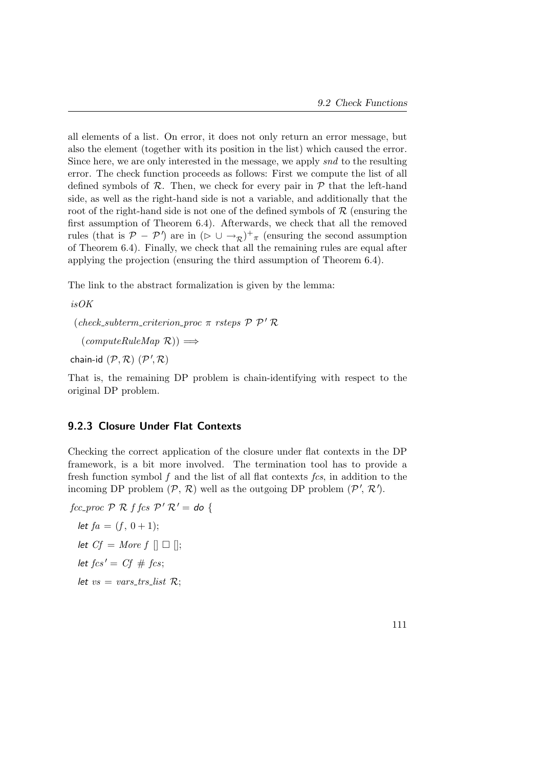all elements of a list. On error, it does not only return an error message, but also the element (together with its position in the list) which caused the error. Since here, we are only interested in the message, we apply *snd* to the resulting error. The check function proceeds as follows: First we compute the list of all defined symbols of $\mathcal{R}$. Then, we check for every pair in $\mathcal{P}$ that the left-hand side, as well as the right-hand side is not a variable, and additionally that the root of the right-hand side is not one of the defined symbols of $\mathcal{R}$ (ensuring the first assumption of Theorem 6.4). Afterwards, we check that all the removed rules (that is $\mathcal{P} - \mathcal{P}'$) are in $(\rhd \cup \to_{\mathcal{R}})^{+}{}_{\pi}$ (ensuring the second assumption of Theorem 6.4). Finally, we check that all the remaining rules are equal after applying the projection (ensuring the third assumption of Theorem 6.4).

The link to the abstract formalization is given by the lemma:

$isOK$

$\quad (check\_subterm\_criterion\_proc\ \pi\ rsteps\ \mathcal{P}\ \mathcal{P}'\ \mathcal{R}$

$\quad\quad (computeRuleMap\ \mathcal{R})) \Longrightarrow$

$\text{chain-id}\ (\mathcal{P}, \mathcal{R})\ (\mathcal{P}', \mathcal{R})$

That is, the remaining DP problem is chain-identifying with respect to the original DP problem.

### 9.2.3 Closure Under Flat Contexts

Checking the correct application of the closure under flat contexts in the DP framework, is a bit more involved. The termination tool has to provide a fresh function symbol $f$ and the list of all flat contexts *fcs*, in addition to the incoming DP problem ($\mathcal{P}$, $\mathcal{R}$) well as the outgoing DP problem ($\mathcal{P}'$, $\mathcal{R}'$).

$fcc\_proc\ \mathcal{P}\ \mathcal{R}\ f\ fcs\ \mathcal{P}'\ \mathcal{R}' = \textsf{do}\ \{$

$\quad \textsf{let}\ fa = (f,\ 0+1);$

$\quad \textsf{let}\ Cf = More\ f\ []\ \Box\ [];$

$\quad \textsf{let}\ fcs' = Cf\ \#\ fcs;$

$\quad \textsf{let}\ vs = vars\_trs\_list\ \mathcal{R};$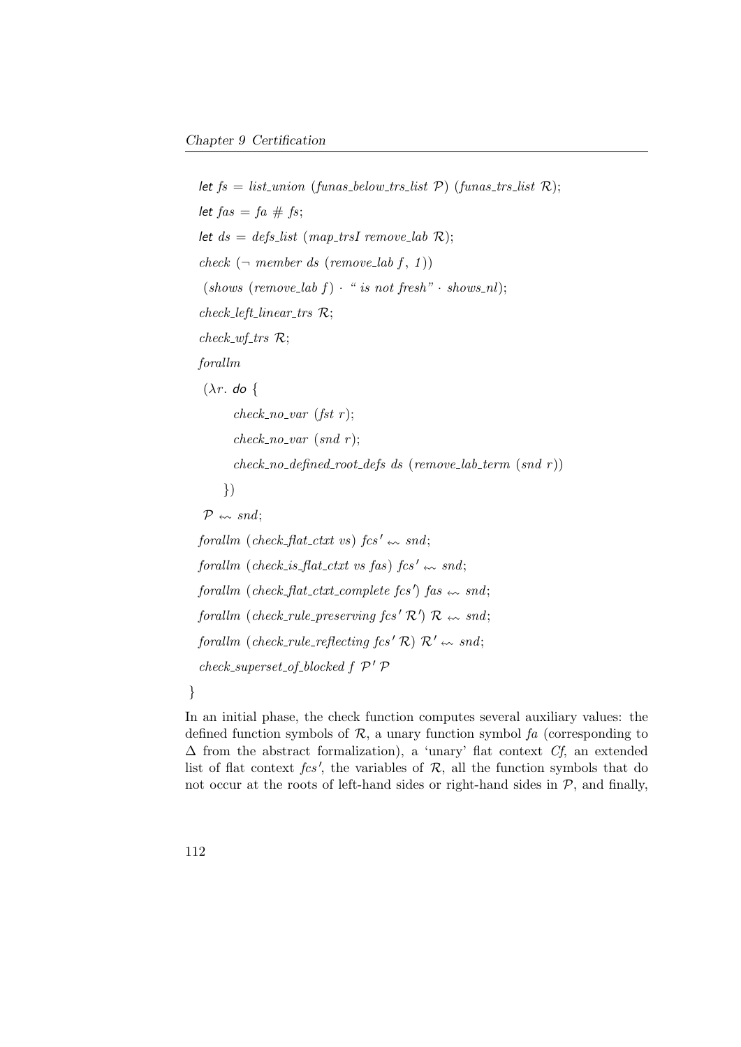```
  let fs = list_union (funas_below_trs_list 𝒫) (funas_trs_list ℛ);
  let fas = fa # fs;
  let ds = defs_list (map_trsI remove_lab ℛ);
  check (¬ member ds (remove_lab f, 1))
   (shows (remove_lab f) · " is not fresh" · shows_nl);
  check_left_linear_trs ℛ;
  check_wf_trs ℛ;
  forallm
   (λr. do {
         check_no_var (fst r);
         check_no_var (snd r);
         check_no_defined_root_defs ds (remove_lab_term (snd r))
       })
   𝒫 ↜ snd;
  forallm (check_flat_ctxt vs) fcs' ↜ snd;
  forallm (check_is_flat_ctxt vs fas) fcs' ↜ snd;
  forallm (check_flat_ctxt_complete fcs') fas ↜ snd;
  forallm (check_rule_preserving fcs' ℛ') ℛ ↜ snd;
  forallm (check_rule_reflecting fcs' ℛ) ℛ' ↜ snd;
  check_superset_of_blocked f 𝒫' 𝒫
}
```

In an initial phase, the check function computes several auxiliary values: the defined function symbols of $\mathcal{R}$, a unary function symbol *fa* (corresponding to $\Delta$ from the abstract formalization), a 'unary' flat context *Cf*, an extended list of flat context *fcs'*, the variables of $\mathcal{R}$, all the function symbols that do not occur at the roots of left-hand sides or right-hand sides in $\mathcal{P}$, and finally,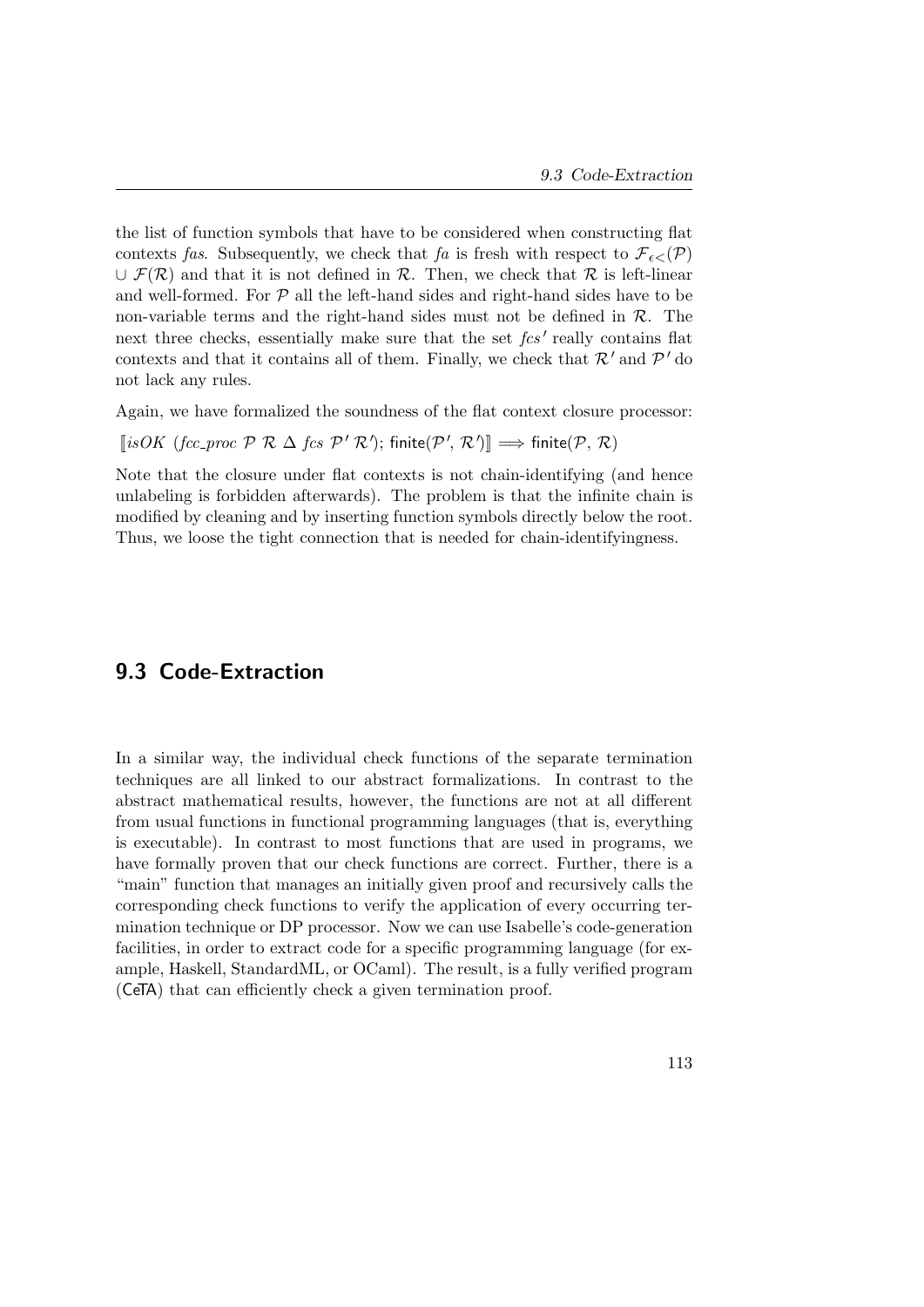the list of function symbols that have to be considered when constructing flat contexts *fas*. Subsequently, we check that *fa* is fresh with respect to $\mathcal{F}_{\epsilon<}(\mathcal{P}) \cup \mathcal{F}(\mathcal{R})$ and that it is not defined in $\mathcal{R}$. Then, we check that $\mathcal{R}$ is left-linear and well-formed. For $\mathcal{P}$ all the left-hand sides and right-hand sides have to be non-variable terms and the right-hand sides must not be defined in $\mathcal{R}$. The next three checks, essentially make sure that the set $fcs'$ really contains flat contexts and that it contains all of them. Finally, we check that $\mathcal{R}'$ and $\mathcal{P}'$ do not lack any rules.

Again, we have formalized the soundness of the flat context closure processor:

$[\![ isOK\ (fcc\_proc\ \mathcal{P}\ \mathcal{R}\ \Delta\ fcs\ \mathcal{P}'\ \mathcal{R}');\ \mathsf{finite}(\mathcal{P}',\ \mathcal{R}') ]\!] \Longrightarrow \mathsf{finite}(\mathcal{P},\ \mathcal{R})$

Note that the closure under flat contexts is not chain-identifying (and hence unlabeling is forbidden afterwards). The problem is that the infinite chain is modified by cleaning and by inserting function symbols directly below the root. Thus, we loose the tight connection that is needed for chain-identifyingness.

## 9.3 Code-Extraction

In a similar way, the individual check functions of the separate termination techniques are all linked to our abstract formalizations. In contrast to the abstract mathematical results, however, the functions are not at all different from usual functions in functional programming languages (that is, everything is executable). In contrast to most functions that are used in programs, we have formally proven that our check functions are correct. Further, there is a "main" function that manages an initially given proof and recursively calls the corresponding check functions to verify the application of every occurring termination technique or DP processor. Now we can use Isabelle's code-generation facilities, in order to extract code for a specific programming language (for example, Haskell, StandardML, or OCaml). The result, is a fully verified program (CeTA) that can efficiently check a given termination proof.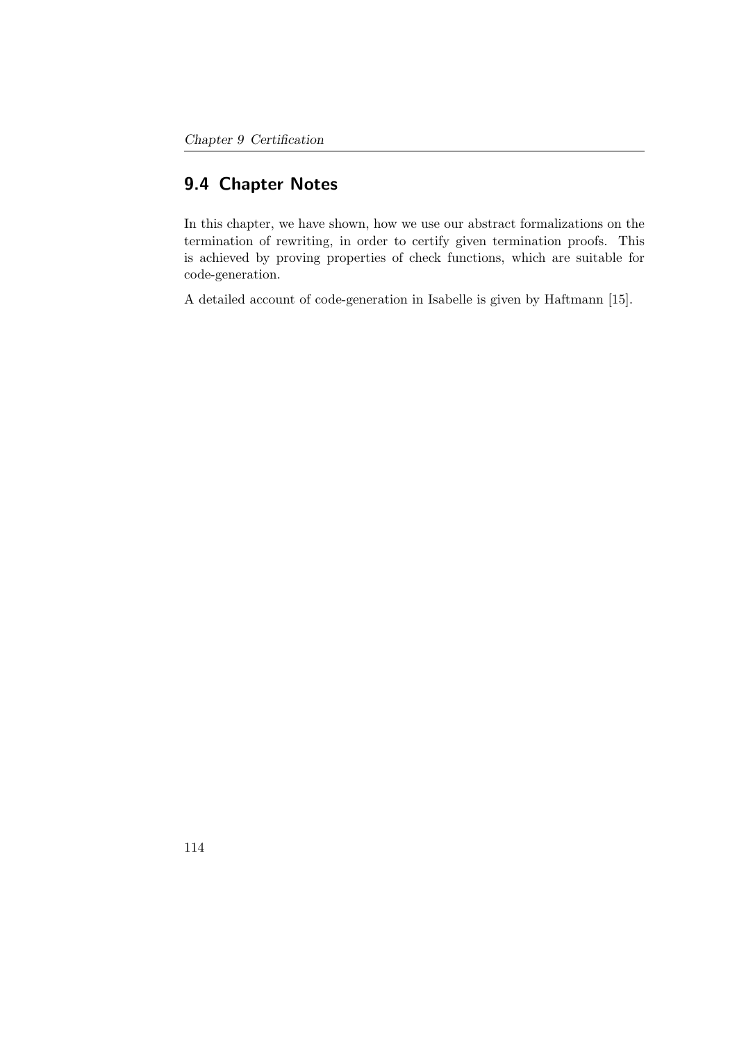## 9.4 Chapter Notes

In this chapter, we have shown, how we use our abstract formalizations on the termination of rewriting, in order to certify given termination proofs. This is achieved by proving properties of check functions, which are suitable for code-generation.

A detailed account of code-generation in Isabelle is given by Haftmann [15].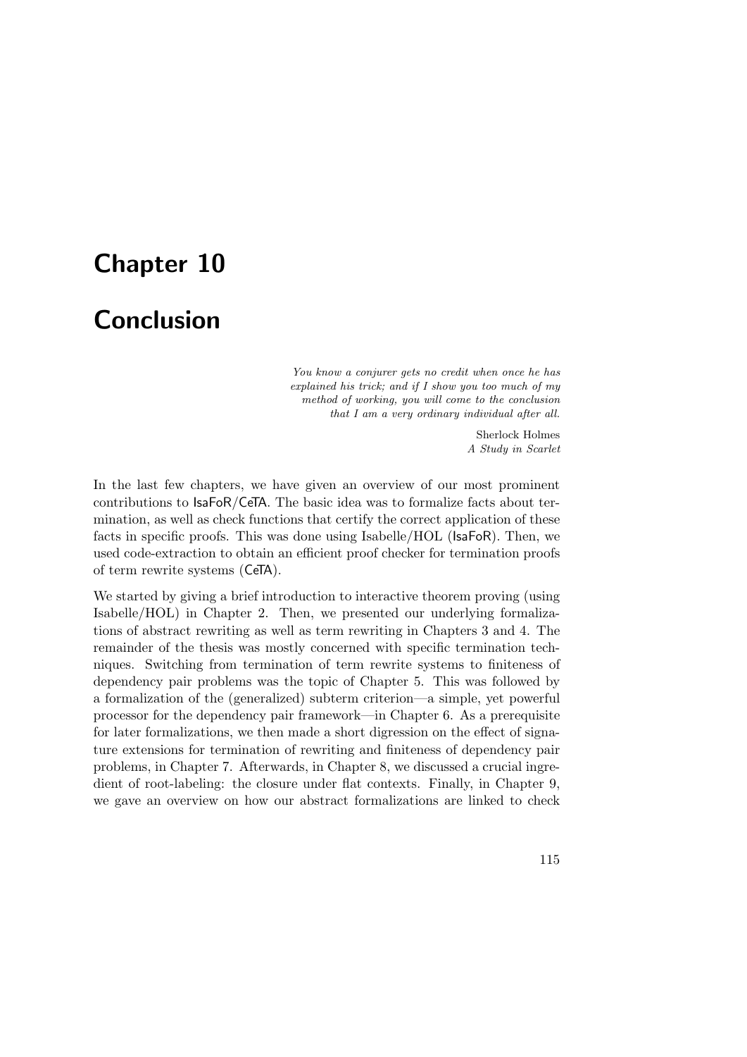# Chapter 10

# Conclusion

> *You know a conjurer gets no credit when once he has explained his trick; and if I show you too much of my method of working, you will come to the conclusion that I am a very ordinary individual after all.*
>
> Sherlock Holmes
> *A Study in Scarlet*

In the last few chapters, we have given an overview of our most prominent contributions to IsaFoR/CeTA. The basic idea was to formalize facts about termination, as well as check functions that certify the correct application of these facts in specific proofs. This was done using Isabelle/HOL (IsaFoR). Then, we used code-extraction to obtain an efficient proof checker for termination proofs of term rewrite systems (CeTA).

We started by giving a brief introduction to interactive theorem proving (using Isabelle/HOL) in Chapter 2. Then, we presented our underlying formalizations of abstract rewriting as well as term rewriting in Chapters 3 and 4. The remainder of the thesis was mostly concerned with specific termination techniques. Switching from termination of term rewrite systems to finiteness of dependency pair problems was the topic of Chapter 5. This was followed by a formalization of the (generalized) subterm criterion—a simple, yet powerful processor for the dependency pair framework—in Chapter 6. As a prerequisite for later formalizations, we then made a short digression on the effect of signature extensions for termination of rewriting and finiteness of dependency pair problems, in Chapter 7. Afterwards, in Chapter 8, we discussed a crucial ingredient of root-labeling: the closure under flat contexts. Finally, in Chapter 9, we gave an overview on how our abstract formalizations are linked to check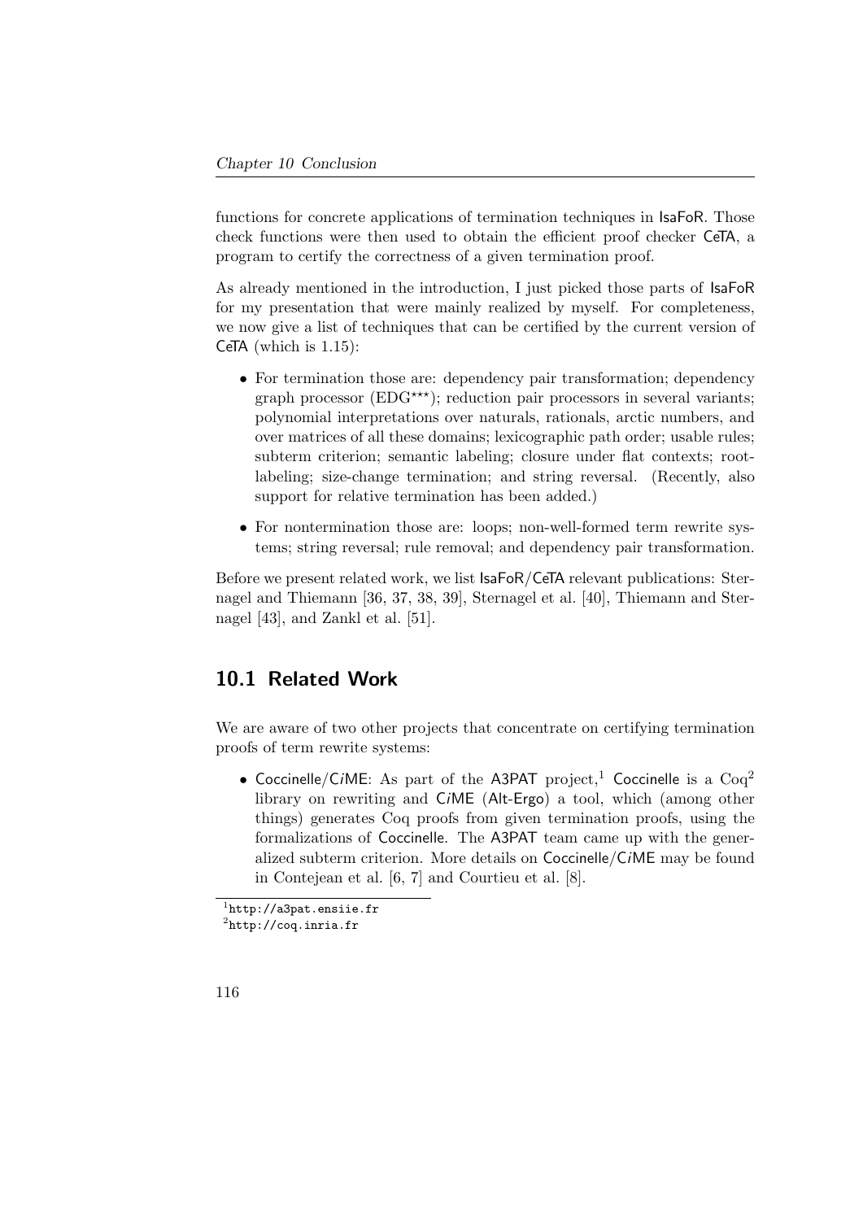functions for concrete applications of termination techniques in IsaFoR. Those check functions were then used to obtain the efficient proof checker CeTA, a program to certify the correctness of a given termination proof.

As already mentioned in the introduction, I just picked those parts of IsaFoR for my presentation that were mainly realized by myself. For completeness, we now give a list of techniques that can be certified by the current version of CeTA (which is 1.15):

- For termination those are: dependency pair transformation; dependency graph processor (EDG***); reduction pair processors in several variants; polynomial interpretations over naturals, rationals, arctic numbers, and over matrices of all these domains; lexicographic path order; usable rules; subterm criterion; semantic labeling; closure under flat contexts; root-labeling; size-change termination; and string reversal. (Recently, also support for relative termination has been added.)
- For nontermination those are: loops; non-well-formed term rewrite systems; string reversal; rule removal; and dependency pair transformation.

Before we present related work, we list IsaFoR/CeTA relevant publications: Sternagel and Thiemann [36, 37, 38, 39], Sternagel et al. [40], Thiemann and Sternagel [43], and Zankl et al. [51].

## 10.1 Related Work

We are aware of two other projects that concentrate on certifying termination proofs of term rewrite systems:

- Coccinelle/C*i*ME: As part of the A3PAT project,[1] Coccinelle is a Coq[2] library on rewriting and C*i*ME (Alt-Ergo) a tool, which (among other things) generates Coq proofs from given termination proofs, using the formalizations of Coccinelle. The A3PAT team came up with the generalized subterm criterion. More details on Coccinelle/C*i*ME may be found in Contejean et al. [6, 7] and Courtieu et al. [8].

[1] http://a3pat.ensiie.fr

[2] http://coq.inria.fr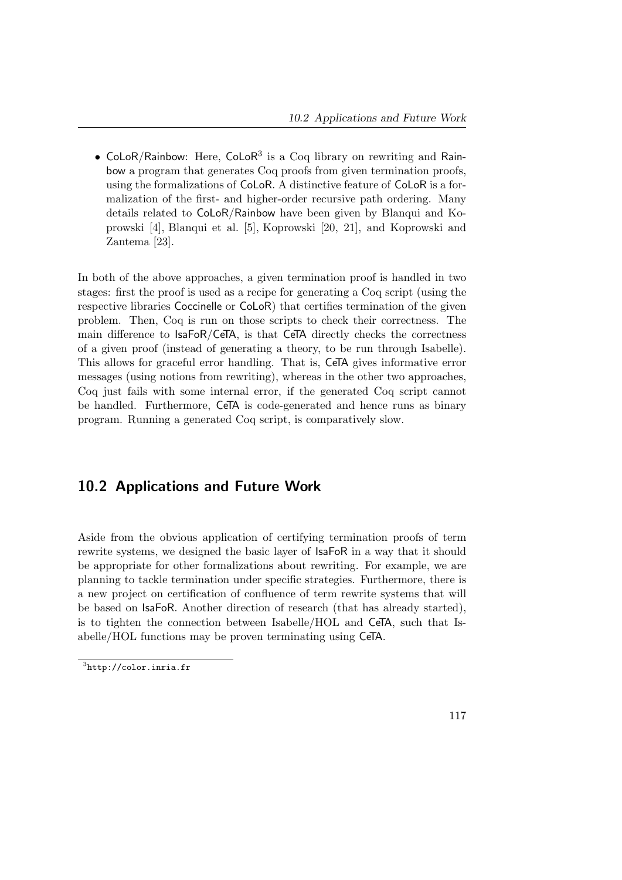- CoLoR/Rainbow: Here, CoLoR[3] is a Coq library on rewriting and Rainbow a program that generates Coq proofs from given termination proofs, using the formalizations of CoLoR. A distinctive feature of CoLoR is a formalization of the first- and higher-order recursive path ordering. Many details related to CoLoR/Rainbow have been given by Blanqui and Koprowski [4], Blanqui et al. [5], Koprowski [20, 21], and Koprowski and Zantema [23].

In both of the above approaches, a given termination proof is handled in two stages: first the proof is used as a recipe for generating a Coq script (using the respective libraries Coccinelle or CoLoR) that certifies termination of the given problem. Then, Coq is run on those scripts to check their correctness. The main difference to IsaFoR/CeTA, is that CeTA directly checks the correctness of a given proof (instead of generating a theory, to be run through Isabelle). This allows for graceful error handling. That is, CeTA gives informative error messages (using notions from rewriting), whereas in the other two approaches, Coq just fails with some internal error, if the generated Coq script cannot be handled. Furthermore, CeTA is code-generated and hence runs as binary program. Running a generated Coq script, is comparatively slow.

## 10.2 Applications and Future Work

Aside from the obvious application of certifying termination proofs of term rewrite systems, we designed the basic layer of IsaFoR in a way that it should be appropriate for other formalizations about rewriting. For example, we are planning to tackle termination under specific strategies. Furthermore, there is a new project on certification of confluence of term rewrite systems that will be based on IsaFoR. Another direction of research (that has already started), is to tighten the connection between Isabelle/HOL and CeTA, such that Isabelle/HOL functions may be proven terminating using CeTA.

[3] http://color.inria.fr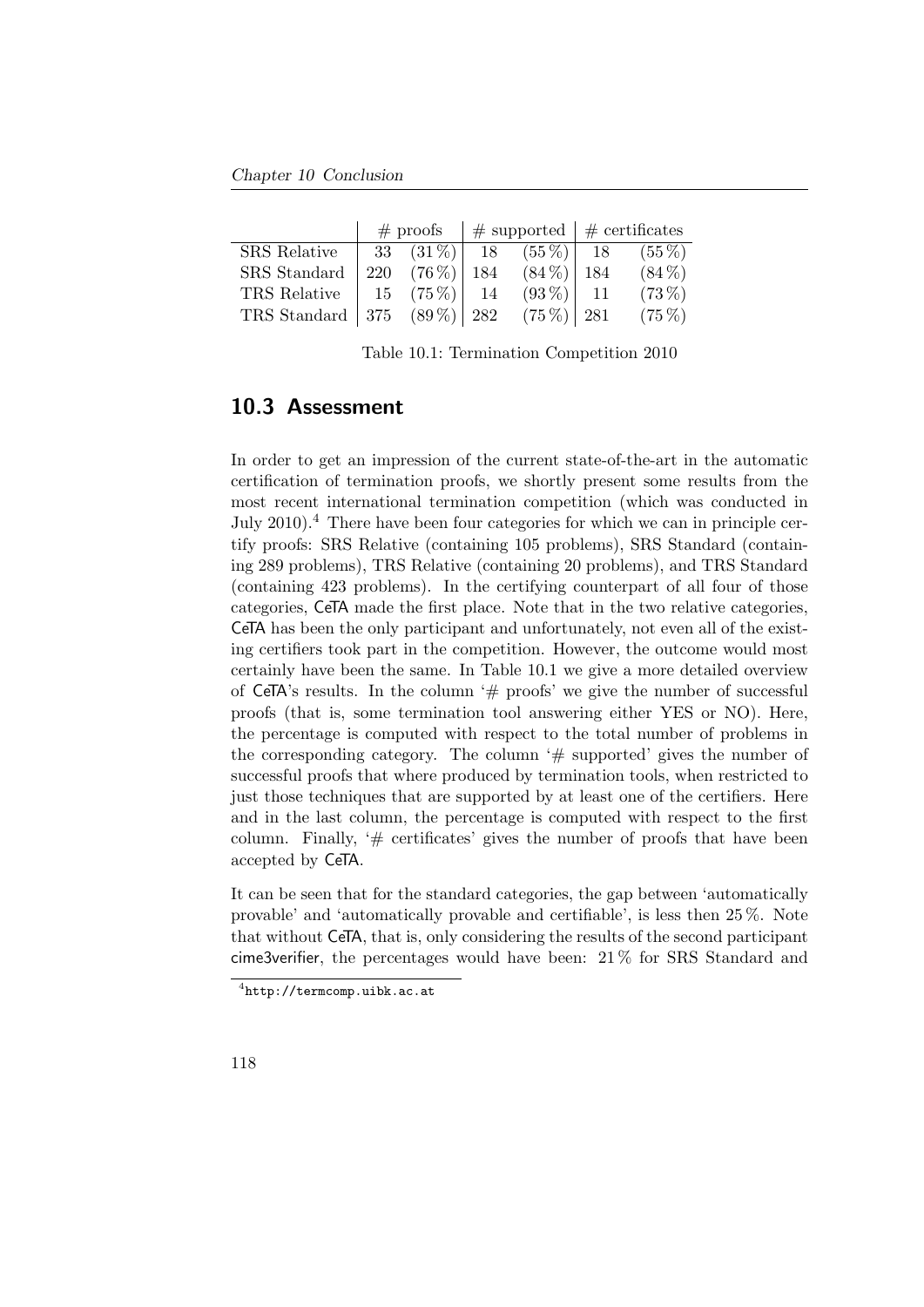|  | # proofs |  | # supported |  | # certificates |  |
|---|---|---|---|---|---|---|
| SRS Relative | 33 | (31 %) | 18 | (55 %) | 18 | (55 %) |
| SRS Standard | 220 | (76 %) | 184 | (84 %) | 184 | (84 %) |
| TRS Relative | 15 | (75 %) | 14 | (93 %) | 11 | (73 %) |
| TRS Standard | 375 | (89 %) | 282 | (75 %) | 281 | (75 %) |

Table 10.1: Termination Competition 2010

## 10.3 Assessment

In order to get an impression of the current state-of-the-art in the automatic certification of termination proofs, we shortly present some results from the most recent international termination competition (which was conducted in July 2010).[4] There have been four categories for which we can in principle certify proofs: SRS Relative (containing 105 problems), SRS Standard (containing 289 problems), TRS Relative (containing 20 problems), and TRS Standard (containing 423 problems). In the certifying counterpart of all four of those categories, CeTA made the first place. Note that in the two relative categories, CeTA has been the only participant and unfortunately, not even all of the existing certifiers took part in the competition. However, the outcome would most certainly have been the same. In Table 10.1 we give a more detailed overview of CeTA's results. In the column '# proofs' we give the number of successful proofs (that is, some termination tool answering either YES or NO). Here, the percentage is computed with respect to the total number of problems in the corresponding category. The column '# supported' gives the number of successful proofs that where produced by termination tools, when restricted to just those techniques that are supported by at least one of the certifiers. Here and in the last column, the percentage is computed with respect to the first column. Finally, '# certificates' gives the number of proofs that have been accepted by CeTA.

It can be seen that for the standard categories, the gap between 'automatically provable' and 'automatically provable and certifiable', is less then 25 %. Note that without CeTA, that is, only considering the results of the second participant cime3verifier, the percentages would have been: 21 % for SRS Standard and

[4] http://termcomp.uibk.ac.at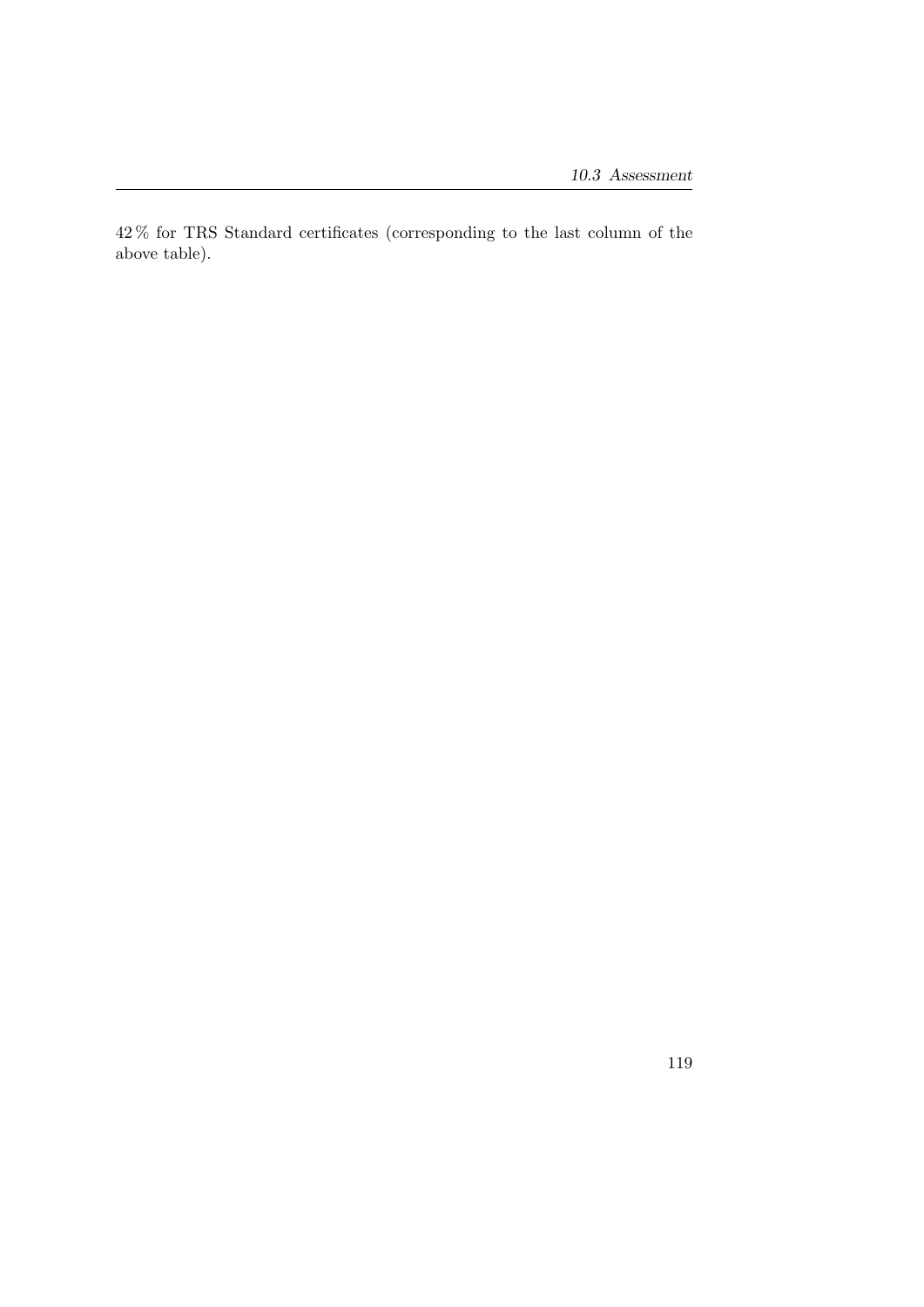42 % for TRS Standard certificates (corresponding to the last column of the above table).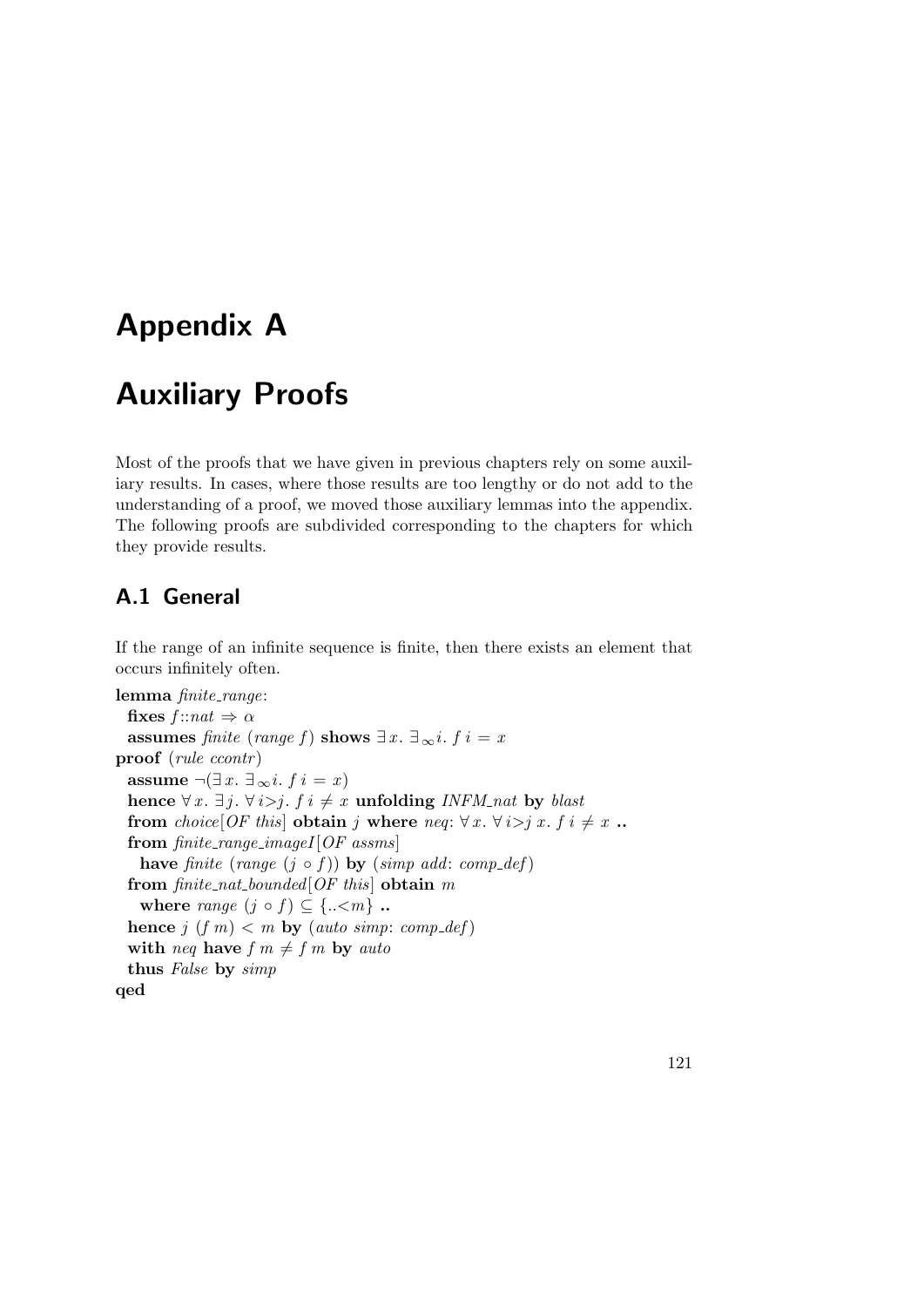# Appendix A

# Auxiliary Proofs

Most of the proofs that we have given in previous chapters rely on some auxiliary results. In cases, where those results are too lengthy or do not add to the understanding of a proof, we moved those auxiliary lemmas into the appendix. The following proofs are subdivided corresponding to the chapters for which they provide results.

## A.1 General

If the range of an infinite sequence is finite, then there exists an element that occurs infinitely often.

```
lemma finite_range:
  fixes f::nat ⇒ α
  assumes finite (range f) shows ∃x. ∃∞i. f i = x
proof (rule ccontr)
  assume ¬(∃x. ∃∞i. f i = x)
  hence ∀x. ∃j. ∀i>j. f i ≠ x unfolding INFM_nat by blast
  from choice[OF this] obtain j where neq: ∀x. ∀i>j x. f i ≠ x ..
  from finite_range_imageI[OF assms]
    have finite (range (j ∘ f)) by (simp add: comp_def)
  from finite_nat_bounded[OF this] obtain m
    where range (j ∘ f) ⊆ {..<m} ..
  hence j (f m) < m by (auto simp: comp_def)
  with neq have f m ≠ f m by auto
  thus False by simp
qed
```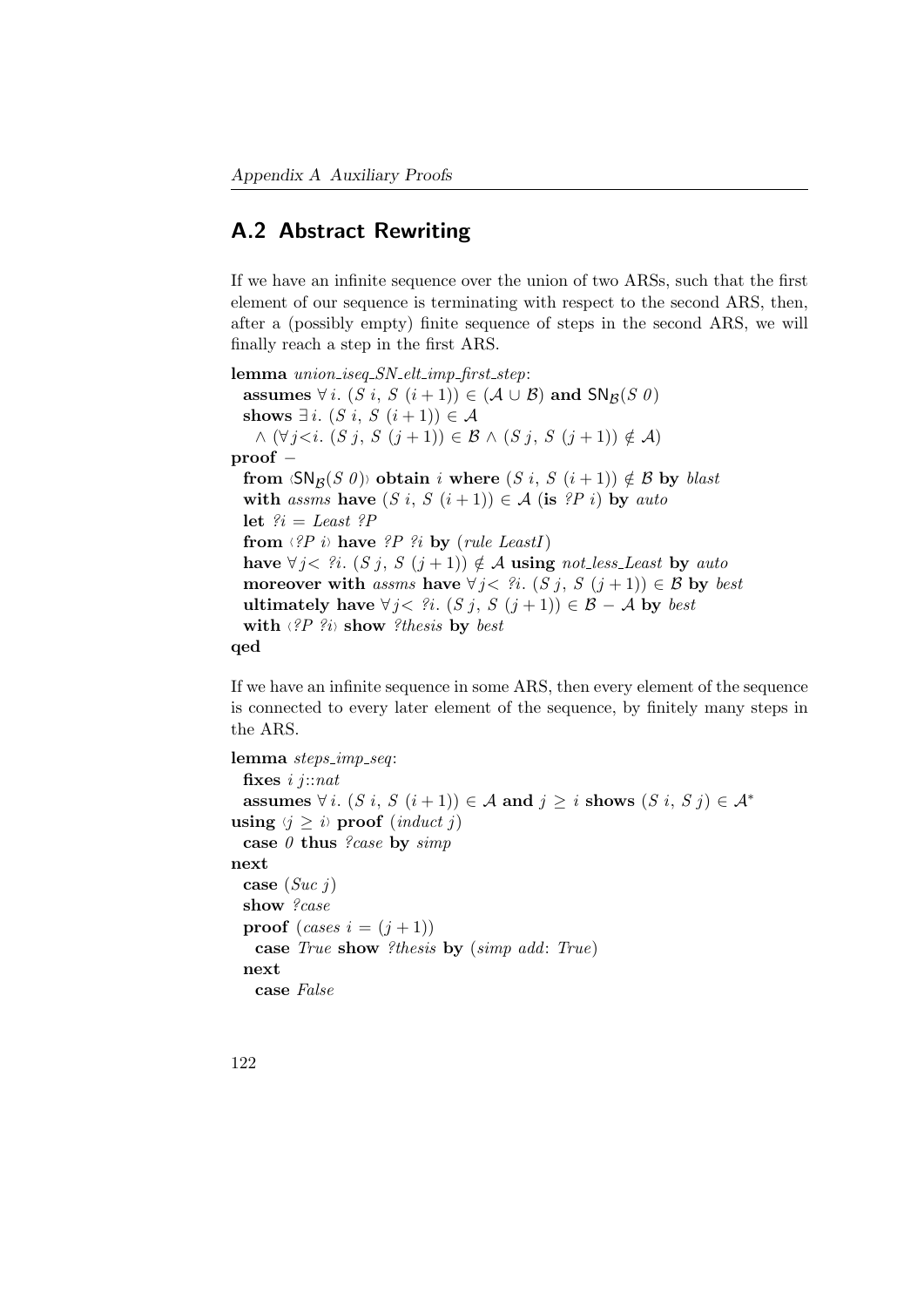## A.2 Abstract Rewriting

If we have an infinite sequence over the union of two ARSs, such that the first element of our sequence is terminating with respect to the second ARS, then, after a (possibly empty) finite sequence of steps in the second ARS, we will finally reach a step in the first ARS.

```
lemma union_iseq_SN_elt_imp_first_step:
  assumes ∀ i. (S i, S (i + 1)) ∈ (𝒜 ∪ ℬ) and SN_ℬ(S 0)
  shows ∃ i. (S i, S (i + 1)) ∈ 𝒜
    ∧ (∀ j<i. (S j, S (j + 1)) ∈ ℬ ∧ (S j, S (j + 1)) ∉ 𝒜)
proof −
  from ‹SN_ℬ(S 0)› obtain i where (S i, S (i + 1)) ∉ ℬ by blast
  with assms have (S i, S (i + 1)) ∈ 𝒜 (is ?P i) by auto
  let ?i = Least ?P
  from ‹?P i› have ?P ?i by (rule LeastI)
  have ∀ j< ?i. (S j, S (j + 1)) ∉ 𝒜 using not_less_Least by auto
  moreover with assms have ∀ j< ?i. (S j, S (j + 1)) ∈ ℬ by best
  ultimately have ∀ j< ?i. (S j, S (j + 1)) ∈ ℬ − 𝒜 by best
  with ‹?P ?i› show ?thesis by best
qed
```

If we have an infinite sequence in some ARS, then every element of the sequence is connected to every later element of the sequence, by finitely many steps in the ARS.

```
lemma steps_imp_seq:
  fixes i j::nat
  assumes ∀ i. (S i, S (i + 1)) ∈ 𝒜 and j ≥ i shows (S i, S j) ∈ 𝒜*
using ‹j ≥ i› proof (induct j)
  case 0 thus ?case by simp
next
  case (Suc j)
  show ?case
  proof (cases i = (j + 1))
    case True show ?thesis by (simp add: True)
  next
    case False
```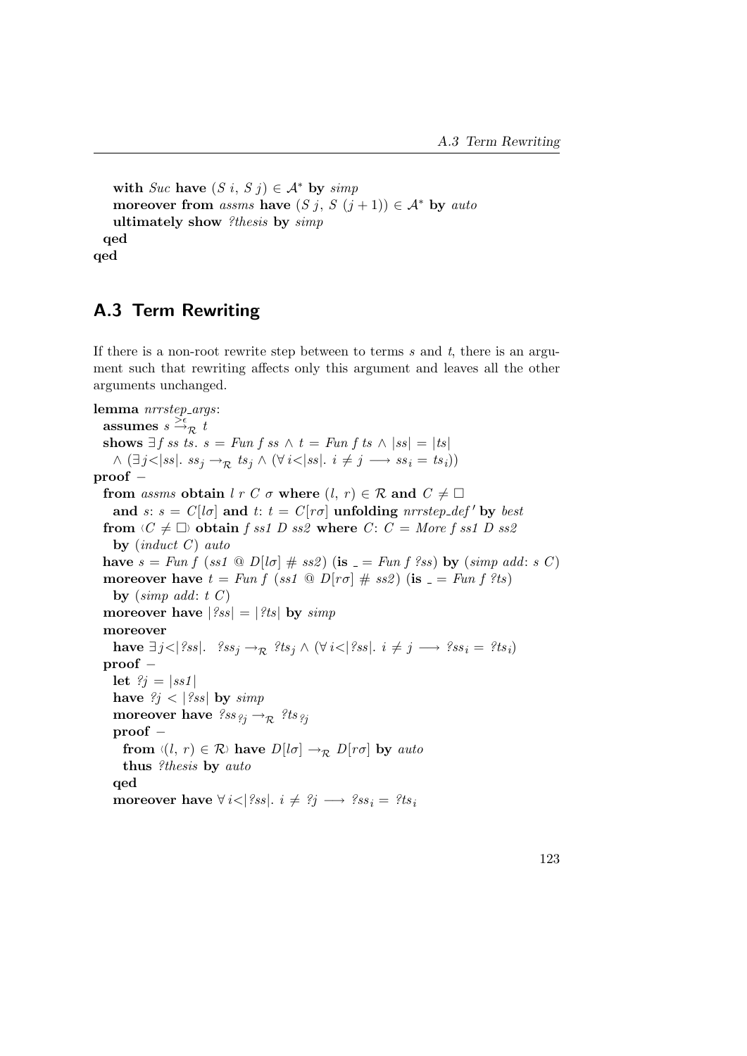```
    with Suc have (S i, S j) ∈ 𝒜* by simp
    moreover from assms have (S j, S (j + 1)) ∈ 𝒜* by auto
    ultimately show ?thesis by simp
  qed
qed
```

## A.3 Term Rewriting

If there is a non-root rewrite step between to terms $s$ and $t$, there is an argument such that rewriting affects only this argument and leaves all the other arguments unchanged.

```
lemma nrrstep_args:
  assumes s →^{>ε}_ℛ t
  shows ∃f ss ts. s = Fun f ss ∧ t = Fun f ts ∧ |ss| = |ts|
    ∧ (∃j<|ss|. ss_j →_ℛ ts_j ∧ (∀i<|ss|. i ≠ j ⟶ ss_i = ts_i))
proof −
  from assms obtain l r C σ where (l, r) ∈ ℛ and C ≠ □
    and s: s = C[lσ] and t: t = C[rσ] unfolding nrrstep_def′ by best
  from ‹C ≠ □› obtain f ss1 D ss2 where C: C = More f ss1 D ss2
    by (induct C) auto
  have s = Fun f (ss1 @ D[lσ] # ss2) (is _ = Fun f ?ss) by (simp add: s C)
  moreover have t = Fun f (ss1 @ D[rσ] # ss2) (is _ = Fun f ?ts)
    by (simp add: t C)
  moreover have |?ss| = |?ts| by simp
  moreover
    have ∃j<|?ss|. ?ss_j →_ℛ ?ts_j ∧ (∀i<|?ss|. i ≠ j ⟶ ?ss_i = ?ts_i)
  proof −
    let ?j = |ss1|
    have ?j < |?ss| by simp
    moreover have ?ss_?j →_ℛ ?ts_?j
    proof −
      from ‹(l, r) ∈ ℛ› have D[lσ] →_ℛ D[rσ] by auto
      thus ?thesis by auto
    qed
    moreover have ∀i<|?ss|. i ≠ ?j ⟶ ?ss_i = ?ts_i
```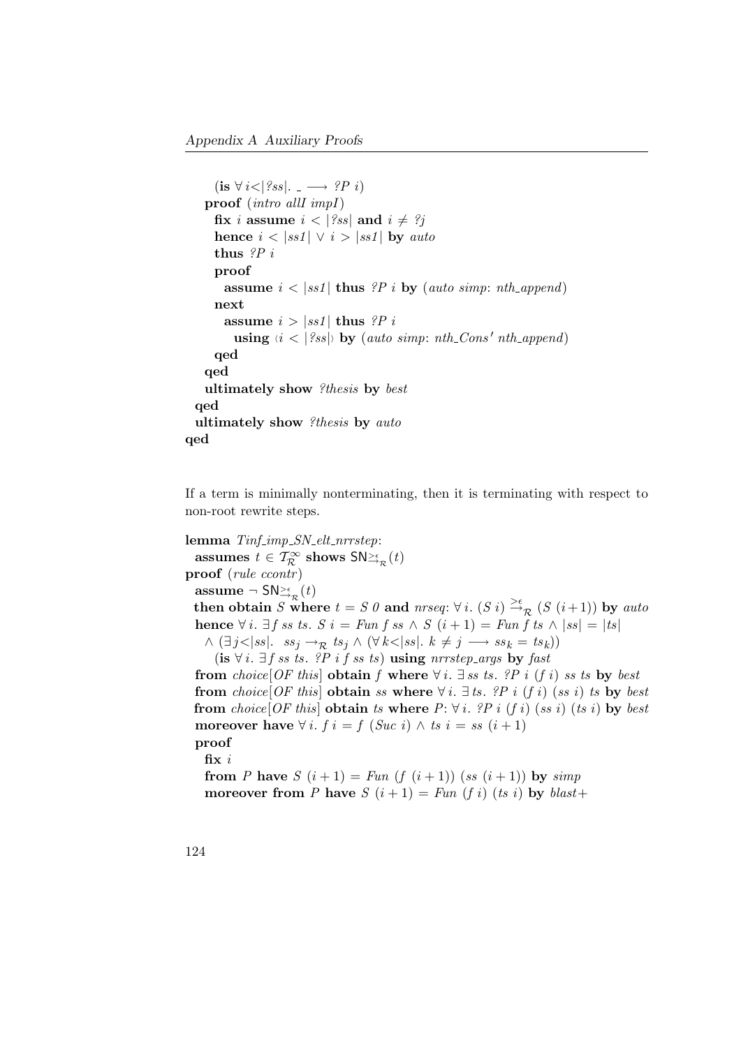```
    (is ∀ i<|?ss|. _ ⟶ ?P i)
  proof (intro allI impI)
    fix i assume i < |?ss| and i ≠ ?j
    hence i < |ss1| ∨ i > |ss1| by auto
    thus ?P i
    proof
      assume i < |ss1| thus ?P i by (auto simp: nth_append)
    next
      assume i > |ss1| thus ?P i
        using ‹i < |?ss|› by (auto simp: nth_Cons' nth_append)
    qed
  qed
  ultimately show ?thesis by best
 qed
 ultimately show ?thesis by auto
qed
```

If a term is minimally nonterminating, then it is terminating with respect to non-root rewrite steps.

```
lemma Tinf_imp_SN_elt_nrrstep:
  assumes t ∈ T^∞_R shows SN_{→^{>ε}_R}(t)
proof (rule ccontr)
  assume ¬ SN_{→^{>ε}_R}(t)
  then obtain S where t = S 0 and nrseq: ∀ i. (S i) →^{>ε}_R (S (i+1)) by auto
  hence ∀ i. ∃ f ss ts. S i = Fun f ss ∧ S (i + 1) = Fun f ts ∧ |ss| = |ts|
    ∧ (∃ j<|ss|. ss_j →_R ts_j ∧ (∀ k<|ss|. k ≠ j ⟶ ss_k = ts_k))
      (is ∀ i. ∃ f ss ts. ?P i f ss ts) using nrrstep_args by fast
  from choice[OF this] obtain f where ∀ i. ∃ ss ts. ?P i (f i) ss ts by best
  from choice[OF this] obtain ss where ∀ i. ∃ ts. ?P i (f i) (ss i) ts by best
  from choice[OF this] obtain ts where P: ∀ i. ?P i (f i) (ss i) (ts i) by best
  moreover have ∀ i. f i = f (Suc i) ∧ ts i = ss (i + 1)
  proof
    fix i
    from P have S (i + 1) = Fun (f (i + 1)) (ss (i + 1)) by simp
    moreover from P have S (i + 1) = Fun (f i) (ts i) by blast+
```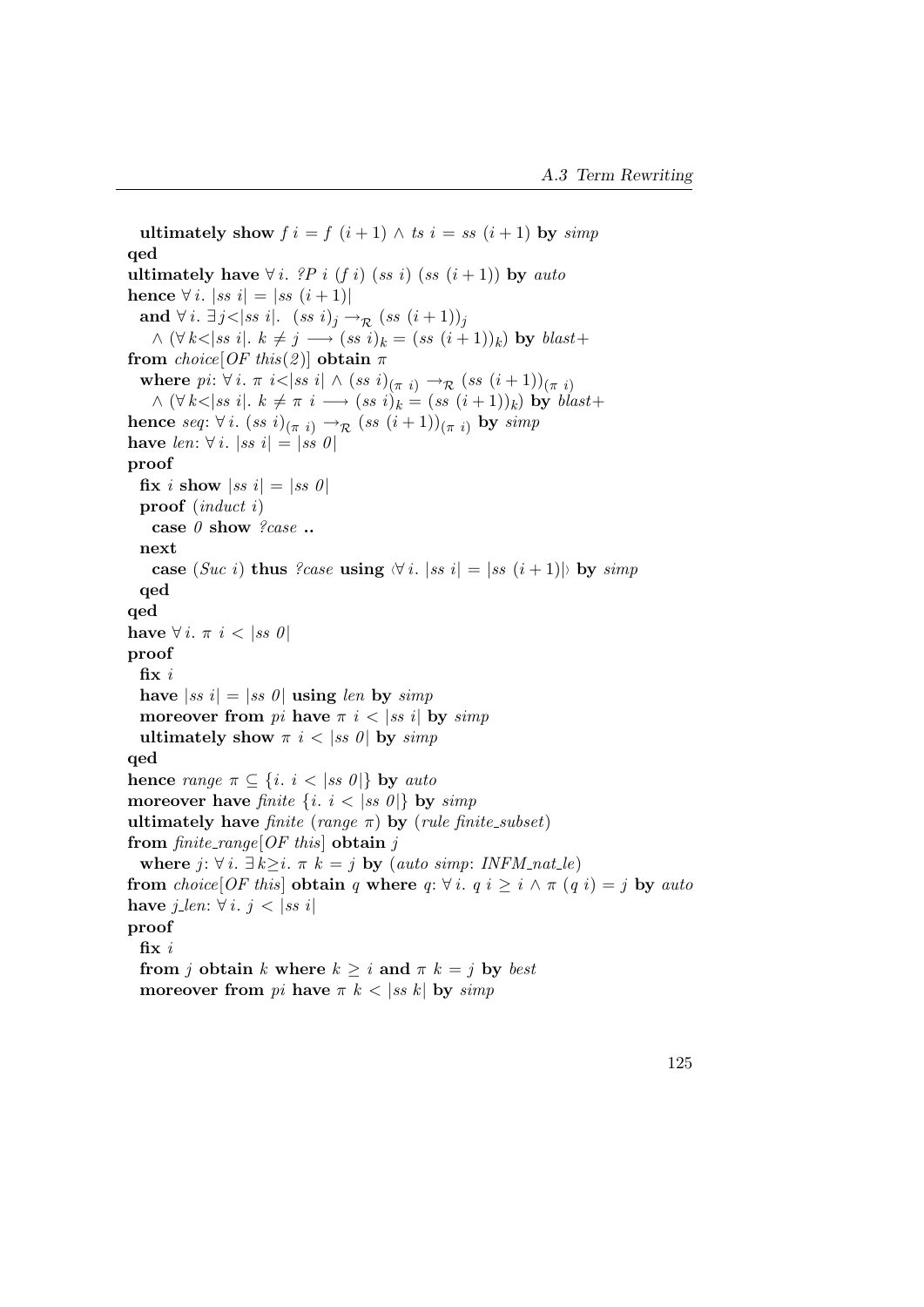```
  ultimately show f i = f (i+1) ∧ ts i = ss (i+1) by simp
qed
ultimately have ∀i. ?P i (f i) (ss i) (ss (i+1)) by auto
hence ∀i. |ss i| = |ss (i+1)|
  and ∀i. ∃j<|ss i|. (ss i)_j →_R (ss (i+1))_j
    ∧ (∀k<|ss i|. k ≠ j ⟶ (ss i)_k = (ss (i+1))_k) by blast+
from choice[OF this(2)] obtain π
  where pi: ∀i. π i<|ss i| ∧ (ss i)_(π i) →_R (ss (i+1))_(π i)
    ∧ (∀k<|ss i|. k ≠ π i ⟶ (ss i)_k = (ss (i+1))_k) by blast+
hence seq: ∀i. (ss i)_(π i) →_R (ss (i+1))_(π i) by simp
have len: ∀i. |ss i| = |ss 0|
proof
  fix i show |ss i| = |ss 0|
  proof (induct i)
    case 0 show ?case ..
  next
    case (Suc i) thus ?case using ‹∀i. |ss i| = |ss (i+1)|› by simp
  qed
qed
have ∀i. π i < |ss 0|
proof
  fix i
  have |ss i| = |ss 0| using len by simp
  moreover from pi have π i < |ss i| by simp
  ultimately show π i < |ss 0| by simp
qed
hence range π ⊆ {i. i < |ss 0|} by auto
moreover have finite {i. i < |ss 0|} by simp
ultimately have finite (range π) by (rule finite_subset)
from finite_range[OF this] obtain j
  where j: ∀i. ∃k≥i. π k = j by (auto simp: INFM_nat_le)
from choice[OF this] obtain q where q: ∀i. q i ≥ i ∧ π (q i) = j by auto
have j_len: ∀i. j < |ss i|
proof
  fix i
  from j obtain k where k ≥ i and π k = j by best
  moreover from pi have π k < |ss k| by simp
```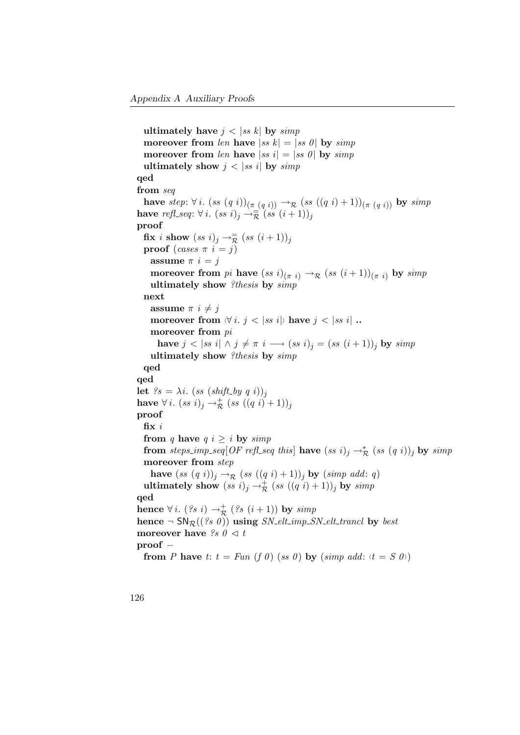**ultimately have** $j < |ss\ k|$ **by** *simp*
**moreover from** *len* **have** $|ss\ k| = |ss\ 0|$ **by** *simp*
**moreover from** *len* **have** $|ss\ i| = |ss\ 0|$ **by** *simp*
**ultimately show** $j < |ss\ i|$ **by** *simp*
**qed**
**from** *seq*
**have** *step*: $\forall\, i.\ (ss\ (q\ i))_{(\pi\ (q\ i))} \rightarrow_{\mathcal{R}} (ss\ ((q\ i) + 1))_{(\pi\ (q\ i))}$ **by** *simp*
**have** *refl_seq*: $\forall\, i.\ (ss\ i)_j \rightarrow^{=}_{\mathcal{R}} (ss\ (i + 1))_j$
**proof**
**fix** $i$ **show** $(ss\ i)_j \rightarrow^{=}_{\mathcal{R}} (ss\ (i + 1))_j$
**proof** (*cases* $\pi\ i = j$)
**assume** $\pi\ i = j$
**moreover from** *pi* **have** $(ss\ i)_{(\pi\ i)} \rightarrow_{\mathcal{R}} (ss\ (i + 1))_{(\pi\ i)}$ **by** *simp*
**ultimately show** *?thesis* **by** *simp*
**next**
**assume** $\pi\ i \neq j$
**moreover from** ‹$\forall\, i.\ j < |ss\ i|$› **have** $j < |ss\ i|$ **..**
**moreover from** *pi*
**have** $j < |ss\ i| \wedge j \neq \pi\ i \longrightarrow (ss\ i)_j = (ss\ (i + 1))_j$ **by** *simp*
**ultimately show** *?thesis* **by** *simp*
**qed**
**qed**
**let** $?s = \lambda i.\ (ss\ (shift\_by\ q\ i))_j$
**have** $\forall\, i.\ (ss\ i)_j \rightarrow^{+}_{\mathcal{R}} (ss\ ((q\ i) + 1))_j$
**proof**
**fix** $i$
**from** $q$ **have** $q\ i \geq i$ **by** *simp*
**from** *steps_imp_seq*[*OF refl_seq this*] **have** $(ss\ i)_j \rightarrow^{*}_{\mathcal{R}} (ss\ (q\ i))_j$ **by** *simp*
**moreover from** *step*
**have** $(ss\ (q\ i))_j \rightarrow_{\mathcal{R}} (ss\ ((q\ i) + 1))_j$ **by** (*simp add*: $q$)
**ultimately show** $(ss\ i)_j \rightarrow^{+}_{\mathcal{R}} (ss\ ((q\ i) + 1))_j$ **by** *simp*
**qed**
**hence** $\forall\, i.\ (?s\ i) \rightarrow^{+}_{\mathcal{R}} (?s\ (i + 1))$ **by** *simp*
**hence** $\neg\, \mathsf{SN}_{\mathcal{R}}((?s\ 0))$ **using** *SN_elt_imp_SN_elt_trancl* **by** *best*
**moreover have** $?s\ 0 \lhd t$
**proof** $-$
**from** $P$ **have** $t$: $t = Fun\ (f\ 0)\ (ss\ 0)$ **by** (*simp add*: ‹$t = S\ 0$›)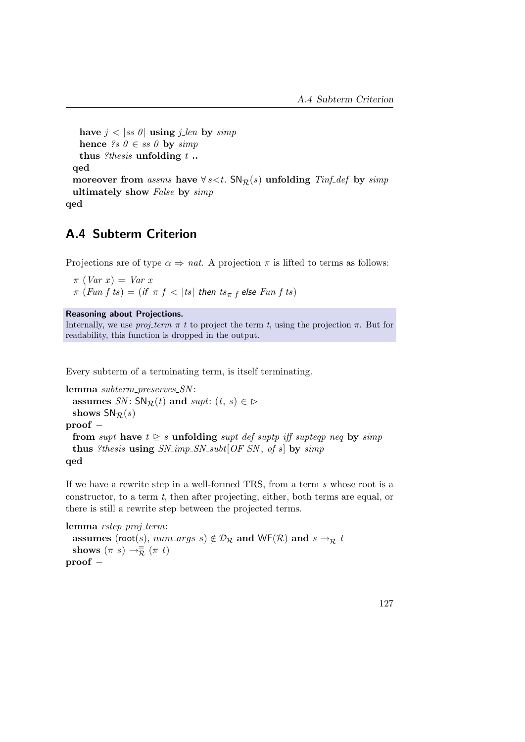```
    have j < |ss 0| using j_len by simp
    hence ?s 0 ∈ ss 0 by simp
    thus ?thesis unfolding t ..
  qed
  moreover from assms have ∀ s◁t. SN_R(s) unfolding Tinf_def by simp
  ultimately show False by simp
qed
```

## A.4 Subterm Criterion

Projections are of type $\alpha \Rightarrow nat$. A projection $\pi$ is lifted to terms as follows:

$\pi\ (Var\ x) = Var\ x$
$\pi\ (Fun\ f\ ts) = (\textsf{if}\ \pi\ f < |ts|\ \textsf{then}\ ts_{\pi\ f}\ \textsf{else}\ Fun\ f\ ts)$

**Reasoning about Projections.**
Internally, we use *proj_term* $\pi$ $t$ to project the term $t$, using the projection $\pi$. But for readability, this function is dropped in the output.

Every subterm of a terminating term, is itself terminating.

```
lemma subterm_preserves_SN:
  assumes SN: SN_R(t) and supt: (t, s) ∈ ⊳
  shows SN_R(s)
proof −
  from supt have t ⊵ s unfolding supt_def suptp_iff_supteqp_neq by simp
  thus ?thesis using SN_imp_SN_subt[OF SN, of s] by simp
qed
```

If we have a rewrite step in a well-formed TRS, from a term $s$ whose root is a constructor, to a term $t$, then after projecting, either, both terms are equal, or there is still a rewrite step between the projected terms.

```
lemma rstep_proj_term:
  assumes (root(s), num_args s) ∉ D_R and WF(R) and s →_R t
  shows (π s) →_R^= (π t)
proof −
```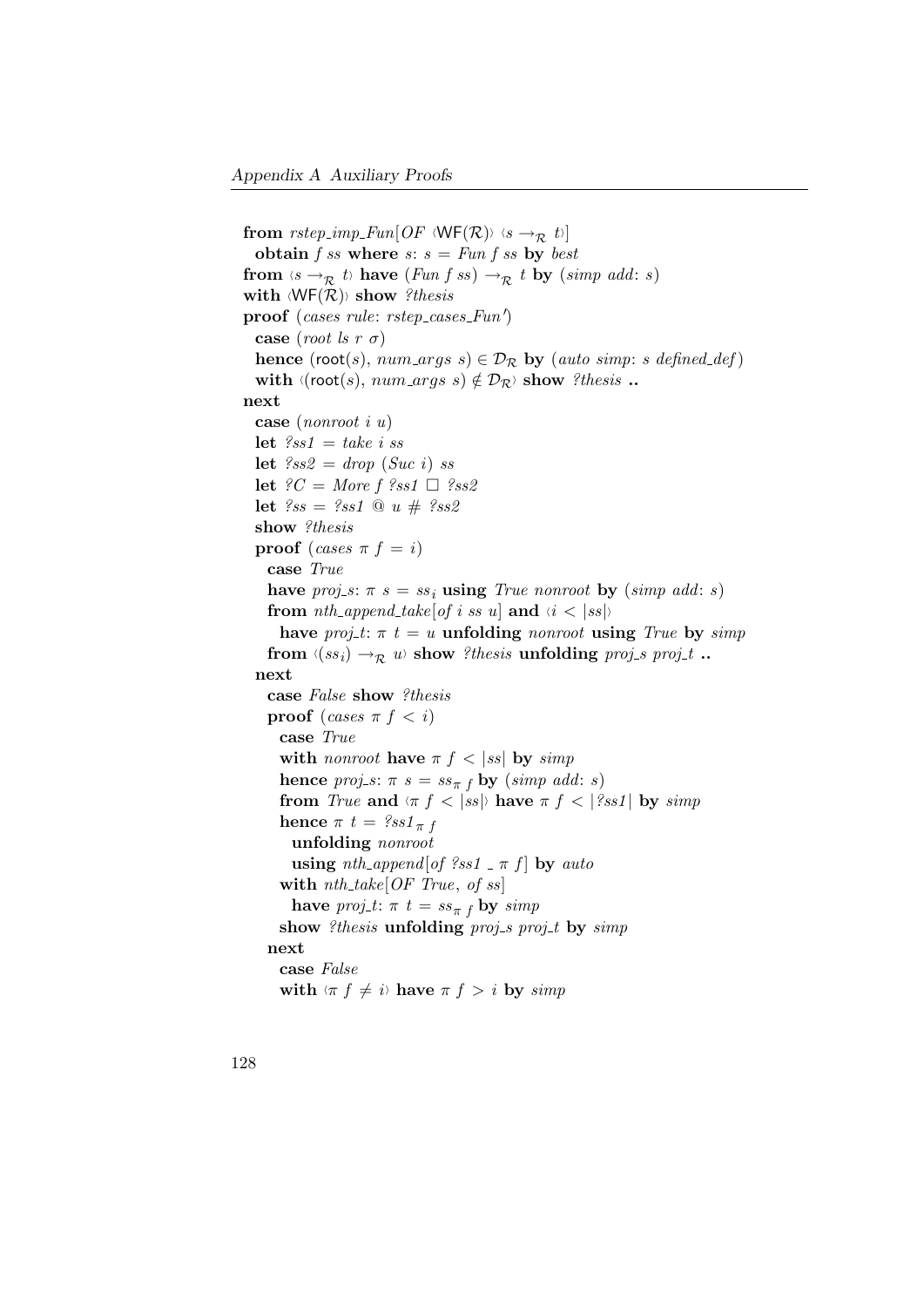```
from rstep_imp_Fun[OF ‹WF(R)› ‹s →_R t›]
  obtain f ss where s: s = Fun f ss by best
from ‹s →_R t› have (Fun f ss) →_R t by (simp add: s)
with ‹WF(R)› show ?thesis
proof (cases rule: rstep_cases_Fun')
  case (root ls r σ)
  hence (root(s), num_args s) ∈ D_R by (auto simp: s defined_def)
  with ‹(root(s), num_args s) ∉ D_R› show ?thesis ..
next
  case (nonroot i u)
  let ?ss1 = take i ss
  let ?ss2 = drop (Suc i) ss
  let ?C = More f ?ss1 □ ?ss2
  let ?ss = ?ss1 @ u # ?ss2
  show ?thesis
  proof (cases π f = i)
    case True
    have proj_s: π s = ss_i using True nonroot by (simp add: s)
    from nth_append_take[of i ss u] and ‹i < |ss|›
      have proj_t: π t = u unfolding nonroot using True by simp
    from ‹(ss_i) →_R u› show ?thesis unfolding proj_s proj_t ..
  next
    case False show ?thesis
    proof (cases π f < i)
      case True
      with nonroot have π f < |ss| by simp
      hence proj_s: π s = ss_(π f) by (simp add: s)
      from True and ‹π f < |ss|› have π f < |?ss1| by simp
      hence π t = ?ss1_(π f)
        unfolding nonroot
        using nth_append[of ?ss1 _ π f] by auto
      with nth_take[OF True, of ss]
        have proj_t: π t = ss_(π f) by simp
      show ?thesis unfolding proj_s proj_t by simp
    next
      case False
      with ‹π f ≠ i› have π f > i by simp
```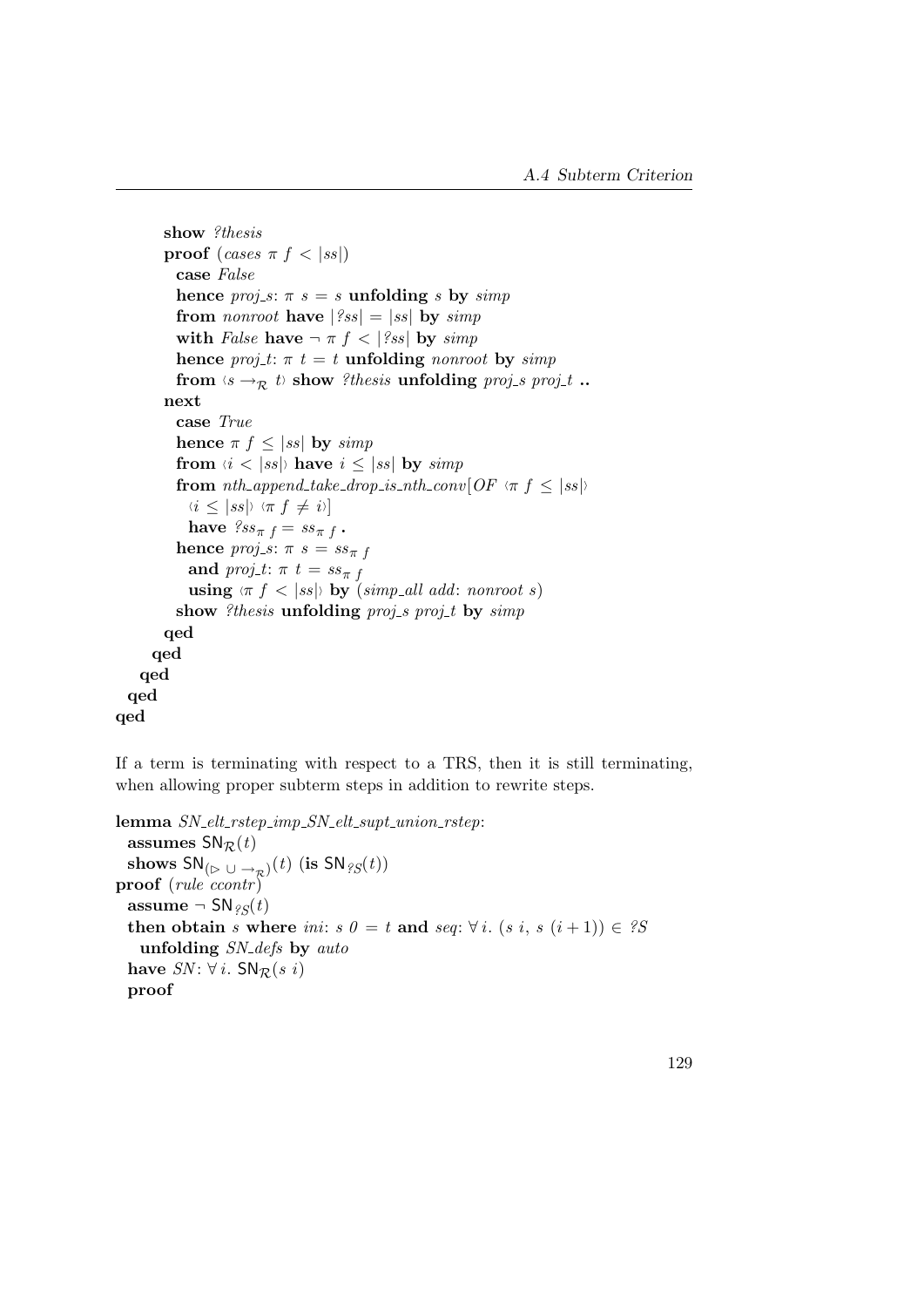```
      show ?thesis
      proof (cases π f < |ss|)
        case False
        hence proj_s: π s = s unfolding s by simp
        from nonroot have |?ss| = |ss| by simp
        with False have ¬ π f < |?ss| by simp
        hence proj_t: π t = t unfolding nonroot by simp
        from ‹s →_R t› show ?thesis unfolding proj_s proj_t ..
      next
        case True
        hence π f ≤ |ss| by simp
        from ‹i < |ss|› have i ≤ |ss| by simp
        from nth_append_take_drop_is_nth_conv[OF ‹π f ≤ |ss|›
          ‹i ≤ |ss|› ‹π f ≠ i›]
          have ?ss_(π f) = ss_(π f) .
        hence proj_s: π s = ss_(π f)
          and proj_t: π t = ss_(π f)
          using ‹π f < |ss|› by (simp_all add: nonroot s)
        show ?thesis unfolding proj_s proj_t by simp
      qed
    qed
  qed
 qed
qed
```

If a term is terminating with respect to a TRS, then it is still terminating, when allowing proper subterm steps in addition to rewrite steps.

```
lemma SN_elt_rstep_imp_SN_elt_supt_union_rstep:
  assumes SN_R(t)
  shows SN_(⊳ ∪ →_R)(t) (is SN_?S(t))
proof (rule ccontr)
  assume ¬ SN_?S(t)
  then obtain s where ini: s 0 = t and seq: ∀ i. (s i, s (i + 1)) ∈ ?S
    unfolding SN_defs by auto
  have SN: ∀ i. SN_R(s i)
  proof
```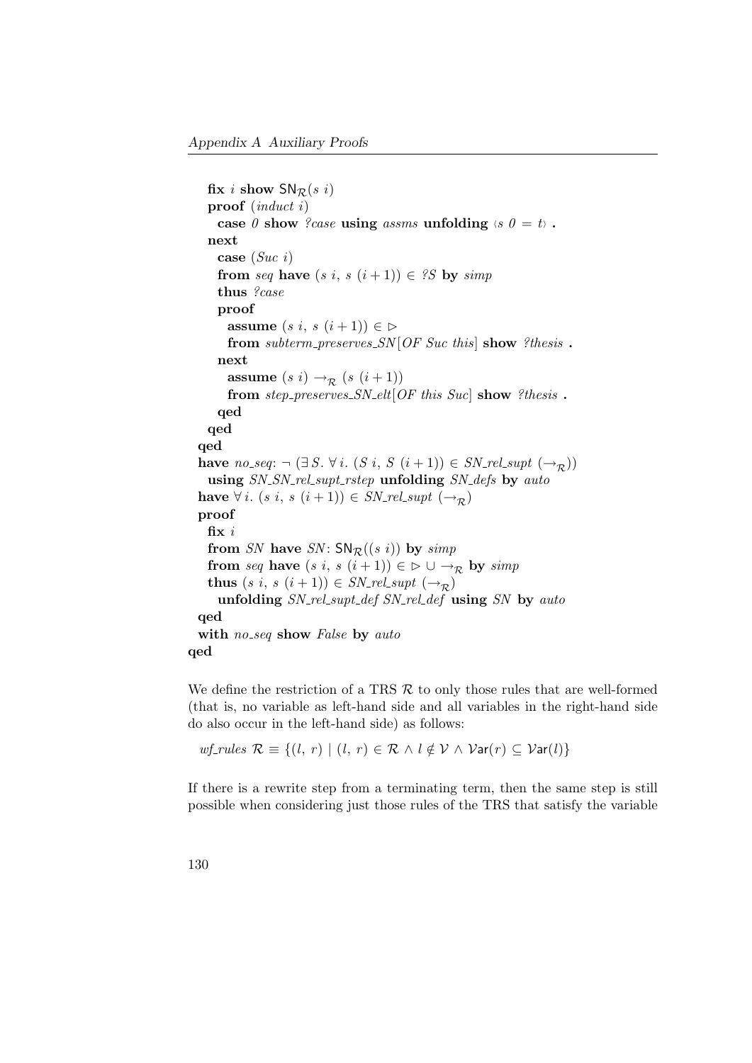```
    fix i show SN_R(s i)
    proof (induct i)
      case 0 show ?case using assms unfolding ‹s 0 = t› .
    next
      case (Suc i)
      from seq have (s i, s (i+1)) ∈ ?S by simp
      thus ?case
      proof
        assume (s i, s (i+1)) ∈ ▷
        from subterm_preserves_SN[OF Suc this] show ?thesis .
      next
        assume (s i) →_R (s (i+1))
        from step_preserves_SN_elt[OF this Suc] show ?thesis .
      qed
    qed
  qed
  have no_seq: ¬ (∃ S. ∀ i. (S i, S (i+1)) ∈ SN_rel_supt (→_R))
    using SN_SN_rel_supt_rstep unfolding SN_defs by auto
  have ∀ i. (s i, s (i+1)) ∈ SN_rel_supt (→_R)
  proof
    fix i
    from SN have SN: SN_R((s i)) by simp
    from seq have (s i, s (i+1)) ∈ ▷ ∪ →_R by simp
    thus (s i, s (i+1)) ∈ SN_rel_supt (→_R)
      unfolding SN_rel_supt_def SN_rel_def using SN by auto
  qed
  with no_seq show False by auto
qed
```

We define the restriction of a TRS $\mathcal{R}$ to only those rules that are well-formed (that is, no variable as left-hand side and all variables in the right-hand side do also occur in the left-hand side) as follows:

$$wf\_rules\ \mathcal{R} \equiv \{(l,\ r) \mid (l,\ r) \in \mathcal{R} \wedge l \notin \mathcal{V} \wedge \mathcal{V}\mathsf{ar}(r) \subseteq \mathcal{V}\mathsf{ar}(l)\}$$

If there is a rewrite step from a terminating term, then the same step is still possible when considering just those rules of the TRS that satisfy the variable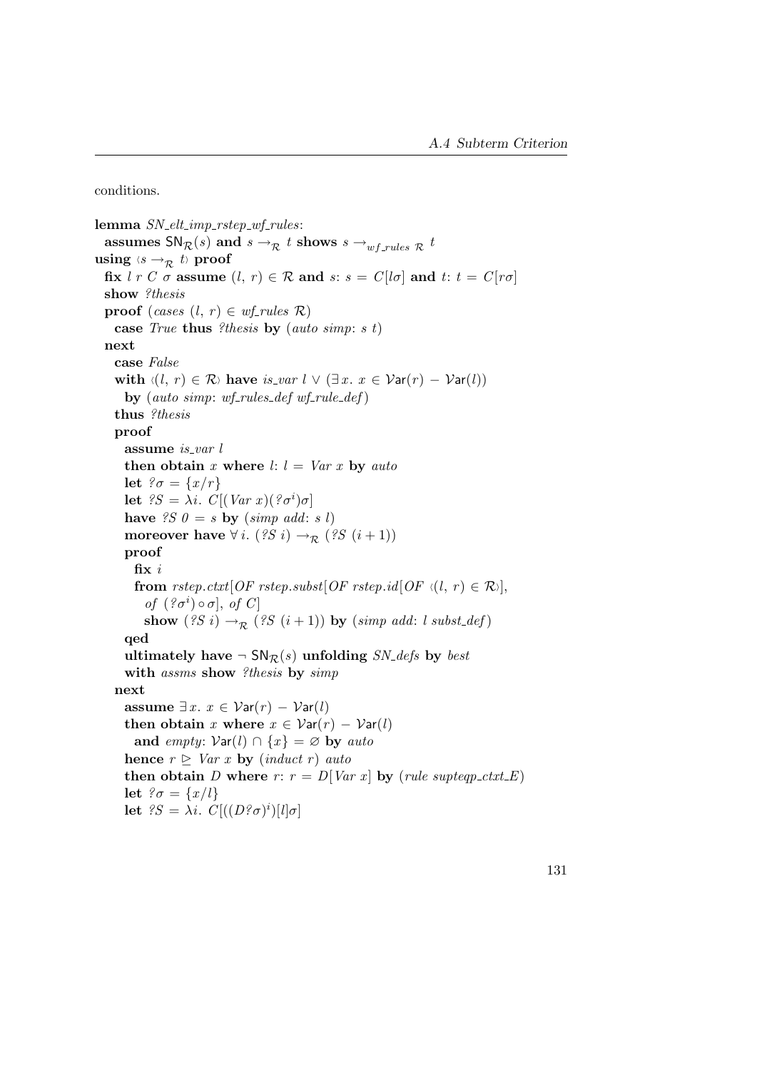conditions.

```
lemma SN_elt_imp_rstep_wf_rules:
  assumes SN_R(s) and s →_R t shows s →_{wf_rules R} t
using ‹s →_R t› proof
  fix l r C σ assume (l, r) ∈ R and s: s = C[lσ] and t: t = C[rσ]
  show ?thesis
  proof (cases (l, r) ∈ wf_rules R)
    case True thus ?thesis by (auto simp: s t)
  next
    case False
    with ‹(l, r) ∈ R› have is_var l ∨ (∃x. x ∈ Var(r) − Var(l))
      by (auto simp: wf_rules_def wf_rule_def)
    thus ?thesis
    proof
      assume is_var l
      then obtain x where l: l = Var x by auto
      let ?σ = {x/r}
      let ?S = λi. C[(Var x)(?σ^i)σ]
      have ?S 0 = s by (simp add: s l)
      moreover have ∀i. (?S i) →_R (?S (i + 1))
      proof
        fix i
        from rstep.ctxt[OF rstep.subst[OF rstep.id[OF ‹(l, r) ∈ R›],
          of (?σ^i) ∘ σ], of C]
          show (?S i) →_R (?S (i + 1)) by (simp add: l subst_def)
      qed
      ultimately have ¬ SN_R(s) unfolding SN_defs by best
      with assms show ?thesis by simp
    next
      assume ∃x. x ∈ Var(r) − Var(l)
      then obtain x where x ∈ Var(r) − Var(l)
        and empty: Var(l) ∩ {x} = ∅ by auto
      hence r ⊵ Var x by (induct r) auto
      then obtain D where r: r = D[Var x] by (rule supteqp_ctxt_E)
      let ?σ = {x/l}
      let ?S = λi. C[((D?σ)^i)[l]σ]
```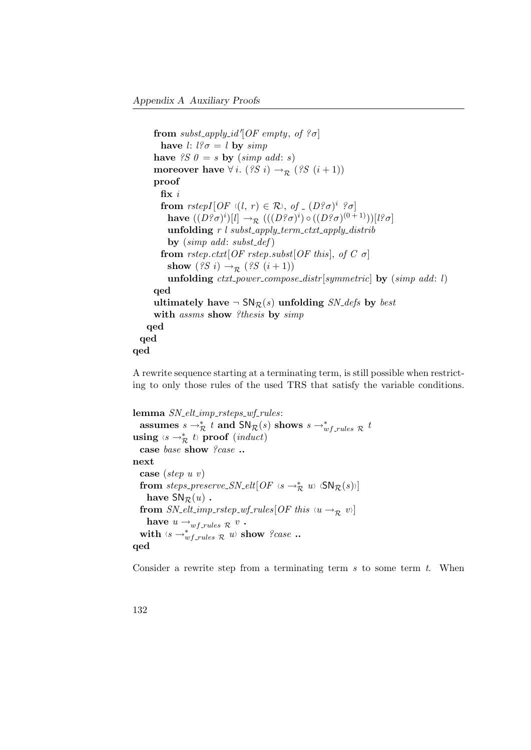```
      from subst_apply_id'[OF empty, of ?σ]
        have l: l?σ = l by simp
      have ?S 0 = s by (simp add: s)
      moreover have ∀ i. (?S i) →_R (?S (i + 1))
      proof
        fix i
        from rstepI[OF ‹(l, r) ∈ R›, of _ (D?σ)^i ?σ]
          have ((D?σ)^i)[l] →_R (((D?σ)^i) ∘ ((D?σ)^(0 + 1)))[l?σ]
          unfolding r l subst_apply_term_ctxt_apply_distrib
          by (simp add: subst_def)
        from rstep.ctxt[OF rstep.subst[OF this], of C σ]
          show (?S i) →_R (?S (i + 1))
          unfolding ctxt_power_compose_distr[symmetric] by (simp add: l)
      qed
      ultimately have ¬ SN_R(s) unfolding SN_defs by best
      with assms show ?thesis by simp
    qed
  qed
qed
```

A rewrite sequence starting at a terminating term, is still possible when restricting to only those rules of the used TRS that satisfy the variable conditions.

```
lemma SN_elt_imp_rsteps_wf_rules:
  assumes s →*_R t and SN_R(s) shows s →*_{wf_rules R} t
using ‹s →*_R t› proof (induct)
  case base show ?case ..
next
  case (step u v)
  from steps_preserve_SN_elt[OF ‹s →*_R u› ‹SN_R(s)›]
    have SN_R(u) .
  from SN_elt_imp_rstep_wf_rules[OF this ‹u →_R v›]
    have u →_{wf_rules R} v .
  with ‹s →*_{wf_rules R} u› show ?case ..
qed
```

Consider a rewrite step from a terminating term $s$ to some term $t$. When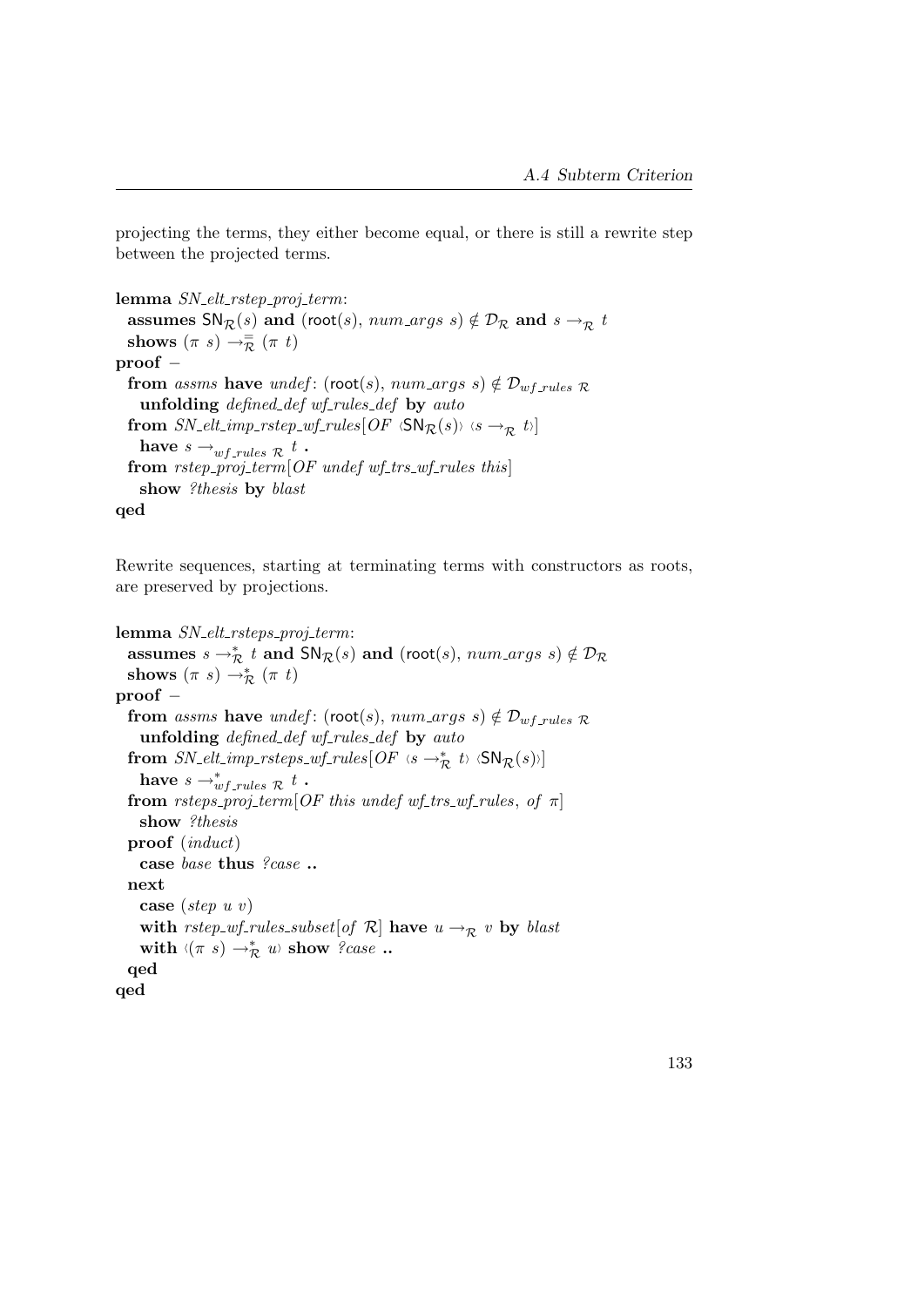projecting the terms, they either become equal, or there is still a rewrite step between the projected terms.

```
lemma SN_elt_rstep_proj_term:
  assumes SN_R(s) and (root(s), num_args s) ∉ D_R and s →_R t
  shows (π s) →=_R (π t)
proof –
  from assms have undef: (root(s), num_args s) ∉ D_wf_rules R
    unfolding defined_def wf_rules_def by auto
  from SN_elt_imp_rstep_wf_rules[OF ‹SN_R(s)› ‹s →_R t›]
    have s →_wf_rules R t .
  from rstep_proj_term[OF undef wf_trs_wf_rules this]
    show ?thesis by blast
qed
```

Rewrite sequences, starting at terminating terms with constructors as roots, are preserved by projections.

```
lemma SN_elt_rsteps_proj_term:
  assumes s →*_R t and SN_R(s) and (root(s), num_args s) ∉ D_R
  shows (π s) →*_R (π t)
proof –
  from assms have undef: (root(s), num_args s) ∉ D_wf_rules R
    unfolding defined_def wf_rules_def by auto
  from SN_elt_imp_rsteps_wf_rules[OF ‹s →*_R t› ‹SN_R(s)›]
    have s →*_wf_rules R t .
  from rsteps_proj_term[OF this undef wf_trs_wf_rules, of π]
    show ?thesis
  proof (induct)
    case base thus ?case ..
  next
    case (step u v)
    with rstep_wf_rules_subset[of R] have u →_R v by blast
    with ‹(π s) →*_R u› show ?case ..
  qed
qed
```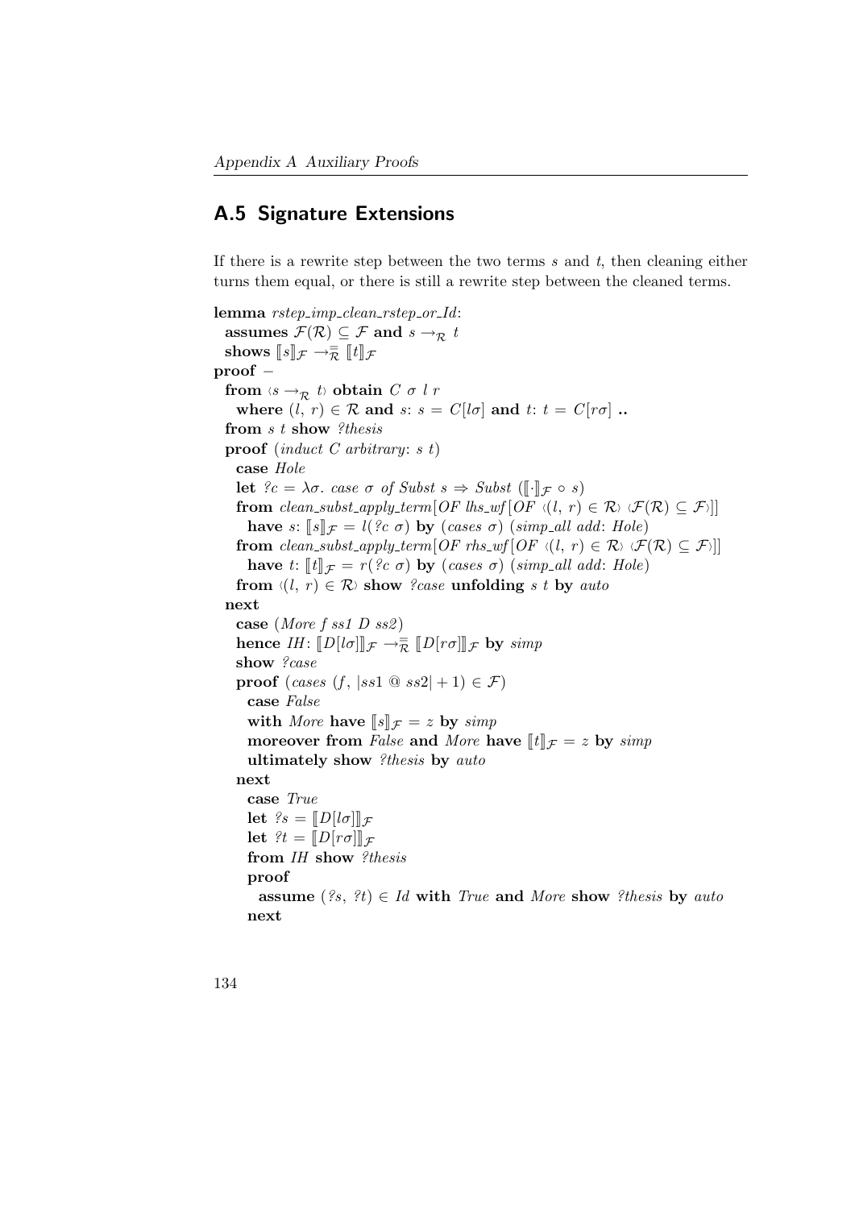## A.5 Signature Extensions

If there is a rewrite step between the two terms $s$ and $t$, then cleaning either turns them equal, or there is still a rewrite step between the cleaned terms.

```
lemma rstep_imp_clean_rstep_or_Id:
  assumes ℱ(ℛ) ⊆ ℱ and s →ℛ t
  shows ⟦s⟧ℱ →ℛ⁼ ⟦t⟧ℱ
proof −
  from ‹s →ℛ t› obtain C σ l r
    where (l, r) ∈ ℛ and s: s = C[lσ] and t: t = C[rσ] ..
  from s t show ?thesis
  proof (induct C arbitrary: s t)
    case Hole
    let ?c = λσ. case σ of Subst s ⇒ Subst (⟦·⟧ℱ ∘ s)
    from clean_subst_apply_term[OF lhs_wf[OF ‹(l, r) ∈ ℛ› ‹ℱ(ℛ) ⊆ ℱ›]]
      have s: ⟦s⟧ℱ = l(?c σ) by (cases σ) (simp_all add: Hole)
    from clean_subst_apply_term[OF rhs_wf[OF ‹(l, r) ∈ ℛ› ‹ℱ(ℛ) ⊆ ℱ›]]
      have t: ⟦t⟧ℱ = r(?c σ) by (cases σ) (simp_all add: Hole)
    from ‹(l, r) ∈ ℛ› show ?case unfolding s t by auto
  next
    case (More f ss1 D ss2)
    hence IH: ⟦D[lσ]⟧ℱ →ℛ⁼ ⟦D[rσ]⟧ℱ by simp
    show ?case
    proof (cases (f, |ss1 @ ss2| + 1) ∈ ℱ)
      case False
      with More have ⟦s⟧ℱ = z by simp
      moreover from False and More have ⟦t⟧ℱ = z by simp
      ultimately show ?thesis by auto
    next
      case True
      let ?s = ⟦D[lσ]⟧ℱ
      let ?t = ⟦D[rσ]⟧ℱ
      from IH show ?thesis
      proof
        assume (?s, ?t) ∈ Id with True and More show ?thesis by auto
      next
```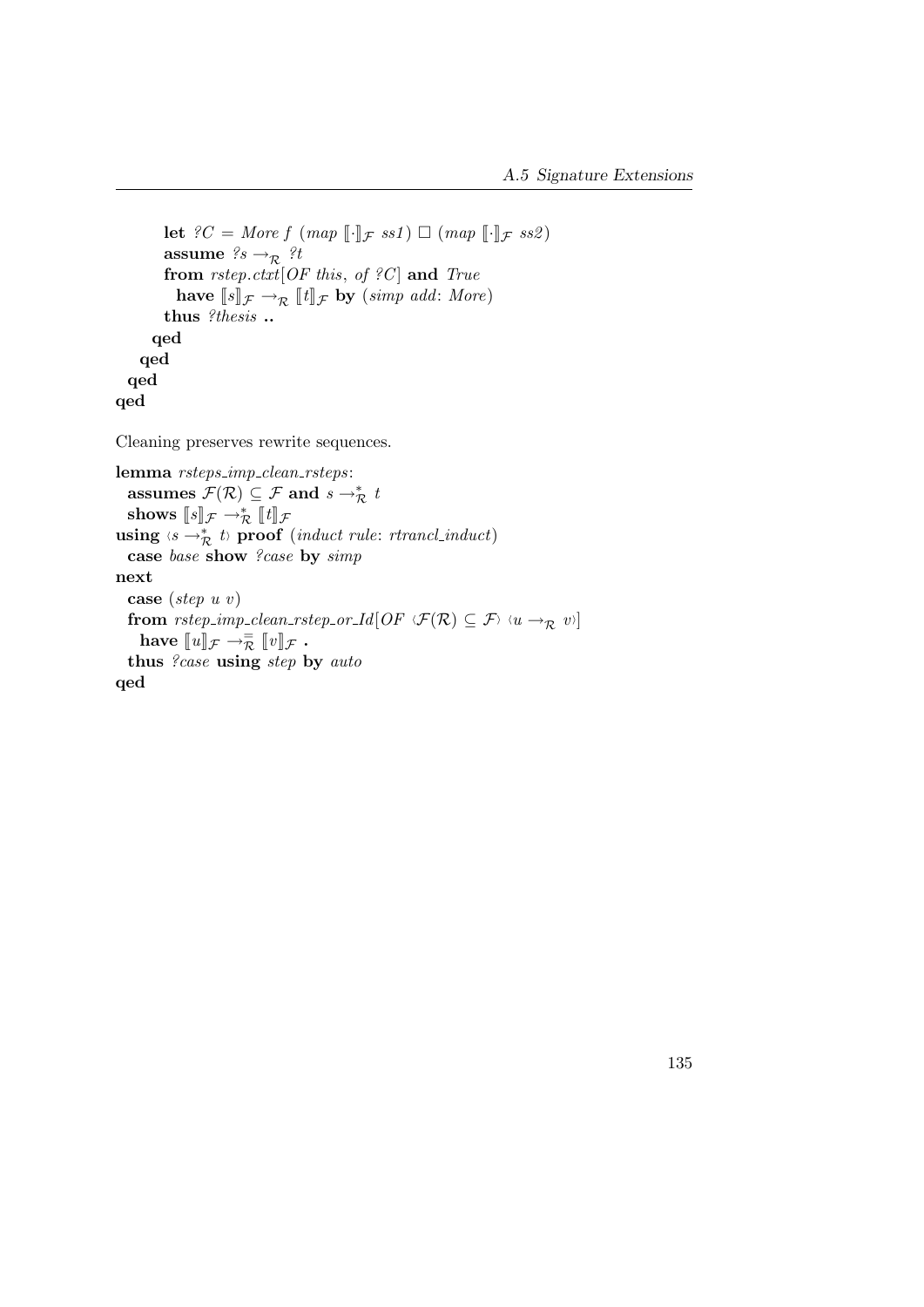```
      let ?C = More f (map ⟦·⟧_F ss1) □ (map ⟦·⟧_F ss2)
      assume ?s →_R ?t
      from rstep.ctxt[OF this, of ?C] and True
        have ⟦s⟧_F →_R ⟦t⟧_F by (simp add: More)
      thus ?thesis ..
    qed
  qed
 qed
qed
```

Cleaning preserves rewrite sequences.

```
lemma rsteps_imp_clean_rsteps:
  assumes F(R) ⊆ F and s →*_R t
  shows ⟦s⟧_F →*_R ⟦t⟧_F
using ‹s →*_R t› proof (induct rule: rtrancl_induct)
  case base show ?case by simp
next
  case (step u v)
  from rstep_imp_clean_rstep_or_Id[OF ‹F(R) ⊆ F› ‹u →_R v›]
    have ⟦u⟧_F →=_R ⟦v⟧_F .
  thus ?case using step by auto
qed
```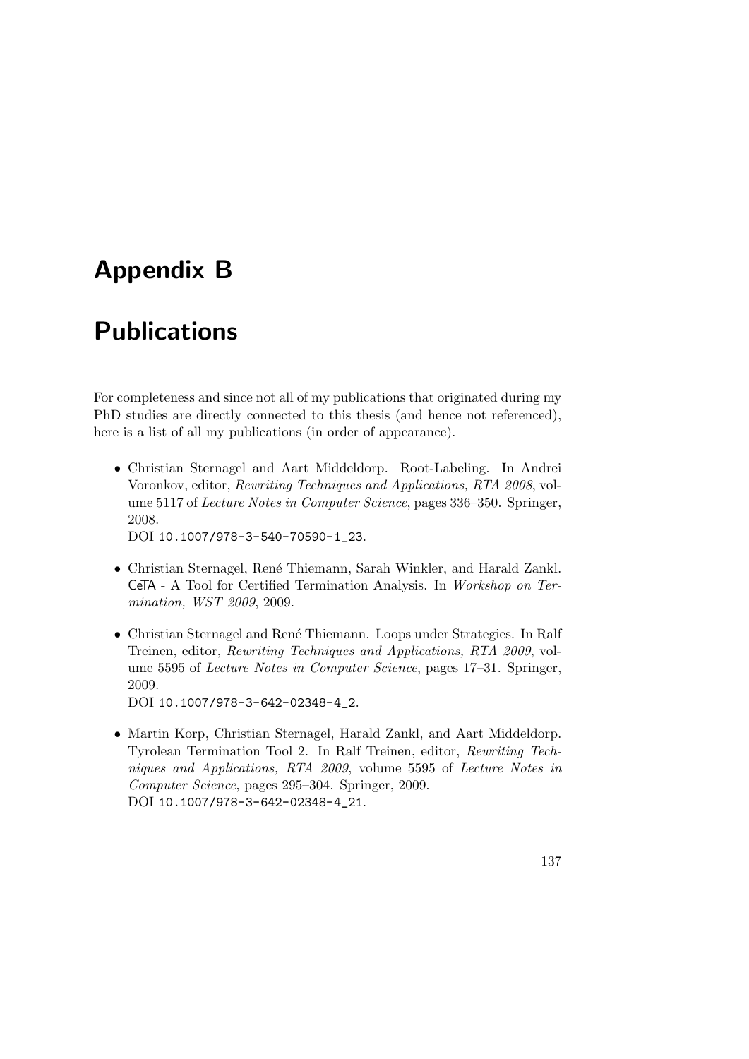# Appendix B

# Publications

For completeness and since not all of my publications that originated during my PhD studies are directly connected to this thesis (and hence not referenced), here is a list of all my publications (in order of appearance).

- Christian Sternagel and Aart Middeldorp. Root-Labeling. In Andrei Voronkov, editor, *Rewriting Techniques and Applications, RTA 2008*, volume 5117 of *Lecture Notes in Computer Science*, pages 336–350. Springer, 2008.
  DOI `10.1007/978-3-540-70590-1_23`.

- Christian Sternagel, René Thiemann, Sarah Winkler, and Harald Zankl. CeTA - A Tool for Certified Termination Analysis. In *Workshop on Termination, WST 2009*, 2009.

- Christian Sternagel and René Thiemann. Loops under Strategies. In Ralf Treinen, editor, *Rewriting Techniques and Applications, RTA 2009*, volume 5595 of *Lecture Notes in Computer Science*, pages 17–31. Springer, 2009.
  DOI `10.1007/978-3-642-02348-4_2`.

- Martin Korp, Christian Sternagel, Harald Zankl, and Aart Middeldorp. Tyrolean Termination Tool 2. In Ralf Treinen, editor, *Rewriting Techniques and Applications, RTA 2009*, volume 5595 of *Lecture Notes in Computer Science*, pages 295–304. Springer, 2009.
  DOI `10.1007/978-3-642-02348-4_21`.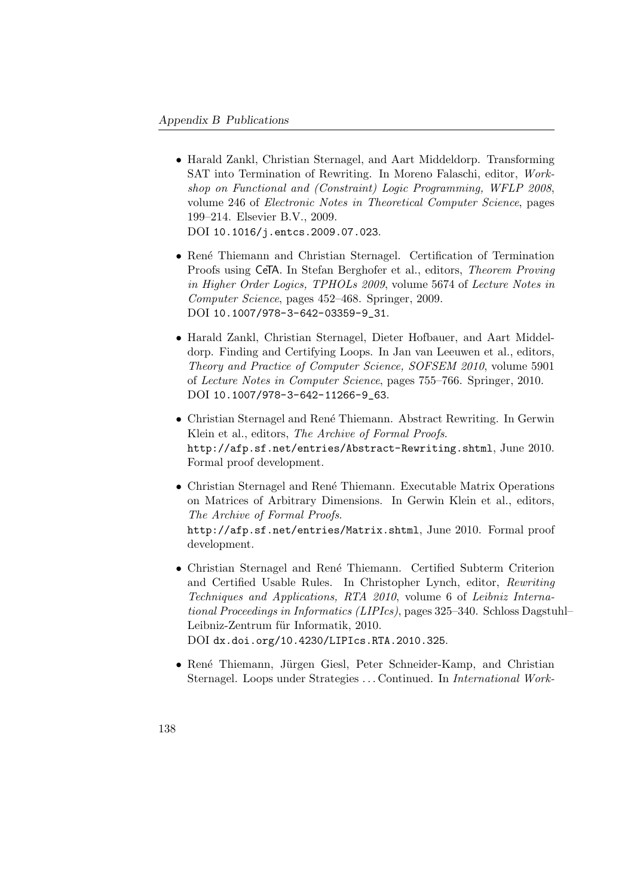- Harald Zankl, Christian Sternagel, and Aart Middeldorp. Transforming SAT into Termination of Rewriting. In Moreno Falaschi, editor, *Workshop on Functional and (Constraint) Logic Programming, WFLP 2008*, volume 246 of *Electronic Notes in Theoretical Computer Science*, pages 199–214. Elsevier B.V., 2009.
  DOI `10.1016/j.entcs.2009.07.023`.

- René Thiemann and Christian Sternagel. Certification of Termination Proofs using CeTA. In Stefan Berghofer et al., editors, *Theorem Proving in Higher Order Logics, TPHOLs 2009*, volume 5674 of *Lecture Notes in Computer Science*, pages 452–468. Springer, 2009.
  DOI `10.1007/978-3-642-03359-9_31`.

- Harald Zankl, Christian Sternagel, Dieter Hofbauer, and Aart Middeldorp. Finding and Certifying Loops. In Jan van Leeuwen et al., editors, *Theory and Practice of Computer Science, SOFSEM 2010*, volume 5901 of *Lecture Notes in Computer Science*, pages 755–766. Springer, 2010.
  DOI `10.1007/978-3-642-11266-9_63`.

- Christian Sternagel and René Thiemann. Abstract Rewriting. In Gerwin Klein et al., editors, *The Archive of Formal Proofs*.
  `http://afp.sf.net/entries/Abstract-Rewriting.shtml`, June 2010. Formal proof development.

- Christian Sternagel and René Thiemann. Executable Matrix Operations on Matrices of Arbitrary Dimensions. In Gerwin Klein et al., editors, *The Archive of Formal Proofs*.
  `http://afp.sf.net/entries/Matrix.shtml`, June 2010. Formal proof development.

- Christian Sternagel and René Thiemann. Certified Subterm Criterion and Certified Usable Rules. In Christopher Lynch, editor, *Rewriting Techniques and Applications, RTA 2010*, volume 6 of *Leibniz International Proceedings in Informatics (LIPIcs)*, pages 325–340. Schloss Dagstuhl–Leibniz-Zentrum für Informatik, 2010.
  DOI `dx.doi.org/10.4230/LIPIcs.RTA.2010.325`.

- René Thiemann, Jürgen Giesl, Peter Schneider-Kamp, and Christian Sternagel. Loops under Strategies ... Continued. In *International Work-*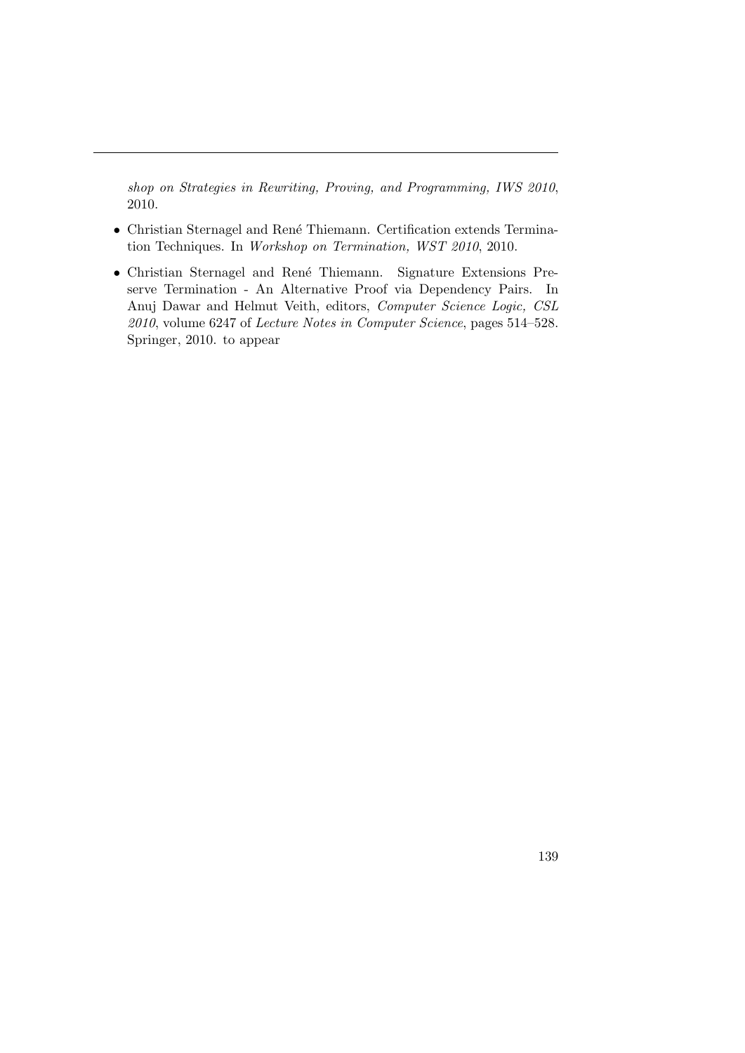*shop on Strategies in Rewriting, Proving, and Programming, IWS 2010*, 2010.

- Christian Sternagel and René Thiemann. Certification extends Termination Techniques. In *Workshop on Termination, WST 2010*, 2010.
- Christian Sternagel and René Thiemann. Signature Extensions Preserve Termination - An Alternative Proof via Dependency Pairs. In Anuj Dawar and Helmut Veith, editors, *Computer Science Logic, CSL 2010*, volume 6247 of *Lecture Notes in Computer Science*, pages 514–528. Springer, 2010. to appear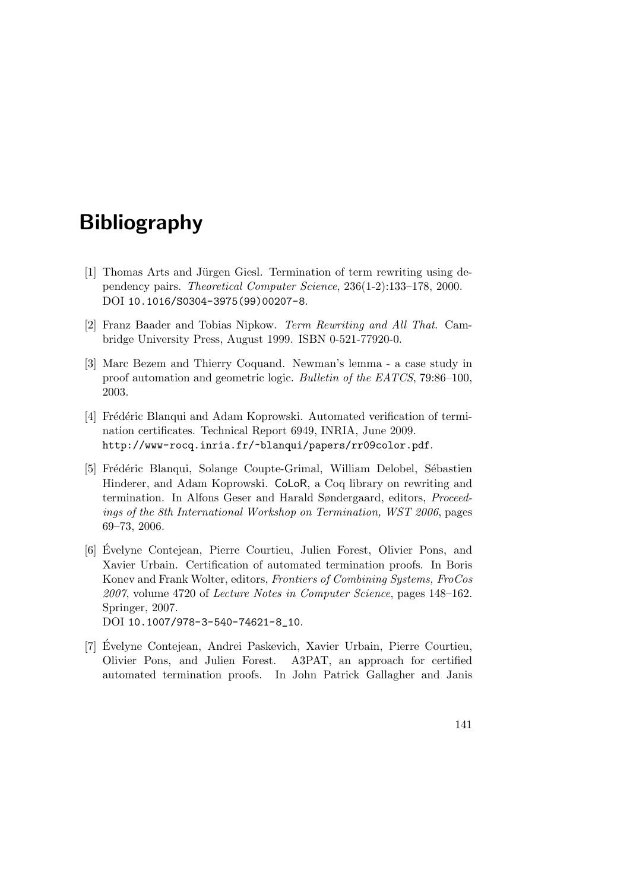# Bibliography

[1] Thomas Arts and Jürgen Giesl. Termination of term rewriting using dependency pairs. *Theoretical Computer Science*, 236(1-2):133–178, 2000. DOI `10.1016/S0304-3975(99)00207-8`.

[2] Franz Baader and Tobias Nipkow. *Term Rewriting and All That*. Cambridge University Press, August 1999. ISBN 0-521-77920-0.

[3] Marc Bezem and Thierry Coquand. Newman's lemma - a case study in proof automation and geometric logic. *Bulletin of the EATCS*, 79:86–100, 2003.

[4] Frédéric Blanqui and Adam Koprowski. Automated verification of termination certificates. Technical Report 6949, INRIA, June 2009. `http://www-rocq.inria.fr/~blanqui/papers/rr09color.pdf`.

[5] Frédéric Blanqui, Solange Coupte-Grimal, William Delobel, Sébastien Hinderer, and Adam Koprowski. CoLoR, a Coq library on rewriting and termination. In Alfons Geser and Harald Søndergaard, editors, *Proceedings of the 8th International Workshop on Termination, WST 2006*, pages 69–73, 2006.

[6] Évelyne Contejean, Pierre Courtieu, Julien Forest, Olivier Pons, and Xavier Urbain. Certification of automated termination proofs. In Boris Konev and Frank Wolter, editors, *Frontiers of Combining Systems, FroCos 2007*, volume 4720 of *Lecture Notes in Computer Science*, pages 148–162. Springer, 2007. DOI `10.1007/978-3-540-74621-8_10`.

[7] Évelyne Contejean, Andrei Paskevich, Xavier Urbain, Pierre Courtieu, Olivier Pons, and Julien Forest. A3PAT, an approach for certified automated termination proofs. In John Patrick Gallagher and Janis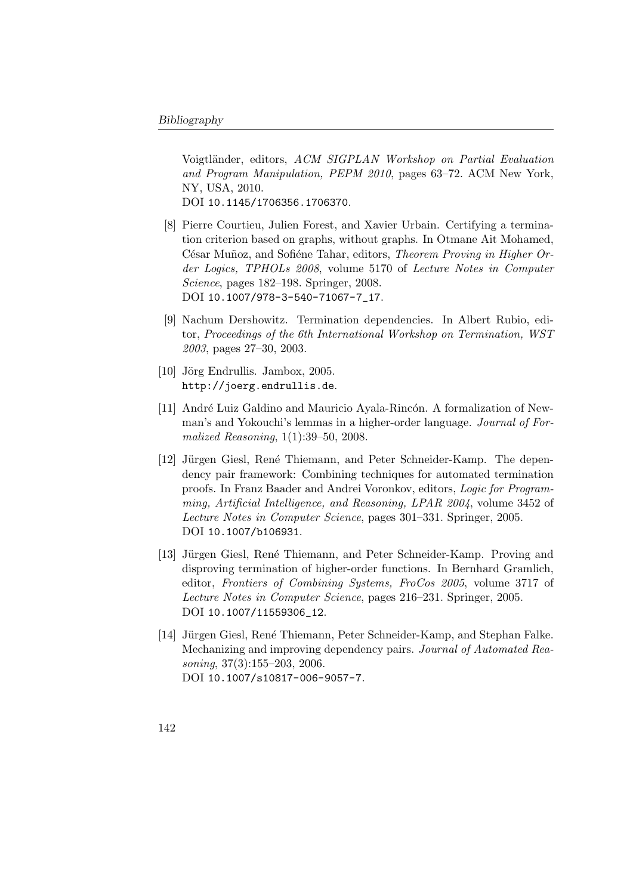Voigtländer, editors, *ACM SIGPLAN Workshop on Partial Evaluation and Program Manipulation, PEPM 2010*, pages 63–72. ACM New York, NY, USA, 2010.
DOI `10.1145/1706356.1706370`.

[8] Pierre Courtieu, Julien Forest, and Xavier Urbain. Certifying a termination criterion based on graphs, without graphs. In Otmane Ait Mohamed, César Muñoz, and Sofiéne Tahar, editors, *Theorem Proving in Higher Order Logics, TPHOLs 2008*, volume 5170 of *Lecture Notes in Computer Science*, pages 182–198. Springer, 2008.
DOI `10.1007/978-3-540-71067-7_17`.

[9] Nachum Dershowitz. Termination dependencies. In Albert Rubio, editor, *Proceedings of the 6th International Workshop on Termination, WST 2003*, pages 27–30, 2003.

[10] Jörg Endrullis. Jambox, 2005.
`http://joerg.endrullis.de`.

[11] André Luiz Galdino and Mauricio Ayala-Rincón. A formalization of Newman's and Yokouchi's lemmas in a higher-order language. *Journal of Formalized Reasoning*, 1(1):39–50, 2008.

[12] Jürgen Giesl, René Thiemann, and Peter Schneider-Kamp. The dependency pair framework: Combining techniques for automated termination proofs. In Franz Baader and Andrei Voronkov, editors, *Logic for Programming, Artificial Intelligence, and Reasoning, LPAR 2004*, volume 3452 of *Lecture Notes in Computer Science*, pages 301–331. Springer, 2005.
DOI `10.1007/b106931`.

[13] Jürgen Giesl, René Thiemann, and Peter Schneider-Kamp. Proving and disproving termination of higher-order functions. In Bernhard Gramlich, editor, *Frontiers of Combining Systems, FroCos 2005*, volume 3717 of *Lecture Notes in Computer Science*, pages 216–231. Springer, 2005.
DOI `10.1007/11559306_12`.

[14] Jürgen Giesl, René Thiemann, Peter Schneider-Kamp, and Stephan Falke. Mechanizing and improving dependency pairs. *Journal of Automated Reasoning*, 37(3):155–203, 2006.
DOI `10.1007/s10817-006-9057-7`.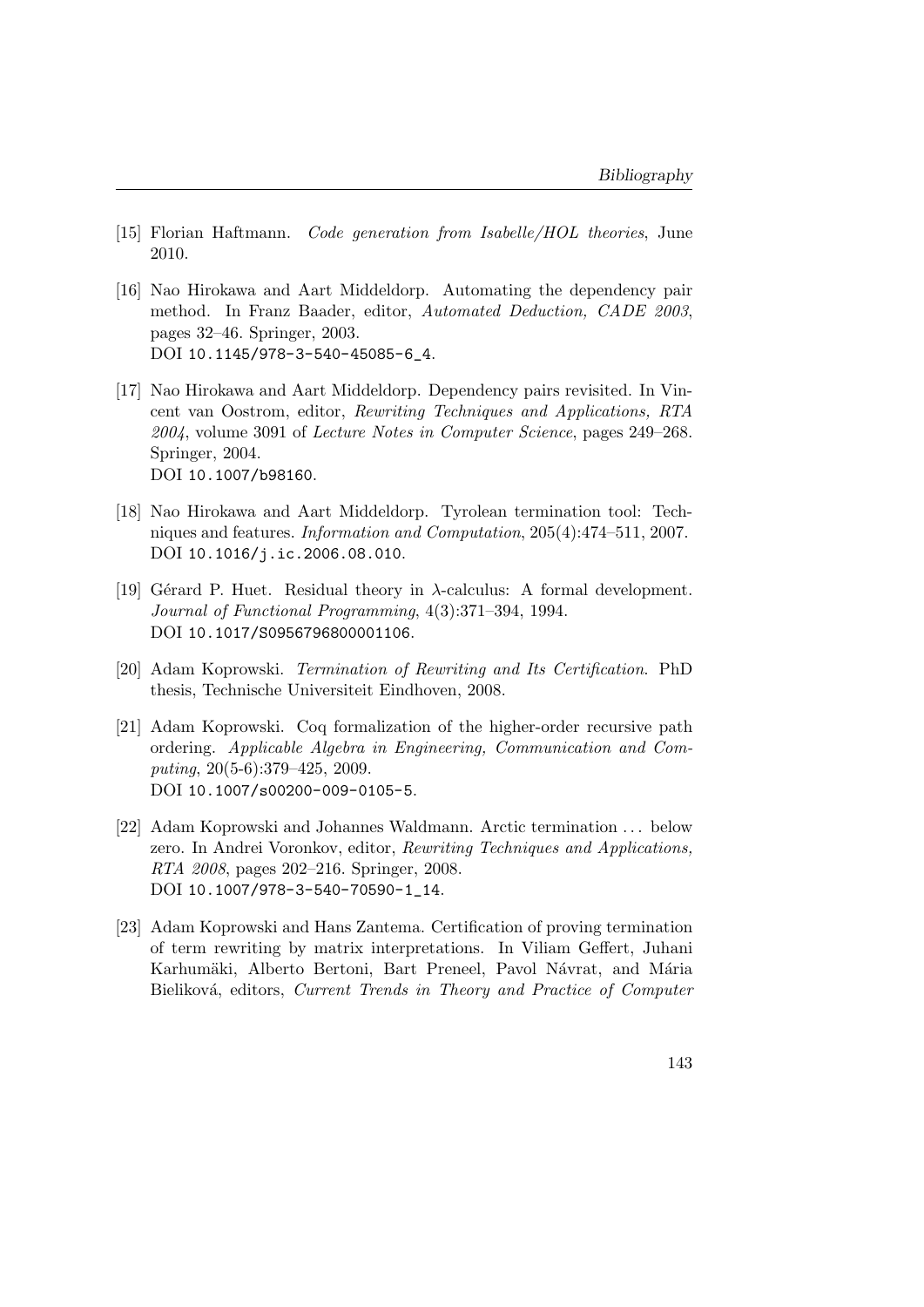[15] Florian Haftmann. *Code generation from Isabelle/HOL theories*, June 2010.

[16] Nao Hirokawa and Aart Middeldorp. Automating the dependency pair method. In Franz Baader, editor, *Automated Deduction, CADE 2003*, pages 32–46. Springer, 2003.
DOI 10.1145/978-3-540-45085-6_4.

[17] Nao Hirokawa and Aart Middeldorp. Dependency pairs revisited. In Vincent van Oostrom, editor, *Rewriting Techniques and Applications, RTA 2004*, volume 3091 of *Lecture Notes in Computer Science*, pages 249–268. Springer, 2004.
DOI 10.1007/b98160.

[18] Nao Hirokawa and Aart Middeldorp. Tyrolean termination tool: Techniques and features. *Information and Computation*, 205(4):474–511, 2007.
DOI 10.1016/j.ic.2006.08.010.

[19] Gérard P. Huet. Residual theory in $\lambda$-calculus: A formal development. *Journal of Functional Programming*, 4(3):371–394, 1994.
DOI 10.1017/S0956796800001106.

[20] Adam Koprowski. *Termination of Rewriting and Its Certification*. PhD thesis, Technische Universiteit Eindhoven, 2008.

[21] Adam Koprowski. Coq formalization of the higher-order recursive path ordering. *Applicable Algebra in Engineering, Communication and Computing*, 20(5-6):379–425, 2009.
DOI 10.1007/s00200-009-0105-5.

[22] Adam Koprowski and Johannes Waldmann. Arctic termination ... below zero. In Andrei Voronkov, editor, *Rewriting Techniques and Applications, RTA 2008*, pages 202–216. Springer, 2008.
DOI 10.1007/978-3-540-70590-1_14.

[23] Adam Koprowski and Hans Zantema. Certification of proving termination of term rewriting by matrix interpretations. In Viliam Geffert, Juhani Karhumäki, Alberto Bertoni, Bart Preneel, Pavol Návrat, and Mária Bieliková, editors, *Current Trends in Theory and Practice of Computer*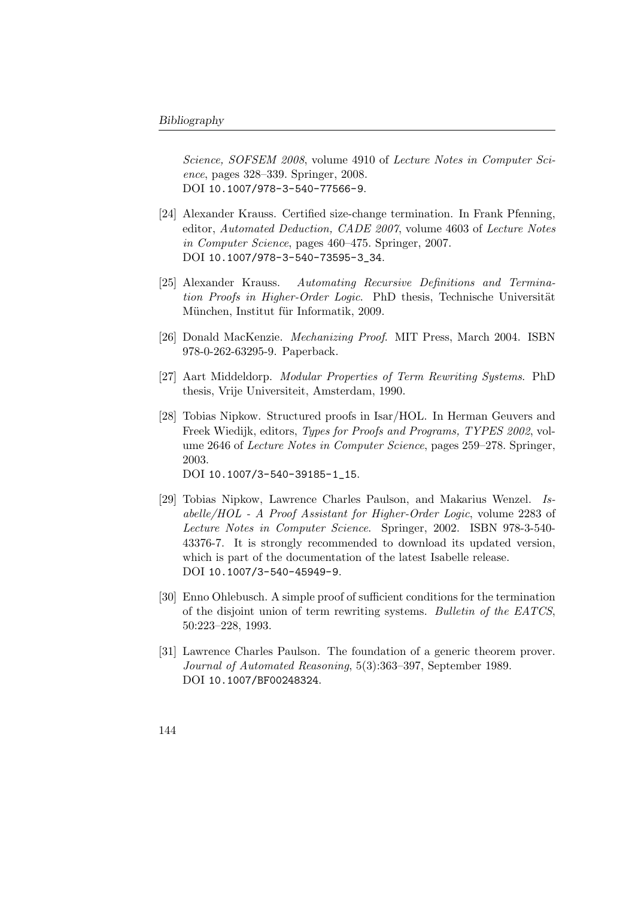*Science, SOFSEM 2008*, volume 4910 of *Lecture Notes in Computer Science*, pages 328–339. Springer, 2008.
DOI `10.1007/978-3-540-77566-9`.

[24] Alexander Krauss. Certified size-change termination. In Frank Pfenning, editor, *Automated Deduction, CADE 2007*, volume 4603 of *Lecture Notes in Computer Science*, pages 460–475. Springer, 2007.
DOI `10.1007/978-3-540-73595-3_34`.

[25] Alexander Krauss. *Automating Recursive Definitions and Termination Proofs in Higher-Order Logic*. PhD thesis, Technische Universität München, Institut für Informatik, 2009.

[26] Donald MacKenzie. *Mechanizing Proof*. MIT Press, March 2004. ISBN 978-0-262-63295-9. Paperback.

[27] Aart Middeldorp. *Modular Properties of Term Rewriting Systems*. PhD thesis, Vrije Universiteit, Amsterdam, 1990.

[28] Tobias Nipkow. Structured proofs in Isar/HOL. In Herman Geuvers and Freek Wiedijk, editors, *Types for Proofs and Programs, TYPES 2002*, volume 2646 of *Lecture Notes in Computer Science*, pages 259–278. Springer, 2003.
DOI `10.1007/3-540-39185-1_15`.

[29] Tobias Nipkow, Lawrence Charles Paulson, and Makarius Wenzel. *Isabelle/HOL - A Proof Assistant for Higher-Order Logic*, volume 2283 of *Lecture Notes in Computer Science*. Springer, 2002. ISBN 978-3-540-43376-7. It is strongly recommended to download its updated version, which is part of the documentation of the latest Isabelle release.
DOI `10.1007/3-540-45949-9`.

[30] Enno Ohlebusch. A simple proof of sufficient conditions for the termination of the disjoint union of term rewriting systems. *Bulletin of the EATCS*, 50:223–228, 1993.

[31] Lawrence Charles Paulson. The foundation of a generic theorem prover. *Journal of Automated Reasoning*, 5(3):363–397, September 1989.
DOI `10.1007/BF00248324`.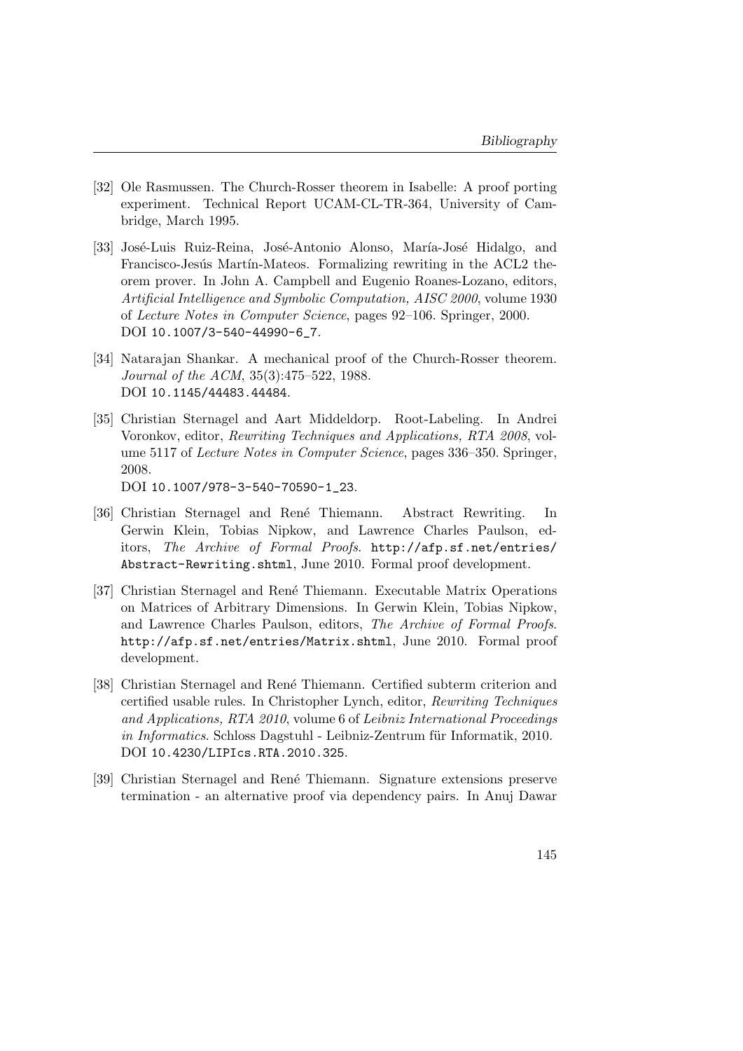[32] Ole Rasmussen. The Church-Rosser theorem in Isabelle: A proof porting experiment. Technical Report UCAM-CL-TR-364, University of Cambridge, March 1995.

[33] José-Luis Ruiz-Reina, José-Antonio Alonso, María-José Hidalgo, and Francisco-Jesús Martín-Mateos. Formalizing rewriting in the ACL2 theorem prover. In John A. Campbell and Eugenio Roanes-Lozano, editors, *Artificial Intelligence and Symbolic Computation, AISC 2000*, volume 1930 of *Lecture Notes in Computer Science*, pages 92–106. Springer, 2000. DOI `10.1007/3-540-44990-6_7`.

[34] Natarajan Shankar. A mechanical proof of the Church-Rosser theorem. *Journal of the ACM*, 35(3):475–522, 1988. DOI `10.1145/44483.44484`.

[35] Christian Sternagel and Aart Middeldorp. Root-Labeling. In Andrei Voronkov, editor, *Rewriting Techniques and Applications, RTA 2008*, volume 5117 of *Lecture Notes in Computer Science*, pages 336–350. Springer, 2008.
DOI `10.1007/978-3-540-70590-1_23`.

[36] Christian Sternagel and René Thiemann. Abstract Rewriting. In Gerwin Klein, Tobias Nipkow, and Lawrence Charles Paulson, editors, *The Archive of Formal Proofs*. `http://afp.sf.net/entries/Abstract-Rewriting.shtml`, June 2010. Formal proof development.

[37] Christian Sternagel and René Thiemann. Executable Matrix Operations on Matrices of Arbitrary Dimensions. In Gerwin Klein, Tobias Nipkow, and Lawrence Charles Paulson, editors, *The Archive of Formal Proofs*. `http://afp.sf.net/entries/Matrix.shtml`, June 2010. Formal proof development.

[38] Christian Sternagel and René Thiemann. Certified subterm criterion and certified usable rules. In Christopher Lynch, editor, *Rewriting Techniques and Applications, RTA 2010*, volume 6 of *Leibniz International Proceedings in Informatics*. Schloss Dagstuhl - Leibniz-Zentrum für Informatik, 2010. DOI `10.4230/LIPIcs.RTA.2010.325`.

[39] Christian Sternagel and René Thiemann. Signature extensions preserve termination - an alternative proof via dependency pairs. In Anuj Dawar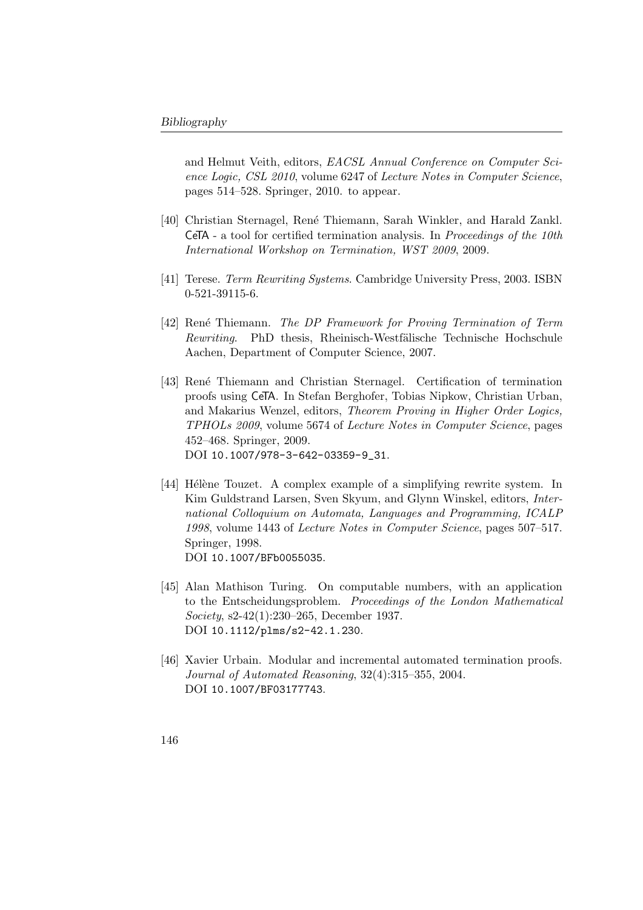and Helmut Veith, editors, *EACSL Annual Conference on Computer Science Logic, CSL 2010*, volume 6247 of *Lecture Notes in Computer Science*, pages 514–528. Springer, 2010. to appear.

[40] Christian Sternagel, René Thiemann, Sarah Winkler, and Harald Zankl. CeTA - a tool for certified termination analysis. In *Proceedings of the 10th International Workshop on Termination, WST 2009*, 2009.

[41] Terese. *Term Rewriting Systems*. Cambridge University Press, 2003. ISBN 0-521-39115-6.

[42] René Thiemann. *The DP Framework for Proving Termination of Term Rewriting*. PhD thesis, Rheinisch-Westfälische Technische Hochschule Aachen, Department of Computer Science, 2007.

[43] René Thiemann and Christian Sternagel. Certification of termination proofs using CeTA. In Stefan Berghofer, Tobias Nipkow, Christian Urban, and Makarius Wenzel, editors, *Theorem Proving in Higher Order Logics, TPHOLs 2009*, volume 5674 of *Lecture Notes in Computer Science*, pages 452–468. Springer, 2009.
DOI `10.1007/978-3-642-03359-9_31`.

[44] Hélène Touzet. A complex example of a simplifying rewrite system. In Kim Guldstrand Larsen, Sven Skyum, and Glynn Winskel, editors, *International Colloquium on Automata, Languages and Programming, ICALP 1998*, volume 1443 of *Lecture Notes in Computer Science*, pages 507–517. Springer, 1998.
DOI `10.1007/BFb0055035`.

[45] Alan Mathison Turing. On computable numbers, with an application to the Entscheidungsproblem. *Proceedings of the London Mathematical Society*, s2-42(1):230–265, December 1937.
DOI `10.1112/plms/s2-42.1.230`.

[46] Xavier Urbain. Modular and incremental automated termination proofs. *Journal of Automated Reasoning*, 32(4):315–355, 2004.
DOI `10.1007/BF03177743`.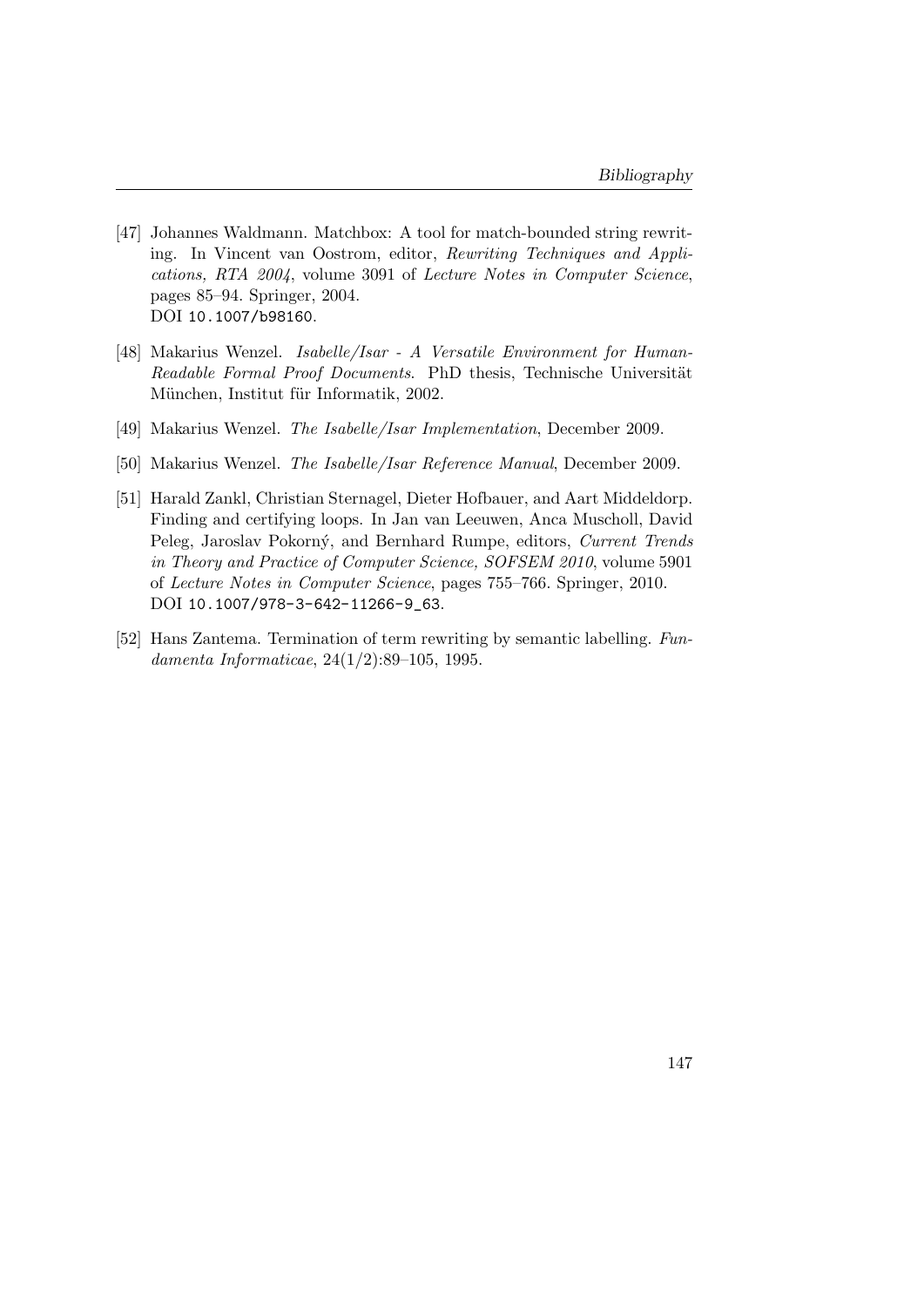[47] Johannes Waldmann. Matchbox: A tool for match-bounded string rewriting. In Vincent van Oostrom, editor, *Rewriting Techniques and Applications, RTA 2004*, volume 3091 of *Lecture Notes in Computer Science*, pages 85–94. Springer, 2004.
DOI `10.1007/b98160`.

[48] Makarius Wenzel. *Isabelle/Isar - A Versatile Environment for Human-Readable Formal Proof Documents*. PhD thesis, Technische Universität München, Institut für Informatik, 2002.

[49] Makarius Wenzel. *The Isabelle/Isar Implementation*, December 2009.

[50] Makarius Wenzel. *The Isabelle/Isar Reference Manual*, December 2009.

[51] Harald Zankl, Christian Sternagel, Dieter Hofbauer, and Aart Middeldorp. Finding and certifying loops. In Jan van Leeuwen, Anca Muscholl, David Peleg, Jaroslav Pokorný, and Bernhard Rumpe, editors, *Current Trends in Theory and Practice of Computer Science, SOFSEM 2010*, volume 5901 of *Lecture Notes in Computer Science*, pages 755–766. Springer, 2010.
DOI `10.1007/978-3-642-11266-9_63`.

[52] Hans Zantema. Termination of term rewriting by semantic labelling. *Fundamenta Informaticae*, 24(1/2):89–105, 1995.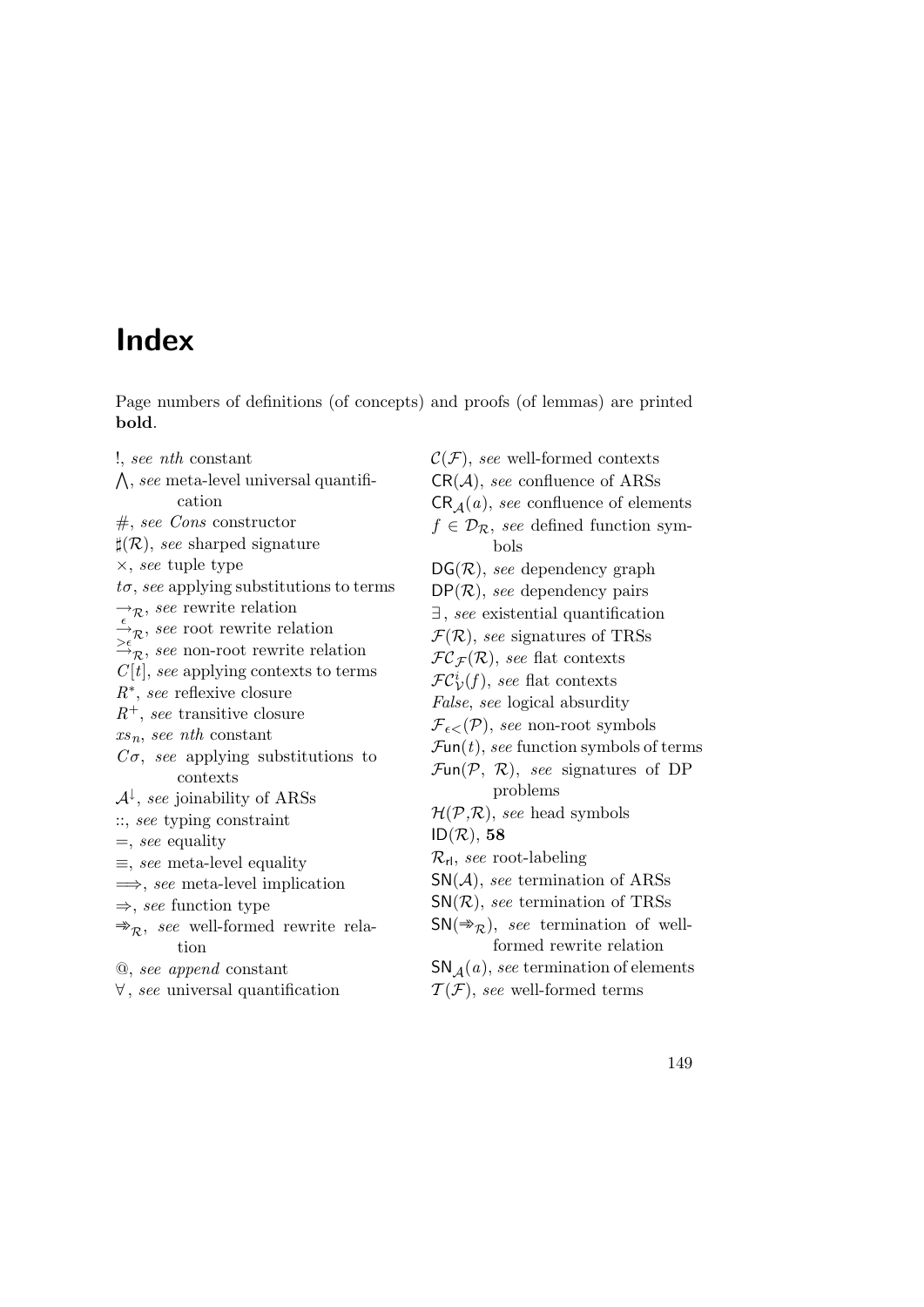# Index

Page numbers of definitions (of concepts) and proofs (of lemmas) are printed **bold**.

!, *see nth* constant

$\bigwedge$, *see* meta-level universal quantification

#, *see Cons* constructor

$\sharp(\mathcal{R})$, *see* sharped signature

$\times$, *see* tuple type

$t\sigma$, *see* applying substitutions to terms

$\rightarrow_{\mathcal{R}}$, *see* rewrite relation

$\xrightarrow{\epsilon}_{\mathcal{R}}$, *see* root rewrite relation

$\xrightarrow{>\epsilon}_{\mathcal{R}}$, *see* non-root rewrite relation

$C[t]$, *see* applying contexts to terms

$R^*$, *see* reflexive closure

$R^+$, *see* transitive closure

$xs_n$, *see nth* constant

$C\sigma$, *see* applying substitutions to contexts

$\mathcal{A}^{\downarrow}$, *see* joinability of ARSs

::, *see* typing constraint

=, *see* equality

$\equiv$, *see* meta-level equality

$\Longrightarrow$, *see* meta-level implication

$\Rightarrow$, *see* function type

$\Rrightarrow_{\mathcal{R}}$, *see* well-formed rewrite relation

@, *see append* constant

$\forall$, *see* universal quantification

$\mathcal{C}(\mathcal{F})$, *see* well-formed contexts

$\mathsf{CR}(\mathcal{A})$, *see* confluence of ARSs

$\mathsf{CR}_{\mathcal{A}}(a)$, *see* confluence of elements

$f \in \mathcal{D}_{\mathcal{R}}$, *see* defined function symbols

$\mathsf{DG}(\mathcal{R})$, *see* dependency graph

$\mathsf{DP}(\mathcal{R})$, *see* dependency pairs

$\exists$, *see* existential quantification

$\mathcal{F}(\mathcal{R})$, *see* signatures of TRSs

$\mathcal{FC}_{\mathcal{F}}(\mathcal{R})$, *see* flat contexts

$\mathcal{FC}^i_{\mathcal{V}}(f)$, *see* flat contexts

*False*, *see* logical absurdity

$\mathcal{F}_{\epsilon<}(\mathcal{P})$, *see* non-root symbols

$\mathcal{F}\mathsf{un}(t)$, *see* function symbols of terms

$\mathcal{F}\mathsf{un}(\mathcal{P},\ \mathcal{R})$, *see* signatures of DP problems

$\mathcal{H}(\mathcal{P},\mathcal{R})$, *see* head symbols

$\mathsf{ID}(\mathcal{R})$, **58**

$\mathcal{R}_{\mathsf{rl}}$, *see* root-labeling

$\mathsf{SN}(\mathcal{A})$, *see* termination of ARSs

$\mathsf{SN}(\mathcal{R})$, *see* termination of TRSs

$\mathsf{SN}(\Rrightarrow_{\mathcal{R}})$, *see* termination of well-formed rewrite relation

$\mathsf{SN}_{\mathcal{A}}(a)$, *see* termination of elements

$\mathcal{T}(\mathcal{F})$, *see* well-formed terms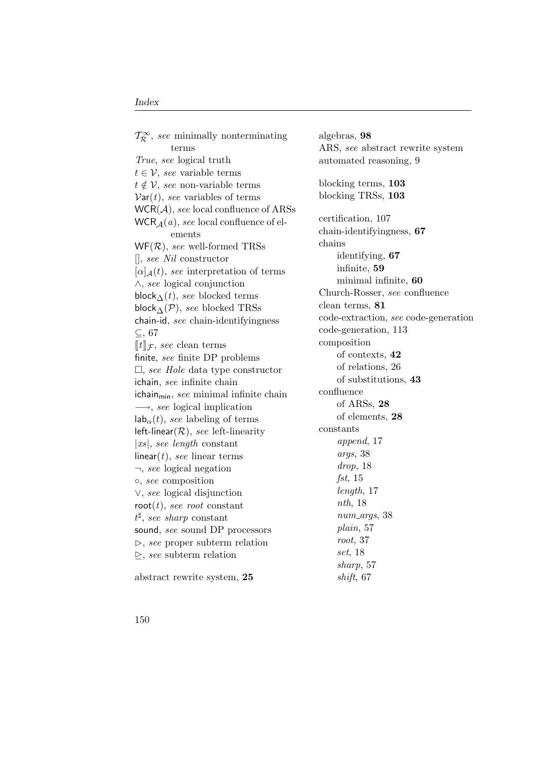$\mathcal{T}_{\mathcal{R}}^{\infty}$, *see* minimally nonterminating terms
*True*, *see* logical truth
$t \in \mathcal{V}$, *see* variable terms
$t \notin \mathcal{V}$, *see* non-variable terms
$\mathcal{V}\mathsf{ar}(t)$, *see* variables of terms
$\mathsf{WCR}(\mathcal{A})$, *see* local confluence of ARSs
$\mathsf{WCR}_{\mathcal{A}}(a)$, *see* local confluence of elements
$\mathsf{WF}(\mathcal{R})$, *see* well-formed TRSs
$[]$, *see* *Nil* constructor
$[\alpha]_{\mathcal{A}}(t)$, *see* interpretation of terms
$\wedge$, *see* logical conjunction
$\mathsf{block}_{\Delta}(t)$, *see* blocked terms
$\mathsf{block}_{\Delta}(\mathcal{P})$, *see* blocked TRSs
chain-id, *see* chain-identifyingness
$\subseteq$, 67
$[\![t]\!]_{\mathcal{F}}$, *see* clean terms
finite, *see* finite DP problems
$\square$, *see* *Hole* data type constructor
ichain, *see* infinite chain
$\mathsf{ichain}_{\mathsf{min}}$, *see* minimal infinite chain
$\longrightarrow$, *see* logical implication
$\mathsf{lab}_{\alpha}(t)$, *see* labeling of terms
$\mathsf{left\text{-}linear}(\mathcal{R})$, *see* left-linearity
$|xs|$, *see* *length* constant
$\mathsf{linear}(t)$, *see* linear terms
$\neg$, *see* logical negation
$\circ$, *see* composition
$\vee$, *see* logical disjunction
$\mathsf{root}(t)$, *see* *root* constant
$t^{\sharp}$, *see* *sharp* constant
sound, *see* sound DP processors
$\rhd$, *see* proper subterm relation
$\trianglerighteq$, *see* subterm relation

abstract rewrite system, **25**

algebras, **98**
ARS, *see* abstract rewrite system
automated reasoning, 9

blocking terms, **103**
blocking TRSs, **103**

certification, 107
chain-identifyingness, **67**
chains
- identifying, **67**
- infinite, **59**
- minimal infinite, **60**

Church-Rosser, *see* confluence
clean terms, **81**
code-extraction, *see* code-generation
code-generation, 113
composition
- of contexts, **42**
- of relations, 26
- of substitutions, **43**

confluence
- of ARSs, **28**
- of elements, **28**

constants
- *append*, 17
- *args*, 38
- *drop*, 18
- *fst*, 15
- *length*, 17
- *nth*, 18
- *num_args*, 38
- *plain*, 57
- *root*, 37
- *set*, 18
- *sharp*, 57
- *shift*, 67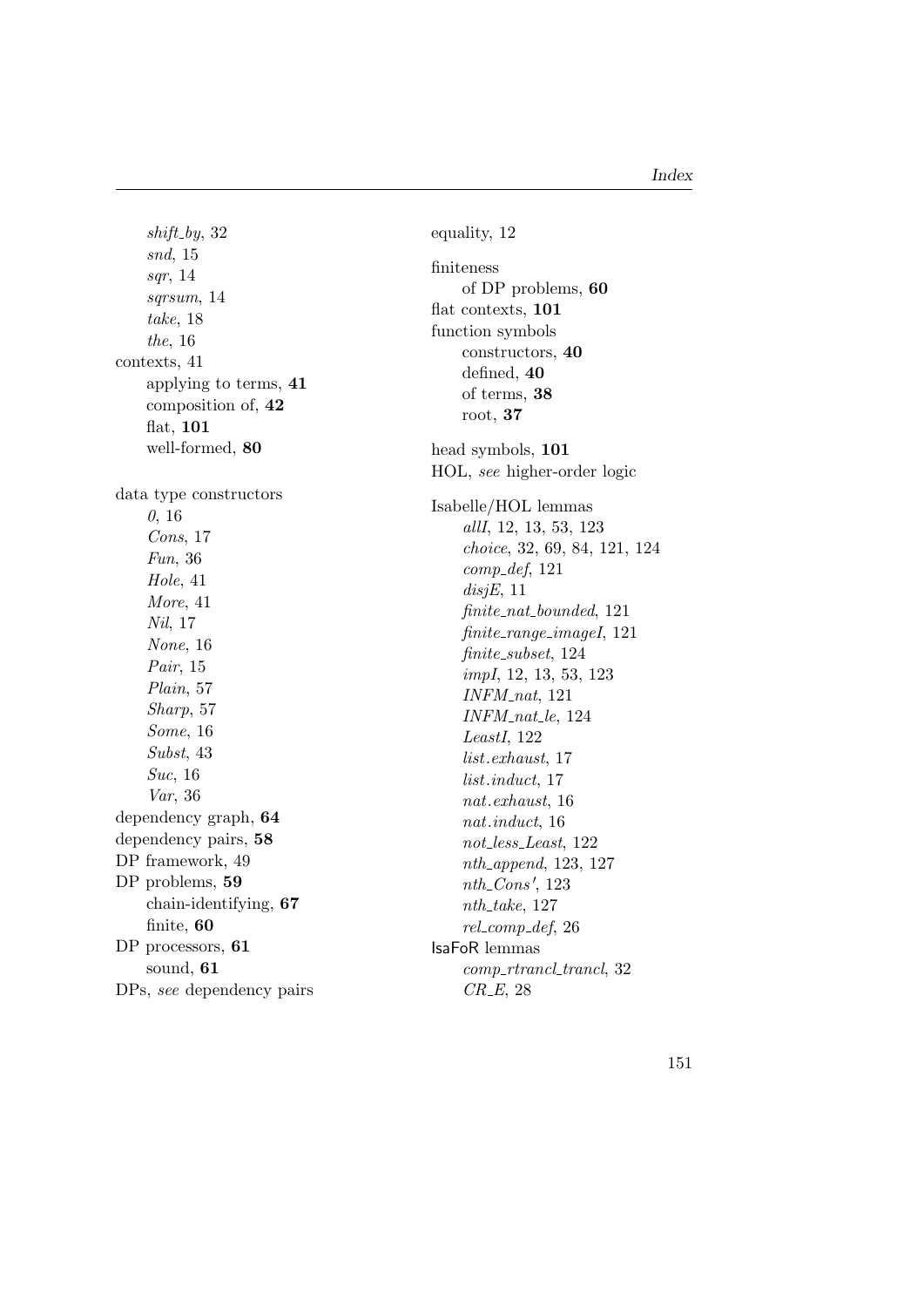- *shift_by*, 32
  - *snd*, 15
  - *sqr*, 14
  - *sqrsum*, 14
  - *take*, 18
  - *the*, 16
- contexts, 41
  - applying to terms, **41**
  - composition of, **42**
  - flat, **101**
  - well-formed, **80**

- data type constructors
  - *0*, 16
  - *Cons*, 17
  - *Fun*, 36
  - *Hole*, 41
  - *More*, 41
  - *Nil*, 17
  - *None*, 16
  - *Pair*, 15
  - *Plain*, 57
  - *Sharp*, 57
  - *Some*, 16
  - *Subst*, 43
  - *Suc*, 16
  - *Var*, 36
- dependency graph, **64**
- dependency pairs, **58**
- DP framework, 49
- DP problems, **59**
  - chain-identifying, **67**
  - finite, **60**
- DP processors, **61**
  - sound, **61**
- DPs, *see* dependency pairs

- equality, 12

- finiteness
  - of DP problems, **60**
- flat contexts, **101**
- function symbols
  - constructors, **40**
  - defined, **40**
  - of terms, **38**
  - root, **37**

- head symbols, **101**
- HOL, *see* higher-order logic

- Isabelle/HOL lemmas
  - *allI*, 12, 13, 53, 123
  - *choice*, 32, 69, 84, 121, 124
  - *comp_def*, 121
  - *disjE*, 11
  - *finite_nat_bounded*, 121
  - *finite_range_imageI*, 121
  - *finite_subset*, 124
  - *impI*, 12, 13, 53, 123
  - *INFM_nat*, 121
  - *INFM_nat_le*, 124
  - *LeastI*, 122
  - *list.exhaust*, 17
  - *list.induct*, 17
  - *nat.exhaust*, 16
  - *nat.induct*, 16
  - *not_less_Least*, 122
  - *nth_append*, 123, 127
  - *nth_Cons'*, 123
  - *nth_take*, 127
  - *rel_comp_def*, 26
- IsaFoR lemmas
  - *comp_rtrancl_trancl*, 32
  - *CR_E*, 28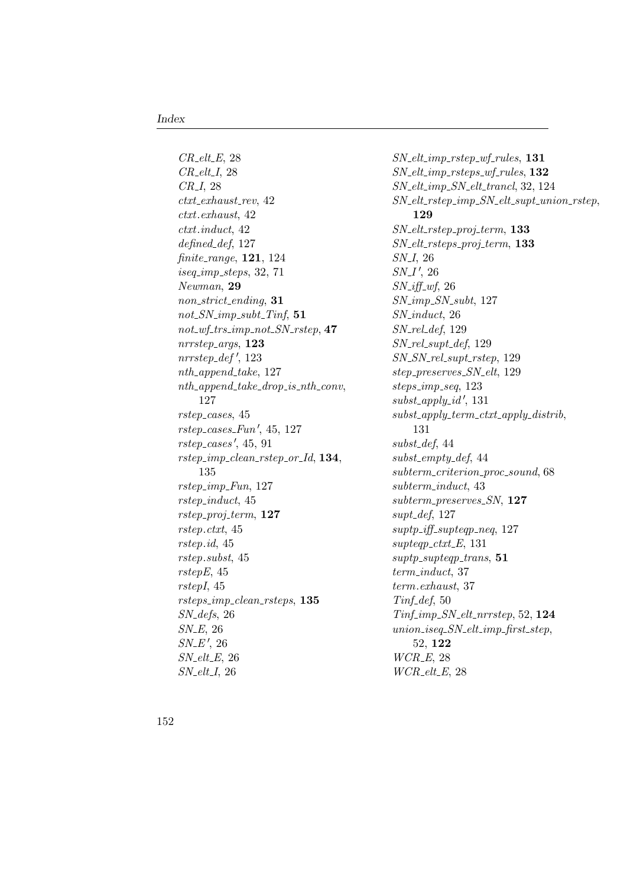*CR_elt_E*, 28
*CR_elt_I*, 28
*CR_I*, 28
*ctxt_exhaust_rev*, 42
*ctxt.exhaust*, 42
*ctxt.induct*, 42
*defined_def*, 127
*finite_range*, **121**, 124
*iseq_imp_steps*, 32, 71
*Newman*, **29**
*non_strict_ending*, **31**
*not_SN_imp_subt_Tinf*, **51**
*not_wf_trs_imp_not_SN_rstep*, **47**
*nrrstep_args*, **123**
*nrrstep_def'*, 123
*nth_append_take*, 127
*nth_append_take_drop_is_nth_conv*, 127
*rstep_cases*, 45
*rstep_cases_Fun'*, 45, 127
*rstep_cases'*, 45, 91
*rstep_imp_clean_rstep_or_Id*, **134**, 135
*rstep_imp_Fun*, 127
*rstep_induct*, 45
*rstep_proj_term*, **127**
*rstep.ctxt*, 45
*rstep.id*, 45
*rstep.subst*, 45
*rstepE*, 45
*rstepI*, 45
*rsteps_imp_clean_rsteps*, **135**
*SN_defs*, 26
*SN_E*, 26
*SN_E'*, 26
*SN_elt_E*, 26
*SN_elt_I*, 26
*SN_elt_imp_rstep_wf_rules*, **131**
*SN_elt_imp_rsteps_wf_rules*, **132**
*SN_elt_imp_SN_elt_trancl*, 32, 124
*SN_elt_rstep_imp_SN_elt_supt_union_rstep*, **129**
*SN_elt_rstep_proj_term*, **133**
*SN_elt_rsteps_proj_term*, **133**
*SN_I*, 26
*SN_I'*, 26
*SN_iff_wf*, 26
*SN_imp_SN_subt*, 127
*SN_induct*, 26
*SN_rel_def*, 129
*SN_rel_supt_def*, 129
*SN_SN_rel_supt_rstep*, 129
*step_preserves_SN_elt*, 129
*steps_imp_seq*, 123
*subst_apply_id'*, 131
*subst_apply_term_ctxt_apply_distrib*, 131
*subst_def*, 44
*subst_empty_def*, 44
*subterm_criterion_proc_sound*, 68
*subterm_induct*, 43
*subterm_preserves_SN*, **127**
*supt_def*, 127
*suptp_iff_supteqp_neq*, 127
*supteqp_ctxt_E*, 131
*suptp_supteqp_trans*, **51**
*term_induct*, 37
*term.exhaust*, 37
*Tinf_def*, 50
*Tinf_imp_SN_elt_nrrstep*, 52, **124**
*union_iseq_SN_elt_imp_first_step*, 52, **122**
*WCR_E*, 28
*WCR_elt_E*, 28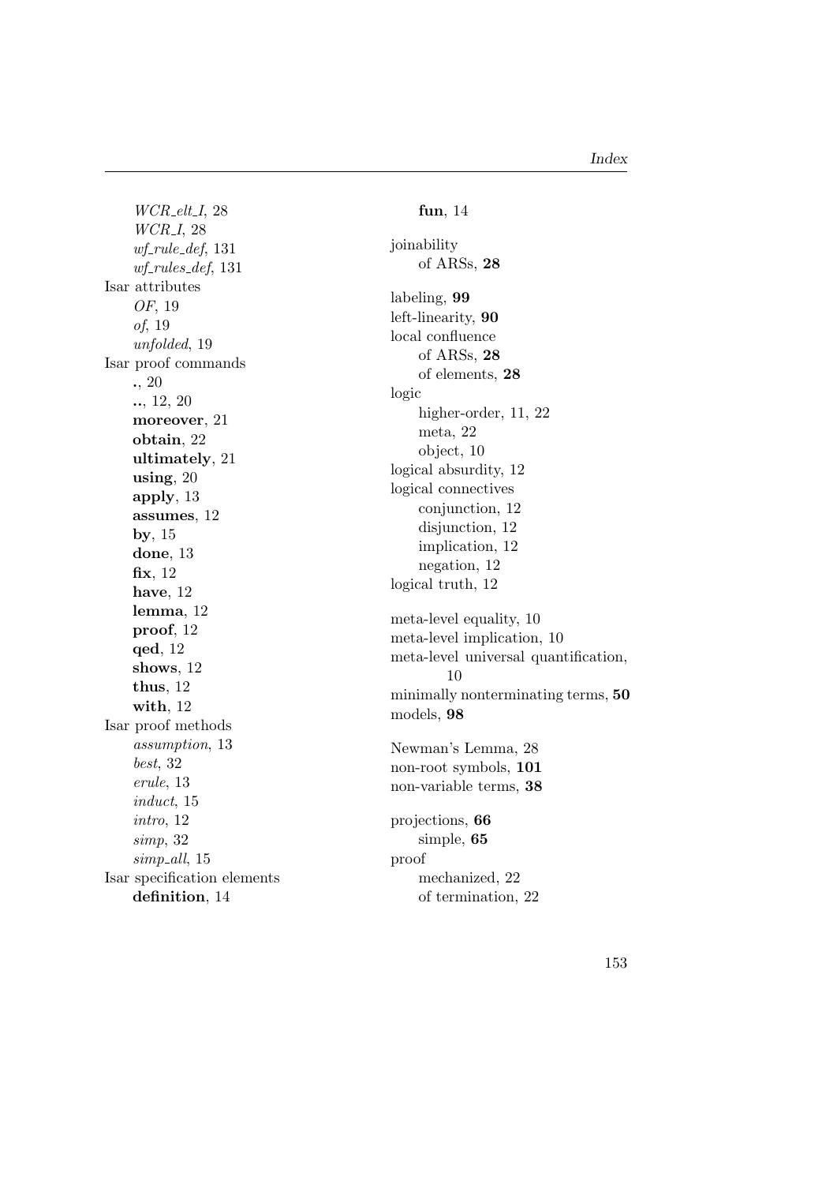*WCR_elt_I*, 28
*WCR_I*, 28
*wf_rule_def*, 131
*wf_rules_def*, 131

Isar attributes
- *OF*, 19
- *of*, 19
- *unfolded*, 19

Isar proof commands
- **.**, 20
- **..**, 12, 20
- **moreover**, 21
- **obtain**, 22
- **ultimately**, 21
- **using**, 20
- **apply**, 13
- **assumes**, 12
- **by**, 15
- **done**, 13
- **fix**, 12
- **have**, 12
- **lemma**, 12
- **proof**, 12
- **qed**, 12
- **shows**, 12
- **thus**, 12
- **with**, 12

Isar proof methods
- *assumption*, 13
- *best*, 32
- *erule*, 13
- *induct*, 15
- *intro*, 12
- *simp*, 32
- *simp_all*, 15

Isar specification elements
- **definition**, 14
- **fun**, 14

joinability
- of ARSs, **28**

labeling, **99**
left-linearity, **90**
local confluence
- of ARSs, **28**
- of elements, **28**

logic
- higher-order, 11, 22
- meta, 22
- object, 10

logical absurdity, 12
logical connectives
- conjunction, 12
- disjunction, 12
- implication, 12
- negation, 12

logical truth, 12

meta-level equality, 10
meta-level implication, 10
meta-level universal quantification, 10
minimally nonterminating terms, **50**
models, **98**

Newman's Lemma, 28
non-root symbols, **101**
non-variable terms, **38**

projections, **66**
- simple, **65**

proof
- mechanized, 22
- of termination, 22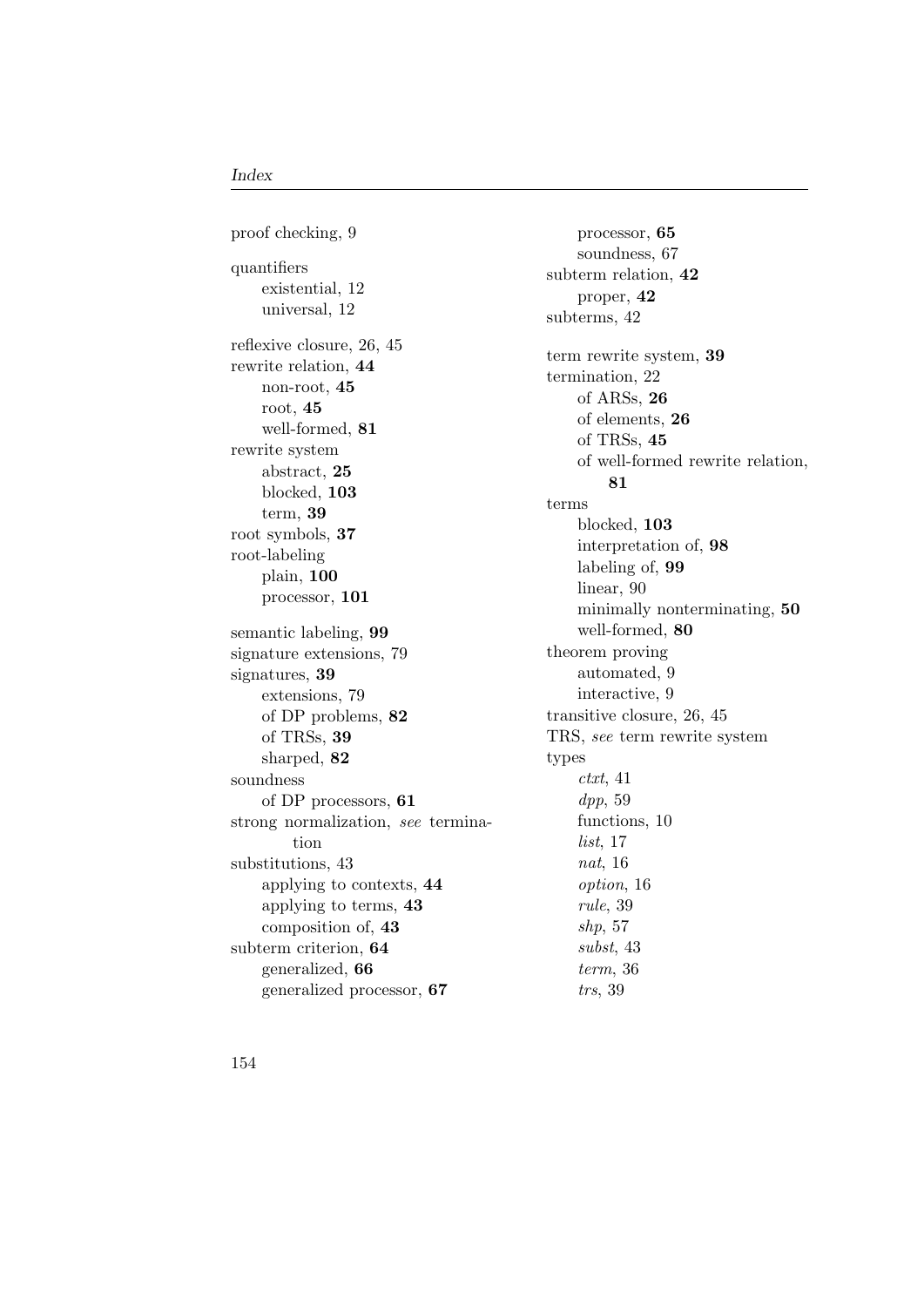proof checking, 9

quantifiers
- existential, 12
- universal, 12

reflexive closure, 26, 45
rewrite relation, **44**
- non-root, **45**
- root, **45**
- well-formed, **81**

rewrite system
- abstract, **25**
- blocked, **103**
- term, **39**

root symbols, **37**
root-labeling
- plain, **100**
- processor, **101**

semantic labeling, **99**
signature extensions, 79
signatures, **39**
- extensions, 79
- of DP problems, **82**
- of TRSs, **39**
- sharped, **82**

soundness
- of DP processors, **61**

strong normalization, *see* termination
substitutions, 43
- applying to contexts, **44**
- applying to terms, **43**
- composition of, **43**

subterm criterion, **64**
- generalized, **66**
- generalized processor, **67**
- processor, **65**
- soundness, 67

subterm relation, **42**
- proper, **42**

subterms, 42

term rewrite system, **39**
termination, 22
- of ARSs, **26**
- of elements, **26**
- of TRSs, **45**
- of well-formed rewrite relation, **81**

terms
- blocked, **103**
- interpretation of, **98**
- labeling of, **99**
- linear, 90
- minimally nonterminating, **50**
- well-formed, **80**

theorem proving
- automated, 9
- interactive, 9

transitive closure, 26, 45
TRS, *see* term rewrite system
types
- *ctxt*, 41
- *dpp*, 59
- functions, 10
- *list*, 17
- *nat*, 16
- *option*, 16
- *rule*, 39
- *shp*, 57
- *subst*, 43
- *term*, 36
- *trs*, 39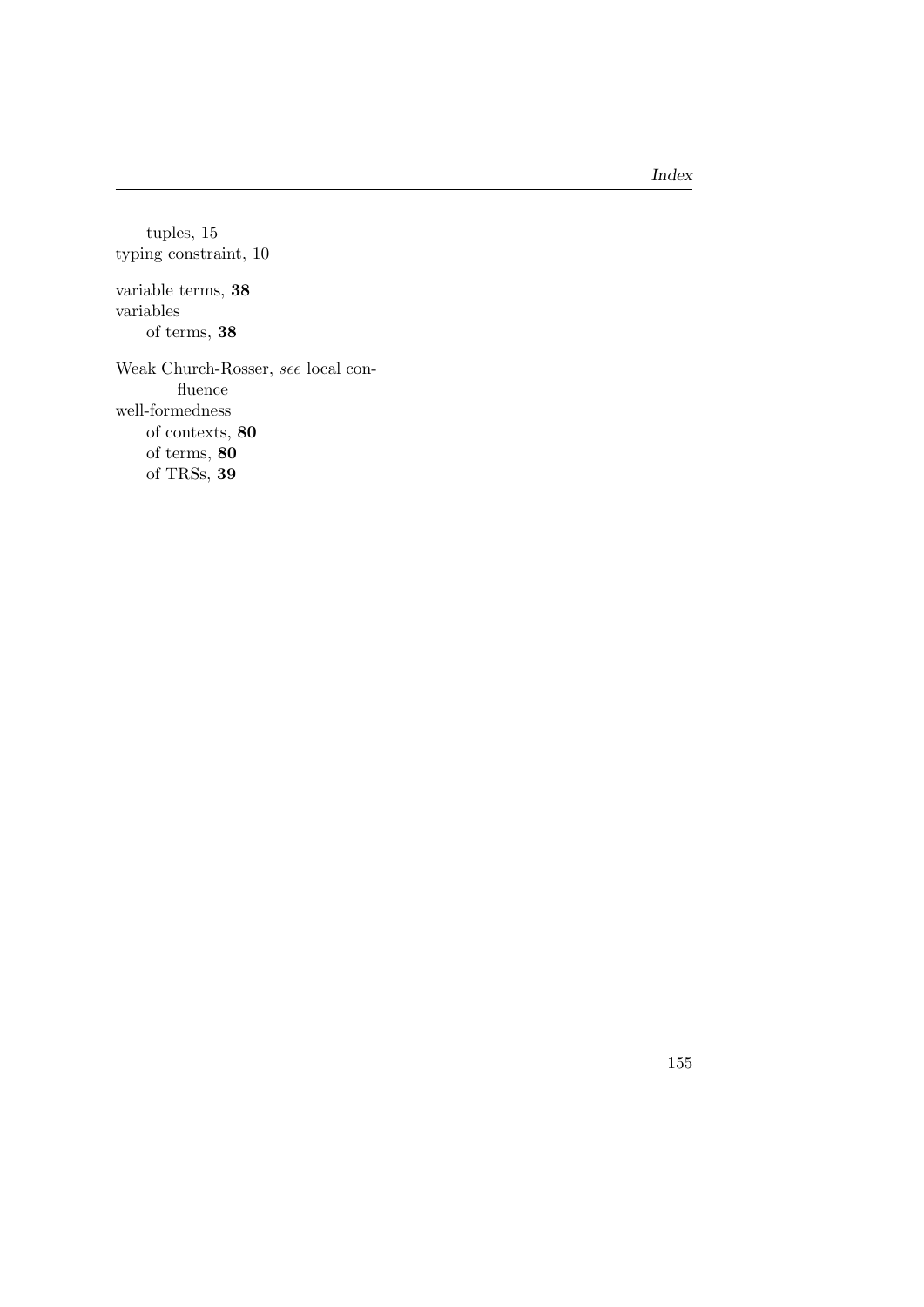tuples, 15

typing constraint, 10

variable terms, **38**

variables

of terms, **38**

Weak Church-Rosser, *see* local confluence

well-formedness

of contexts, **80**

of terms, **80**

of TRSs, **39**